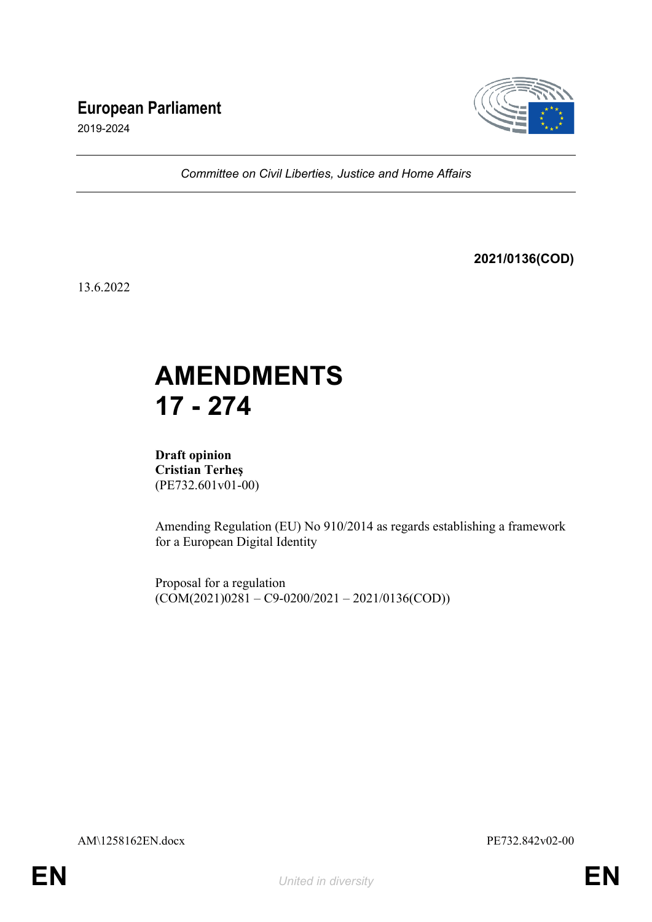# European Parliament

2019-2024

*Committee on Civil Liberties, Justice and Home Affairs*

**2021/0136(COD)**

13.6.2022

# AMENDMENTS 17 - 274

**Draft opinion**
**Cristian Terheş**
(PE732.601v01-00)

Amending Regulation (EU) No 910/2014 as regards establishing a framework for a European Digital Identity

Proposal for a regulation
(COM(2021)0281 – C9-0200/2021 – 2021/0136(COD))

AM\1258162EN.docx PE732.842v02-00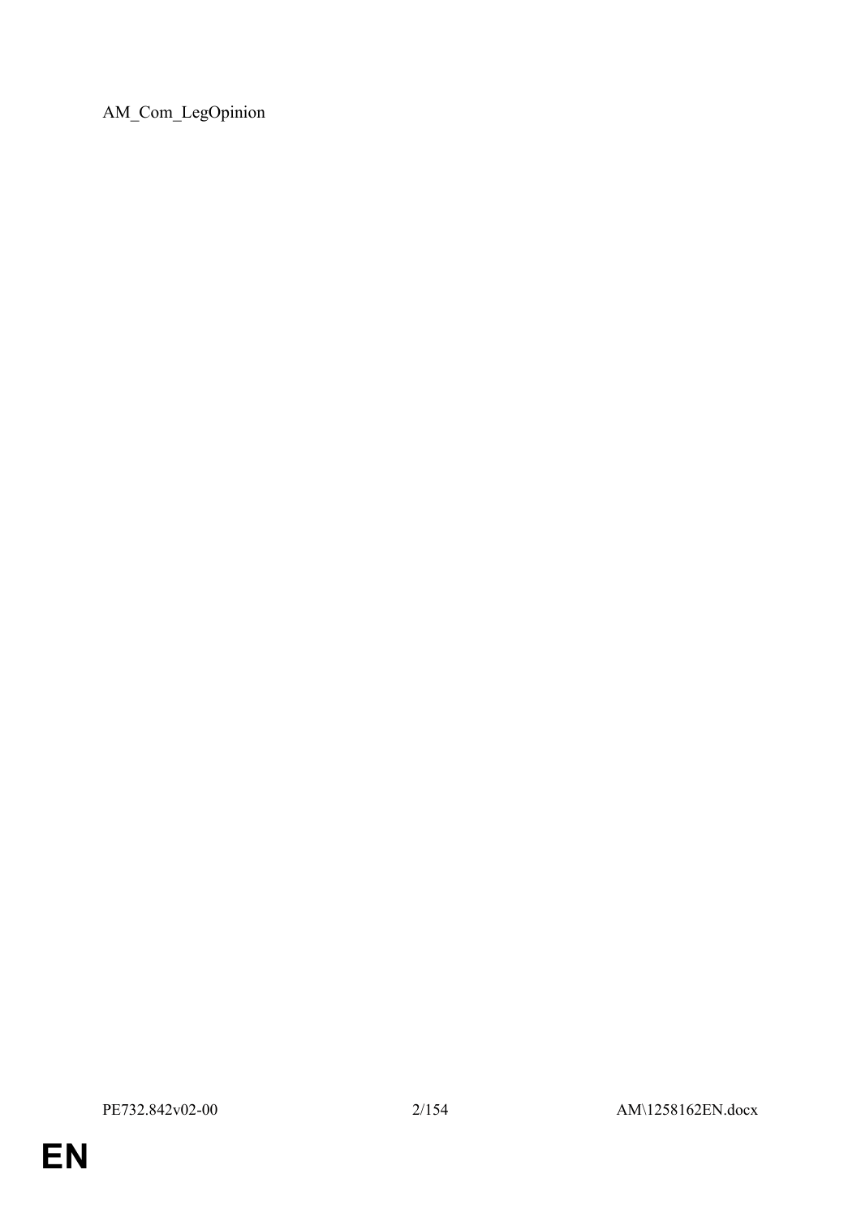AM_Com_LegOpinion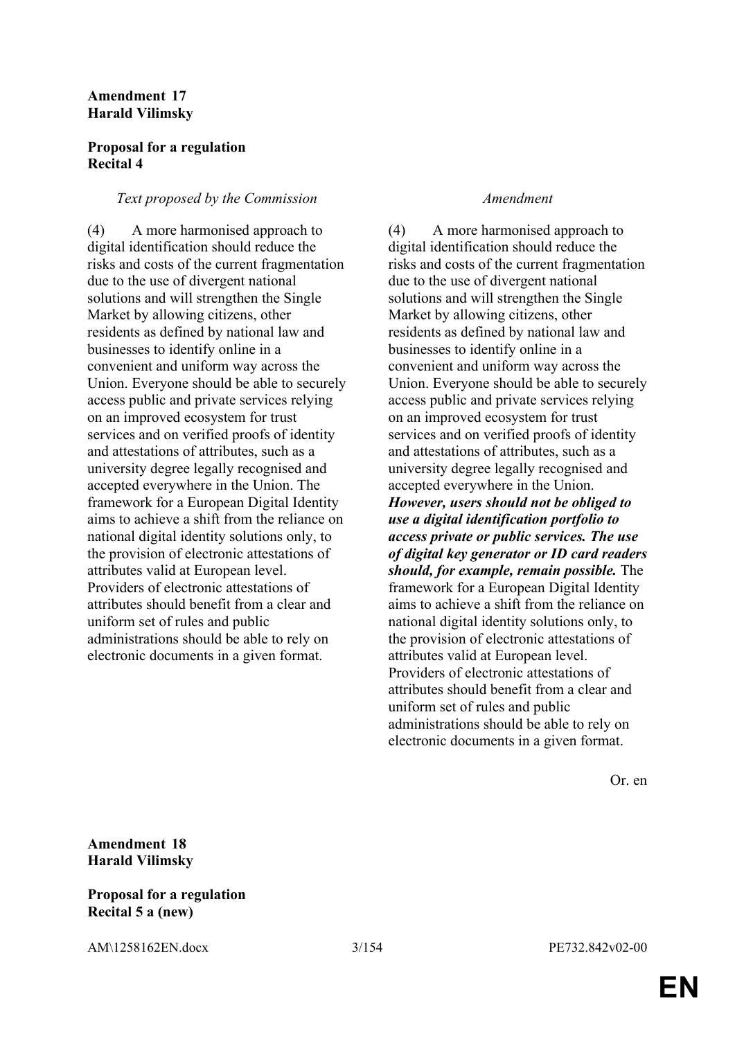**Amendment 17**
**Harald Vilimsky**

**Proposal for a regulation**
**Recital 4**

| *Text proposed by the Commission* | *Amendment* |
|---|---|
| (4) A more harmonised approach to digital identification should reduce the risks and costs of the current fragmentation due to the use of divergent national solutions and will strengthen the Single Market by allowing citizens, other residents as defined by national law and businesses to identify online in a convenient and uniform way across the Union. Everyone should be able to securely access public and private services relying on an improved ecosystem for trust services and on verified proofs of identity and attestations of attributes, such as a university degree legally recognised and accepted everywhere in the Union. The framework for a European Digital Identity aims to achieve a shift from the reliance on national digital identity solutions only, to the provision of electronic attestations of attributes valid at European level. Providers of electronic attestations of attributes should benefit from a clear and uniform set of rules and public administrations should be able to rely on electronic documents in a given format. | (4) A more harmonised approach to digital identification should reduce the risks and costs of the current fragmentation due to the use of divergent national solutions and will strengthen the Single Market by allowing citizens, other residents as defined by national law and businesses to identify online in a convenient and uniform way across the Union. Everyone should be able to securely access public and private services relying on an improved ecosystem for trust services and on verified proofs of identity and attestations of attributes, such as a university degree legally recognised and accepted everywhere in the Union. ***However, users should not be obliged to use a digital identification portfolio to access private or public services. The use of digital key generator or ID card readers should, for example, remain possible.*** The framework for a European Digital Identity aims to achieve a shift from the reliance on national digital identity solutions only, to the provision of electronic attestations of attributes valid at European level. Providers of electronic attestations of attributes should benefit from a clear and uniform set of rules and public administrations should be able to rely on electronic documents in a given format. |

Or. en

**Amendment 18**
**Harald Vilimsky**

**Proposal for a regulation**
**Recital 5 a (new)**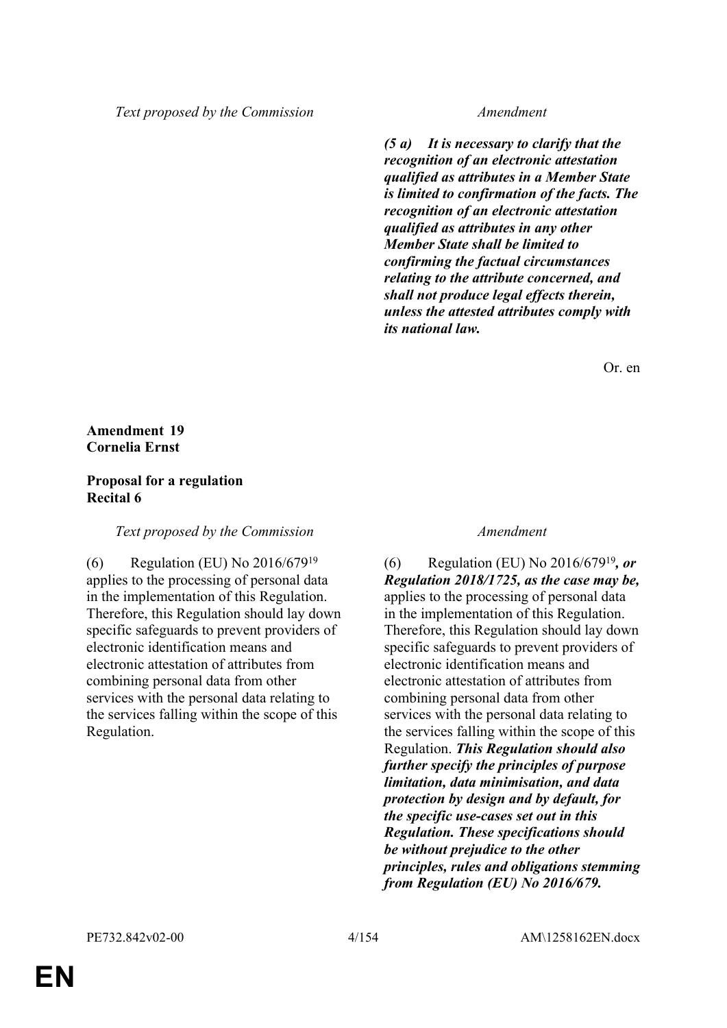| Text proposed by the Commission | Amendment |
|---|---|
| | ***(5 a) It is necessary to clarify that the recognition of an electronic attestation qualified as attributes in a Member State is limited to confirmation of the facts. The recognition of an electronic attestation qualified as attributes in any other Member State shall be limited to confirming the factual circumstances relating to the attribute concerned, and shall not produce legal effects therein, unless the attested attributes comply with its national law.*** |

Or. en

**Amendment 19**
**Cornelia Ernst**

**Proposal for a regulation**
**Recital 6**

| Text proposed by the Commission | Amendment |
|---|---|
| (6) Regulation (EU) No 2016/679[19] applies to the processing of personal data in the implementation of this Regulation. Therefore, this Regulation should lay down specific safeguards to prevent providers of electronic identification means and electronic attestation of attributes from combining personal data from other services with the personal data relating to the services falling within the scope of this Regulation. | (6) Regulation (EU) No 2016/679[19]***, or Regulation 2018/1725, as the case may be,*** applies to the processing of personal data in the implementation of this Regulation. Therefore, this Regulation should lay down specific safeguards to prevent providers of electronic identification means and electronic attestation of attributes from combining personal data from other services with the personal data relating to the services falling within the scope of this Regulation. ***This Regulation should also further specify the principles of purpose limitation, data minimisation, and data protection by design and by default, for the specific use-cases set out in this Regulation. These specifications should be without prejudice to the other principles, rules and obligations stemming from Regulation (EU) No 2016/679.*** |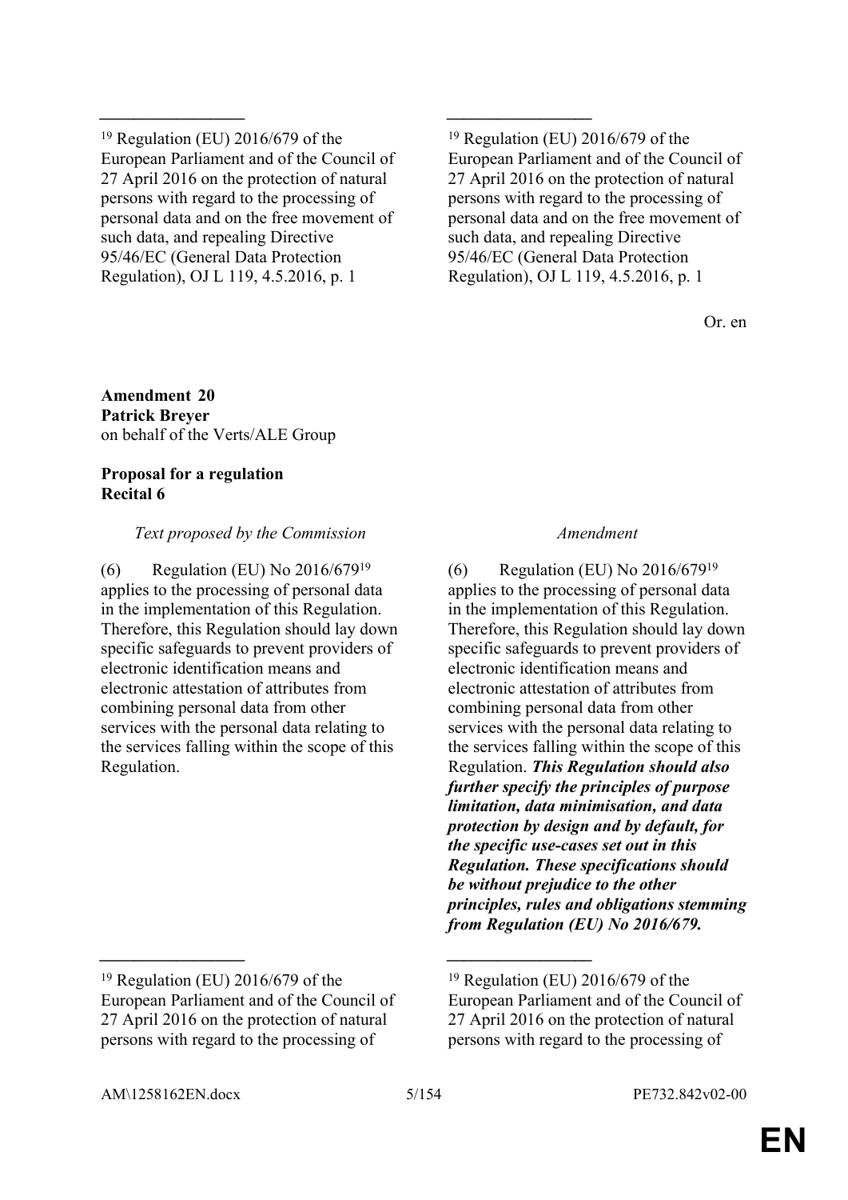| | |
|---|---|
| [19] Regulation (EU) 2016/679 of the European Parliament and of the Council of 27 April 2016 on the protection of natural persons with regard to the processing of personal data and on the free movement of such data, and repealing Directive 95/46/EC (General Data Protection Regulation), OJ L 119, 4.5.2016, p. 1 | [19] Regulation (EU) 2016/679 of the European Parliament and of the Council of 27 April 2016 on the protection of natural persons with regard to the processing of personal data and on the free movement of such data, and repealing Directive 95/46/EC (General Data Protection Regulation), OJ L 119, 4.5.2016, p. 1 |

Or. en

**Amendment 20**
**Patrick Breyer**
on behalf of the Verts/ALE Group

**Proposal for a regulation**
**Recital 6**

| *Text proposed by the Commission* | *Amendment* |
|---|---|
| (6) Regulation (EU) No 2016/679[19] applies to the processing of personal data in the implementation of this Regulation. Therefore, this Regulation should lay down specific safeguards to prevent providers of electronic identification means and electronic attestation of attributes from combining personal data from other services with the personal data relating to the services falling within the scope of this Regulation. | (6) Regulation (EU) No 2016/679[19] applies to the processing of personal data in the implementation of this Regulation. Therefore, this Regulation should lay down specific safeguards to prevent providers of electronic identification means and electronic attestation of attributes from combining personal data from other services with the personal data relating to the services falling within the scope of this Regulation. ***This Regulation should also further specify the principles of purpose limitation, data minimisation, and data protection by design and by default, for the specific use-cases set out in this Regulation. These specifications should be without prejudice to the other principles, rules and obligations stemming from Regulation (EU) No 2016/679.*** |
| [19] Regulation (EU) 2016/679 of the European Parliament and of the Council of 27 April 2016 on the protection of natural persons with regard to the processing of | [19] Regulation (EU) 2016/679 of the European Parliament and of the Council of 27 April 2016 on the protection of natural persons with regard to the processing of |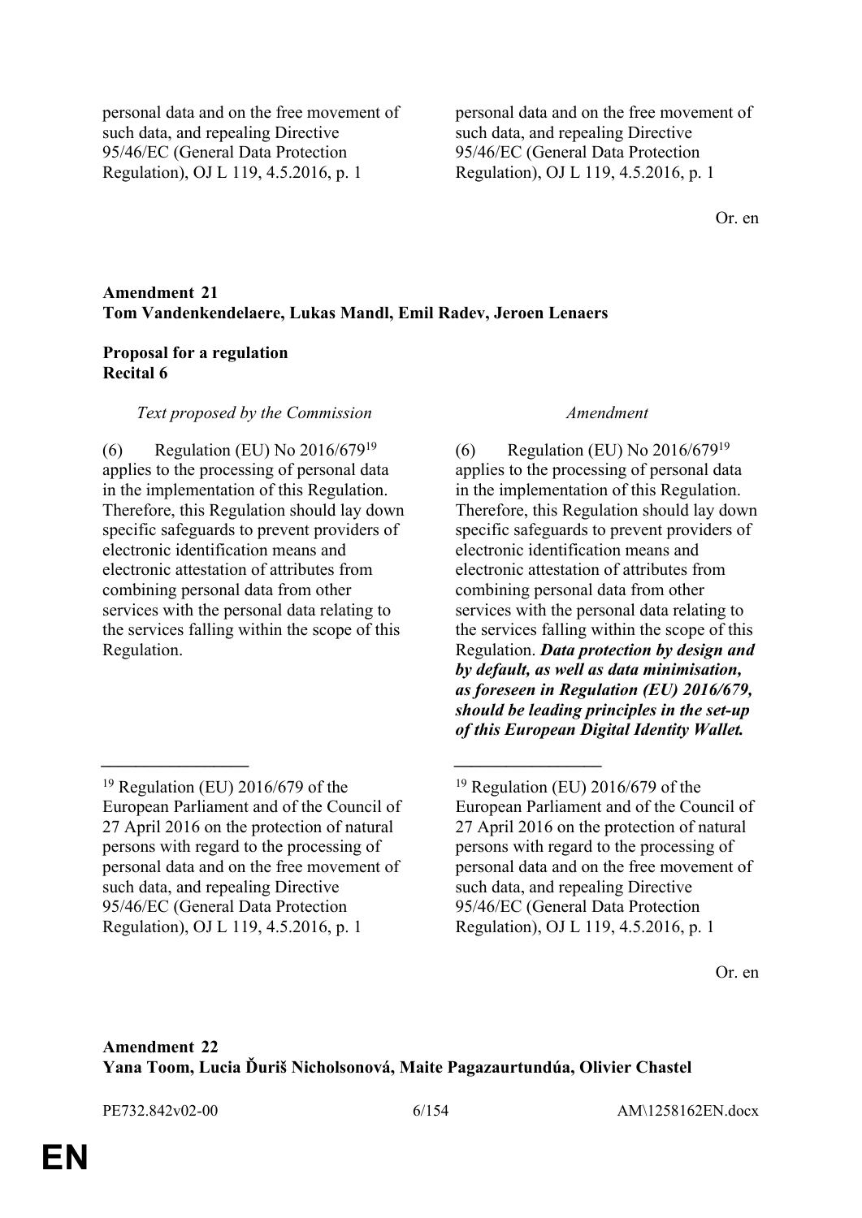| | |
|---|---|
| personal data and on the free movement of such data, and repealing Directive 95/46/EC (General Data Protection Regulation), OJ L 119, 4.5.2016, p. 1 | personal data and on the free movement of such data, and repealing Directive 95/46/EC (General Data Protection Regulation), OJ L 119, 4.5.2016, p. 1 |

Or. en

**Amendment 21**
**Tom Vandenkendelaere, Lukas Mandl, Emil Radev, Jeroen Lenaers**

**Proposal for a regulation**
**Recital 6**

| *Text proposed by the Commission* | *Amendment* |
|---|---|
| (6) Regulation (EU) No 2016/679[19] applies to the processing of personal data in the implementation of this Regulation. Therefore, this Regulation should lay down specific safeguards to prevent providers of electronic identification means and electronic attestation of attributes from combining personal data from other services with the personal data relating to the services falling within the scope of this Regulation. | (6) Regulation (EU) No 2016/679[19] applies to the processing of personal data in the implementation of this Regulation. Therefore, this Regulation should lay down specific safeguards to prevent providers of electronic identification means and electronic attestation of attributes from combining personal data from other services with the personal data relating to the services falling within the scope of this Regulation. ***Data protection by design and by default, as well as data minimisation, as foreseen in Regulation (EU) 2016/679, should be leading principles in the set-up of this European Digital Identity Wallet.*** |
| [19] Regulation (EU) 2016/679 of the European Parliament and of the Council of 27 April 2016 on the protection of natural persons with regard to the processing of personal data and on the free movement of such data, and repealing Directive 95/46/EC (General Data Protection Regulation), OJ L 119, 4.5.2016, p. 1 | [19] Regulation (EU) 2016/679 of the European Parliament and of the Council of 27 April 2016 on the protection of natural persons with regard to the processing of personal data and on the free movement of such data, and repealing Directive 95/46/EC (General Data Protection Regulation), OJ L 119, 4.5.2016, p. 1 |

Or. en

**Amendment 22**
**Yana Toom, Lucia Ďuriš Nicholsonová, Maite Pagazaurtundúa, Olivier Chastel**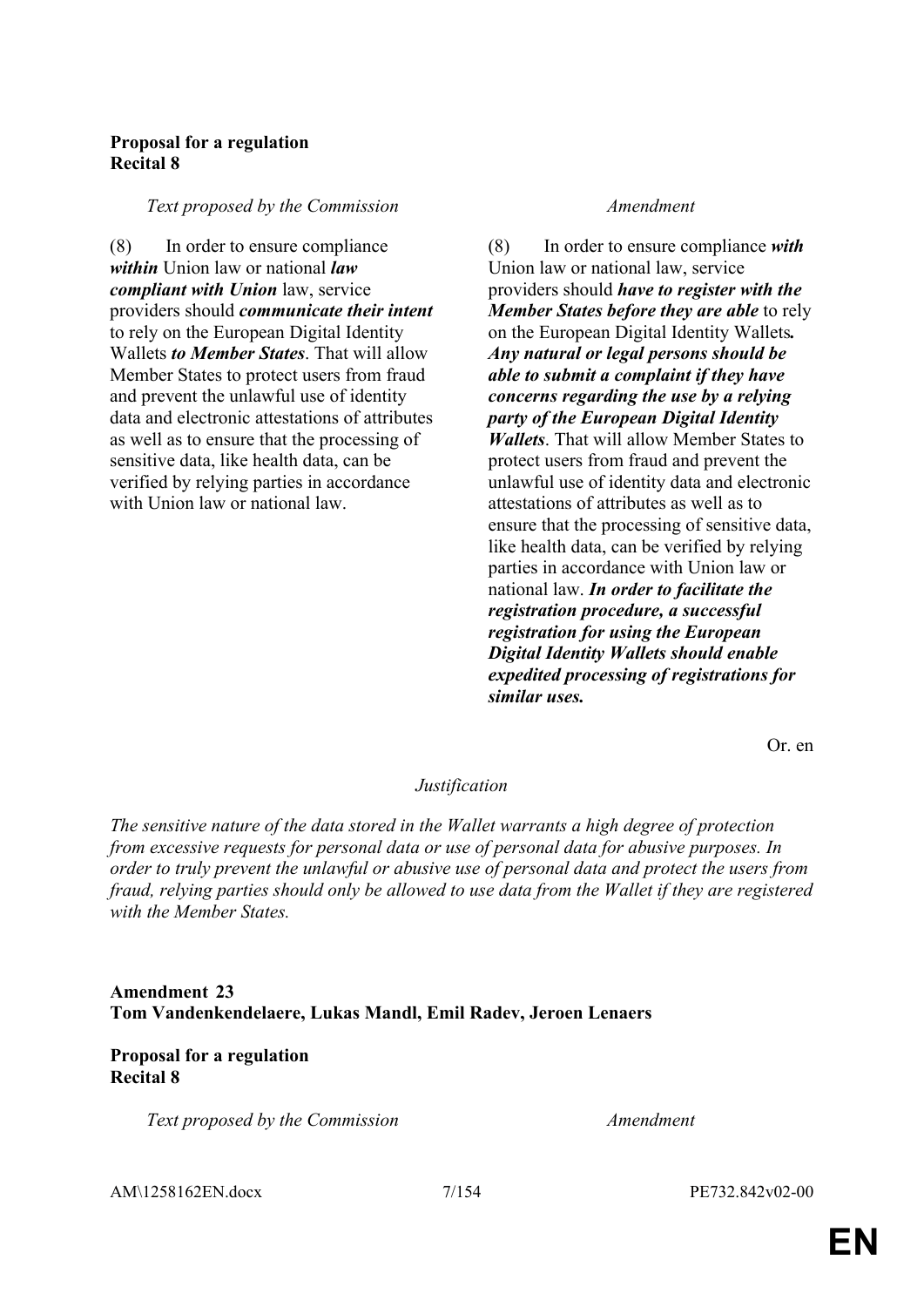**Proposal for a regulation**
**Recital 8**

| *Text proposed by the Commission* | *Amendment* |
|---|---|
| (8) In order to ensure compliance ***within*** Union law or national ***law compliant with Union*** law, service providers should ***communicate their intent*** to rely on the European Digital Identity Wallets ***to Member States***. That will allow Member States to protect users from fraud and prevent the unlawful use of identity data and electronic attestations of attributes as well as to ensure that the processing of sensitive data, like health data, can be verified by relying parties in accordance with Union law or national law. | (8) In order to ensure compliance ***with*** Union law or national law, service providers should ***have to register with the Member States before they are able*** to rely on the European Digital Identity Wallets***. Any natural or legal persons should be able to submit a complaint if they have concerns regarding the use by a relying party of the European Digital Identity Wallets***. That will allow Member States to protect users from fraud and prevent the unlawful use of identity data and electronic attestations of attributes as well as to ensure that the processing of sensitive data, like health data, can be verified by relying parties in accordance with Union law or national law. ***In order to facilitate the registration procedure, a successful registration for using the European Digital Identity Wallets should enable expedited processing of registrations for similar uses.*** |

Or. en

*Justification*

*The sensitive nature of the data stored in the Wallet warrants a high degree of protection from excessive requests for personal data or use of personal data for abusive purposes. In order to truly prevent the unlawful or abusive use of personal data and protect the users from fraud, relying parties should only be allowed to use data from the Wallet if they are registered with the Member States.*

**Amendment 23**
**Tom Vandenkendelaere, Lukas Mandl, Emil Radev, Jeroen Lenaers**

**Proposal for a regulation**
**Recital 8**

| *Text proposed by the Commission* | *Amendment* |
|---|---|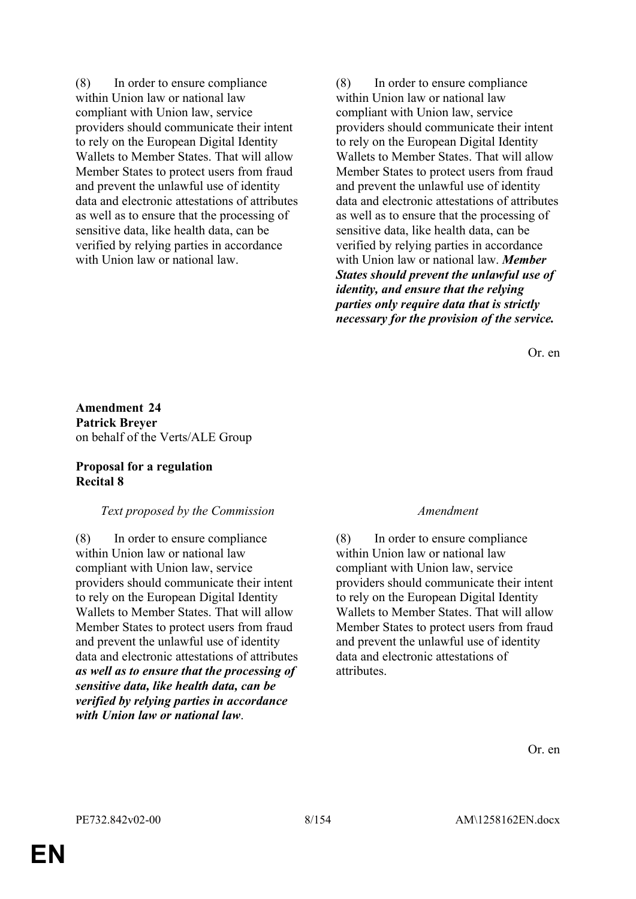| | |
|---|---|
| (8) In order to ensure compliance within Union law or national law compliant with Union law, service providers should communicate their intent to rely on the European Digital Identity Wallets to Member States. That will allow Member States to protect users from fraud and prevent the unlawful use of identity data and electronic attestations of attributes as well as to ensure that the processing of sensitive data, like health data, can be verified by relying parties in accordance with Union law or national law. | (8) In order to ensure compliance within Union law or national law compliant with Union law, service providers should communicate their intent to rely on the European Digital Identity Wallets to Member States. That will allow Member States to protect users from fraud and prevent the unlawful use of identity data and electronic attestations of attributes as well as to ensure that the processing of sensitive data, like health data, can be verified by relying parties in accordance with Union law or national law. ***Member States should prevent the unlawful use of identity, and ensure that the relying parties only require data that is strictly necessary for the provision of the service.*** |

Or. en

**Amendment 24**
**Patrick Breyer**
on behalf of the Verts/ALE Group

**Proposal for a regulation**
**Recital 8**

| *Text proposed by the Commission* | *Amendment* |
|---|---|
| (8) In order to ensure compliance within Union law or national law compliant with Union law, service providers should communicate their intent to rely on the European Digital Identity Wallets to Member States. That will allow Member States to protect users from fraud and prevent the unlawful use of identity data and electronic attestations of attributes ***as well as to ensure that the processing of sensitive data, like health data, can be verified by relying parties in accordance with Union law or national law***. | (8) In order to ensure compliance within Union law or national law compliant with Union law, service providers should communicate their intent to rely on the European Digital Identity Wallets to Member States. That will allow Member States to protect users from fraud and prevent the unlawful use of identity data and electronic attestations of attributes. |

Or. en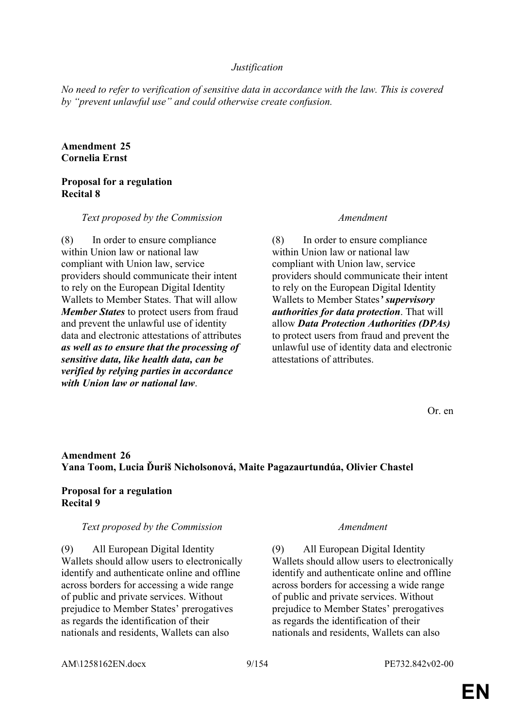*Justification*

*No need to refer to verification of sensitive data in accordance with the law. This is covered by "prevent unlawful use" and could otherwise create confusion.*

**Amendment 25**
**Cornelia Ernst**

**Proposal for a regulation**
**Recital 8**

| *Text proposed by the Commission* | *Amendment* |
|---|---|
| (8) In order to ensure compliance within Union law or national law compliant with Union law, service providers should communicate their intent to rely on the European Digital Identity Wallets to Member States. That will allow ***Member States*** to protect users from fraud and prevent the unlawful use of identity data and electronic attestations of attributes ***as well as to ensure that the processing of sensitive data, like health data, can be verified by relying parties in accordance with Union law or national law***. | (8) In order to ensure compliance within Union law or national law compliant with Union law, service providers should communicate their intent to rely on the European Digital Identity Wallets to Member States***' supervisory authorities for data protection***. That will allow ***Data Protection Authorities (DPAs)*** to protect users from fraud and prevent the unlawful use of identity data and electronic attestations of attributes. |

Or. en

**Amendment 26**
**Yana Toom, Lucia Ďuriš Nicholsonová, Maite Pagazaurtundúa, Olivier Chastel**

**Proposal for a regulation**
**Recital 9**

| *Text proposed by the Commission* | *Amendment* |
|---|---|
| (9) All European Digital Identity Wallets should allow users to electronically identify and authenticate online and offline across borders for accessing a wide range of public and private services. Without prejudice to Member States' prerogatives as regards the identification of their nationals and residents, Wallets can also | (9) All European Digital Identity Wallets should allow users to electronically identify and authenticate online and offline across borders for accessing a wide range of public and private services. Without prejudice to Member States' prerogatives as regards the identification of their nationals and residents, Wallets can also |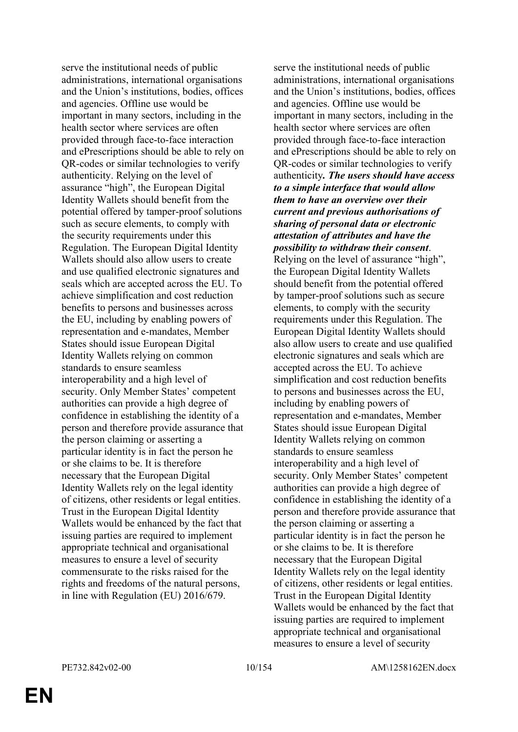| | |
|---|---|
| serve the institutional needs of public administrations, international organisations and the Union's institutions, bodies, offices and agencies. Offline use would be important in many sectors, including in the health sector where services are often provided through face-to-face interaction and ePrescriptions should be able to rely on QR-codes or similar technologies to verify authenticity. Relying on the level of assurance "high", the European Digital Identity Wallets should benefit from the potential offered by tamper-proof solutions such as secure elements, to comply with the security requirements under this Regulation. The European Digital Identity Wallets should also allow users to create and use qualified electronic signatures and seals which are accepted across the EU. To achieve simplification and cost reduction benefits to persons and businesses across the EU, including by enabling powers of representation and e-mandates, Member States should issue European Digital Identity Wallets relying on common standards to ensure seamless interoperability and a high level of security. Only Member States' competent authorities can provide a high degree of confidence in establishing the identity of a person and therefore provide assurance that the person claiming or asserting a particular identity is in fact the person he or she claims to be. It is therefore necessary that the European Digital Identity Wallets rely on the legal identity of citizens, other residents or legal entities. Trust in the European Digital Identity Wallets would be enhanced by the fact that issuing parties are required to implement appropriate technical and organisational measures to ensure a level of security commensurate to the risks raised for the rights and freedoms of the natural persons, in line with Regulation (EU) 2016/679. | serve the institutional needs of public administrations, international organisations and the Union's institutions, bodies, offices and agencies. Offline use would be important in many sectors, including in the health sector where services are often provided through face-to-face interaction and ePrescriptions should be able to rely on QR-codes or similar technologies to verify authenticity***. The users should have access to a simple interface that would allow them to have an overview over their current and previous authorisations of sharing of personal data or electronic attestation of attributes and have the possibility to withdraw their consent***. Relying on the level of assurance "high", the European Digital Identity Wallets should benefit from the potential offered by tamper-proof solutions such as secure elements, to comply with the security requirements under this Regulation. The European Digital Identity Wallets should also allow users to create and use qualified electronic signatures and seals which are accepted across the EU. To achieve simplification and cost reduction benefits to persons and businesses across the EU, including by enabling powers of representation and e-mandates, Member States should issue European Digital Identity Wallets relying on common standards to ensure seamless interoperability and a high level of security. Only Member States' competent authorities can provide a high degree of confidence in establishing the identity of a person and therefore provide assurance that the person claiming or asserting a particular identity is in fact the person he or she claims to be. It is therefore necessary that the European Digital Identity Wallets rely on the legal identity of citizens, other residents or legal entities. Trust in the European Digital Identity Wallets would be enhanced by the fact that issuing parties are required to implement appropriate technical and organisational measures to ensure a level of security |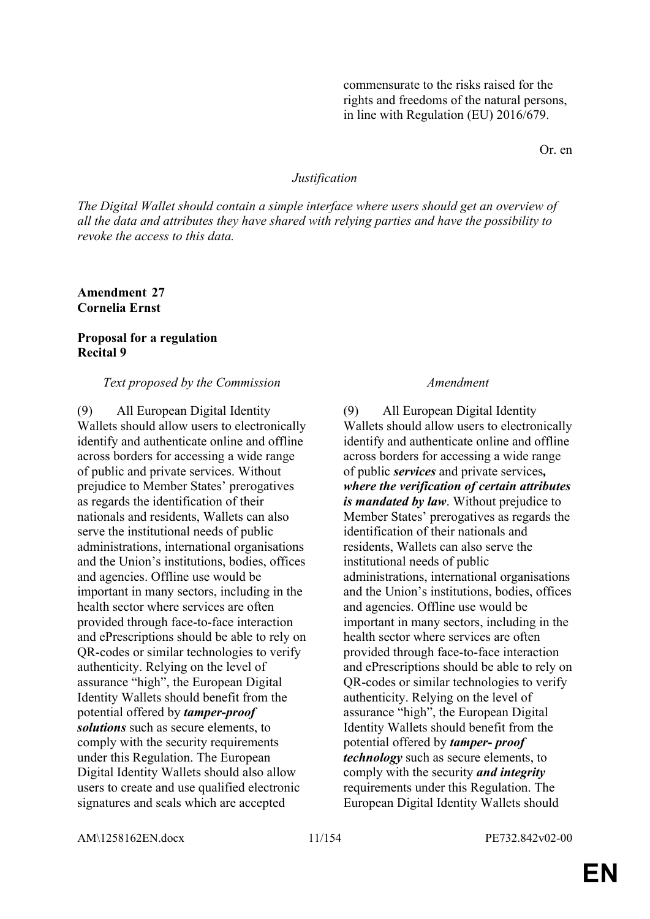| | |
|---|---|
| | commensurate to the risks raised for the rights and freedoms of the natural persons, in line with Regulation (EU) 2016/679. |

Or. en

*Justification*

*The Digital Wallet should contain a simple interface where users should get an overview of all the data and attributes they have shared with relying parties and have the possibility to revoke the access to this data.*

**Amendment 27**
**Cornelia Ernst**

**Proposal for a regulation**
**Recital 9**

| *Text proposed by the Commission* | *Amendment* |
|---|---|
| (9) All European Digital Identity Wallets should allow users to electronically identify and authenticate online and offline across borders for accessing a wide range of public and private services. Without prejudice to Member States' prerogatives as regards the identification of their nationals and residents, Wallets can also serve the institutional needs of public administrations, international organisations and the Union's institutions, bodies, offices and agencies. Offline use would be important in many sectors, including in the health sector where services are often provided through face-to-face interaction and ePrescriptions should be able to rely on QR-codes or similar technologies to verify authenticity. Relying on the level of assurance "high", the European Digital Identity Wallets should benefit from the potential offered by ***tamper-proof solutions*** such as secure elements, to comply with the security requirements under this Regulation. The European Digital Identity Wallets should also allow users to create and use qualified electronic signatures and seals which are accepted | (9) All European Digital Identity Wallets should allow users to electronically identify and authenticate online and offline across borders for accessing a wide range of public ***services*** and private services***, where the verification of certain attributes is mandated by law***. Without prejudice to Member States' prerogatives as regards the identification of their nationals and residents, Wallets can also serve the institutional needs of public administrations, international organisations and the Union's institutions, bodies, offices and agencies. Offline use would be important in many sectors, including in the health sector where services are often provided through face-to-face interaction and ePrescriptions should be able to rely on QR-codes or similar technologies to verify authenticity. Relying on the level of assurance "high", the European Digital Identity Wallets should benefit from the potential offered by ***tamper- proof technology*** such as secure elements, to comply with the security ***and integrity*** requirements under this Regulation. The European Digital Identity Wallets should |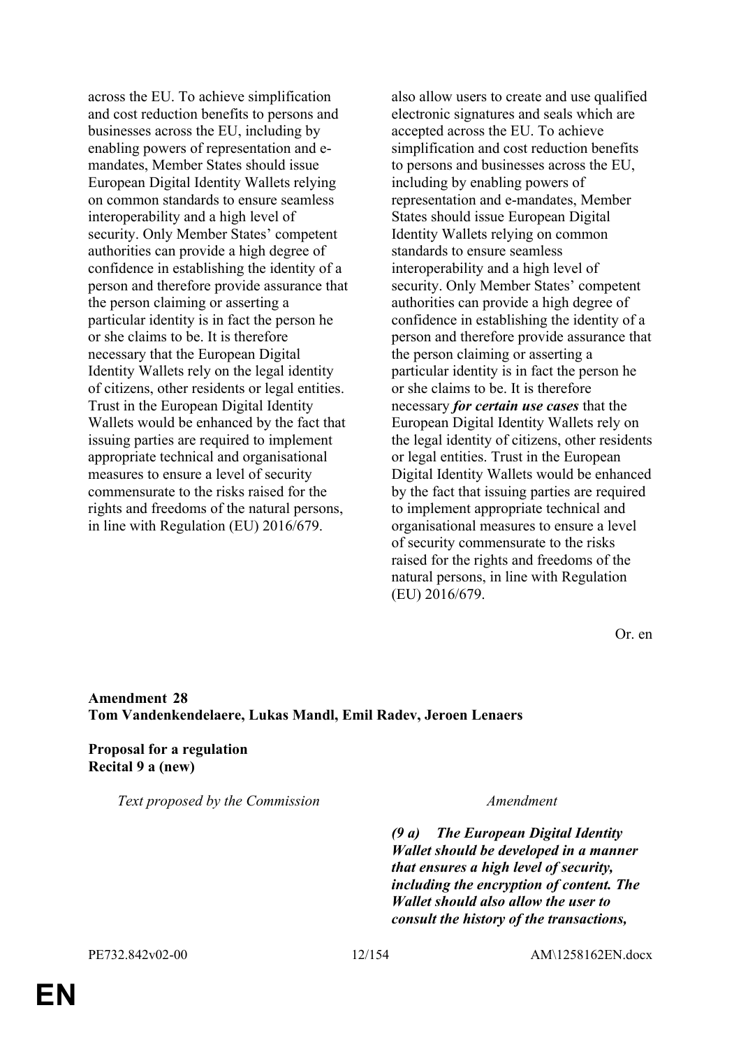| Text proposed by the Commission | Amendment |
|---|---|
| across the EU. To achieve simplification and cost reduction benefits to persons and businesses across the EU, including by enabling powers of representation and e-mandates, Member States should issue European Digital Identity Wallets relying on common standards to ensure seamless interoperability and a high level of security. Only Member States' competent authorities can provide a high degree of confidence in establishing the identity of a person and therefore provide assurance that the person claiming or asserting a particular identity is in fact the person he or she claims to be. It is therefore necessary that the European Digital Identity Wallets rely on the legal identity of citizens, other residents or legal entities. Trust in the European Digital Identity Wallets would be enhanced by the fact that issuing parties are required to implement appropriate technical and organisational measures to ensure a level of security commensurate to the risks raised for the rights and freedoms of the natural persons, in line with Regulation (EU) 2016/679. | also allow users to create and use qualified electronic signatures and seals which are accepted across the EU. To achieve simplification and cost reduction benefits to persons and businesses across the EU, including by enabling powers of representation and e-mandates, Member States should issue European Digital Identity Wallets relying on common standards to ensure seamless interoperability and a high level of security. Only Member States' competent authorities can provide a high degree of confidence in establishing the identity of a person and therefore provide assurance that the person claiming or asserting a particular identity is in fact the person he or she claims to be. It is therefore necessary ***for certain use cases*** that the European Digital Identity Wallets rely on the legal identity of citizens, other residents or legal entities. Trust in the European Digital Identity Wallets would be enhanced by the fact that issuing parties are required to implement appropriate technical and organisational measures to ensure a level of security commensurate to the risks raised for the rights and freedoms of the natural persons, in line with Regulation (EU) 2016/679. |

Or. en

**Amendment 28**
**Tom Vandenkendelaere, Lukas Mandl, Emil Radev, Jeroen Lenaers**

**Proposal for a regulation**
**Recital 9 a (new)**

| Text proposed by the Commission | Amendment |
|---|---|
| | ***(9 a) The European Digital Identity Wallet should be developed in a manner that ensures a high level of security, including the encryption of content. The Wallet should also allow the user to consult the history of the transactions,*** |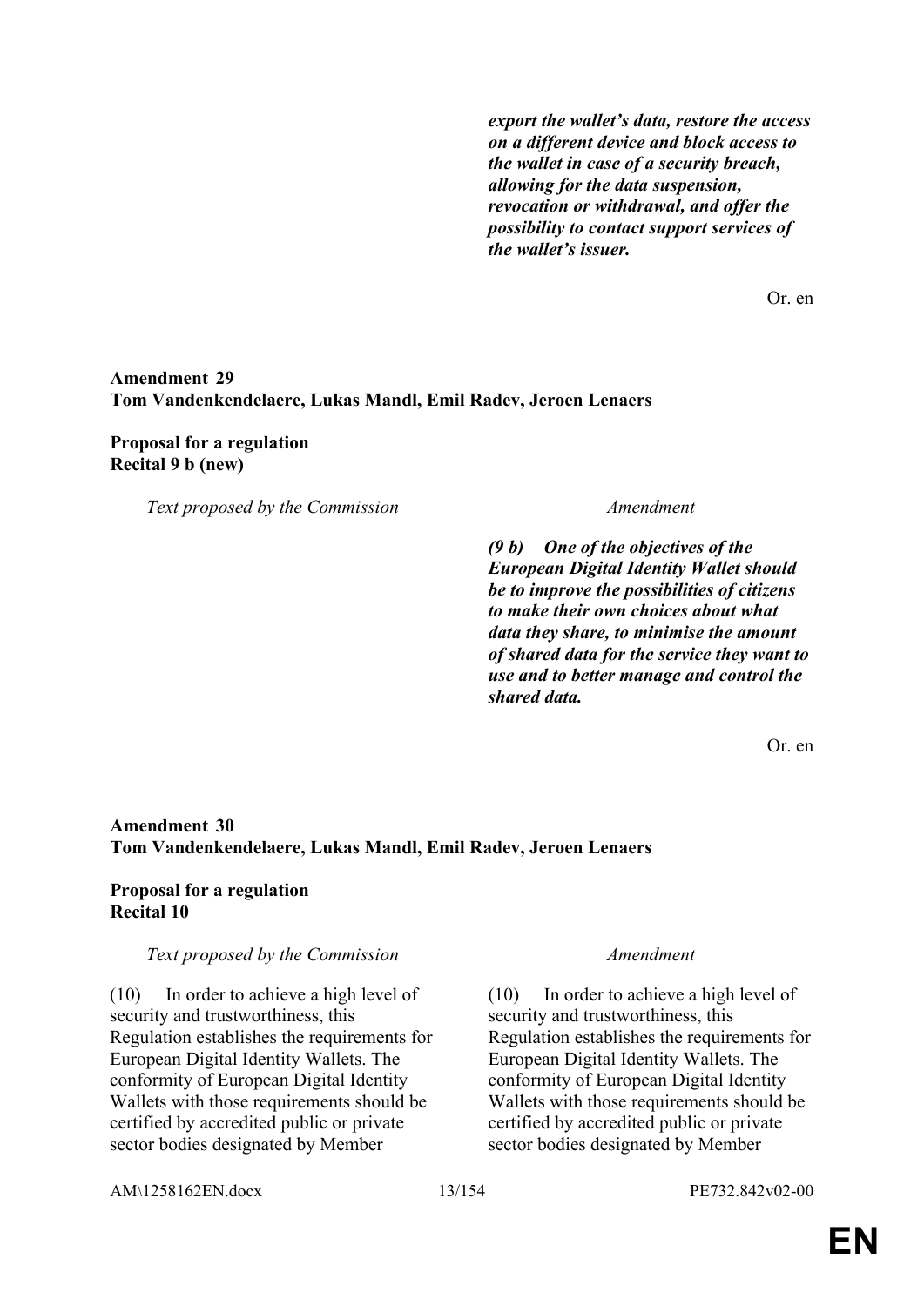| | |
|---|---|
| | ***export the wallet's data, restore the access on a different device and block access to the wallet in case of a security breach, allowing for the data suspension, revocation or withdrawal, and offer the possibility to contact support services of the wallet's issuer.*** |

Or. en

**Amendment 29**
**Tom Vandenkendelaere, Lukas Mandl, Emil Radev, Jeroen Lenaers**

**Proposal for a regulation**
**Recital 9 b (new)**

| *Text proposed by the Commission* | *Amendment* |
|---|---|
| | ***(9 b) One of the objectives of the European Digital Identity Wallet should be to improve the possibilities of citizens to make their own choices about what data they share, to minimise the amount of shared data for the service they want to use and to better manage and control the shared data.*** |

Or. en

**Amendment 30**
**Tom Vandenkendelaere, Lukas Mandl, Emil Radev, Jeroen Lenaers**

**Proposal for a regulation**
**Recital 10**

| *Text proposed by the Commission* | *Amendment* |
|---|---|
| (10) In order to achieve a high level of security and trustworthiness, this Regulation establishes the requirements for European Digital Identity Wallets. The conformity of European Digital Identity Wallets with those requirements should be certified by accredited public or private sector bodies designated by Member | (10) In order to achieve a high level of security and trustworthiness, this Regulation establishes the requirements for European Digital Identity Wallets. The conformity of European Digital Identity Wallets with those requirements should be certified by accredited public or private sector bodies designated by Member |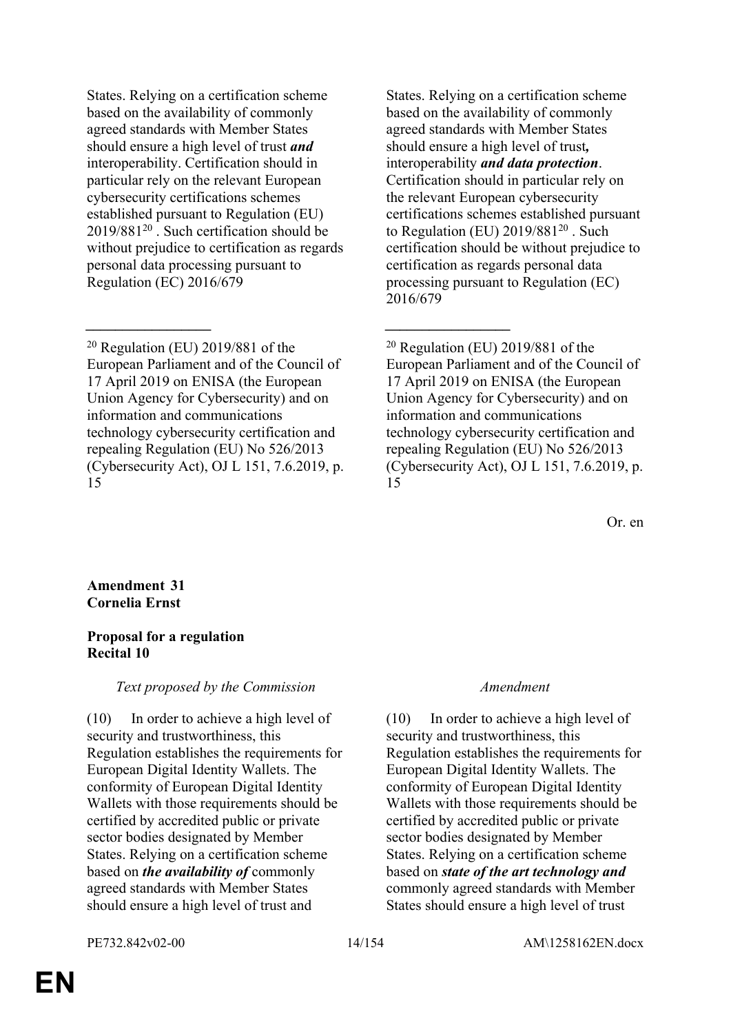| | |
|---|---|
| States. Relying on a certification scheme based on the availability of commonly agreed standards with Member States should ensure a high level of trust ***and*** interoperability. Certification should in particular rely on the relevant European cybersecurity certifications schemes established pursuant to Regulation (EU) 2019/881[20] . Such certification should be without prejudice to certification as regards personal data processing pursuant to Regulation (EC) 2016/679 | States. Relying on a certification scheme based on the availability of commonly agreed standards with Member States should ensure a high level of trust**,** interoperability ***and data protection***. Certification should in particular rely on the relevant European cybersecurity certifications schemes established pursuant to Regulation (EU) 2019/881[20] . Such certification should be without prejudice to certification as regards personal data processing pursuant to Regulation (EC) 2016/679 |
| __________________ | __________________ |
| [20] Regulation (EU) 2019/881 of the European Parliament and of the Council of 17 April 2019 on ENISA (the European Union Agency for Cybersecurity) and on information and communications technology cybersecurity certification and repealing Regulation (EU) No 526/2013 (Cybersecurity Act), OJ L 151, 7.6.2019, p. 15 | [20] Regulation (EU) 2019/881 of the European Parliament and of the Council of 17 April 2019 on ENISA (the European Union Agency for Cybersecurity) and on information and communications technology cybersecurity certification and repealing Regulation (EU) No 526/2013 (Cybersecurity Act), OJ L 151, 7.6.2019, p. 15 |

Or. en

**Amendment 31**
**Cornelia Ernst**

**Proposal for a regulation**
**Recital 10**

| *Text proposed by the Commission* | *Amendment* |
|---|---|
| (10) In order to achieve a high level of security and trustworthiness, this Regulation establishes the requirements for European Digital Identity Wallets. The conformity of European Digital Identity Wallets with those requirements should be certified by accredited public or private sector bodies designated by Member States. Relying on a certification scheme based on ***the availability of*** commonly agreed standards with Member States should ensure a high level of trust and | (10) In order to achieve a high level of security and trustworthiness, this Regulation establishes the requirements for European Digital Identity Wallets. The conformity of European Digital Identity Wallets with those requirements should be certified by accredited public or private sector bodies designated by Member States. Relying on a certification scheme based on ***state of the art technology and*** commonly agreed standards with Member States should ensure a high level of trust |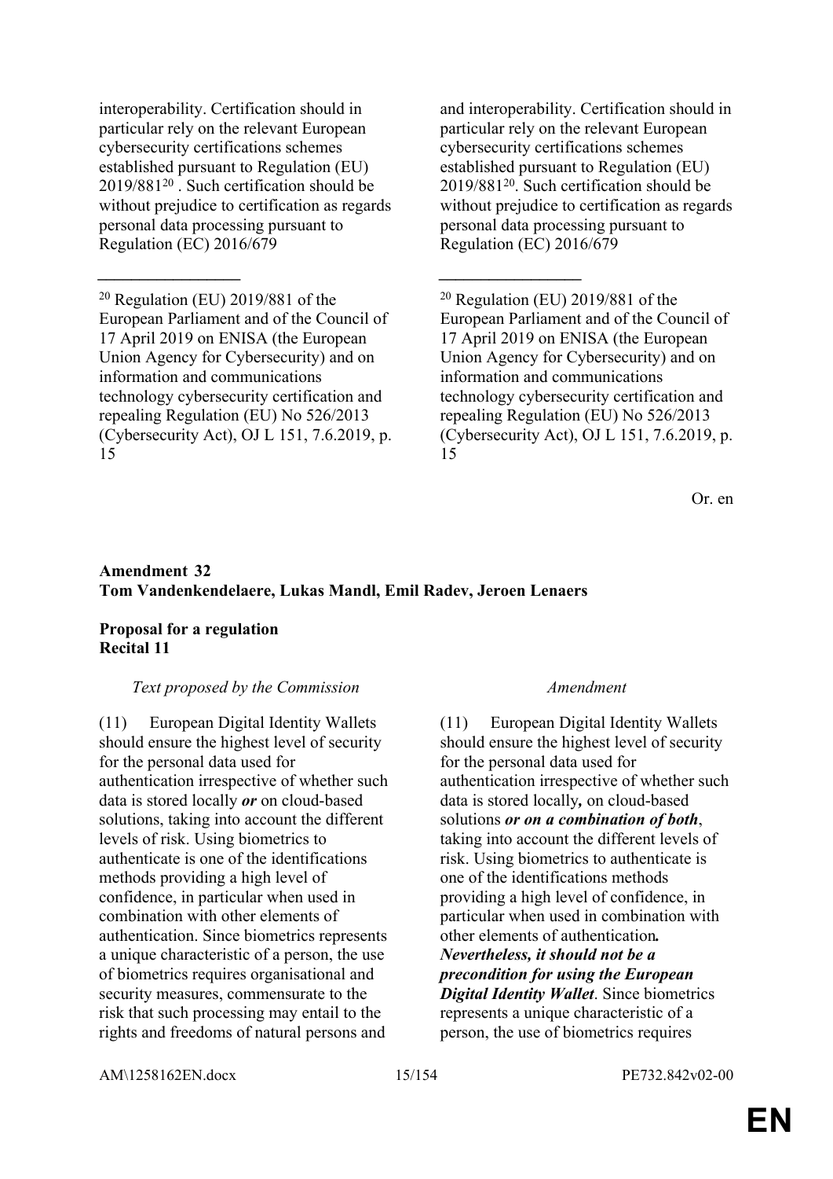| | |
|---|---|
| interoperability. Certification should in particular rely on the relevant European cybersecurity certifications schemes established pursuant to Regulation (EU) 2019/881[20] . Such certification should be without prejudice to certification as regards personal data processing pursuant to Regulation (EC) 2016/679 | and interoperability. Certification should in particular rely on the relevant European cybersecurity certifications schemes established pursuant to Regulation (EU) 2019/881[20]. Such certification should be without prejudice to certification as regards personal data processing pursuant to Regulation (EC) 2016/679 |
| __________________ | __________________ |
| [20] Regulation (EU) 2019/881 of the European Parliament and of the Council of 17 April 2019 on ENISA (the European Union Agency for Cybersecurity) and on information and communications technology cybersecurity certification and repealing Regulation (EU) No 526/2013 (Cybersecurity Act), OJ L 151, 7.6.2019, p. 15 | [20] Regulation (EU) 2019/881 of the European Parliament and of the Council of 17 April 2019 on ENISA (the European Union Agency for Cybersecurity) and on information and communications technology cybersecurity certification and repealing Regulation (EU) No 526/2013 (Cybersecurity Act), OJ L 151, 7.6.2019, p. 15 |

Or. en

**Amendment 32**
**Tom Vandenkendelaere, Lukas Mandl, Emil Radev, Jeroen Lenaers**

**Proposal for a regulation**
**Recital 11**

| *Text proposed by the Commission* | *Amendment* |
|---|---|
| (11) European Digital Identity Wallets should ensure the highest level of security for the personal data used for authentication irrespective of whether such data is stored locally ***or*** on cloud-based solutions, taking into account the different levels of risk. Using biometrics to authenticate is one of the identifications methods providing a high level of confidence, in particular when used in combination with other elements of authentication. Since biometrics represents a unique characteristic of a person, the use of biometrics requires organisational and security measures, commensurate to the risk that such processing may entail to the rights and freedoms of natural persons and | (11) European Digital Identity Wallets should ensure the highest level of security for the personal data used for authentication irrespective of whether such data is stored locally***,*** on cloud-based solutions ***or on a combination of both***, taking into account the different levels of risk. Using biometrics to authenticate is one of the identifications methods providing a high level of confidence, in particular when used in combination with other elements of authentication***. Nevertheless, it should not be a precondition for using the European Digital Identity Wallet***. Since biometrics represents a unique characteristic of a person, the use of biometrics requires |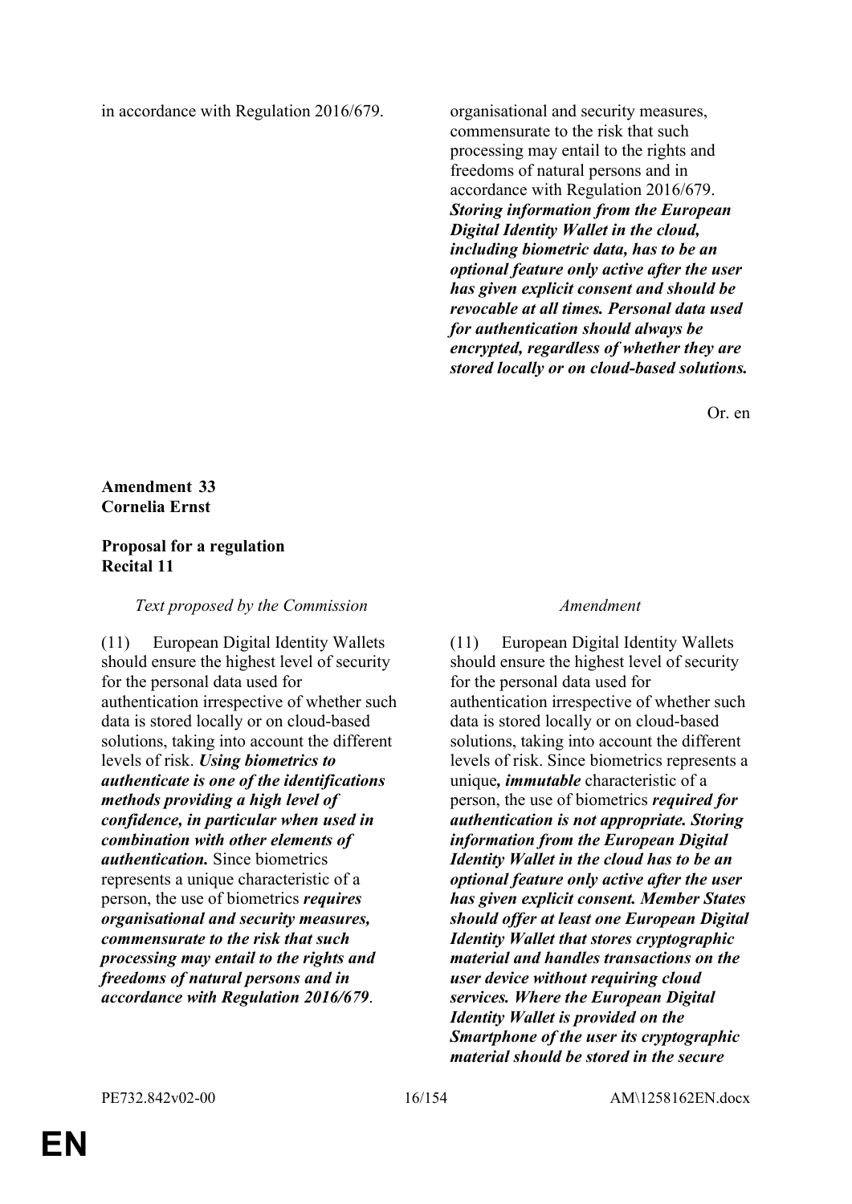| | |
|---|---|
| in accordance with Regulation 2016/679. | organisational and security measures, commensurate to the risk that such processing may entail to the rights and freedoms of natural persons and in accordance with Regulation 2016/679. ***Storing information from the European Digital Identity Wallet in the cloud, including biometric data, has to be an optional feature only active after the user has given explicit consent and should be revocable at all times. Personal data used for authentication should always be encrypted, regardless of whether they are stored locally or on cloud-based solutions.*** |

Or. en

**Amendment 33**
**Cornelia Ernst**

**Proposal for a regulation**
**Recital 11**

| *Text proposed by the Commission* | *Amendment* |
|---|---|
| (11) European Digital Identity Wallets should ensure the highest level of security for the personal data used for authentication irrespective of whether such data is stored locally or on cloud-based solutions, taking into account the different levels of risk. ***Using biometrics to authenticate is one of the identifications methods providing a high level of confidence, in particular when used in combination with other elements of authentication.*** Since biometrics represents a unique characteristic of a person, the use of biometrics ***requires organisational and security measures, commensurate to the risk that such processing may entail to the rights and freedoms of natural persons and in accordance with Regulation 2016/679***. | (11) European Digital Identity Wallets should ensure the highest level of security for the personal data used for authentication irrespective of whether such data is stored locally or on cloud-based solutions, taking into account the different levels of risk. Since biometrics represents a unique***, immutable*** characteristic of a person, the use of biometrics ***required for authentication is not appropriate. Storing information from the European Digital Identity Wallet in the cloud has to be an optional feature only active after the user has given explicit consent. Member States should offer at least one European Digital Identity Wallet that stores cryptographic material and handles transactions on the user device without requiring cloud services. Where the European Digital Identity Wallet is provided on the Smartphone of the user its cryptographic material should be stored in the secure*** |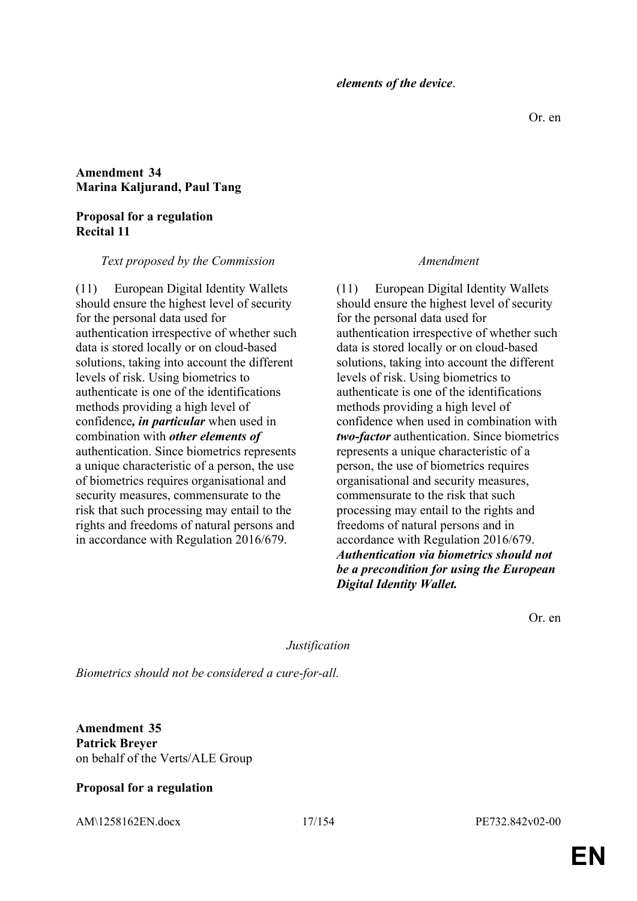| | |
|---|---|
| | ***elements of the device***. |

Or. en

**Amendment 34**
**Marina Kaljurand, Paul Tang**

**Proposal for a regulation**
**Recital 11**

| *Text proposed by the Commission* | *Amendment* |
|---|---|
| (11) European Digital Identity Wallets should ensure the highest level of security for the personal data used for authentication irrespective of whether such data is stored locally or on cloud-based solutions, taking into account the different levels of risk. Using biometrics to authenticate is one of the identifications methods providing a high level of confidence***, in particular*** when used in combination with ***other elements of*** authentication. Since biometrics represents a unique characteristic of a person, the use of biometrics requires organisational and security measures, commensurate to the risk that such processing may entail to the rights and freedoms of natural persons and in accordance with Regulation 2016/679. | (11) European Digital Identity Wallets should ensure the highest level of security for the personal data used for authentication irrespective of whether such data is stored locally or on cloud-based solutions, taking into account the different levels of risk. Using biometrics to authenticate is one of the identifications methods providing a high level of confidence when used in combination with ***two-factor*** authentication. Since biometrics represents a unique characteristic of a person, the use of biometrics requires organisational and security measures, commensurate to the risk that such processing may entail to the rights and freedoms of natural persons and in accordance with Regulation 2016/679. ***Authentication via biometrics should not be a precondition for using the European Digital Identity Wallet.*** |

Or. en

*Justification*

*Biometrics should not be considered a cure-for-all.*

**Amendment 35**
**Patrick Breyer**
on behalf of the Verts/ALE Group

**Proposal for a regulation**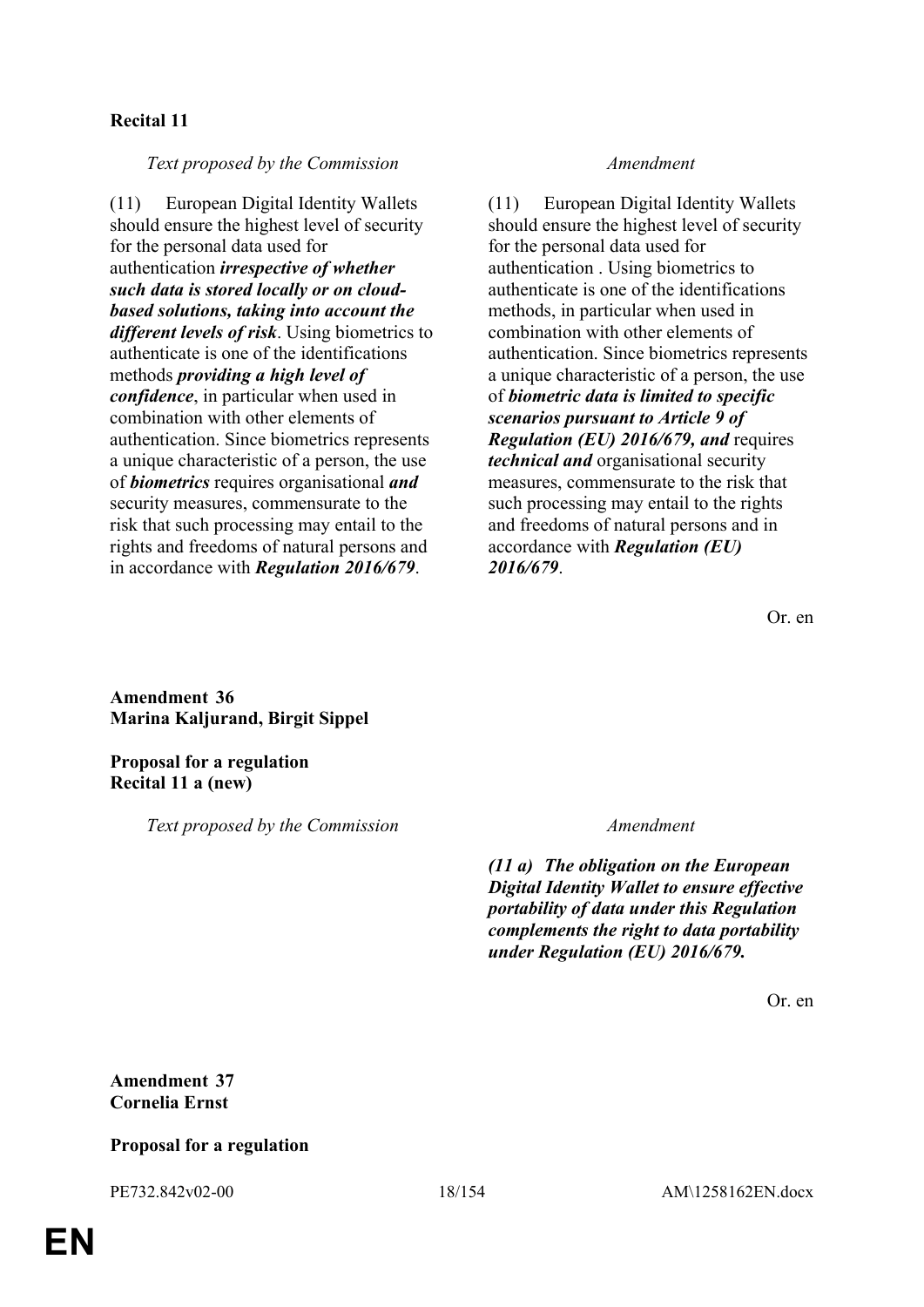**Recital 11**

| *Text proposed by the Commission* | *Amendment* |
|---|---|
| (11) European Digital Identity Wallets should ensure the highest level of security for the personal data used for authentication ***irrespective of whether such data is stored locally or on cloud-based solutions, taking into account the different levels of risk***. Using biometrics to authenticate is one of the identifications methods ***providing a high level of confidence***, in particular when used in combination with other elements of authentication. Since biometrics represents a unique characteristic of a person, the use of ***biometrics*** requires organisational ***and*** security measures, commensurate to the risk that such processing may entail to the rights and freedoms of natural persons and in accordance with ***Regulation 2016/679***. | (11) European Digital Identity Wallets should ensure the highest level of security for the personal data used for authentication . Using biometrics to authenticate is one of the identifications methods, in particular when used in combination with other elements of authentication. Since biometrics represents a unique characteristic of a person, the use of ***biometric data is limited to specific scenarios pursuant to Article 9 of Regulation (EU) 2016/679, and*** requires ***technical and*** organisational security measures, commensurate to the risk that such processing may entail to the rights and freedoms of natural persons and in accordance with ***Regulation (EU) 2016/679***. |

Or. en

**Amendment 36**
**Marina Kaljurand, Birgit Sippel**

**Proposal for a regulation**
**Recital 11 a (new)**

| *Text proposed by the Commission* | *Amendment* |
|---|---|
| | ***(11 a) The obligation on the European Digital Identity Wallet to ensure effective portability of data under this Regulation complements the right to data portability under Regulation (EU) 2016/679.*** |

Or. en

**Amendment 37**
**Cornelia Ernst**

**Proposal for a regulation**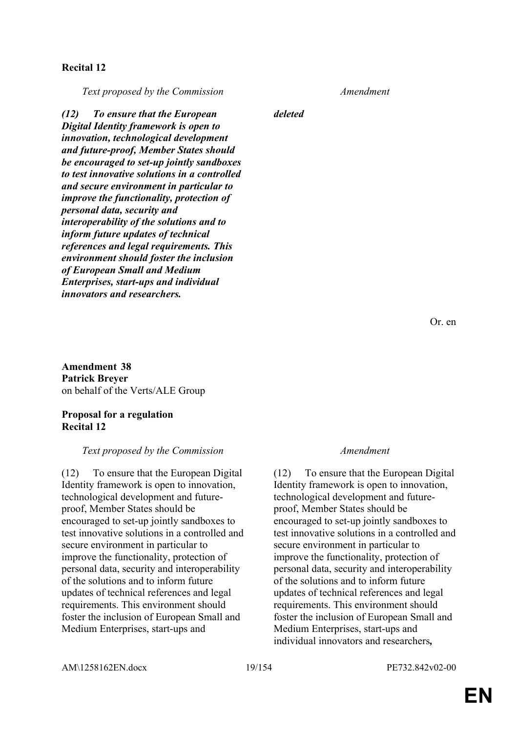**Recital 12**

| *Text proposed by the Commission* | *Amendment* |
|---|---|
| ***(12) To ensure that the European Digital Identity framework is open to innovation, technological development and future-proof, Member States should be encouraged to set-up jointly sandboxes to test innovative solutions in a controlled and secure environment in particular to improve the functionality, protection of personal data, security and interoperability of the solutions and to inform future updates of technical references and legal requirements. This environment should foster the inclusion of European Small and Medium Enterprises, start-ups and individual innovators and researchers.*** | ***deleted*** |

Or. en

**Amendment 38**
**Patrick Breyer**
on behalf of the Verts/ALE Group

**Proposal for a regulation**
**Recital 12**

| *Text proposed by the Commission* | *Amendment* |
|---|---|
| (12) To ensure that the European Digital Identity framework is open to innovation, technological development and future-proof, Member States should be encouraged to set-up jointly sandboxes to test innovative solutions in a controlled and secure environment in particular to improve the functionality, protection of personal data, security and interoperability of the solutions and to inform future updates of technical references and legal requirements. This environment should foster the inclusion of European Small and Medium Enterprises, start-ups and | (12) To ensure that the European Digital Identity framework is open to innovation, technological development and future-proof, Member States should be encouraged to set-up jointly sandboxes to test innovative solutions in a controlled and secure environment in particular to improve the functionality, protection of personal data, security and interoperability of the solutions and to inform future updates of technical references and legal requirements. This environment should foster the inclusion of European Small and Medium Enterprises, start-ups and individual innovators and researchers***,*** |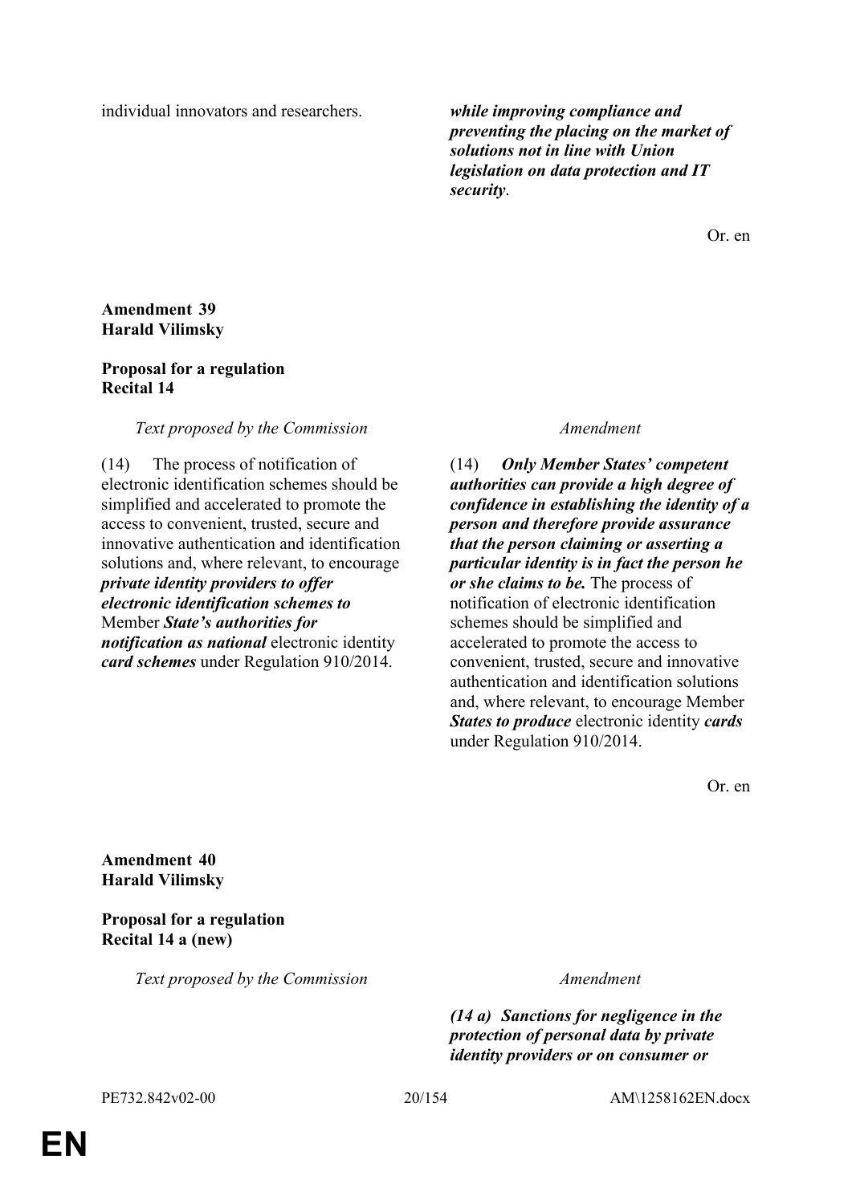| | |
|---|---|
| individual innovators and researchers. | ***while improving compliance and preventing the placing on the market of solutions not in line with Union legislation on data protection and IT security***. |

Or. en

**Amendment 39**
**Harald Vilimsky**

**Proposal for a regulation**
**Recital 14**

| *Text proposed by the Commission* | *Amendment* |
|---|---|
| (14) The process of notification of electronic identification schemes should be simplified and accelerated to promote the access to convenient, trusted, secure and innovative authentication and identification solutions and, where relevant, to encourage ***private identity providers to offer electronic identification schemes to*** Member ***State's authorities for notification as national*** electronic identity ***card schemes*** under Regulation 910/2014. | (14) ***Only Member States' competent authorities can provide a high degree of confidence in establishing the identity of a person and therefore provide assurance that the person claiming or asserting a particular identity is in fact the person he or she claims to be.*** The process of notification of electronic identification schemes should be simplified and accelerated to promote the access to convenient, trusted, secure and innovative authentication and identification solutions and, where relevant, to encourage Member ***States to produce*** electronic identity ***cards*** under Regulation 910/2014. |

Or. en

**Amendment 40**
**Harald Vilimsky**

**Proposal for a regulation**
**Recital 14 a (new)**

| *Text proposed by the Commission* | *Amendment* |
|---|---|
| | ***(14 a) Sanctions for negligence in the protection of personal data by private identity providers or on consumer or*** |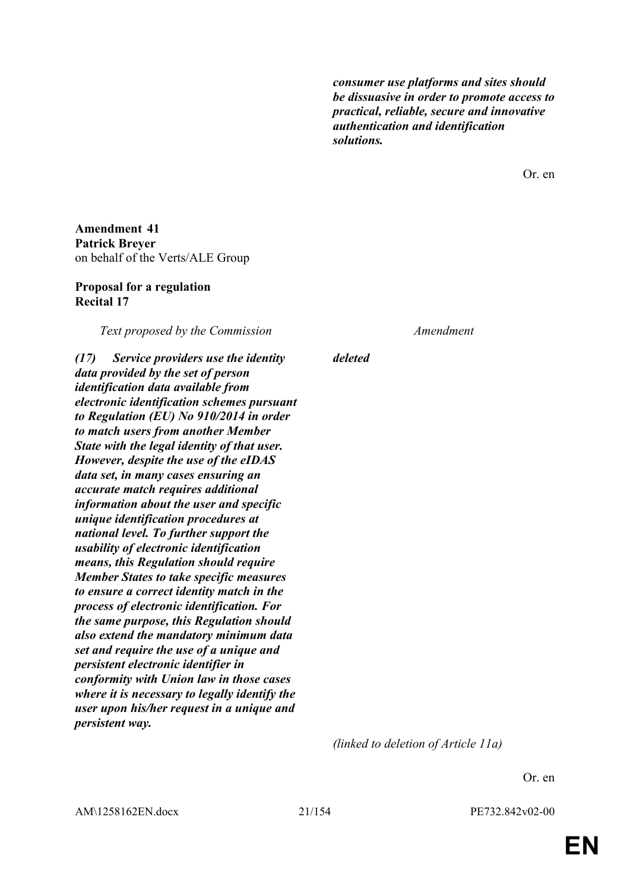| | |
|---|---|
| | ***consumer use platforms and sites should be dissuasive in order to promote access to practical, reliable, secure and innovative authentication and identification solutions.*** |

Or. en

**Amendment 41**
**Patrick Breyer**
on behalf of the Verts/ALE Group

**Proposal for a regulation**
**Recital 17**

| *Text proposed by the Commission* | *Amendment* |
|---|---|
| ***(17) Service providers use the identity data provided by the set of person identification data available from electronic identification schemes pursuant to Regulation (EU) No 910/2014 in order to match users from another Member State with the legal identity of that user. However, despite the use of the eIDAS data set, in many cases ensuring an accurate match requires additional information about the user and specific unique identification procedures at national level. To further support the usability of electronic identification means, this Regulation should require Member States to take specific measures to ensure a correct identity match in the process of electronic identification. For the same purpose, this Regulation should also extend the mandatory minimum data set and require the use of a unique and persistent electronic identifier in conformity with Union law in those cases where it is necessary to legally identify the user upon his/her request in a unique and persistent way.*** | ***deleted*** |
| | *(linked to deletion of Article 11a)* |

Or. en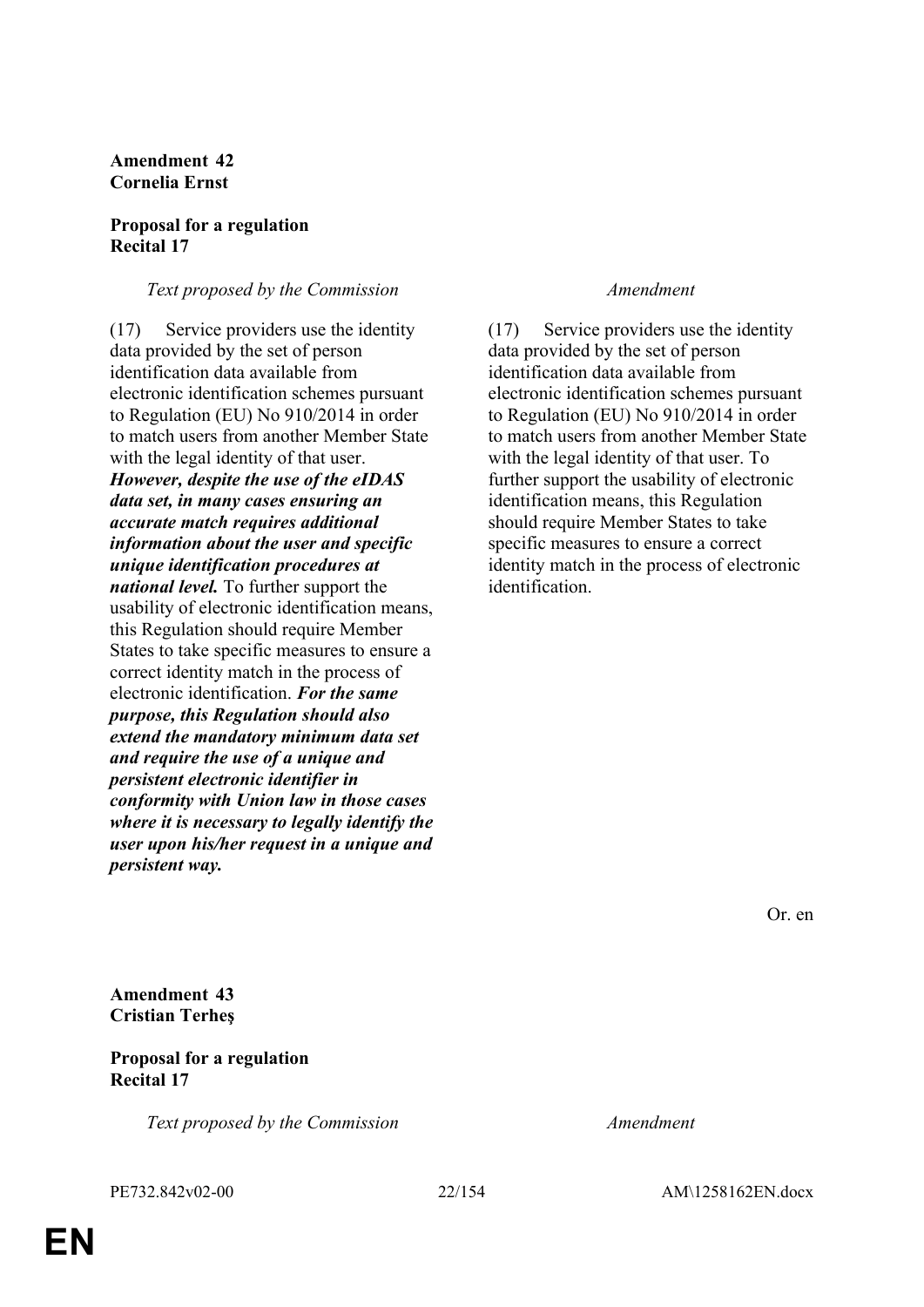**Amendment 42**
**Cornelia Ernst**

**Proposal for a regulation**
**Recital 17**

| *Text proposed by the Commission* | *Amendment* |
|---|---|
| (17) Service providers use the identity data provided by the set of person identification data available from electronic identification schemes pursuant to Regulation (EU) No 910/2014 in order to match users from another Member State with the legal identity of that user. ***However, despite the use of the eIDAS data set, in many cases ensuring an accurate match requires additional information about the user and specific unique identification procedures at national level.*** To further support the usability of electronic identification means, this Regulation should require Member States to take specific measures to ensure a correct identity match in the process of electronic identification. ***For the same purpose, this Regulation should also extend the mandatory minimum data set and require the use of a unique and persistent electronic identifier in conformity with Union law in those cases where it is necessary to legally identify the user upon his/her request in a unique and persistent way.*** | (17) Service providers use the identity data provided by the set of person identification data available from electronic identification schemes pursuant to Regulation (EU) No 910/2014 in order to match users from another Member State with the legal identity of that user. To further support the usability of electronic identification means, this Regulation should require Member States to take specific measures to ensure a correct identity match in the process of electronic identification. |

Or. en

**Amendment 43**
**Cristian Terheş**

**Proposal for a regulation**
**Recital 17**

| *Text proposed by the Commission* | *Amendment* |
|---|---|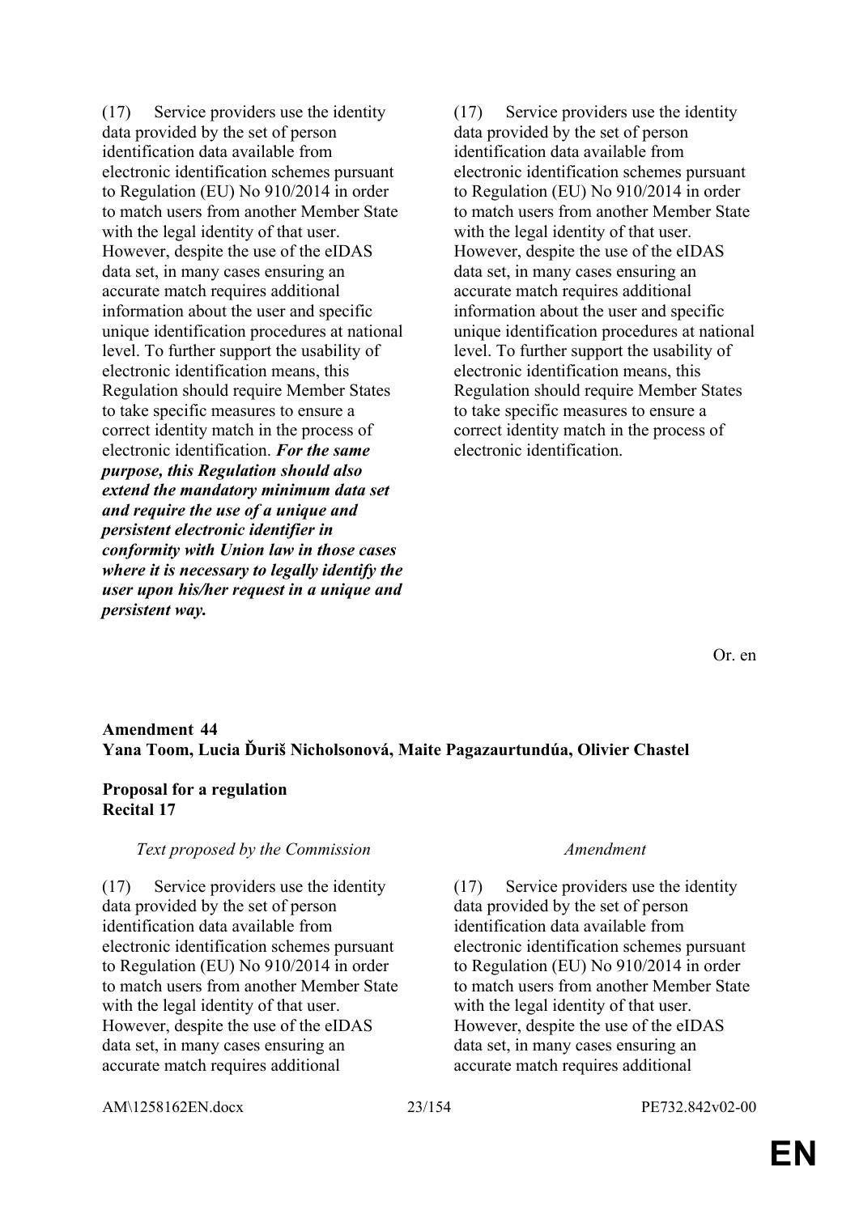| | |
|---|---|
| (17) Service providers use the identity data provided by the set of person identification data available from electronic identification schemes pursuant to Regulation (EU) No 910/2014 in order to match users from another Member State with the legal identity of that user. However, despite the use of the eIDAS data set, in many cases ensuring an accurate match requires additional information about the user and specific unique identification procedures at national level. To further support the usability of electronic identification means, this Regulation should require Member States to take specific measures to ensure a correct identity match in the process of electronic identification. ***For the same purpose, this Regulation should also extend the mandatory minimum data set and require the use of a unique and persistent electronic identifier in conformity with Union law in those cases where it is necessary to legally identify the user upon his/her request in a unique and persistent way.*** | (17) Service providers use the identity data provided by the set of person identification data available from electronic identification schemes pursuant to Regulation (EU) No 910/2014 in order to match users from another Member State with the legal identity of that user. However, despite the use of the eIDAS data set, in many cases ensuring an accurate match requires additional information about the user and specific unique identification procedures at national level. To further support the usability of electronic identification means, this Regulation should require Member States to take specific measures to ensure a correct identity match in the process of electronic identification. |

Or. en

**Amendment 44**
**Yana Toom, Lucia Ďuriš Nicholsonová, Maite Pagazaurtundúa, Olivier Chastel**

**Proposal for a regulation**
**Recital 17**

| *Text proposed by the Commission* | *Amendment* |
|---|---|
| (17) Service providers use the identity data provided by the set of person identification data available from electronic identification schemes pursuant to Regulation (EU) No 910/2014 in order to match users from another Member State with the legal identity of that user. However, despite the use of the eIDAS data set, in many cases ensuring an accurate match requires additional | (17) Service providers use the identity data provided by the set of person identification data available from electronic identification schemes pursuant to Regulation (EU) No 910/2014 in order to match users from another Member State with the legal identity of that user. However, despite the use of the eIDAS data set, in many cases ensuring an accurate match requires additional |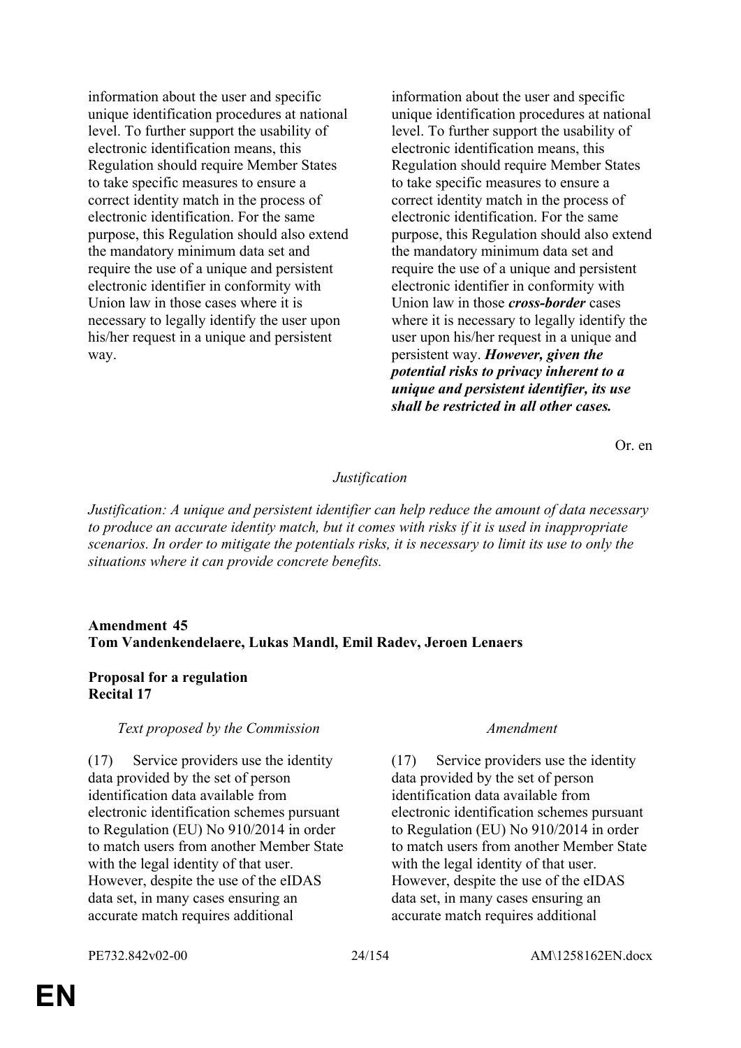| | |
|---|---|
| information about the user and specific unique identification procedures at national level. To further support the usability of electronic identification means, this Regulation should require Member States to take specific measures to ensure a correct identity match in the process of electronic identification. For the same purpose, this Regulation should also extend the mandatory minimum data set and require the use of a unique and persistent electronic identifier in conformity with Union law in those cases where it is necessary to legally identify the user upon his/her request in a unique and persistent way. | information about the user and specific unique identification procedures at national level. To further support the usability of electronic identification means, this Regulation should require Member States to take specific measures to ensure a correct identity match in the process of electronic identification. For the same purpose, this Regulation should also extend the mandatory minimum data set and require the use of a unique and persistent electronic identifier in conformity with Union law in those ***cross-border*** cases where it is necessary to legally identify the user upon his/her request in a unique and persistent way. ***However, given the potential risks to privacy inherent to a unique and persistent identifier, its use shall be restricted in all other cases.*** |

Or. en

*Justification*

*Justification: A unique and persistent identifier can help reduce the amount of data necessary to produce an accurate identity match, but it comes with risks if it is used in inappropriate scenarios. In order to mitigate the potentials risks, it is necessary to limit its use to only the situations where it can provide concrete benefits.*

**Amendment 45**
**Tom Vandenkendelaere, Lukas Mandl, Emil Radev, Jeroen Lenaers**

**Proposal for a regulation**
**Recital 17**

| *Text proposed by the Commission* | *Amendment* |
|---|---|
| (17) Service providers use the identity data provided by the set of person identification data available from electronic identification schemes pursuant to Regulation (EU) No 910/2014 in order to match users from another Member State with the legal identity of that user. However, despite the use of the eIDAS data set, in many cases ensuring an accurate match requires additional | (17) Service providers use the identity data provided by the set of person identification data available from electronic identification schemes pursuant to Regulation (EU) No 910/2014 in order to match users from another Member State with the legal identity of that user. However, despite the use of the eIDAS data set, in many cases ensuring an accurate match requires additional |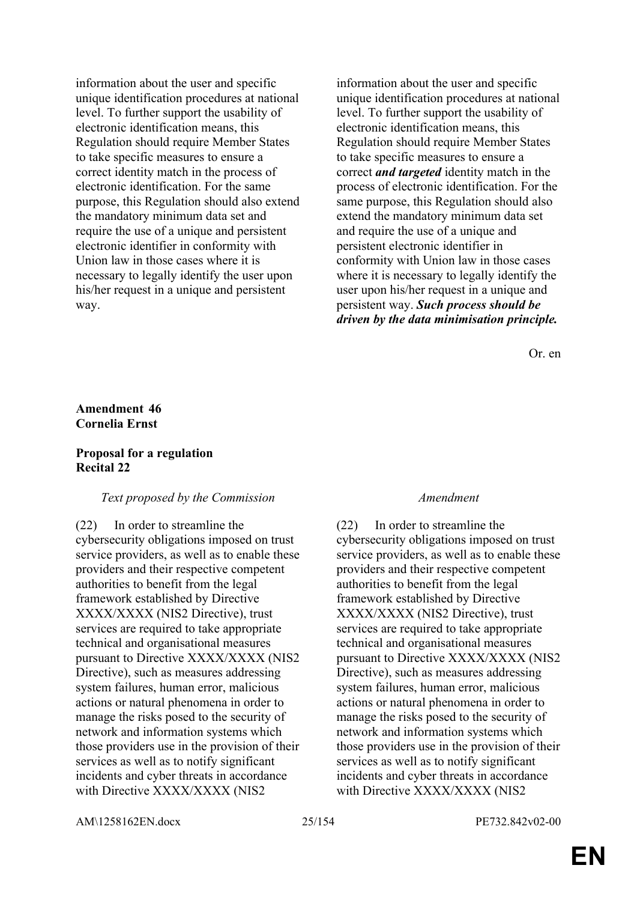| | |
|---|---|
| information about the user and specific unique identification procedures at national level. To further support the usability of electronic identification means, this Regulation should require Member States to take specific measures to ensure a correct identity match in the process of electronic identification. For the same purpose, this Regulation should also extend the mandatory minimum data set and require the use of a unique and persistent electronic identifier in conformity with Union law in those cases where it is necessary to legally identify the user upon his/her request in a unique and persistent way. | information about the user and specific unique identification procedures at national level. To further support the usability of electronic identification means, this Regulation should require Member States to take specific measures to ensure a correct ***and targeted*** identity match in the process of electronic identification. For the same purpose, this Regulation should also extend the mandatory minimum data set and require the use of a unique and persistent electronic identifier in conformity with Union law in those cases where it is necessary to legally identify the user upon his/her request in a unique and persistent way. ***Such process should be driven by the data minimisation principle.*** |

Or. en

**Amendment 46**
**Cornelia Ernst**

**Proposal for a regulation**
**Recital 22**

| *Text proposed by the Commission* | *Amendment* |
|---|---|
| (22) In order to streamline the cybersecurity obligations imposed on trust service providers, as well as to enable these providers and their respective competent authorities to benefit from the legal framework established by Directive XXXX/XXXX (NIS2 Directive), trust services are required to take appropriate technical and organisational measures pursuant to Directive XXXX/XXXX (NIS2 Directive), such as measures addressing system failures, human error, malicious actions or natural phenomena in order to manage the risks posed to the security of network and information systems which those providers use in the provision of their services as well as to notify significant incidents and cyber threats in accordance with Directive XXXX/XXXX (NIS2 | (22) In order to streamline the cybersecurity obligations imposed on trust service providers, as well as to enable these providers and their respective competent authorities to benefit from the legal framework established by Directive XXXX/XXXX (NIS2 Directive), trust services are required to take appropriate technical and organisational measures pursuant to Directive XXXX/XXXX (NIS2 Directive), such as measures addressing system failures, human error, malicious actions or natural phenomena in order to manage the risks posed to the security of network and information systems which those providers use in the provision of their services as well as to notify significant incidents and cyber threats in accordance with Directive XXXX/XXXX (NIS2 |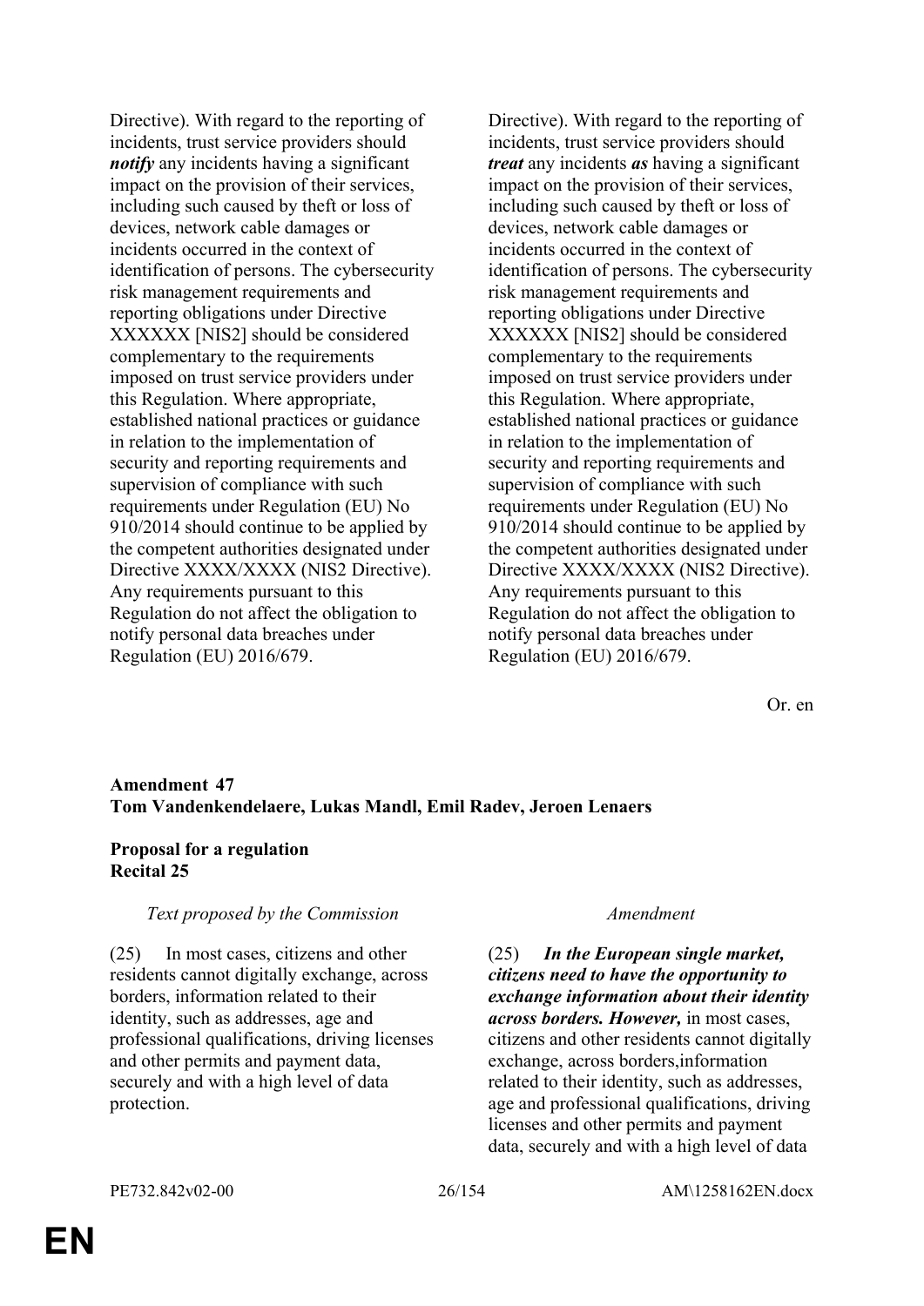| | |
|---|---|
| Directive). With regard to the reporting of incidents, trust service providers should ***notify*** any incidents having a significant impact on the provision of their services, including such caused by theft or loss of devices, network cable damages or incidents occurred in the context of identification of persons. The cybersecurity risk management requirements and reporting obligations under Directive XXXXXX [NIS2] should be considered complementary to the requirements imposed on trust service providers under this Regulation. Where appropriate, established national practices or guidance in relation to the implementation of security and reporting requirements and supervision of compliance with such requirements under Regulation (EU) No 910/2014 should continue to be applied by the competent authorities designated under Directive XXXX/XXXX (NIS2 Directive). Any requirements pursuant to this Regulation do not affect the obligation to notify personal data breaches under Regulation (EU) 2016/679. | Directive). With regard to the reporting of incidents, trust service providers should ***treat*** any incidents ***as*** having a significant impact on the provision of their services, including such caused by theft or loss of devices, network cable damages or incidents occurred in the context of identification of persons. The cybersecurity risk management requirements and reporting obligations under Directive XXXXXX [NIS2] should be considered complementary to the requirements imposed on trust service providers under this Regulation. Where appropriate, established national practices or guidance in relation to the implementation of security and reporting requirements and supervision of compliance with such requirements under Regulation (EU) No 910/2014 should continue to be applied by the competent authorities designated under Directive XXXX/XXXX (NIS2 Directive). Any requirements pursuant to this Regulation do not affect the obligation to notify personal data breaches under Regulation (EU) 2016/679. |

Or. en

**Amendment 47**
**Tom Vandenkendelaere, Lukas Mandl, Emil Radev, Jeroen Lenaers**

**Proposal for a regulation**
**Recital 25**

| *Text proposed by the Commission* | *Amendment* |
|---|---|
| (25) In most cases, citizens and other residents cannot digitally exchange, across borders, information related to their identity, such as addresses, age and professional qualifications, driving licenses and other permits and payment data, securely and with a high level of data protection. | (25) ***In the European single market, citizens need to have the opportunity to exchange information about their identity across borders. However,*** in most cases, citizens and other residents cannot digitally exchange, across borders,information related to their identity, such as addresses, age and professional qualifications, driving licenses and other permits and payment data, securely and with a high level of data |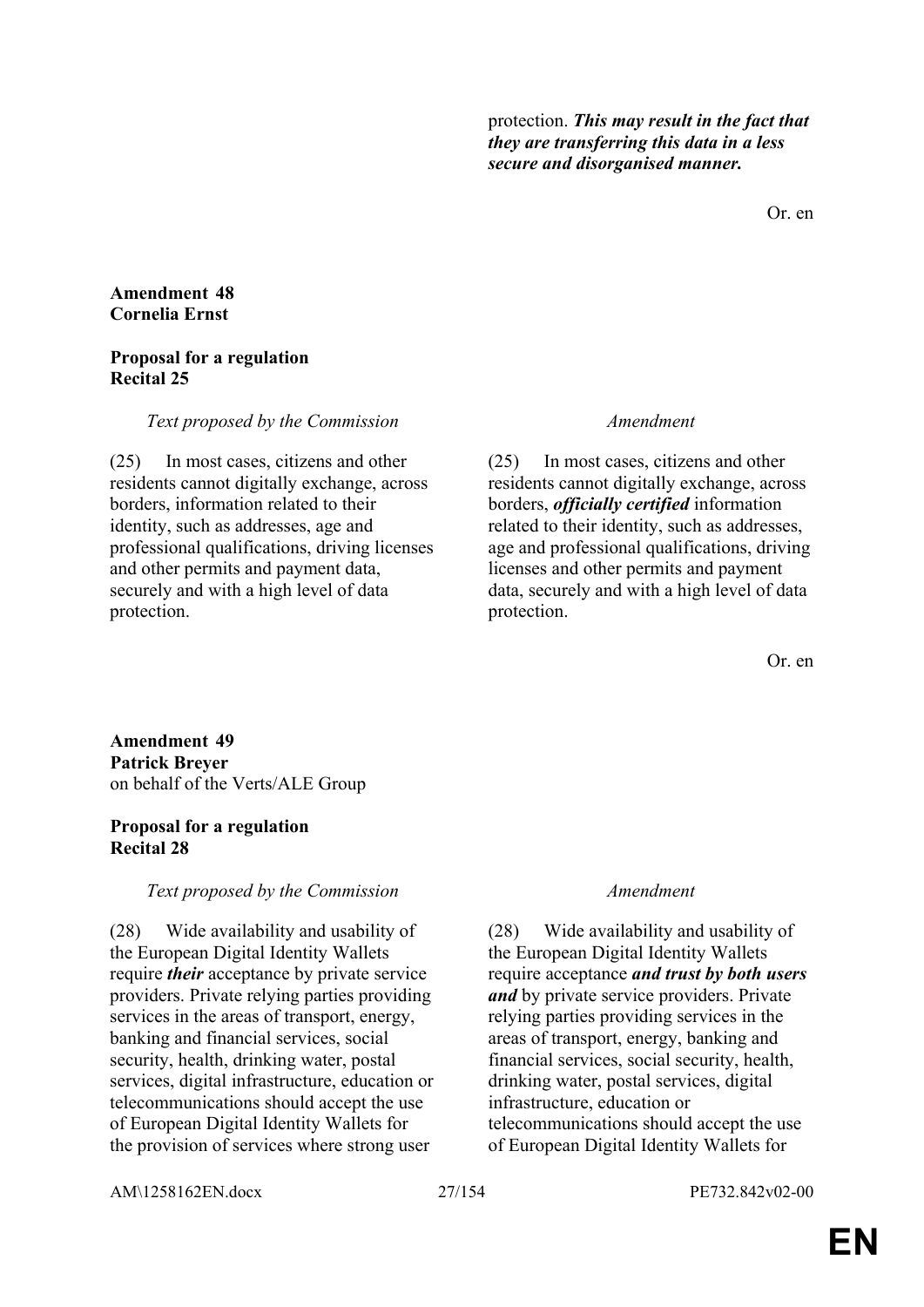| | |
|---|---|
| | protection. ***This may result in the fact that they are transferring this data in a less secure and disorganised manner.*** |

Or. en

**Amendment 48**
**Cornelia Ernst**

**Proposal for a regulation**
**Recital 25**

| *Text proposed by the Commission* | *Amendment* |
|---|---|
| (25) In most cases, citizens and other residents cannot digitally exchange, across borders, information related to their identity, such as addresses, age and professional qualifications, driving licenses and other permits and payment data, securely and with a high level of data protection. | (25) In most cases, citizens and other residents cannot digitally exchange, across borders, ***officially certified*** information related to their identity, such as addresses, age and professional qualifications, driving licenses and other permits and payment data, securely and with a high level of data protection. |

Or. en

**Amendment 49**
**Patrick Breyer**
on behalf of the Verts/ALE Group

**Proposal for a regulation**
**Recital 28**

| *Text proposed by the Commission* | *Amendment* |
|---|---|
| (28) Wide availability and usability of the European Digital Identity Wallets require ***their*** acceptance by private service providers. Private relying parties providing services in the areas of transport, energy, banking and financial services, social security, health, drinking water, postal services, digital infrastructure, education or telecommunications should accept the use of European Digital Identity Wallets for the provision of services where strong user | (28) Wide availability and usability of the European Digital Identity Wallets require acceptance ***and trust by both users and*** by private service providers. Private relying parties providing services in the areas of transport, energy, banking and financial services, social security, health, drinking water, postal services, digital infrastructure, education or telecommunications should accept the use of European Digital Identity Wallets for |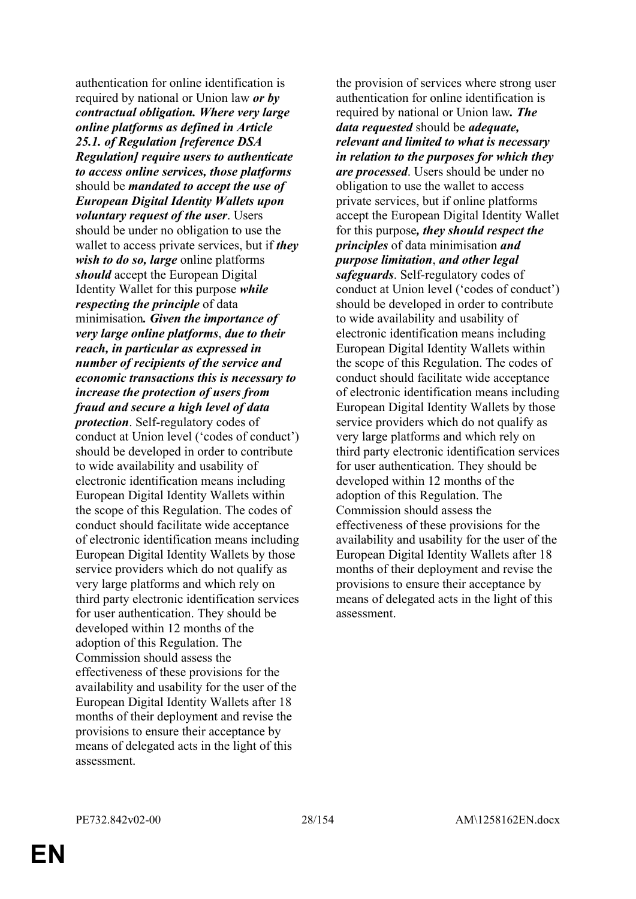| | |
|---|---|
| authentication for online identification is required by national or Union law ***or by contractual obligation. Where very large online platforms as defined in Article 25.1. of Regulation [reference DSA Regulation] require users to authenticate to access online services, those platforms*** should be ***mandated to accept the use of European Digital Identity Wallets upon voluntary request of the user***. Users should be under no obligation to use the wallet to access private services, but if ***they wish to do so, large*** online platforms ***should*** accept the European Digital Identity Wallet for this purpose ***while respecting the principle*** of data minimisation***. Given the importance of very large online platforms***, ***due to their reach, in particular as expressed in number of recipients of the service and economic transactions this is necessary to increase the protection of users from fraud and secure a high level of data protection***. Self-regulatory codes of conduct at Union level ('codes of conduct') should be developed in order to contribute to wide availability and usability of electronic identification means including European Digital Identity Wallets within the scope of this Regulation. The codes of conduct should facilitate wide acceptance of electronic identification means including European Digital Identity Wallets by those service providers which do not qualify as very large platforms and which rely on third party electronic identification services for user authentication. They should be developed within 12 months of the adoption of this Regulation. The Commission should assess the effectiveness of these provisions for the availability and usability for the user of the European Digital Identity Wallets after 18 months of their deployment and revise the provisions to ensure their acceptance by means of delegated acts in the light of this assessment. | the provision of services where strong user authentication for online identification is required by national or Union law***. The data requested*** should be ***adequate, relevant and limited to what is necessary in relation to the purposes for which they are processed***. Users should be under no obligation to use the wallet to access private services, but if online platforms accept the European Digital Identity Wallet for this purpose***, they should respect the principles*** of data minimisation ***and purpose limitation***, ***and other legal safeguards***. Self-regulatory codes of conduct at Union level ('codes of conduct') should be developed in order to contribute to wide availability and usability of electronic identification means including European Digital Identity Wallets within the scope of this Regulation. The codes of conduct should facilitate wide acceptance of electronic identification means including European Digital Identity Wallets by those service providers which do not qualify as very large platforms and which rely on third party electronic identification services for user authentication. They should be developed within 12 months of the adoption of this Regulation. The Commission should assess the effectiveness of these provisions for the availability and usability for the user of the European Digital Identity Wallets after 18 months of their deployment and revise the provisions to ensure their acceptance by means of delegated acts in the light of this assessment. |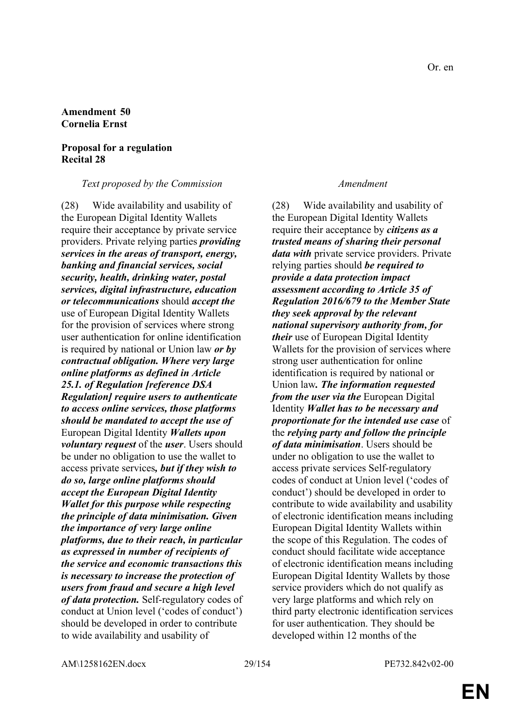Or. en

**Amendment 50**
**Cornelia Ernst**

**Proposal for a regulation**
**Recital 28**

| *Text proposed by the Commission* | *Amendment* |
|---|---|
| (28) Wide availability and usability of the European Digital Identity Wallets require their acceptance by private service providers. Private relying parties ***providing services in the areas of transport, energy, banking and financial services, social security, health, drinking water, postal services, digital infrastructure, education or telecommunications*** should ***accept the*** use of European Digital Identity Wallets for the provision of services where strong user authentication for online identification is required by national or Union law ***or by contractual obligation. Where very large online platforms as defined in Article 25.1. of Regulation [reference DSA Regulation] require users to authenticate to access online services, those platforms should be mandated to accept the use of*** European Digital Identity ***Wallets upon voluntary request*** of the ***user***. Users should be under no obligation to use the wallet to access private services***, but if they wish to do so, large online platforms should accept the European Digital Identity Wallet for this purpose while respecting the principle of data minimisation. Given the importance of very large online platforms, due to their reach, in particular as expressed in number of recipients of the service and economic transactions this is necessary to increase the protection of users from fraud and secure a high level of data protection.*** Self-regulatory codes of conduct at Union level ('codes of conduct') should be developed in order to contribute to wide availability and usability of | (28) Wide availability and usability of the European Digital Identity Wallets require their acceptance by ***citizens as a trusted means of sharing their personal data with*** private service providers. Private relying parties should ***be required to provide a data protection impact assessment according to Article 35 of Regulation 2016/679 to the Member State they seek approval by the relevant national supervisory authority from, for their*** use of European Digital Identity Wallets for the provision of services where strong user authentication for online identification is required by national or Union law***. The information requested from the user via the*** European Digital Identity ***Wallet has to be necessary and proportionate for the intended use case*** of the ***relying party and follow the principle of data minimisation***. Users should be under no obligation to use the wallet to access private services Self-regulatory codes of conduct at Union level ('codes of conduct') should be developed in order to contribute to wide availability and usability of electronic identification means including European Digital Identity Wallets within the scope of this Regulation. The codes of conduct should facilitate wide acceptance of electronic identification means including European Digital Identity Wallets by those service providers which do not qualify as very large platforms and which rely on third party electronic identification services for user authentication. They should be developed within 12 months of the |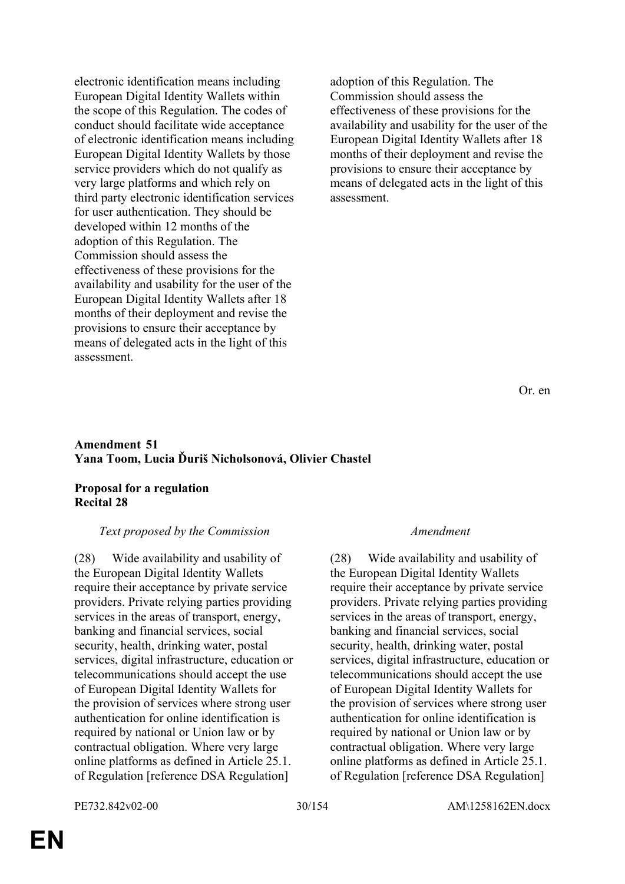electronic identification means including European Digital Identity Wallets within the scope of this Regulation. The codes of conduct should facilitate wide acceptance of electronic identification means including European Digital Identity Wallets by those service providers which do not qualify as very large platforms and which rely on third party electronic identification services for user authentication. They should be developed within 12 months of the adoption of this Regulation. The Commission should assess the effectiveness of these provisions for the availability and usability for the user of the European Digital Identity Wallets after 18 months of their deployment and revise the provisions to ensure their acceptance by means of delegated acts in the light of this assessment.

adoption of this Regulation. The Commission should assess the effectiveness of these provisions for the availability and usability for the user of the European Digital Identity Wallets after 18 months of their deployment and revise the provisions to ensure their acceptance by means of delegated acts in the light of this assessment.

Or. en

**Amendment 51**
**Yana Toom, Lucia Ďuriš Nicholsonová, Olivier Chastel**

**Proposal for a regulation**
**Recital 28**

| *Text proposed by the Commission* | *Amendment* |
| --- | --- |
| (28) Wide availability and usability of the European Digital Identity Wallets require their acceptance by private service providers. Private relying parties providing services in the areas of transport, energy, banking and financial services, social security, health, drinking water, postal services, digital infrastructure, education or telecommunications should accept the use of European Digital Identity Wallets for the provision of services where strong user authentication for online identification is required by national or Union law or by contractual obligation. Where very large online platforms as defined in Article 25.1. of Regulation [reference DSA Regulation] | (28) Wide availability and usability of the European Digital Identity Wallets require their acceptance by private service providers. Private relying parties providing services in the areas of transport, energy, banking and financial services, social security, health, drinking water, postal services, digital infrastructure, education or telecommunications should accept the use of European Digital Identity Wallets for the provision of services where strong user authentication for online identification is required by national or Union law or by contractual obligation. Where very large online platforms as defined in Article 25.1. of Regulation [reference DSA Regulation] |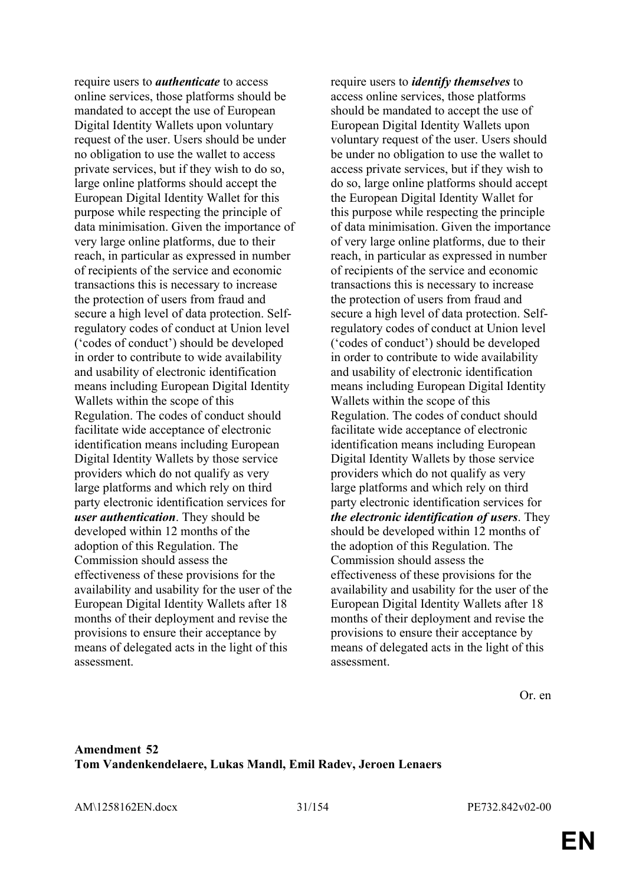| | |
|---|---|
| require users to ***authenticate*** to access online services, those platforms should be mandated to accept the use of European Digital Identity Wallets upon voluntary request of the user. Users should be under no obligation to use the wallet to access private services, but if they wish to do so, large online platforms should accept the European Digital Identity Wallet for this purpose while respecting the principle of data minimisation. Given the importance of very large online platforms, due to their reach, in particular as expressed in number of recipients of the service and economic transactions this is necessary to increase the protection of users from fraud and secure a high level of data protection. Self-regulatory codes of conduct at Union level ('codes of conduct') should be developed in order to contribute to wide availability and usability of electronic identification means including European Digital Identity Wallets within the scope of this Regulation. The codes of conduct should facilitate wide acceptance of electronic identification means including European Digital Identity Wallets by those service providers which do not qualify as very large platforms and which rely on third party electronic identification services for ***user authentication***. They should be developed within 12 months of the adoption of this Regulation. The Commission should assess the effectiveness of these provisions for the availability and usability for the user of the European Digital Identity Wallets after 18 months of their deployment and revise the provisions to ensure their acceptance by means of delegated acts in the light of this assessment. | require users to ***identify themselves*** to access online services, those platforms should be mandated to accept the use of European Digital Identity Wallets upon voluntary request of the user. Users should be under no obligation to use the wallet to access private services, but if they wish to do so, large online platforms should accept the European Digital Identity Wallet for this purpose while respecting the principle of data minimisation. Given the importance of very large online platforms, due to their reach, in particular as expressed in number of recipients of the service and economic transactions this is necessary to increase the protection of users from fraud and secure a high level of data protection. Self-regulatory codes of conduct at Union level ('codes of conduct') should be developed in order to contribute to wide availability and usability of electronic identification means including European Digital Identity Wallets within the scope of this Regulation. The codes of conduct should facilitate wide acceptance of electronic identification means including European Digital Identity Wallets by those service providers which do not qualify as very large platforms and which rely on third party electronic identification services for ***the electronic identification of users***. They should be developed within 12 months of the adoption of this Regulation. The Commission should assess the effectiveness of these provisions for the availability and usability for the user of the European Digital Identity Wallets after 18 months of their deployment and revise the provisions to ensure their acceptance by means of delegated acts in the light of this assessment. |

Or. en

**Amendment 52**
**Tom Vandenkendelaere, Lukas Mandl, Emil Radev, Jeroen Lenaers**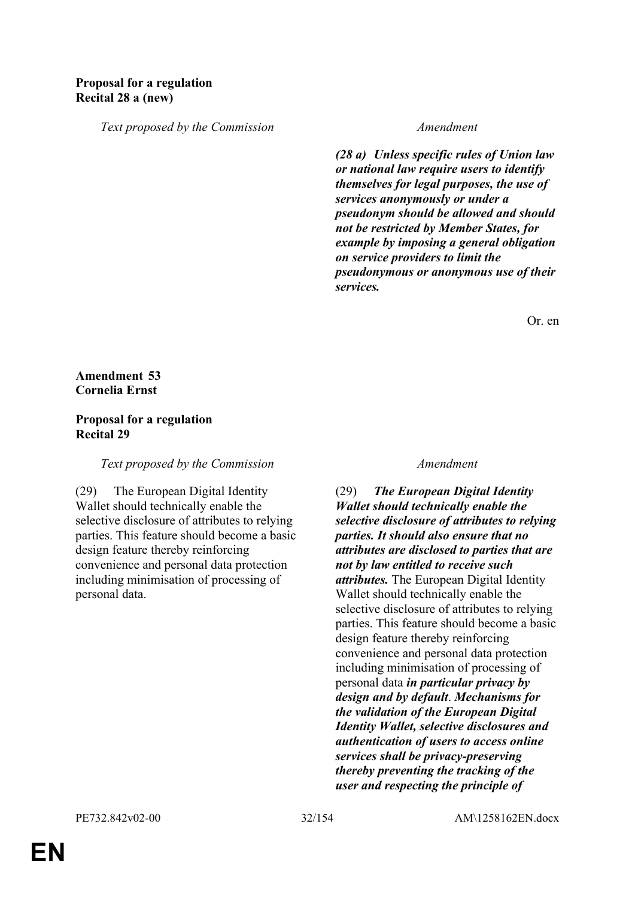**Proposal for a regulation**
**Recital 28 a (new)**

| *Text proposed by the Commission* | *Amendment* |
|---|---|
| | ***(28 a) Unless specific rules of Union law or national law require users to identify themselves for legal purposes, the use of services anonymously or under a pseudonym should be allowed and should not be restricted by Member States, for example by imposing a general obligation on service providers to limit the pseudonymous or anonymous use of their services.*** |

Or. en

**Amendment 53**
**Cornelia Ernst**

**Proposal for a regulation**
**Recital 29**

| *Text proposed by the Commission* | *Amendment* |
|---|---|
| (29) The European Digital Identity Wallet should technically enable the selective disclosure of attributes to relying parties. This feature should become a basic design feature thereby reinforcing convenience and personal data protection including minimisation of processing of personal data. | (29) ***The European Digital Identity Wallet should technically enable the selective disclosure of attributes to relying parties. It should also ensure that no attributes are disclosed to parties that are not by law entitled to receive such attributes.*** The European Digital Identity Wallet should technically enable the selective disclosure of attributes to relying parties. This feature should become a basic design feature thereby reinforcing convenience and personal data protection including minimisation of processing of personal data ***in particular privacy by design and by default***. ***Mechanisms for the validation of the European Digital Identity Wallet, selective disclosures and authentication of users to access online services shall be privacy-preserving thereby preventing the tracking of the user and respecting the principle of*** |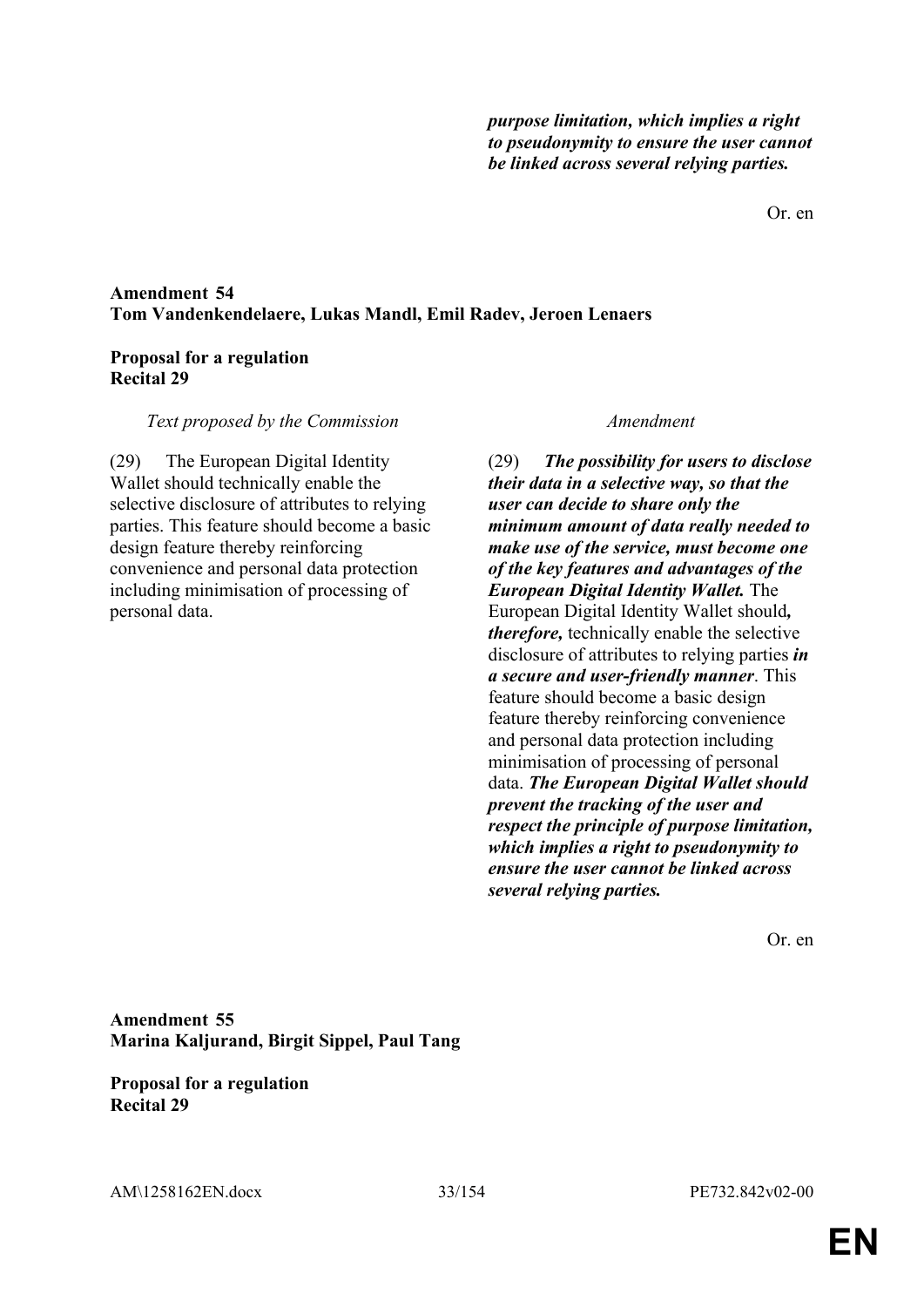*purpose limitation, which implies a right to pseudonymity to ensure the user cannot be linked across several relying parties.*

Or. en

**Amendment 54**
**Tom Vandenkendelaere, Lukas Mandl, Emil Radev, Jeroen Lenaers**

**Proposal for a regulation**
**Recital 29**

| *Text proposed by the Commission* | *Amendment* |
|---|---|
| (29) The European Digital Identity Wallet should technically enable the selective disclosure of attributes to relying parties. This feature should become a basic design feature thereby reinforcing convenience and personal data protection including minimisation of processing of personal data. | (29) ***The possibility for users to disclose their data in a selective way, so that the user can decide to share only the minimum amount of data really needed to make use of the service, must become one of the key features and advantages of the European Digital Identity Wallet.*** The European Digital Identity Wallet should***, therefore,*** technically enable the selective disclosure of attributes to relying parties ***in a secure and user-friendly manner***. This feature should become a basic design feature thereby reinforcing convenience and personal data protection including minimisation of processing of personal data. ***The European Digital Wallet should prevent the tracking of the user and respect the principle of purpose limitation, which implies a right to pseudonymity to ensure the user cannot be linked across several relying parties.*** |

Or. en

**Amendment 55**
**Marina Kaljurand, Birgit Sippel, Paul Tang**

**Proposal for a regulation**
**Recital 29**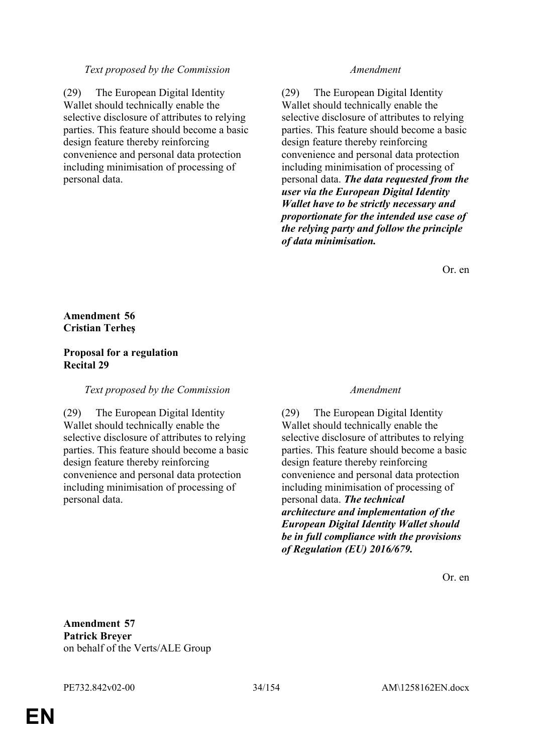| *Text proposed by the Commission* | *Amendment* |
|---|---|
| (29) The European Digital Identity Wallet should technically enable the selective disclosure of attributes to relying parties. This feature should become a basic design feature thereby reinforcing convenience and personal data protection including minimisation of processing of personal data. | (29) The European Digital Identity Wallet should technically enable the selective disclosure of attributes to relying parties. This feature should become a basic design feature thereby reinforcing convenience and personal data protection including minimisation of processing of personal data. ***The data requested from the user via the European Digital Identity Wallet have to be strictly necessary and proportionate for the intended use case of the relying party and follow the principle of data minimisation.*** |

Or. en

**Amendment 56**
**Cristian Terheş**

**Proposal for a regulation**
**Recital 29**

| *Text proposed by the Commission* | *Amendment* |
|---|---|
| (29) The European Digital Identity Wallet should technically enable the selective disclosure of attributes to relying parties. This feature should become a basic design feature thereby reinforcing convenience and personal data protection including minimisation of processing of personal data. | (29) The European Digital Identity Wallet should technically enable the selective disclosure of attributes to relying parties. This feature should become a basic design feature thereby reinforcing convenience and personal data protection including minimisation of processing of personal data. ***The technical architecture and implementation of the European Digital Identity Wallet should be in full compliance with the provisions of Regulation (EU) 2016/679.*** |

Or. en

**Amendment 57**
**Patrick Breyer**
on behalf of the Verts/ALE Group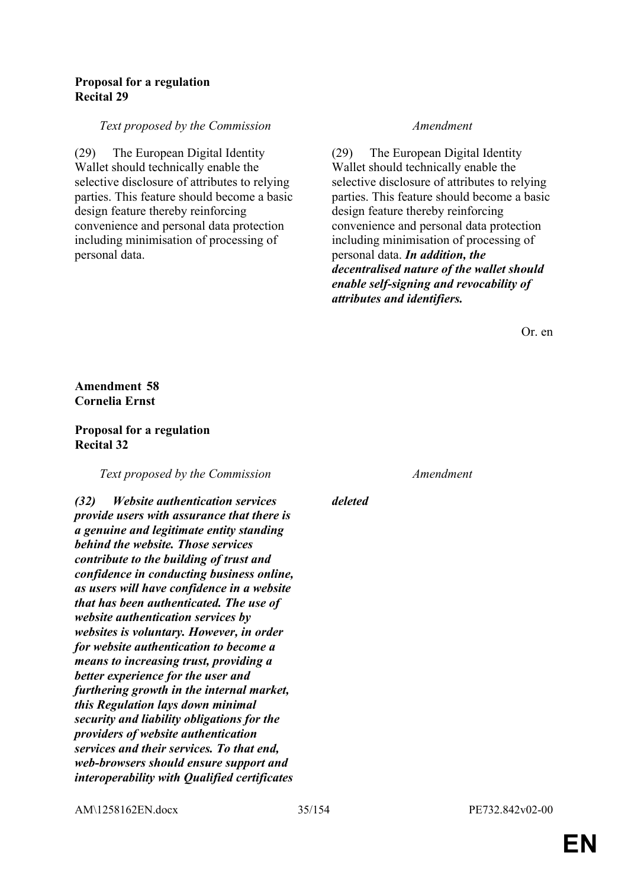**Proposal for a regulation**
**Recital 29**

| Text proposed by the Commission | Amendment |
|---|---|
| (29) The European Digital Identity Wallet should technically enable the selective disclosure of attributes to relying parties. This feature should become a basic design feature thereby reinforcing convenience and personal data protection including minimisation of processing of personal data. | (29) The European Digital Identity Wallet should technically enable the selective disclosure of attributes to relying parties. This feature should become a basic design feature thereby reinforcing convenience and personal data protection including minimisation of processing of personal data. ***In addition, the decentralised nature of the wallet should enable self-signing and revocability of attributes and identifiers.*** |

Or. en

**Amendment 58**
**Cornelia Ernst**

**Proposal for a regulation**
**Recital 32**

| Text proposed by the Commission | Amendment |
|---|---|
| ***(32) Website authentication services provide users with assurance that there is a genuine and legitimate entity standing behind the website. Those services contribute to the building of trust and confidence in conducting business online, as users will have confidence in a website that has been authenticated. The use of website authentication services by websites is voluntary. However, in order for website authentication to become a means to increasing trust, providing a better experience for the user and furthering growth in the internal market, this Regulation lays down minimal security and liability obligations for the providers of website authentication services and their services. To that end, web-browsers should ensure support and interoperability with Qualified certificates*** | ***deleted*** |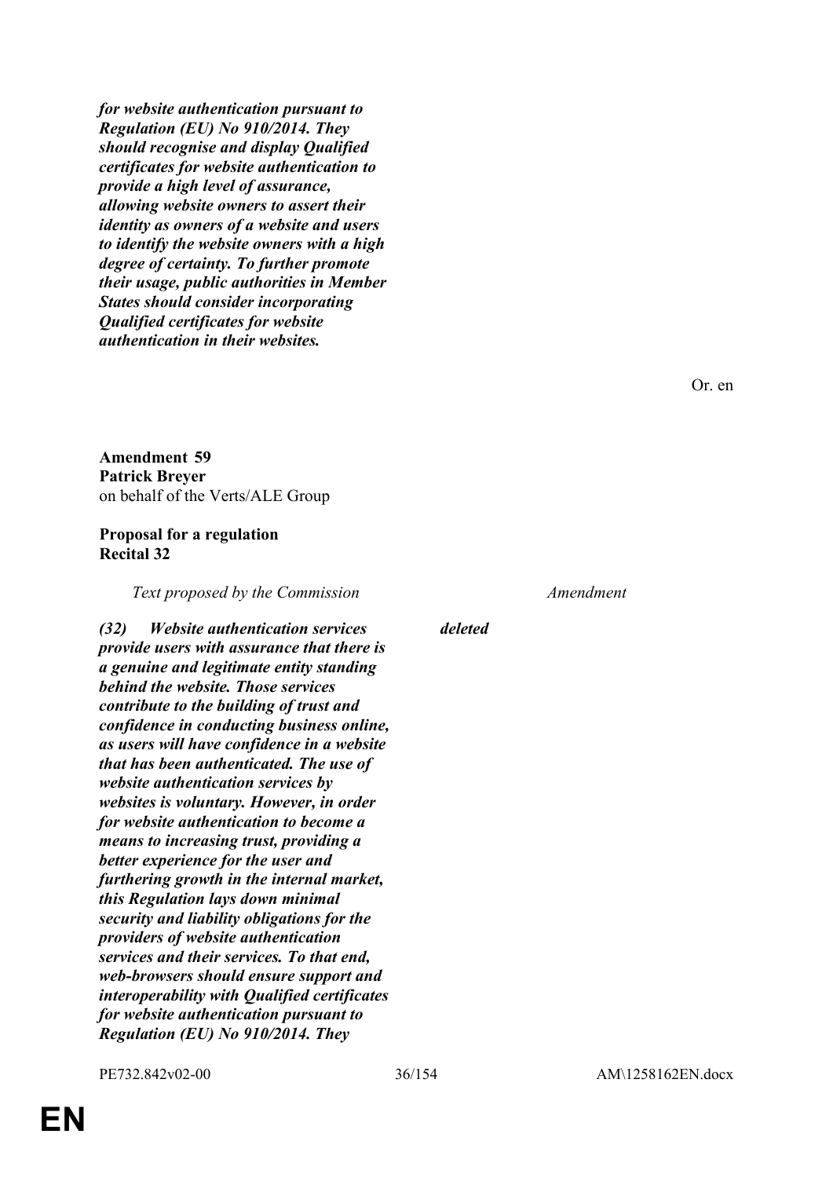***for website authentication pursuant to Regulation (EU) No 910/2014. They should recognise and display Qualified certificates for website authentication to provide a high level of assurance, allowing website owners to assert their identity as owners of a website and users to identify the website owners with a high degree of certainty. To further promote their usage, public authorities in Member States should consider incorporating Qualified certificates for website authentication in their websites.***

Or. en

**Amendment 59**
**Patrick Breyer**
on behalf of the Verts/ALE Group

**Proposal for a regulation**
**Recital 32**

| *Text proposed by the Commission* | *Amendment* |
|---|---|
| ***(32) Website authentication services provide users with assurance that there is a genuine and legitimate entity standing behind the website. Those services contribute to the building of trust and confidence in conducting business online, as users will have confidence in a website that has been authenticated. The use of website authentication services by websites is voluntary. However, in order for website authentication to become a means to increasing trust, providing a better experience for the user and furthering growth in the internal market, this Regulation lays down minimal security and liability obligations for the providers of website authentication services and their services. To that end, web-browsers should ensure support and interoperability with Qualified certificates for website authentication pursuant to Regulation (EU) No 910/2014. They*** | ***deleted*** |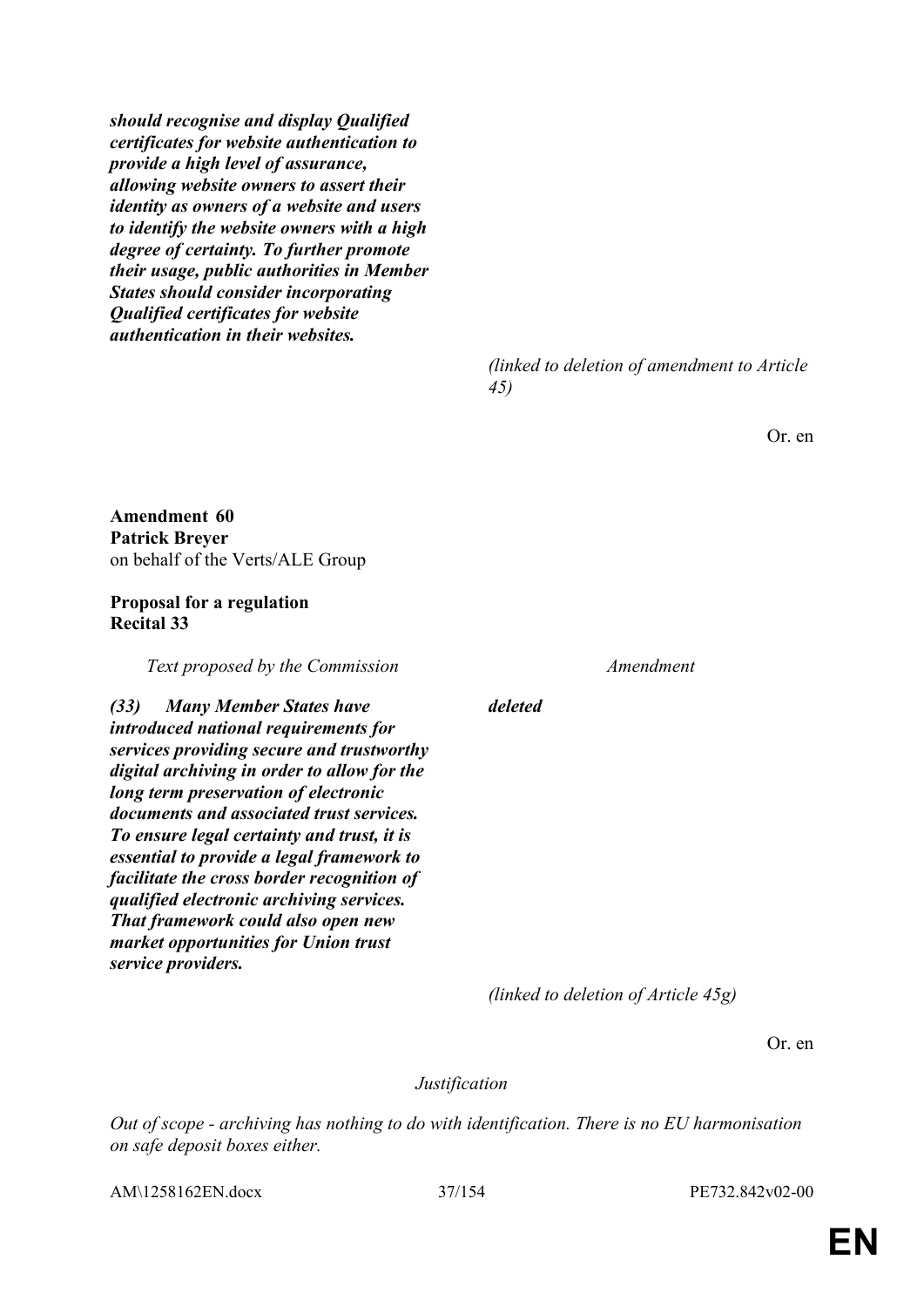| | |
|---|---|
| ***should recognise and display Qualified certificates for website authentication to provide a high level of assurance, allowing website owners to assert their identity as owners of a website and users to identify the website owners with a high degree of certainty. To further promote their usage, public authorities in Member States should consider incorporating Qualified certificates for website authentication in their websites.*** | |

*(linked to deletion of amendment to Article 45)*

Or. en

**Amendment 60**
**Patrick Breyer**
on behalf of the Verts/ALE Group

**Proposal for a regulation**
**Recital 33**

| *Text proposed by the Commission* | *Amendment* |
|---|---|
| ***(33) Many Member States have introduced national requirements for services providing secure and trustworthy digital archiving in order to allow for the long term preservation of electronic documents and associated trust services. To ensure legal certainty and trust, it is essential to provide a legal framework to facilitate the cross border recognition of qualified electronic archiving services. That framework could also open new market opportunities for Union trust service providers.*** | ***deleted*** |

*(linked to deletion of Article 45g)*

Or. en

*Justification*

*Out of scope - archiving has nothing to do with identification. There is no EU harmonisation on safe deposit boxes either.*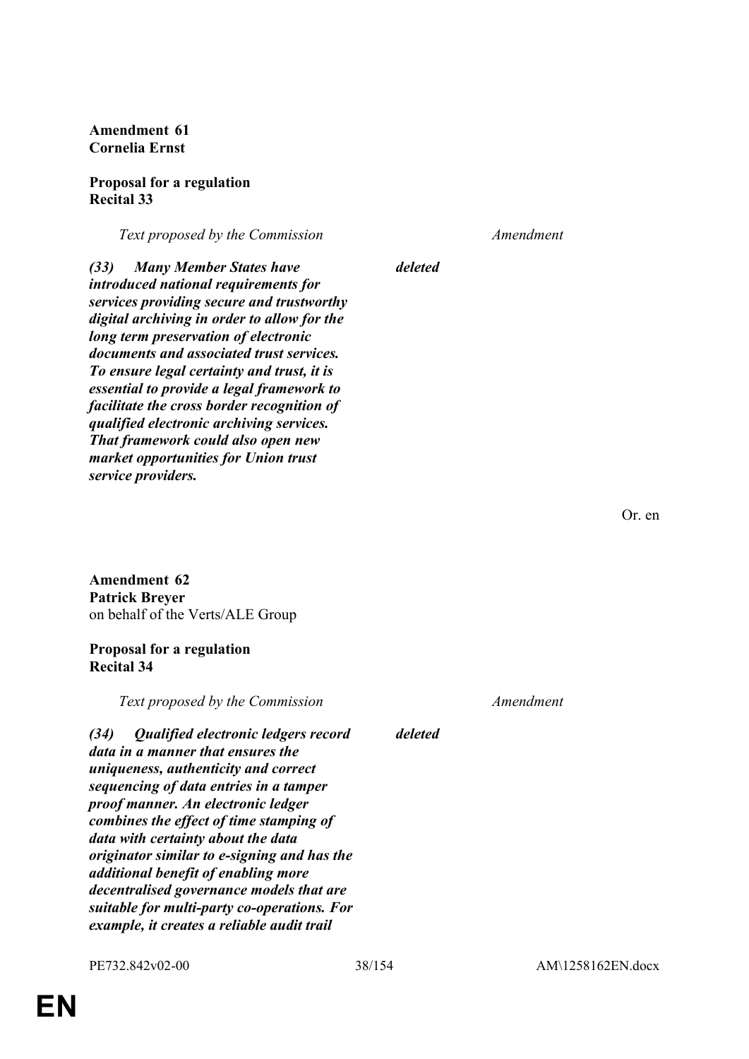**Amendment 61**
**Cornelia Ernst**

**Proposal for a regulation**
**Recital 33**

| *Text proposed by the Commission* | *Amendment* |
|---|---|
| ***(33) Many Member States have introduced national requirements for services providing secure and trustworthy digital archiving in order to allow for the long term preservation of electronic documents and associated trust services. To ensure legal certainty and trust, it is essential to provide a legal framework to facilitate the cross border recognition of qualified electronic archiving services. That framework could also open new market opportunities for Union trust service providers.*** | ***deleted*** |

Or. en

**Amendment 62**
**Patrick Breyer**
on behalf of the Verts/ALE Group

**Proposal for a regulation**
**Recital 34**

| *Text proposed by the Commission* | *Amendment* |
|---|---|
| ***(34) Qualified electronic ledgers record data in a manner that ensures the uniqueness, authenticity and correct sequencing of data entries in a tamper proof manner. An electronic ledger combines the effect of time stamping of data with certainty about the data originator similar to e-signing and has the additional benefit of enabling more decentralised governance models that are suitable for multi-party co-operations. For example, it creates a reliable audit trail*** | ***deleted*** |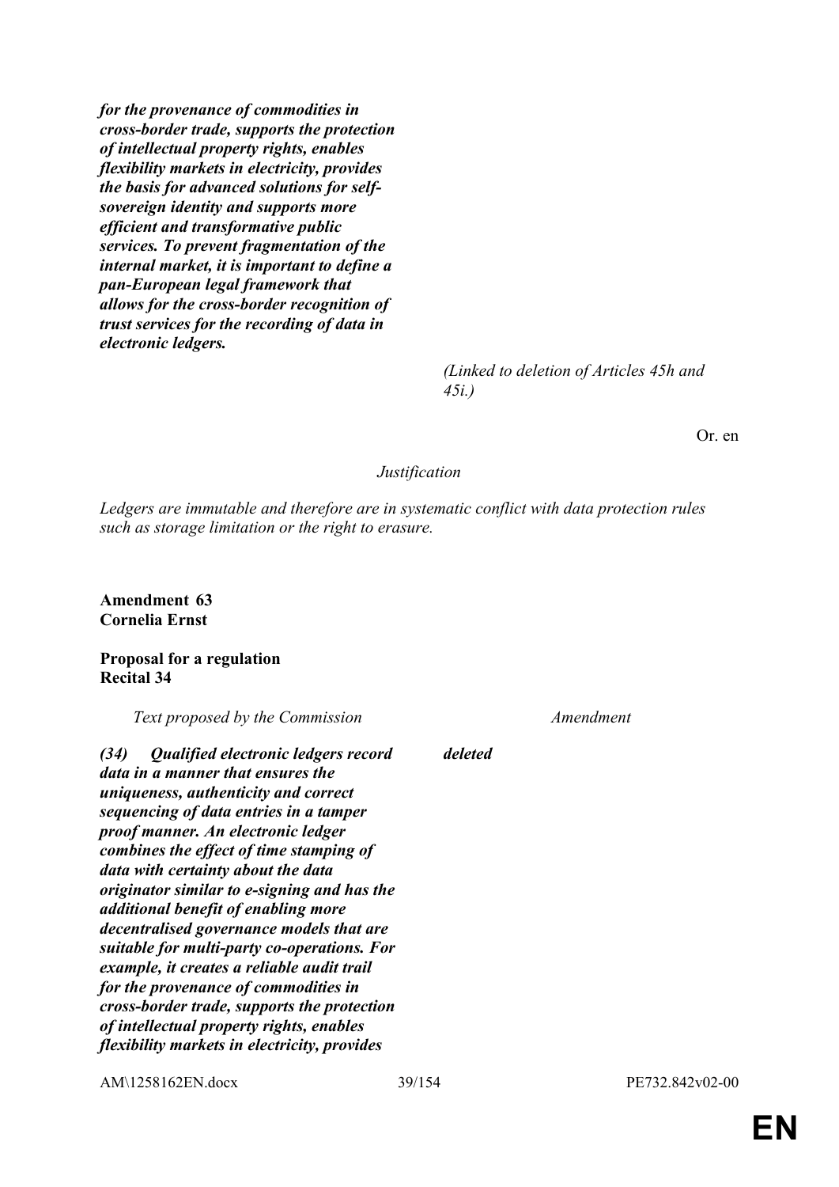| | |
|---|---|
| ***for the provenance of commodities in cross-border trade, supports the protection of intellectual property rights, enables flexibility markets in electricity, provides the basis for advanced solutions for self-sovereign identity and supports more efficient and transformative public services. To prevent fragmentation of the internal market, it is important to define a pan-European legal framework that allows for the cross-border recognition of trust services for the recording of data in electronic ledgers.*** | |
| | *(Linked to deletion of Articles 45h and 45i.)* |

Or. en

*Justification*

*Ledgers are immutable and therefore are in systematic conflict with data protection rules such as storage limitation or the right to erasure.*

**Amendment 63**
**Cornelia Ernst**

**Proposal for a regulation**
**Recital 34**

| *Text proposed by the Commission* | *Amendment* |
|---|---|
| ***(34) Qualified electronic ledgers record data in a manner that ensures the uniqueness, authenticity and correct sequencing of data entries in a tamper proof manner. An electronic ledger combines the effect of time stamping of data with certainty about the data originator similar to e-signing and has the additional benefit of enabling more decentralised governance models that are suitable for multi-party co-operations. For example, it creates a reliable audit trail for the provenance of commodities in cross-border trade, supports the protection of intellectual property rights, enables flexibility markets in electricity, provides*** | ***deleted*** |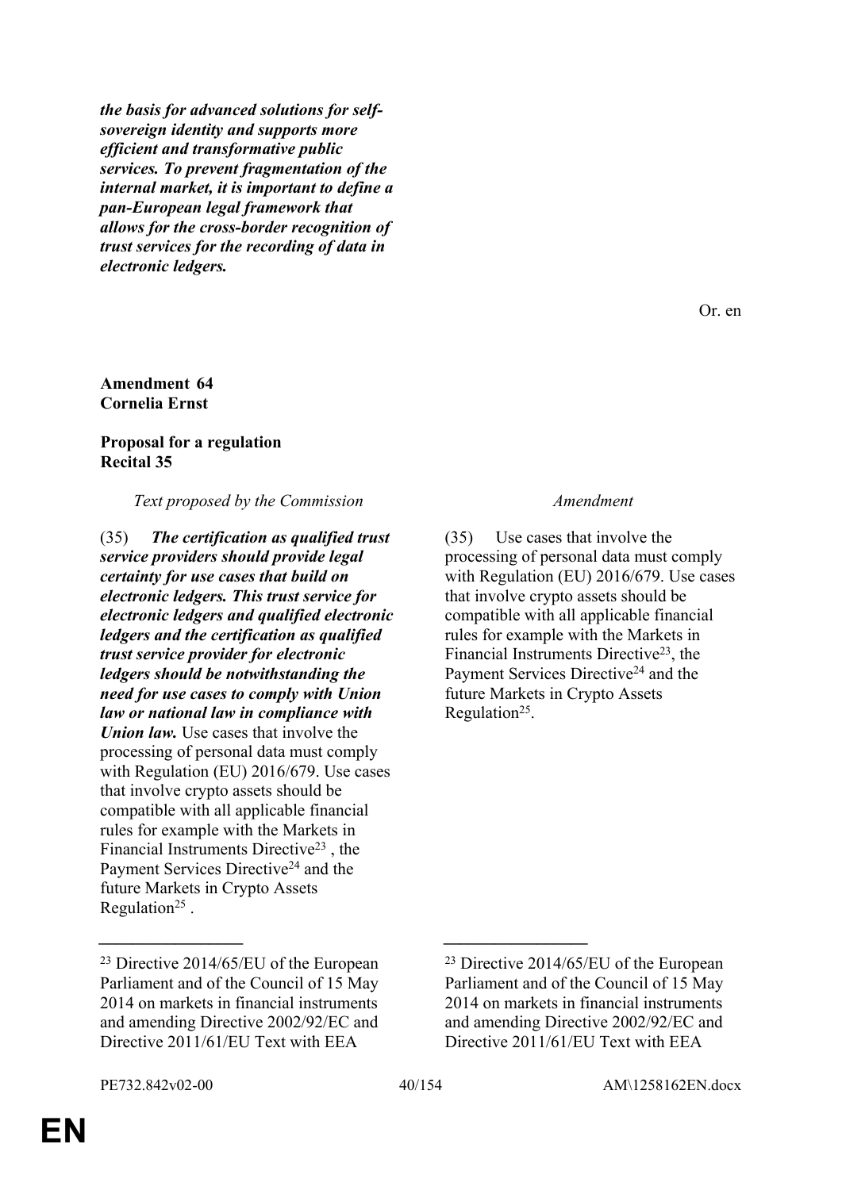***the basis for advanced solutions for self-sovereign identity and supports more efficient and transformative public services. To prevent fragmentation of the internal market, it is important to define a pan-European legal framework that allows for the cross-border recognition of trust services for the recording of data in electronic ledgers.***

Or. en

**Amendment 64**
**Cornelia Ernst**

**Proposal for a regulation**
**Recital 35**

| *Text proposed by the Commission* | *Amendment* |
|---|---|
| (35) ***The certification as qualified trust service providers should provide legal certainty for use cases that build on electronic ledgers. This trust service for electronic ledgers and qualified electronic ledgers and the certification as qualified trust service provider for electronic ledgers should be notwithstanding the need for use cases to comply with Union law or national law in compliance with Union law.*** Use cases that involve the processing of personal data must comply with Regulation (EU) 2016/679. Use cases that involve crypto assets should be compatible with all applicable financial rules for example with the Markets in Financial Instruments Directive[23] , the Payment Services Directive[24] and the future Markets in Crypto Assets Regulation[25] . | (35) Use cases that involve the processing of personal data must comply with Regulation (EU) 2016/679. Use cases that involve crypto assets should be compatible with all applicable financial rules for example with the Markets in Financial Instruments Directive[23], the Payment Services Directive[24] and the future Markets in Crypto Assets Regulation[25]. |
| \_\_\_\_\_\_\_\_\_\_\_\_\_\_\_\_\_\_ | \_\_\_\_\_\_\_\_\_\_\_\_\_\_\_\_\_\_ |
| [23] Directive 2014/65/EU of the European Parliament and of the Council of 15 May 2014 on markets in financial instruments and amending Directive 2002/92/EC and Directive 2011/61/EU Text with EEA | [23] Directive 2014/65/EU of the European Parliament and of the Council of 15 May 2014 on markets in financial instruments and amending Directive 2002/92/EC and Directive 2011/61/EU Text with EEA |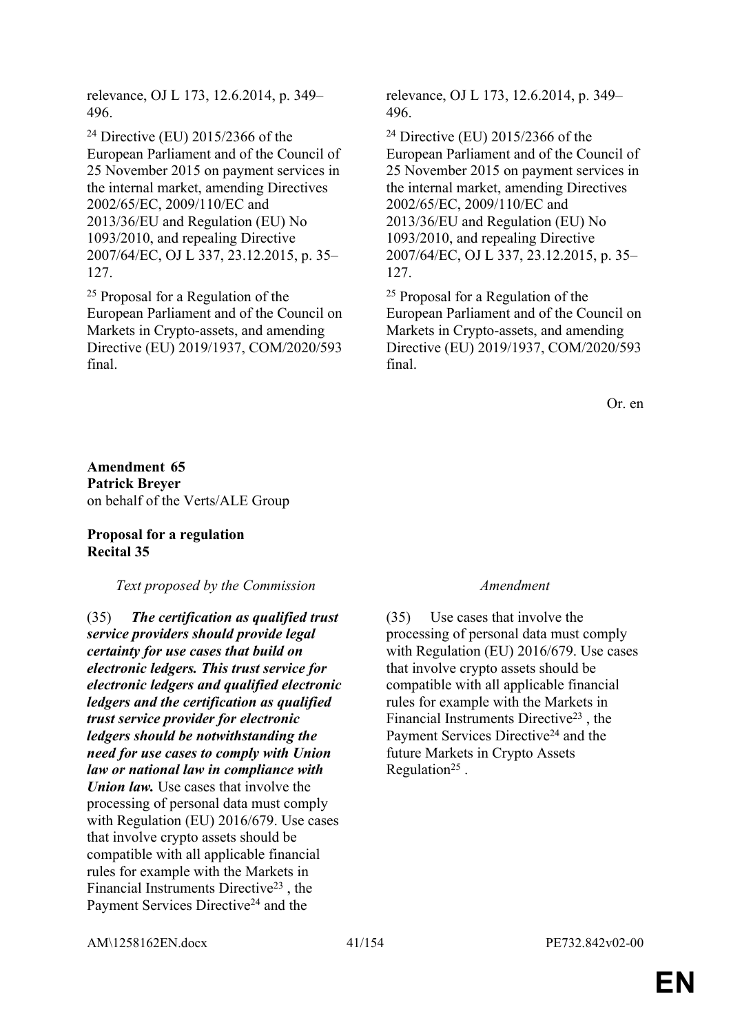relevance, OJ L 173, 12.6.2014, p. 349–496.

[24] Directive (EU) 2015/2366 of the European Parliament and of the Council of 25 November 2015 on payment services in the internal market, amending Directives 2002/65/EC, 2009/110/EC and 2013/36/EU and Regulation (EU) No 1093/2010, and repealing Directive 2007/64/EC, OJ L 337, 23.12.2015, p. 35–127.

[25] Proposal for a Regulation of the European Parliament and of the Council on Markets in Crypto-assets, and amending Directive (EU) 2019/1937, COM/2020/593 final.

| | |
|---|---|
| relevance, OJ L 173, 12.6.2014, p. 349–496. | relevance, OJ L 173, 12.6.2014, p. 349–496. |
| [24] Directive (EU) 2015/2366 of the European Parliament and of the Council of 25 November 2015 on payment services in the internal market, amending Directives 2002/65/EC, 2009/110/EC and 2013/36/EU and Regulation (EU) No 1093/2010, and repealing Directive 2007/64/EC, OJ L 337, 23.12.2015, p. 35–127. | [24] Directive (EU) 2015/2366 of the European Parliament and of the Council of 25 November 2015 on payment services in the internal market, amending Directives 2002/65/EC, 2009/110/EC and 2013/36/EU and Regulation (EU) No 1093/2010, and repealing Directive 2007/64/EC, OJ L 337, 23.12.2015, p. 35–127. |
| [25] Proposal for a Regulation of the European Parliament and of the Council on Markets in Crypto-assets, and amending Directive (EU) 2019/1937, COM/2020/593 final. | [25] Proposal for a Regulation of the European Parliament and of the Council on Markets in Crypto-assets, and amending Directive (EU) 2019/1937, COM/2020/593 final. |

Or. en

**Amendment 65**
**Patrick Breyer**
on behalf of the Verts/ALE Group

**Proposal for a regulation**
**Recital 35**

| *Text proposed by the Commission* | *Amendment* |
|---|---|
| (35) ***The certification as qualified trust service providers should provide legal certainty for use cases that build on electronic ledgers. This trust service for electronic ledgers and qualified electronic ledgers and the certification as qualified trust service provider for electronic ledgers should be notwithstanding the need for use cases to comply with Union law or national law in compliance with Union law.*** Use cases that involve the processing of personal data must comply with Regulation (EU) 2016/679. Use cases that involve crypto assets should be compatible with all applicable financial rules for example with the Markets in Financial Instruments Directive[23], the Payment Services Directive[24] and the | (35) Use cases that involve the processing of personal data must comply with Regulation (EU) 2016/679. Use cases that involve crypto assets should be compatible with all applicable financial rules for example with the Markets in Financial Instruments Directive[23], the Payment Services Directive[24] and the future Markets in Crypto Assets Regulation[25]. |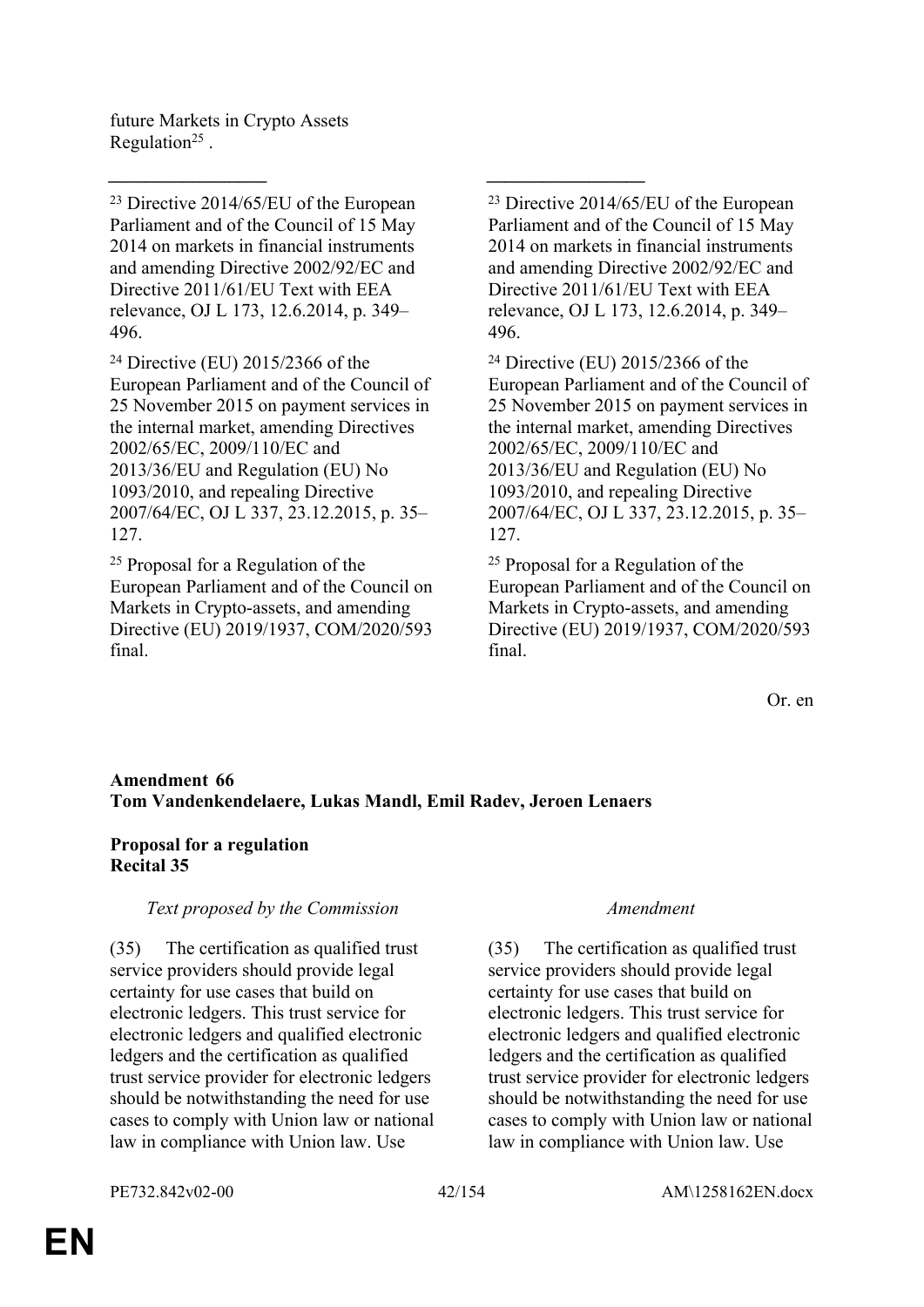| | |
|---|---|
| future Markets in Crypto Assets Regulation[25] . | |
| ________________ | ________________ |
| [23] Directive 2014/65/EU of the European Parliament and of the Council of 15 May 2014 on markets in financial instruments and amending Directive 2002/92/EC and Directive 2011/61/EU Text with EEA relevance, OJ L 173, 12.6.2014, p. 349–496. | [23] Directive 2014/65/EU of the European Parliament and of the Council of 15 May 2014 on markets in financial instruments and amending Directive 2002/92/EC and Directive 2011/61/EU Text with EEA relevance, OJ L 173, 12.6.2014, p. 349–496. |
| [24] Directive (EU) 2015/2366 of the European Parliament and of the Council of 25 November 2015 on payment services in the internal market, amending Directives 2002/65/EC, 2009/110/EC and 2013/36/EU and Regulation (EU) No 1093/2010, and repealing Directive 2007/64/EC, OJ L 337, 23.12.2015, p. 35–127. | [24] Directive (EU) 2015/2366 of the European Parliament and of the Council of 25 November 2015 on payment services in the internal market, amending Directives 2002/65/EC, 2009/110/EC and 2013/36/EU and Regulation (EU) No 1093/2010, and repealing Directive 2007/64/EC, OJ L 337, 23.12.2015, p. 35–127. |
| [25] Proposal for a Regulation of the European Parliament and of the Council on Markets in Crypto-assets, and amending Directive (EU) 2019/1937, COM/2020/593 final. | [25] Proposal for a Regulation of the European Parliament and of the Council on Markets in Crypto-assets, and amending Directive (EU) 2019/1937, COM/2020/593 final. |

Or. en

**Amendment 66**
**Tom Vandenkendelaere, Lukas Mandl, Emil Radev, Jeroen Lenaers**

**Proposal for a regulation**
**Recital 35**

| *Text proposed by the Commission* | *Amendment* |
|---|---|
| (35) The certification as qualified trust service providers should provide legal certainty for use cases that build on electronic ledgers. This trust service for electronic ledgers and qualified electronic ledgers and the certification as qualified trust service provider for electronic ledgers should be notwithstanding the need for use cases to comply with Union law or national law in compliance with Union law. Use | (35) The certification as qualified trust service providers should provide legal certainty for use cases that build on electronic ledgers. This trust service for electronic ledgers and qualified electronic ledgers and the certification as qualified trust service provider for electronic ledgers should be notwithstanding the need for use cases to comply with Union law or national law in compliance with Union law. Use |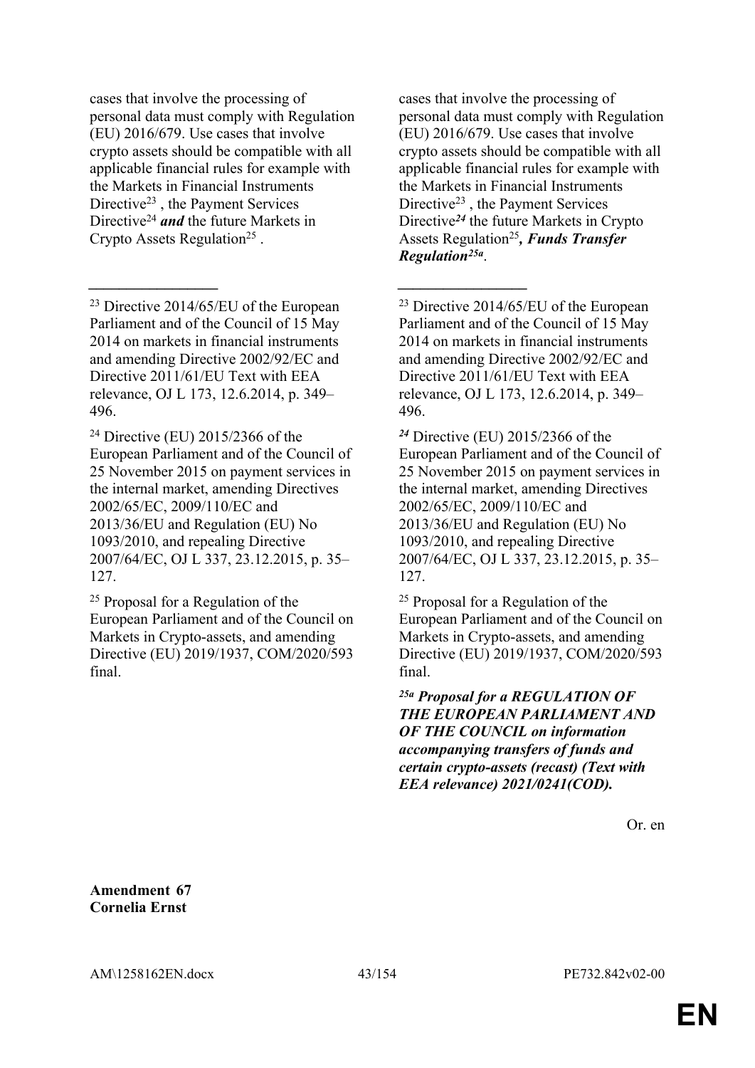| | |
|---|---|
| cases that involve the processing of personal data must comply with Regulation (EU) 2016/679. Use cases that involve crypto assets should be compatible with all applicable financial rules for example with the Markets in Financial Instruments Directive[23] , the Payment Services Directive[24] ***and*** the future Markets in Crypto Assets Regulation[25] . | cases that involve the processing of personal data must comply with Regulation (EU) 2016/679. Use cases that involve crypto assets should be compatible with all applicable financial rules for example with the Markets in Financial Instruments Directive[23] , the Payment Services Directive***[24]*** the future Markets in Crypto Assets Regulation[25]***, Funds Transfer Regulation[25a]***. |
| _________________ | _________________ |
| [23] Directive 2014/65/EU of the European Parliament and of the Council of 15 May 2014 on markets in financial instruments and amending Directive 2002/92/EC and Directive 2011/61/EU Text with EEA relevance, OJ L 173, 12.6.2014, p. 349–496. | [23] Directive 2014/65/EU of the European Parliament and of the Council of 15 May 2014 on markets in financial instruments and amending Directive 2002/92/EC and Directive 2011/61/EU Text with EEA relevance, OJ L 173, 12.6.2014, p. 349–496. |
| [24] Directive (EU) 2015/2366 of the European Parliament and of the Council of 25 November 2015 on payment services in the internal market, amending Directives 2002/65/EC, 2009/110/EC and 2013/36/EU and Regulation (EU) No 1093/2010, and repealing Directive 2007/64/EC, OJ L 337, 23.12.2015, p. 35–127. | ***[24]*** Directive (EU) 2015/2366 of the European Parliament and of the Council of 25 November 2015 on payment services in the internal market, amending Directives 2002/65/EC, 2009/110/EC and 2013/36/EU and Regulation (EU) No 1093/2010, and repealing Directive 2007/64/EC, OJ L 337, 23.12.2015, p. 35–127. |
| [25] Proposal for a Regulation of the European Parliament and of the Council on Markets in Crypto-assets, and amending Directive (EU) 2019/1937, COM/2020/593 final. | [25] Proposal for a Regulation of the European Parliament and of the Council on Markets in Crypto-assets, and amending Directive (EU) 2019/1937, COM/2020/593 final. |
| | ***[25a] Proposal for a REGULATION OF THE EUROPEAN PARLIAMENT AND OF THE COUNCIL on information accompanying transfers of funds and certain crypto-assets (recast) (Text with EEA relevance) 2021/0241(COD).*** |

Or. en

**Amendment 67**
**Cornelia Ernst**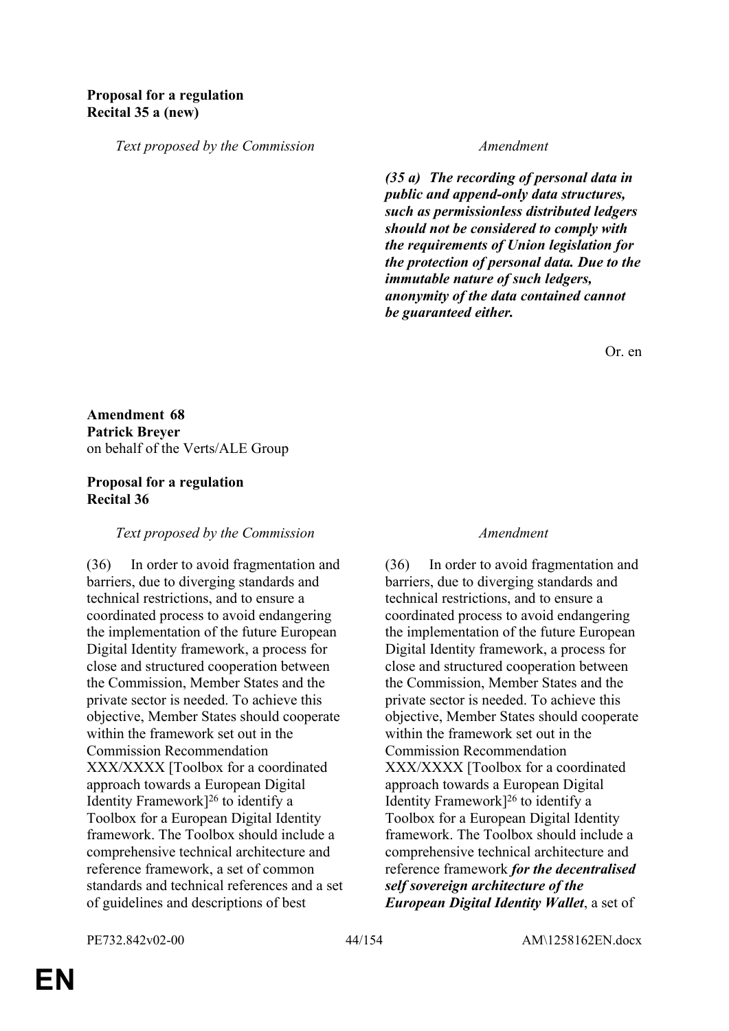**Proposal for a regulation**
**Recital 35 a (new)**

| *Text proposed by the Commission* | *Amendment* |
|---|---|
| | ***(35 a) The recording of personal data in public and append-only data structures, such as permissionless distributed ledgers should not be considered to comply with the requirements of Union legislation for the protection of personal data. Due to the immutable nature of such ledgers, anonymity of the data contained cannot be guaranteed either.*** |

Or. en

**Amendment 68**
**Patrick Breyer**
on behalf of the Verts/ALE Group

**Proposal for a regulation**
**Recital 36**

| *Text proposed by the Commission* | *Amendment* |
|---|---|
| (36) In order to avoid fragmentation and barriers, due to diverging standards and technical restrictions, and to ensure a coordinated process to avoid endangering the implementation of the future European Digital Identity framework, a process for close and structured cooperation between the Commission, Member States and the private sector is needed. To achieve this objective, Member States should cooperate within the framework set out in the Commission Recommendation XXX/XXXX [Toolbox for a coordinated approach towards a European Digital Identity Framework][26] to identify a Toolbox for a European Digital Identity framework. The Toolbox should include a comprehensive technical architecture and reference framework, a set of common standards and technical references and a set of guidelines and descriptions of best | (36) In order to avoid fragmentation and barriers, due to diverging standards and technical restrictions, and to ensure a coordinated process to avoid endangering the implementation of the future European Digital Identity framework, a process for close and structured cooperation between the Commission, Member States and the private sector is needed. To achieve this objective, Member States should cooperate within the framework set out in the Commission Recommendation XXX/XXXX [Toolbox for a coordinated approach towards a European Digital Identity Framework][26] to identify a Toolbox for a European Digital Identity framework. The Toolbox should include a comprehensive technical architecture and reference framework ***for the decentralised self sovereign architecture of the European Digital Identity Wallet***, a set of |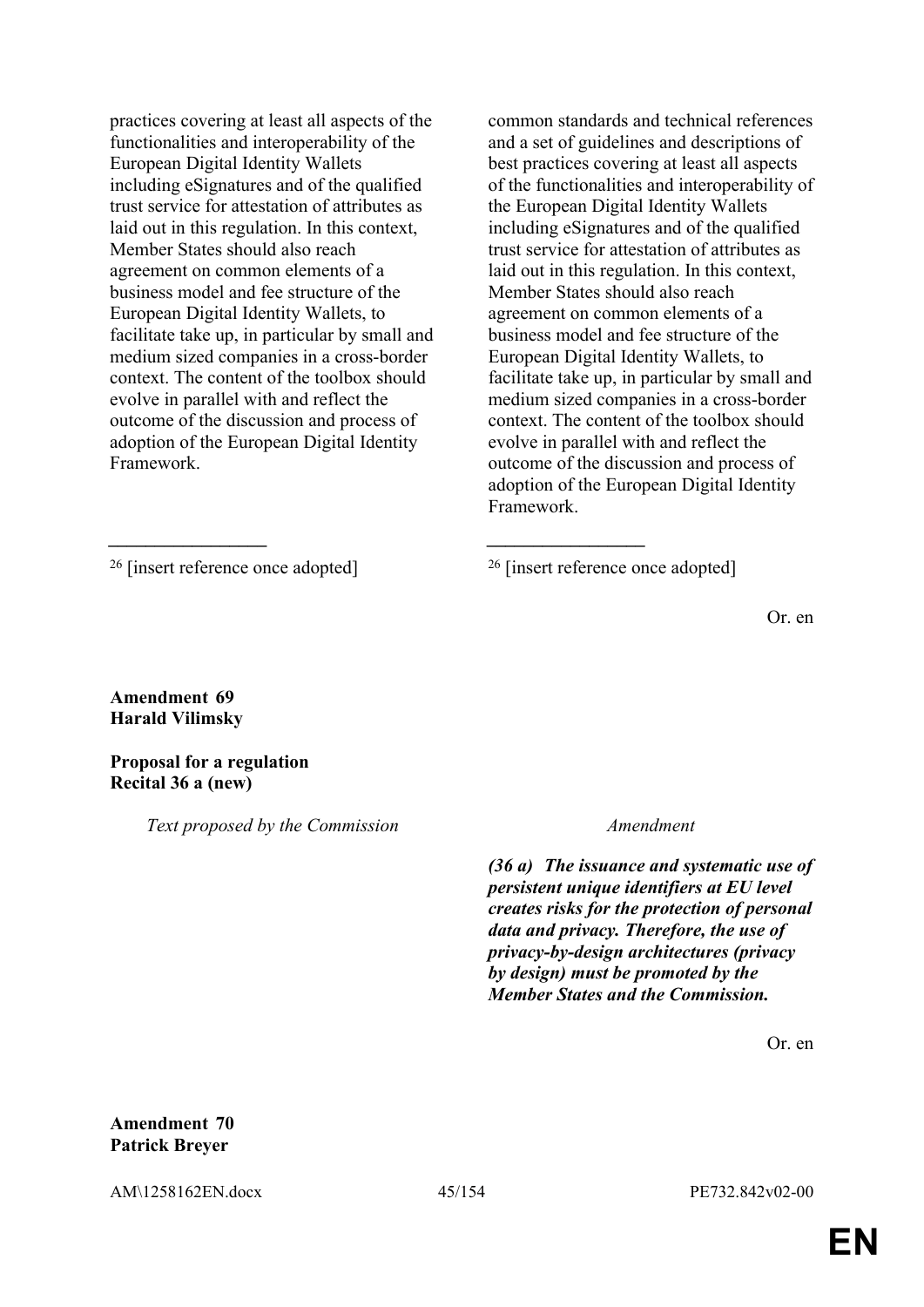| | |
|---|---|
| practices covering at least all aspects of the functionalities and interoperability of the European Digital Identity Wallets including eSignatures and of the qualified trust service for attestation of attributes as laid out in this regulation. In this context, Member States should also reach agreement on common elements of a business model and fee structure of the European Digital Identity Wallets, to facilitate take up, in particular by small and medium sized companies in a cross-border context. The content of the toolbox should evolve in parallel with and reflect the outcome of the discussion and process of adoption of the European Digital Identity Framework. | common standards and technical references and a set of guidelines and descriptions of best practices covering at least all aspects of the functionalities and interoperability of the European Digital Identity Wallets including eSignatures and of the qualified trust service for attestation of attributes as laid out in this regulation. In this context, Member States should also reach agreement on common elements of a business model and fee structure of the European Digital Identity Wallets, to facilitate take up, in particular by small and medium sized companies in a cross-border context. The content of the toolbox should evolve in parallel with and reflect the outcome of the discussion and process of adoption of the European Digital Identity Framework. |
| __________________ | __________________ |
| [26] [insert reference once adopted] | [26] [insert reference once adopted] |

Or. en

**Amendment 69**
**Harald Vilimsky**

**Proposal for a regulation**
**Recital 36 a (new)**

| *Text proposed by the Commission* | *Amendment* |
|---|---|
| | ***(36 a) The issuance and systematic use of persistent unique identifiers at EU level creates risks for the protection of personal data and privacy. Therefore, the use of privacy-by-design architectures (privacy by design) must be promoted by the Member States and the Commission.*** |

Or. en

**Amendment 70**
**Patrick Breyer**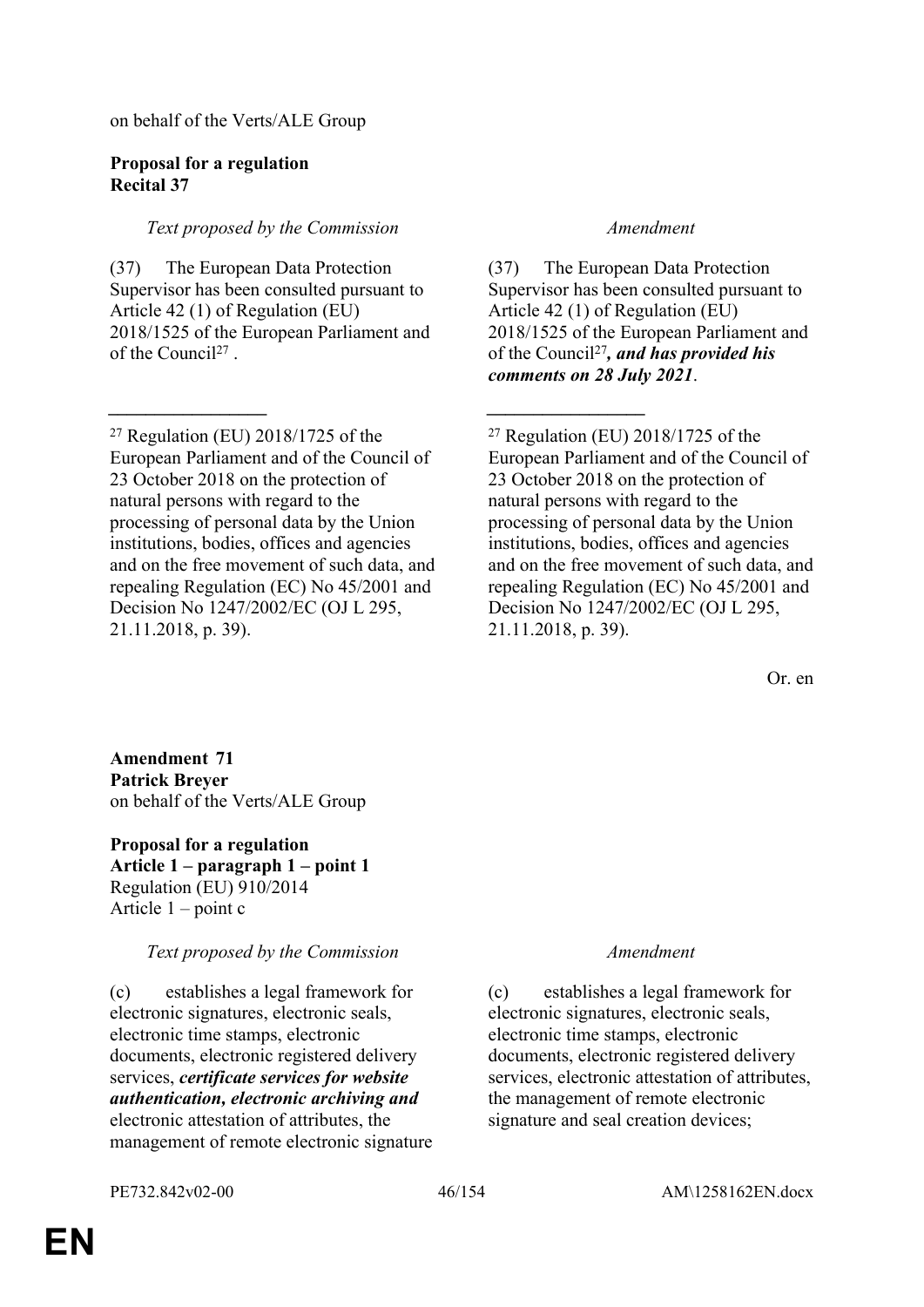on behalf of the Verts/ALE Group

**Proposal for a regulation**
**Recital 37**

| *Text proposed by the Commission* | *Amendment* |
|---|---|
| (37) The European Data Protection Supervisor has been consulted pursuant to Article 42 (1) of Regulation (EU) 2018/1525 of the European Parliament and of the Council[27] . | (37) The European Data Protection Supervisor has been consulted pursuant to Article 42 (1) of Regulation (EU) 2018/1525 of the European Parliament and of the Council[27]***, and has provided his comments on 28 July 2021***. |
| [27] Regulation (EU) 2018/1725 of the European Parliament and of the Council of 23 October 2018 on the protection of natural persons with regard to the processing of personal data by the Union institutions, bodies, offices and agencies and on the free movement of such data, and repealing Regulation (EC) No 45/2001 and Decision No 1247/2002/EC (OJ L 295, 21.11.2018, p. 39). | [27] Regulation (EU) 2018/1725 of the European Parliament and of the Council of 23 October 2018 on the protection of natural persons with regard to the processing of personal data by the Union institutions, bodies, offices and agencies and on the free movement of such data, and repealing Regulation (EC) No 45/2001 and Decision No 1247/2002/EC (OJ L 295, 21.11.2018, p. 39). |

Or. en

**Amendment 71**
**Patrick Breyer**
on behalf of the Verts/ALE Group

**Proposal for a regulation**
**Article 1 – paragraph 1 – point 1**
Regulation (EU) 910/2014
Article 1 – point c

| *Text proposed by the Commission* | *Amendment* |
|---|---|
| (c) establishes a legal framework for electronic signatures, electronic seals, electronic time stamps, electronic documents, electronic registered delivery services, ***certificate services for website authentication, electronic archiving and*** electronic attestation of attributes, the management of remote electronic signature | (c) establishes a legal framework for electronic signatures, electronic seals, electronic time stamps, electronic documents, electronic registered delivery services, electronic attestation of attributes, the management of remote electronic signature and seal creation devices; |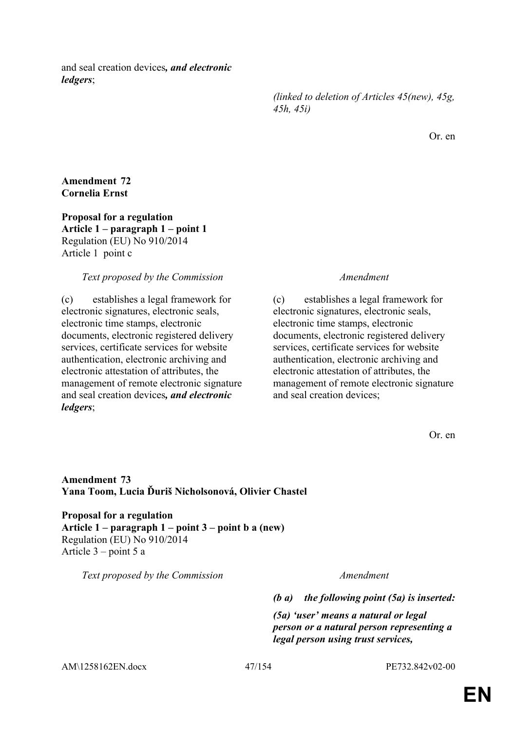and seal creation devices***, and electronic ledgers***;

*(linked to deletion of Articles 45(new), 45g, 45h, 45i)*

Or. en

**Amendment 72**
**Cornelia Ernst**

**Proposal for a regulation**
**Article 1 – paragraph 1 – point 1**
Regulation (EU) No 910/2014
Article 1 point c

| *Text proposed by the Commission* | *Amendment* |
|---|---|
| (c) establishes a legal framework for electronic signatures, electronic seals, electronic time stamps, electronic documents, electronic registered delivery services, certificate services for website authentication, electronic archiving and electronic attestation of attributes, the management of remote electronic signature and seal creation devices***, and electronic ledgers***; | (c) establishes a legal framework for electronic signatures, electronic seals, electronic time stamps, electronic documents, electronic registered delivery services, certificate services for website authentication, electronic archiving and electronic attestation of attributes, the management of remote electronic signature and seal creation devices; |

Or. en

**Amendment 73**
**Yana Toom, Lucia Ďuriš Nicholsonová, Olivier Chastel**

**Proposal for a regulation**
**Article 1 – paragraph 1 – point 3 – point b a (new)**
Regulation (EU) No 910/2014
Article 3 – point 5 a

| *Text proposed by the Commission* | *Amendment* |
|---|---|
| | ***(b a) the following point (5a) is inserted:*** |
| | ***(5a) 'user' means a natural or legal person or a natural person representing a legal person using trust services,*** |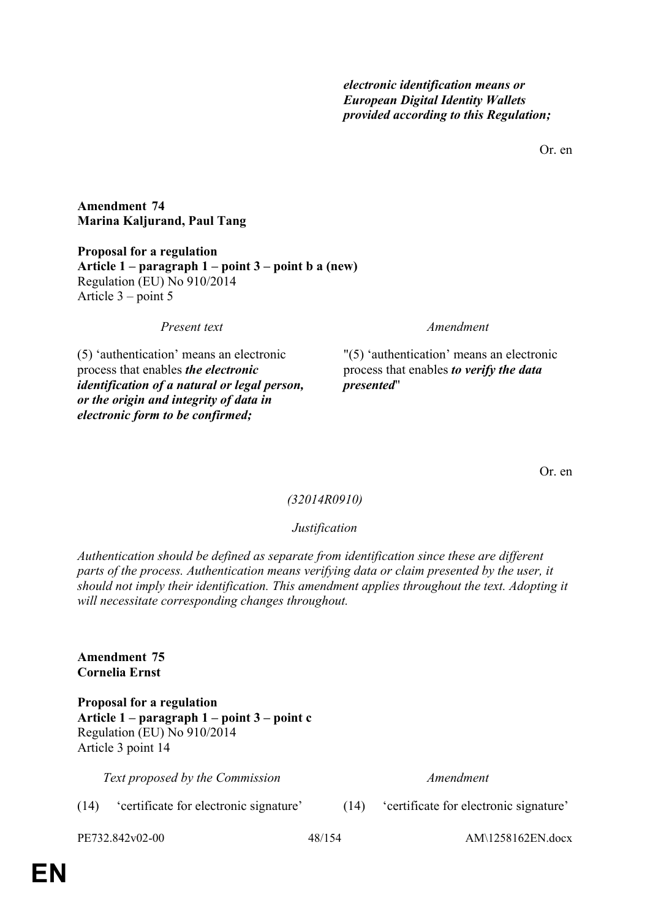| | |
|---|---|
| | ***electronic identification means or European Digital Identity Wallets provided according to this Regulation;*** |

Or. en

**Amendment 74**
**Marina Kaljurand, Paul Tang**

**Proposal for a regulation**
**Article 1 – paragraph 1 – point 3 – point b a (new)**
Regulation (EU) No 910/2014
Article 3 – point 5

| *Present text* | *Amendment* |
|---|---|
| (5) 'authentication' means an electronic process that enables ***the electronic identification of a natural or legal person, or the origin and integrity of data in electronic form to be confirmed;*** | "(5) 'authentication' means an electronic process that enables ***to verify the data presented***" |

Or. en

*(32014R0910)*

*Justification*

*Authentication should be defined as separate from identification since these are different parts of the process. Authentication means verifying data or claim presented by the user, it should not imply their identification. This amendment applies throughout the text. Adopting it will necessitate corresponding changes throughout.*

**Amendment 75**
**Cornelia Ernst**

**Proposal for a regulation**
**Article 1 – paragraph 1 – point 3 – point c**
Regulation (EU) No 910/2014
Article 3 point 14

| *Text proposed by the Commission* | *Amendment* |
|---|---|
| (14) 'certificate for electronic signature' | (14) 'certificate for electronic signature' |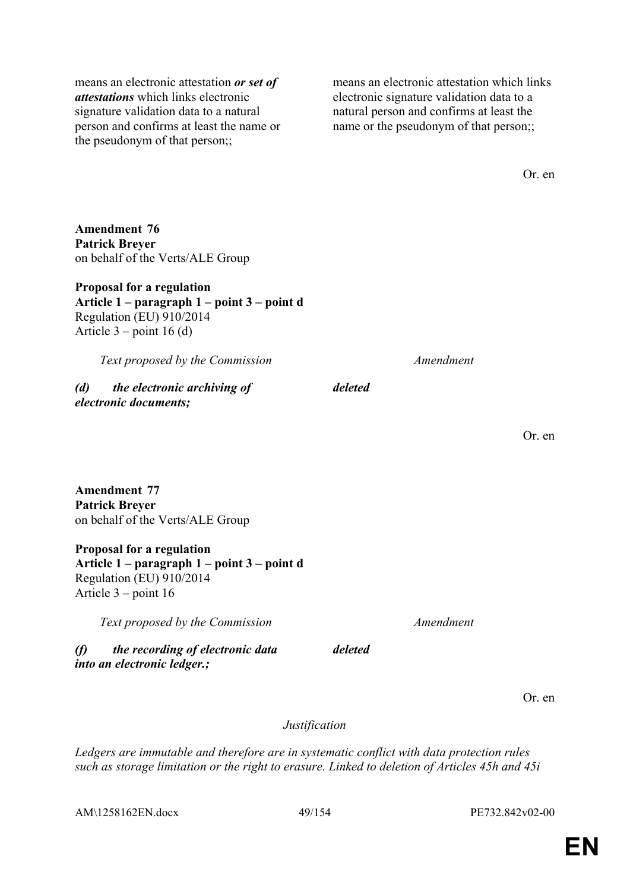| | |
|---|---|
| means an electronic attestation ***or set of attestations*** which links electronic signature validation data to a natural person and confirms at least the name or the pseudonym of that person;; | means an electronic attestation which links electronic signature validation data to a natural person and confirms at least the name or the pseudonym of that person;; |

Or. en

**Amendment 76**
**Patrick Breyer**
on behalf of the Verts/ALE Group

**Proposal for a regulation**
**Article 1 – paragraph 1 – point 3 – point d**
Regulation (EU) 910/2014
Article 3 – point 16 (d)

| *Text proposed by the Commission* | *Amendment* |
|---|---|
| ***(d) the electronic archiving of electronic documents;*** | ***deleted*** |

Or. en

**Amendment 77**
**Patrick Breyer**
on behalf of the Verts/ALE Group

**Proposal for a regulation**
**Article 1 – paragraph 1 – point 3 – point d**
Regulation (EU) 910/2014
Article 3 – point 16

| *Text proposed by the Commission* | *Amendment* |
|---|---|
| ***(f) the recording of electronic data into an electronic ledger.;*** | ***deleted*** |

Or. en

*Justification*

*Ledgers are immutable and therefore are in systematic conflict with data protection rules such as storage limitation or the right to erasure. Linked to deletion of Articles 45h and 45i*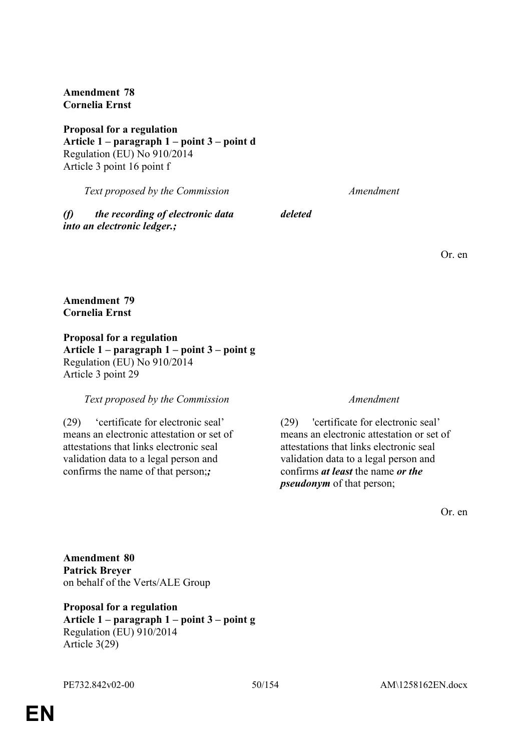**Amendment 78**
**Cornelia Ernst**

**Proposal for a regulation**
**Article 1 – paragraph 1 – point 3 – point d**
Regulation (EU) No 910/2014
Article 3 point 16 point f

| *Text proposed by the Commission* | *Amendment* |
|---|---|
| ***(f) the recording of electronic data into an electronic ledger.;*** | ***deleted*** |

Or. en

**Amendment 79**
**Cornelia Ernst**

**Proposal for a regulation**
**Article 1 – paragraph 1 – point 3 – point g**
Regulation (EU) No 910/2014
Article 3 point 29

| *Text proposed by the Commission* | *Amendment* |
|---|---|
| (29) 'certificate for electronic seal' means an electronic attestation or set of attestations that links electronic seal validation data to a legal person and confirms the name of that person;***;*** | (29) 'certificate for electronic seal' means an electronic attestation or set of attestations that links electronic seal validation data to a legal person and confirms ***at least*** the name ***or the pseudonym*** of that person; |

Or. en

**Amendment 80**
**Patrick Breyer**
on behalf of the Verts/ALE Group

**Proposal for a regulation**
**Article 1 – paragraph 1 – point 3 – point g**
Regulation (EU) 910/2014
Article 3(29)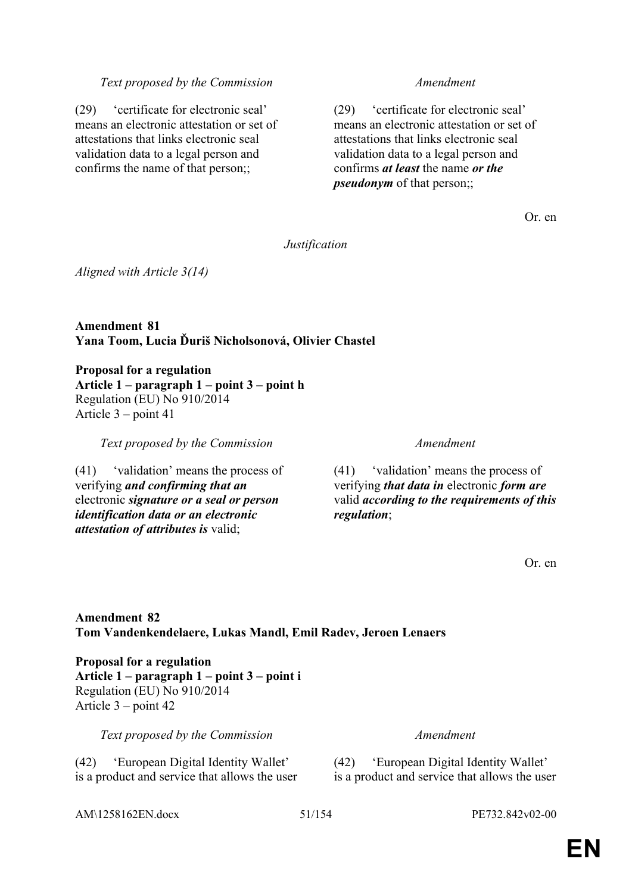| Text proposed by the Commission | Amendment |
|---|---|
| (29) 'certificate for electronic seal' means an electronic attestation or set of attestations that links electronic seal validation data to a legal person and confirms the name of that person;; | (29) 'certificate for electronic seal' means an electronic attestation or set of attestations that links electronic seal validation data to a legal person and confirms ***at least*** the name ***or the pseudonym*** of that person;; |

Or. en

*Justification*

*Aligned with Article 3(14)*

**Amendment 81**
**Yana Toom, Lucia Ďuriš Nicholsonová, Olivier Chastel**

**Proposal for a regulation**
**Article 1 – paragraph 1 – point 3 – point h**
Regulation (EU) No 910/2014
Article 3 – point 41

| Text proposed by the Commission | Amendment |
|---|---|
| (41) 'validation' means the process of verifying ***and confirming that an*** electronic ***signature or a seal or person identification data or an electronic attestation of attributes is*** valid; | (41) 'validation' means the process of verifying ***that data in*** electronic ***form are*** valid ***according to the requirements of this regulation***; |

Or. en

**Amendment 82**
**Tom Vandenkendelaere, Lukas Mandl, Emil Radev, Jeroen Lenaers**

**Proposal for a regulation**
**Article 1 – paragraph 1 – point 3 – point i**
Regulation (EU) No 910/2014
Article 3 – point 42

| Text proposed by the Commission | Amendment |
|---|---|
| (42) 'European Digital Identity Wallet' is a product and service that allows the user | (42) 'European Digital Identity Wallet' is a product and service that allows the user |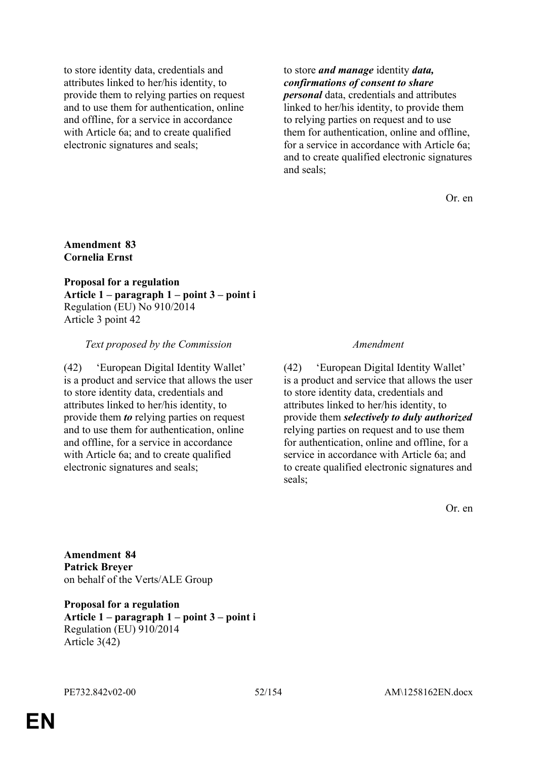| | |
|---|---|
| to store identity data, credentials and attributes linked to her/his identity, to provide them to relying parties on request and to use them for authentication, online and offline, for a service in accordance with Article 6a; and to create qualified electronic signatures and seals; | to store ***and manage*** identity ***data, confirmations of consent to share personal*** data, credentials and attributes linked to her/his identity, to provide them to relying parties on request and to use them for authentication, online and offline, for a service in accordance with Article 6a; and to create qualified electronic signatures and seals; |

Or. en

**Amendment 83**
**Cornelia Ernst**

**Proposal for a regulation**
**Article 1 – paragraph 1 – point 3 – point i**
Regulation (EU) No 910/2014
Article 3 point 42

| *Text proposed by the Commission* | *Amendment* |
|---|---|
| (42) 'European Digital Identity Wallet' is a product and service that allows the user to store identity data, credentials and attributes linked to her/his identity, to provide them ***to*** relying parties on request and to use them for authentication, online and offline, for a service in accordance with Article 6a; and to create qualified electronic signatures and seals; | (42) 'European Digital Identity Wallet' is a product and service that allows the user to store identity data, credentials and attributes linked to her/his identity, to provide them ***selectively to duly authorized*** relying parties on request and to use them for authentication, online and offline, for a service in accordance with Article 6a; and to create qualified electronic signatures and seals; |

Or. en

**Amendment 84**
**Patrick Breyer**
on behalf of the Verts/ALE Group

**Proposal for a regulation**
**Article 1 – paragraph 1 – point 3 – point i**
Regulation (EU) 910/2014
Article 3(42)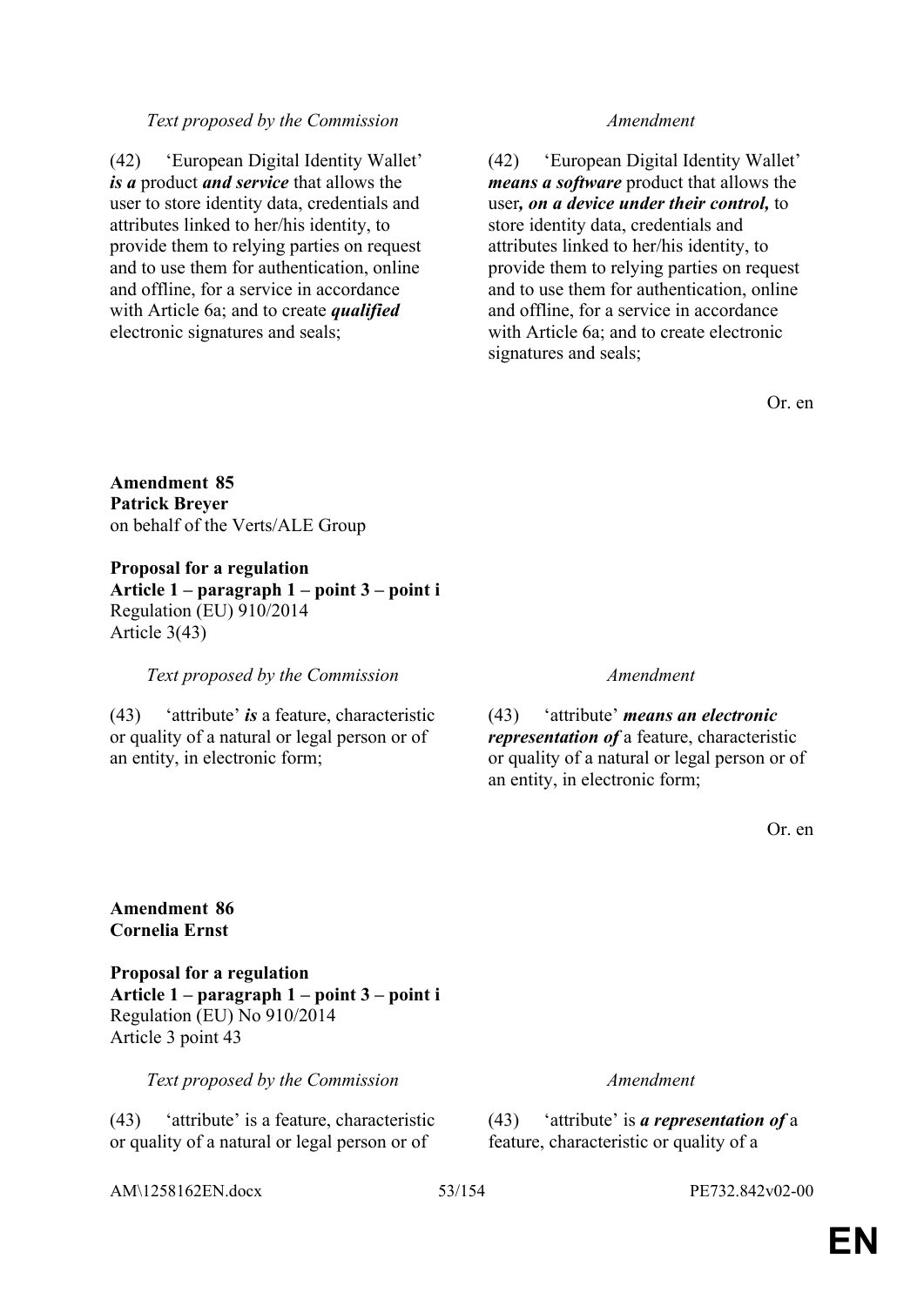| Text proposed by the Commission | Amendment |
|---|---|
| (42) 'European Digital Identity Wallet' ***is a*** product ***and service*** that allows the user to store identity data, credentials and attributes linked to her/his identity, to provide them to relying parties on request and to use them for authentication, online and offline, for a service in accordance with Article 6a; and to create ***qualified*** electronic signatures and seals; | (42) 'European Digital Identity Wallet' ***means a software*** product that allows the user***, on a device under their control,*** to store identity data, credentials and attributes linked to her/his identity, to provide them to relying parties on request and to use them for authentication, online and offline, for a service in accordance with Article 6a; and to create electronic signatures and seals; |

Or. en

**Amendment 85**
**Patrick Breyer**
on behalf of the Verts/ALE Group

**Proposal for a regulation**
**Article 1 – paragraph 1 – point 3 – point i**
Regulation (EU) 910/2014
Article 3(43)

| Text proposed by the Commission | Amendment |
|---|---|
| (43) 'attribute' ***is*** a feature, characteristic or quality of a natural or legal person or of an entity, in electronic form; | (43) 'attribute' ***means an electronic representation of*** a feature, characteristic or quality of a natural or legal person or of an entity, in electronic form; |

Or. en

**Amendment 86**
**Cornelia Ernst**

**Proposal for a regulation**
**Article 1 – paragraph 1 – point 3 – point i**
Regulation (EU) No 910/2014
Article 3 point 43

| Text proposed by the Commission | Amendment |
|---|---|
| (43) 'attribute' is a feature, characteristic or quality of a natural or legal person or of | (43) 'attribute' is ***a representation of*** a feature, characteristic or quality of a |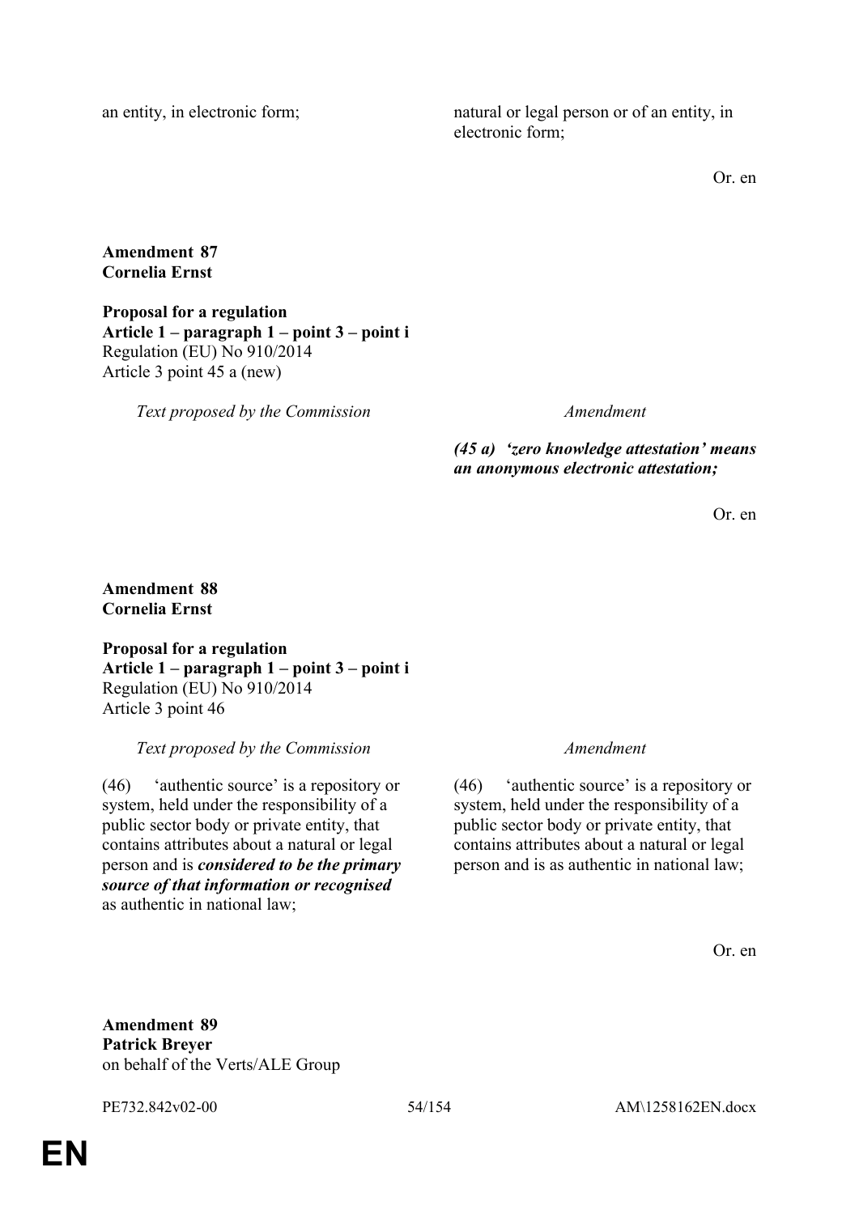| | |
|---|---|
| an entity, in electronic form; | natural or legal person or of an entity, in electronic form; |

Or. en

**Amendment 87**
**Cornelia Ernst**

**Proposal for a regulation**
**Article 1 – paragraph 1 – point 3 – point i**
Regulation (EU) No 910/2014
Article 3 point 45 a (new)

| *Text proposed by the Commission* | *Amendment* |
|---|---|
| | ***(45 a) 'zero knowledge attestation' means an anonymous electronic attestation;*** |

Or. en

**Amendment 88**
**Cornelia Ernst**

**Proposal for a regulation**
**Article 1 – paragraph 1 – point 3 – point i**
Regulation (EU) No 910/2014
Article 3 point 46

| *Text proposed by the Commission* | *Amendment* |
|---|---|
| (46) 'authentic source' is a repository or system, held under the responsibility of a public sector body or private entity, that contains attributes about a natural or legal person and is ***considered to be the primary source of that information or recognised*** as authentic in national law; | (46) 'authentic source' is a repository or system, held under the responsibility of a public sector body or private entity, that contains attributes about a natural or legal person and is as authentic in national law; |

Or. en

**Amendment 89**
**Patrick Breyer**
on behalf of the Verts/ALE Group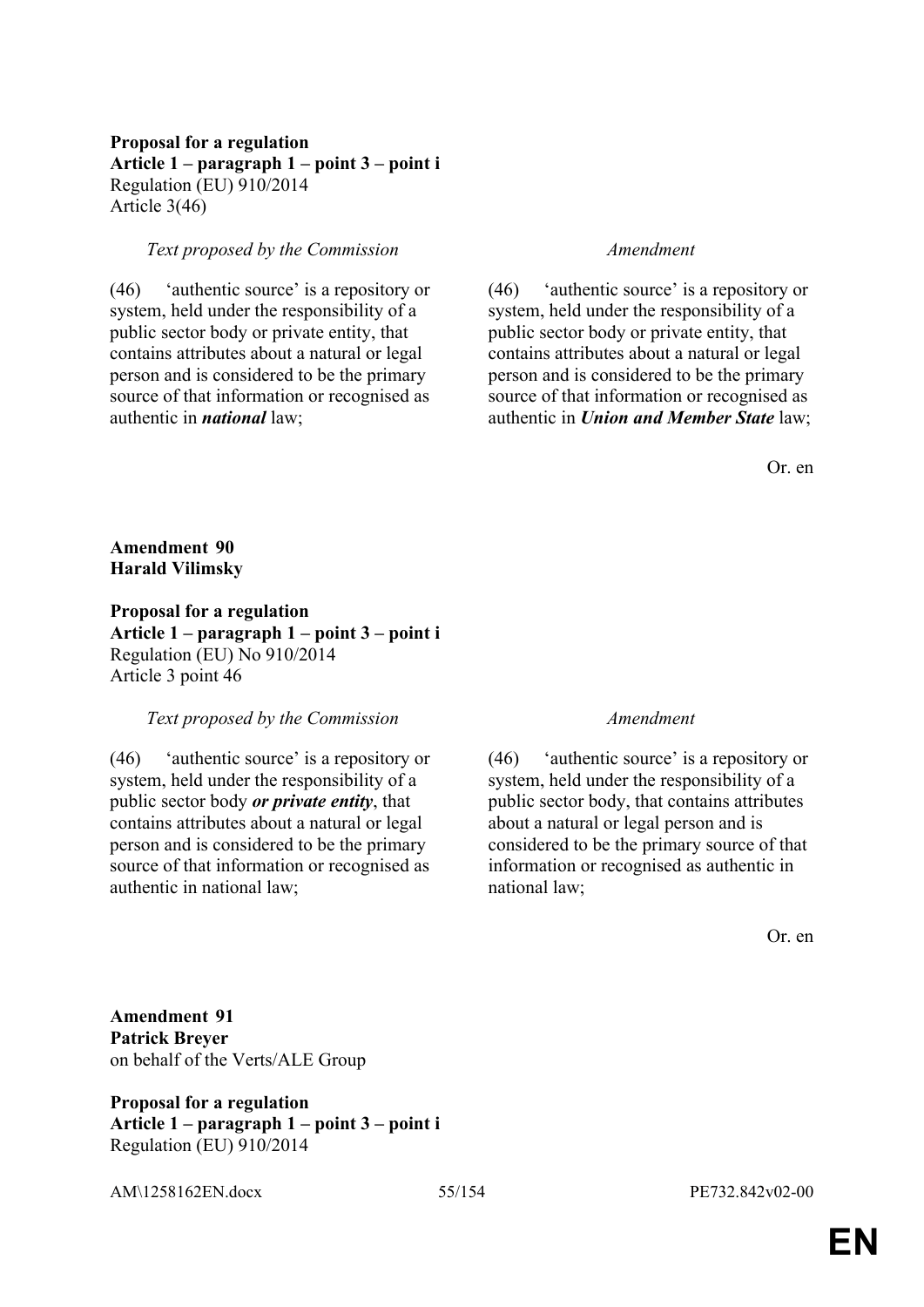**Proposal for a regulation**
**Article 1 – paragraph 1 – point 3 – point i**
Regulation (EU) 910/2014
Article 3(46)

| *Text proposed by the Commission* | *Amendment* |
|---|---|
| (46) 'authentic source' is a repository or system, held under the responsibility of a public sector body or private entity, that contains attributes about a natural or legal person and is considered to be the primary source of that information or recognised as authentic in ***national*** law; | (46) 'authentic source' is a repository or system, held under the responsibility of a public sector body or private entity, that contains attributes about a natural or legal person and is considered to be the primary source of that information or recognised as authentic in ***Union and Member State*** law; |

Or. en

**Amendment 90**
**Harald Vilimsky**

**Proposal for a regulation**
**Article 1 – paragraph 1 – point 3 – point i**
Regulation (EU) No 910/2014
Article 3 point 46

| *Text proposed by the Commission* | *Amendment* |
|---|---|
| (46) 'authentic source' is a repository or system, held under the responsibility of a public sector body ***or private entity***, that contains attributes about a natural or legal person and is considered to be the primary source of that information or recognised as authentic in national law; | (46) 'authentic source' is a repository or system, held under the responsibility of a public sector body, that contains attributes about a natural or legal person and is considered to be the primary source of that information or recognised as authentic in national law; |

Or. en

**Amendment 91**
**Patrick Breyer**
on behalf of the Verts/ALE Group

**Proposal for a regulation**
**Article 1 – paragraph 1 – point 3 – point i**
Regulation (EU) 910/2014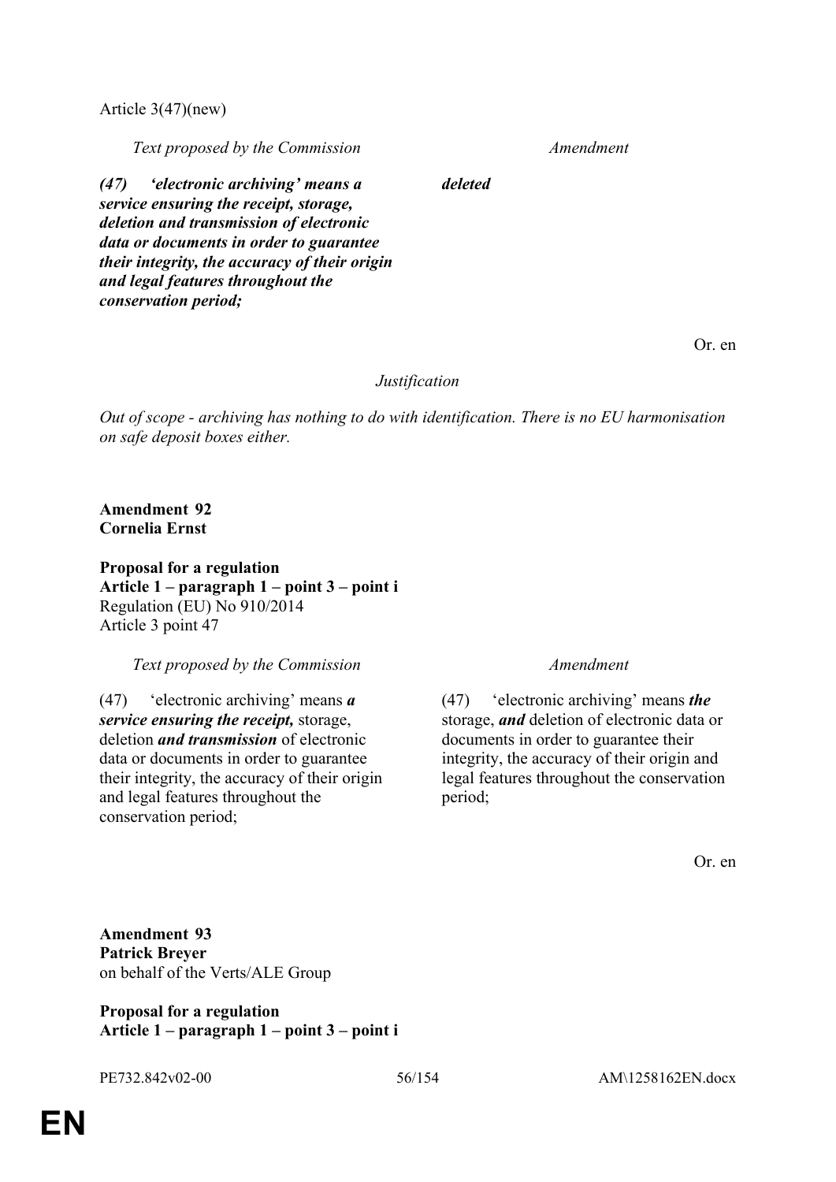Article 3(47)(new)

| *Text proposed by the Commission* | *Amendment* |
|---|---|
| ***(47) 'electronic archiving' means a service ensuring the receipt, storage, deletion and transmission of electronic data or documents in order to guarantee their integrity, the accuracy of their origin and legal features throughout the conservation period;*** | ***deleted*** |

Or. en

*Justification*

*Out of scope - archiving has nothing to do with identification. There is no EU harmonisation on safe deposit boxes either.*

**Amendment 92**
**Cornelia Ernst**

**Proposal for a regulation**
**Article 1 – paragraph 1 – point 3 – point i**
Regulation (EU) No 910/2014
Article 3 point 47

| *Text proposed by the Commission* | *Amendment* |
|---|---|
| (47) 'electronic archiving' means ***a service ensuring the receipt,*** storage, deletion ***and transmission*** of electronic data or documents in order to guarantee their integrity, the accuracy of their origin and legal features throughout the conservation period; | (47) 'electronic archiving' means ***the*** storage, ***and*** deletion of electronic data or documents in order to guarantee their integrity, the accuracy of their origin and legal features throughout the conservation period; |

Or. en

**Amendment 93**
**Patrick Breyer**
on behalf of the Verts/ALE Group

**Proposal for a regulation**
**Article 1 – paragraph 1 – point 3 – point i**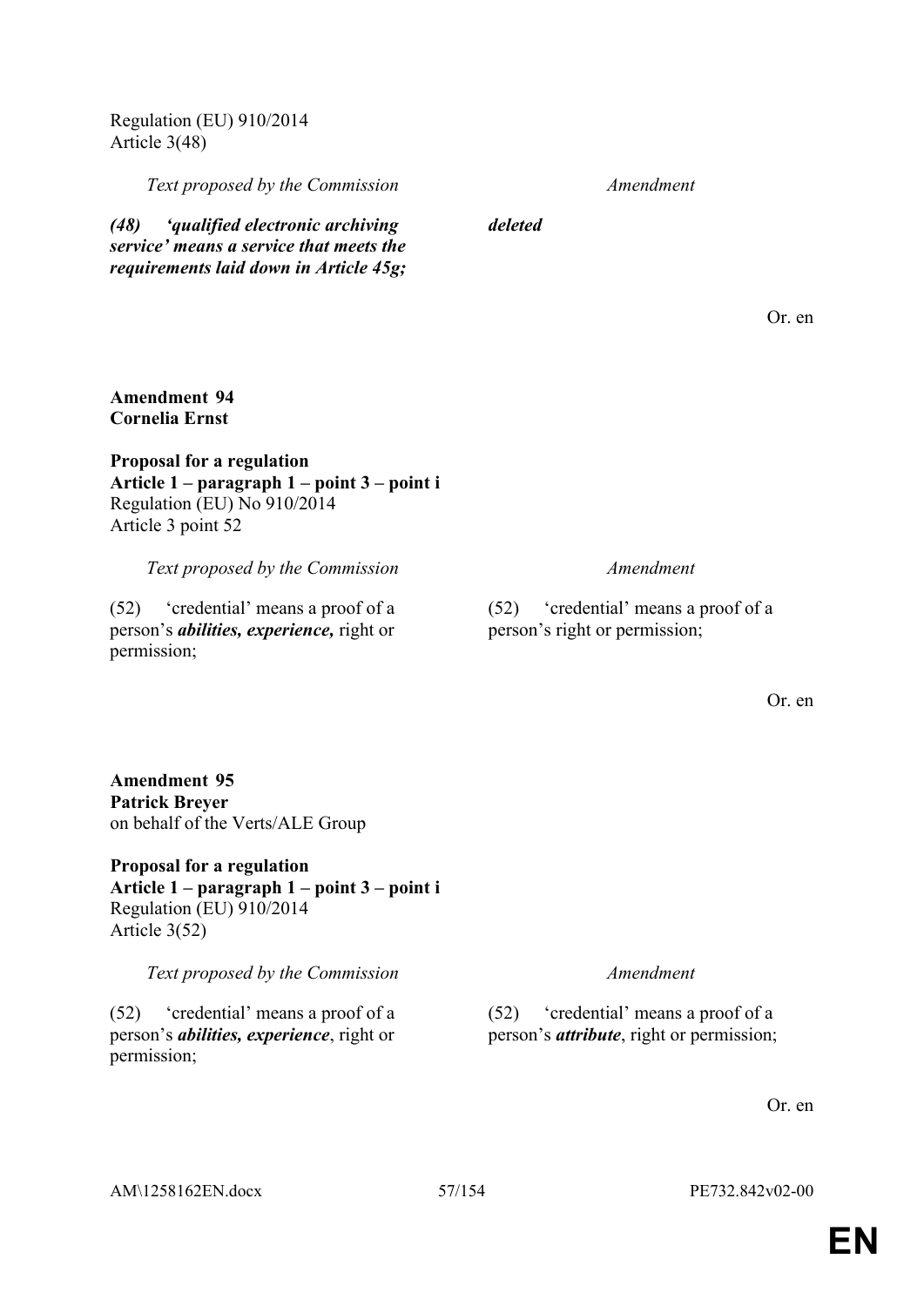Regulation (EU) 910/2014
Article 3(48)

| *Text proposed by the Commission* | *Amendment* |
|---|---|
| ***(48) 'qualified electronic archiving service' means a service that meets the requirements laid down in Article 45g;*** | ***deleted*** |

Or. en

**Amendment 94**
**Cornelia Ernst**

**Proposal for a regulation**
**Article 1 – paragraph 1 – point 3 – point i**
Regulation (EU) No 910/2014
Article 3 point 52

| *Text proposed by the Commission* | *Amendment* |
|---|---|
| (52) 'credential' means a proof of a person's ***abilities, experience,*** right or permission; | (52) 'credential' means a proof of a person's right or permission; |

Or. en

**Amendment 95**
**Patrick Breyer**
on behalf of the Verts/ALE Group

**Proposal for a regulation**
**Article 1 – paragraph 1 – point 3 – point i**
Regulation (EU) 910/2014
Article 3(52)

| *Text proposed by the Commission* | *Amendment* |
|---|---|
| (52) 'credential' means a proof of a person's ***abilities, experience***, right or permission; | (52) 'credential' means a proof of a person's ***attribute***, right or permission; |

Or. en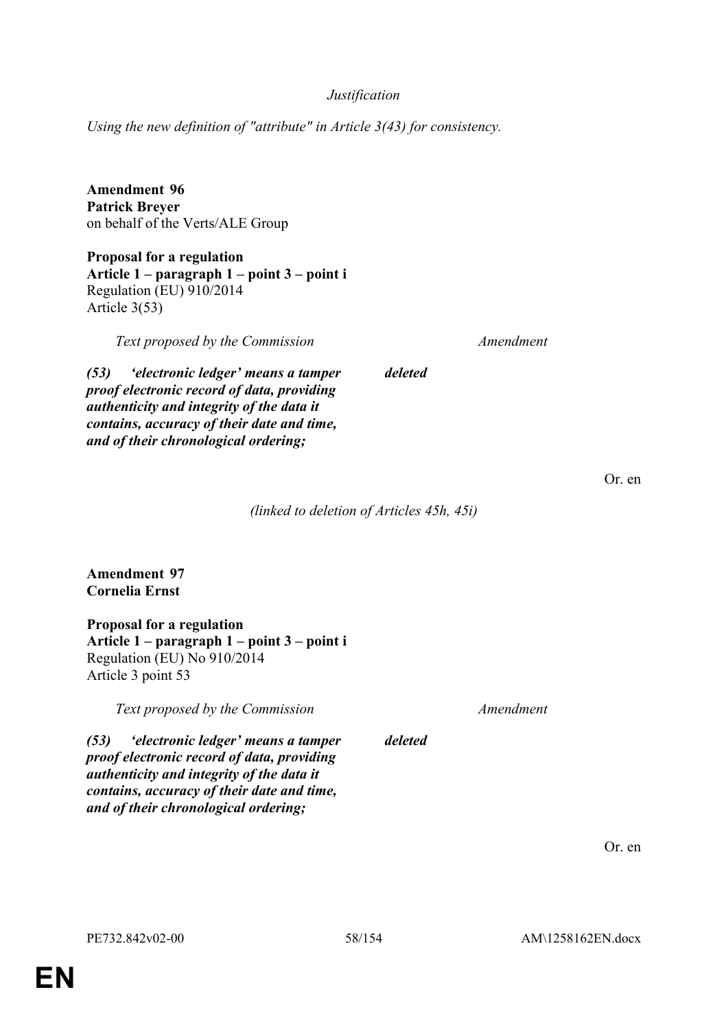*Justification*

*Using the new definition of "attribute" in Article 3(43) for consistency.*

**Amendment 96**
**Patrick Breyer**
on behalf of the Verts/ALE Group

**Proposal for a regulation**
**Article 1 – paragraph 1 – point 3 – point i**
Regulation (EU) 910/2014
Article 3(53)

| *Text proposed by the Commission* | *Amendment* |
|---|---|
| ***(53) 'electronic ledger' means a tamper proof electronic record of data, providing authenticity and integrity of the data it contains, accuracy of their date and time, and of their chronological ordering;*** | ***deleted*** |

Or. en

*(linked to deletion of Articles 45h, 45i)*

**Amendment 97**
**Cornelia Ernst**

**Proposal for a regulation**
**Article 1 – paragraph 1 – point 3 – point i**
Regulation (EU) No 910/2014
Article 3 point 53

| *Text proposed by the Commission* | *Amendment* |
|---|---|
| ***(53) 'electronic ledger' means a tamper proof electronic record of data, providing authenticity and integrity of the data it contains, accuracy of their date and time, and of their chronological ordering;*** | ***deleted*** |

Or. en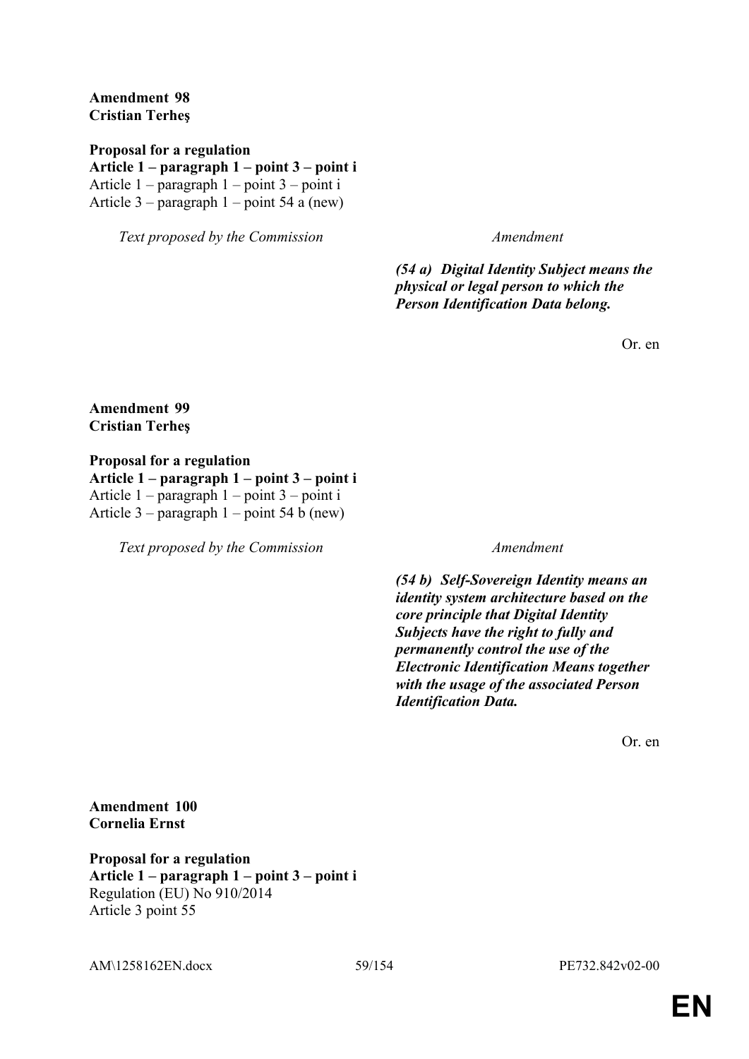**Amendment 98**
**Cristian Terheş**

**Proposal for a regulation**
**Article 1 – paragraph 1 – point 3 – point i**
Article 1 – paragraph 1 – point 3 – point i
Article 3 – paragraph 1 – point 54 a (new)

| *Text proposed by the Commission* | *Amendment* |
|---|---|
| | ***(54 a) Digital Identity Subject means the physical or legal person to which the Person Identification Data belong.*** |

Or. en

**Amendment 99**
**Cristian Terheş**

**Proposal for a regulation**
**Article 1 – paragraph 1 – point 3 – point i**
Article 1 – paragraph 1 – point 3 – point i
Article 3 – paragraph 1 – point 54 b (new)

| *Text proposed by the Commission* | *Amendment* |
|---|---|
| | ***(54 b) Self-Sovereign Identity means an identity system architecture based on the core principle that Digital Identity Subjects have the right to fully and permanently control the use of the Electronic Identification Means together with the usage of the associated Person Identification Data.*** |

Or. en

**Amendment 100**
**Cornelia Ernst**

**Proposal for a regulation**
**Article 1 – paragraph 1 – point 3 – point i**
Regulation (EU) No 910/2014
Article 3 point 55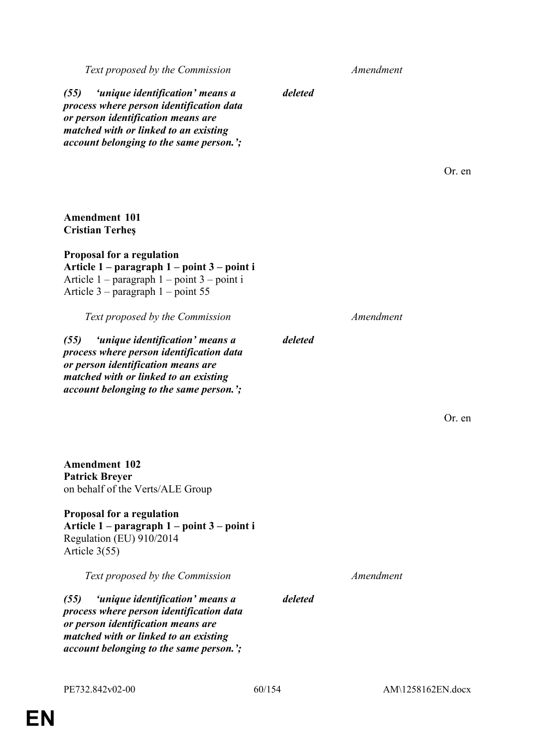| *Text proposed by the Commission* | *Amendment* |
|---|---|
| ***(55) 'unique identification' means a process where person identification data or person identification means are matched with or linked to an existing account belonging to the same person.';*** | ***deleted*** |

Or. en

**Amendment 101**
**Cristian Terheş**

**Proposal for a regulation**
**Article 1 – paragraph 1 – point 3 – point i**
Article 1 – paragraph 1 – point 3 – point i
Article 3 – paragraph 1 – point 55

| *Text proposed by the Commission* | *Amendment* |
|---|---|
| ***(55) 'unique identification' means a process where person identification data or person identification means are matched with or linked to an existing account belonging to the same person.';*** | ***deleted*** |

Or. en

**Amendment 102**
**Patrick Breyer**
on behalf of the Verts/ALE Group

**Proposal for a regulation**
**Article 1 – paragraph 1 – point 3 – point i**
Regulation (EU) 910/2014
Article 3(55)

| *Text proposed by the Commission* | *Amendment* |
|---|---|
| ***(55) 'unique identification' means a process where person identification data or person identification means are matched with or linked to an existing account belonging to the same person.';*** | ***deleted*** |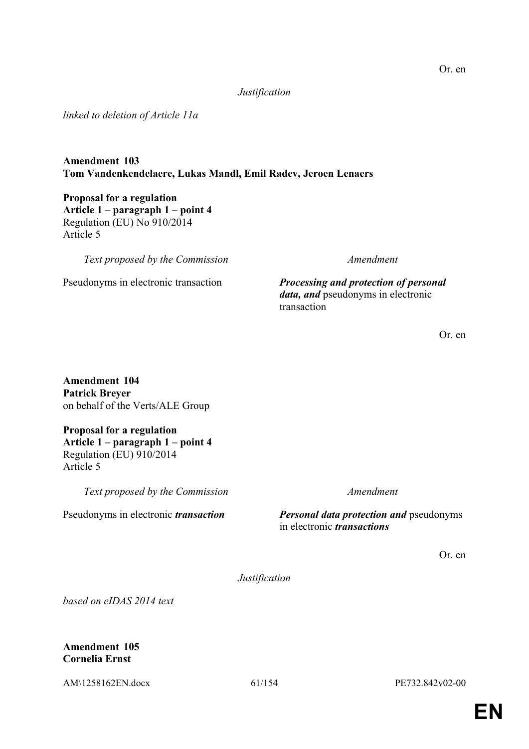Or. en

*Justification*

*linked to deletion of Article 11a*

**Amendment 103**
**Tom Vandenkendelaere, Lukas Mandl, Emil Radev, Jeroen Lenaers**

**Proposal for a regulation**
**Article 1 – paragraph 1 – point 4**
Regulation (EU) No 910/2014
Article 5

| *Text proposed by the Commission* | *Amendment* |
| --- | --- |
| Pseudonyms in electronic transaction | ***Processing and protection of personal data, and*** pseudonyms in electronic transaction |

Or. en

**Amendment 104**
**Patrick Breyer**
on behalf of the Verts/ALE Group

**Proposal for a regulation**
**Article 1 – paragraph 1 – point 4**
Regulation (EU) 910/2014
Article 5

| *Text proposed by the Commission* | *Amendment* |
| --- | --- |
| Pseudonyms in electronic ***transaction*** | ***Personal data protection and*** pseudonyms in electronic ***transactions*** |

Or. en

*Justification*

*based on eIDAS 2014 text*

**Amendment 105**
**Cornelia Ernst**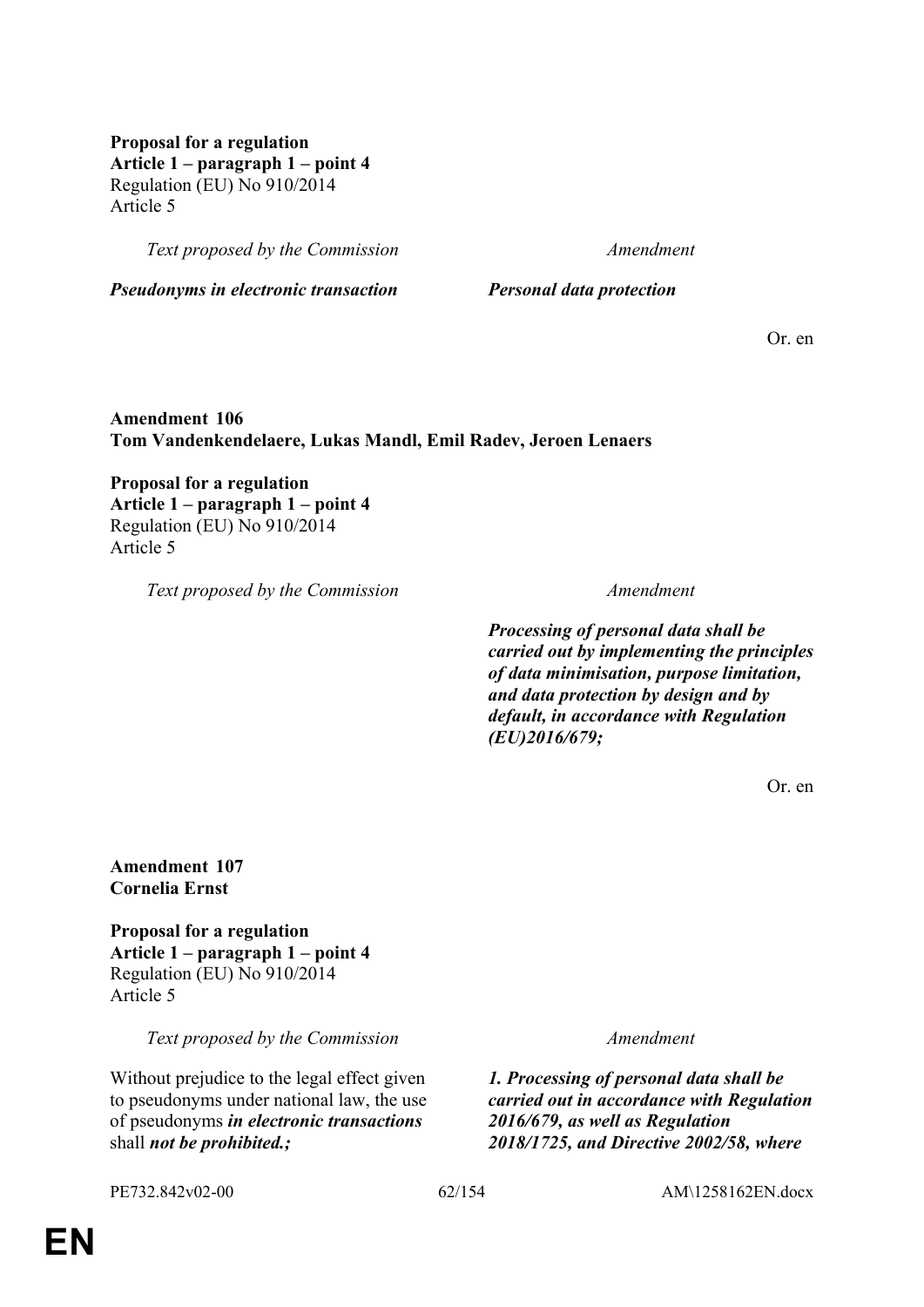**Proposal for a regulation**
**Article 1 – paragraph 1 – point 4**
Regulation (EU) No 910/2014
Article 5

| *Text proposed by the Commission* | *Amendment* |
| --- | --- |
| ***Pseudonyms in electronic transaction*** | ***Personal data protection*** |

Or. en

**Amendment 106**
**Tom Vandenkendelaere, Lukas Mandl, Emil Radev, Jeroen Lenaers**

**Proposal for a regulation**
**Article 1 – paragraph 1 – point 4**
Regulation (EU) No 910/2014
Article 5

| *Text proposed by the Commission* | *Amendment* |
| --- | --- |
| | ***Processing of personal data shall be carried out by implementing the principles of data minimisation, purpose limitation, and data protection by design and by default, in accordance with Regulation (EU)2016/679;*** |

Or. en

**Amendment 107**
**Cornelia Ernst**

**Proposal for a regulation**
**Article 1 – paragraph 1 – point 4**
Regulation (EU) No 910/2014
Article 5

| *Text proposed by the Commission* | *Amendment* |
| --- | --- |
| Without prejudice to the legal effect given to pseudonyms under national law, the use of pseudonyms ***in electronic transactions*** shall ***not be prohibited.;*** | ***1. Processing of personal data shall be carried out in accordance with Regulation 2016/679, as well as Regulation 2018/1725, and Directive 2002/58, where*** |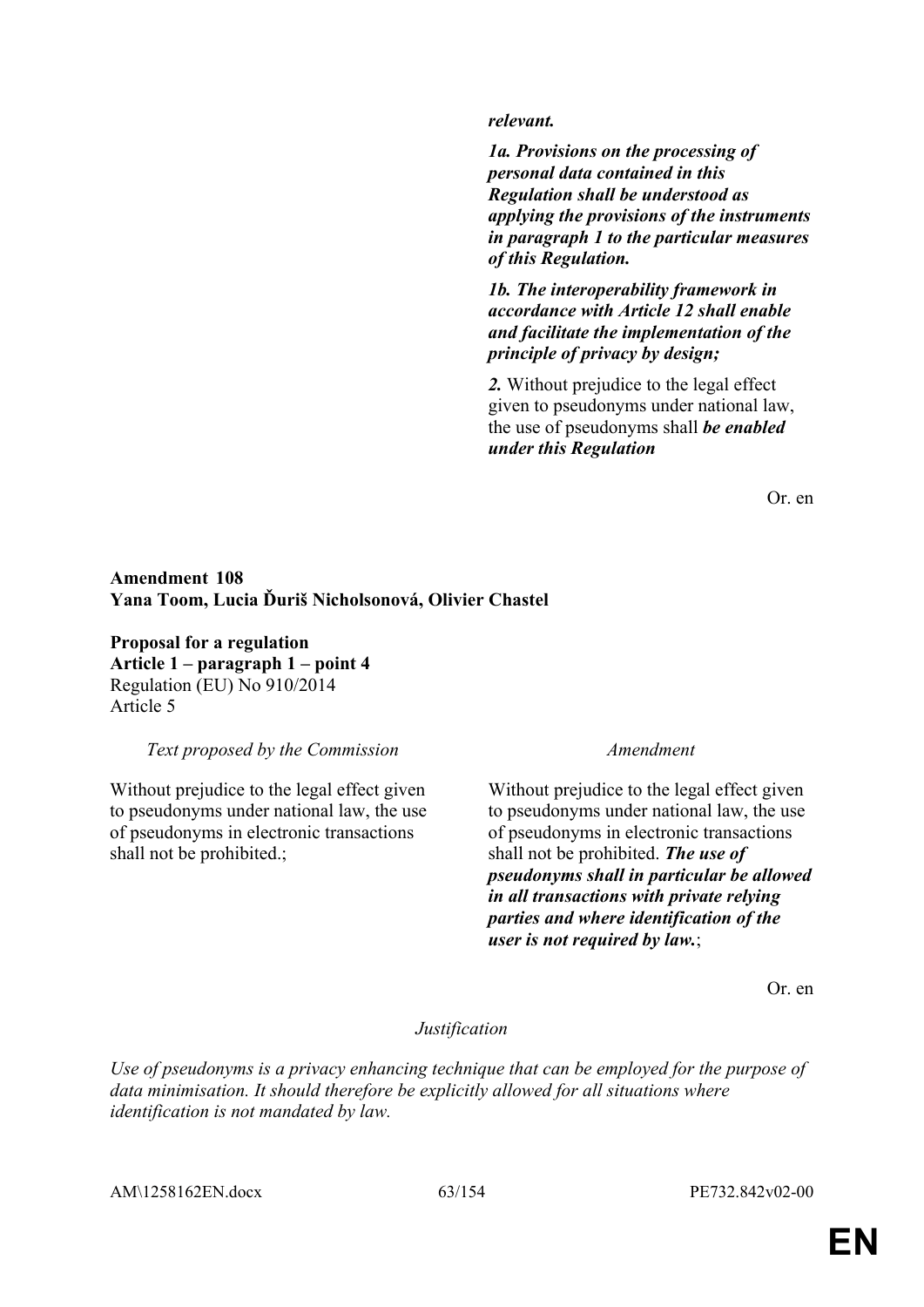| | |
|---|---|
| | ***relevant.*** |
| | ***1a. Provisions on the processing of personal data contained in this Regulation shall be understood as applying the provisions of the instruments in paragraph 1 to the particular measures of this Regulation.*** |
| | ***1b. The interoperability framework in accordance with Article 12 shall enable and facilitate the implementation of the principle of privacy by design;*** |
| | ***2.*** Without prejudice to the legal effect given to pseudonyms under national law, the use of pseudonyms shall ***be enabled under this Regulation*** |

Or. en

**Amendment 108**
**Yana Toom, Lucia Ďuriš Nicholsonová, Olivier Chastel**

**Proposal for a regulation**
**Article 1 – paragraph 1 – point 4**
Regulation (EU) No 910/2014
Article 5

| *Text proposed by the Commission* | *Amendment* |
|---|---|
| Without prejudice to the legal effect given to pseudonyms under national law, the use of pseudonyms in electronic transactions shall not be prohibited.; | Without prejudice to the legal effect given to pseudonyms under national law, the use of pseudonyms in electronic transactions shall not be prohibited. ***The use of pseudonyms shall in particular be allowed in all transactions with private relying parties and where identification of the user is not required by law.***; |

Or. en

*Justification*

*Use of pseudonyms is a privacy enhancing technique that can be employed for the purpose of data minimisation. It should therefore be explicitly allowed for all situations where identification is not mandated by law.*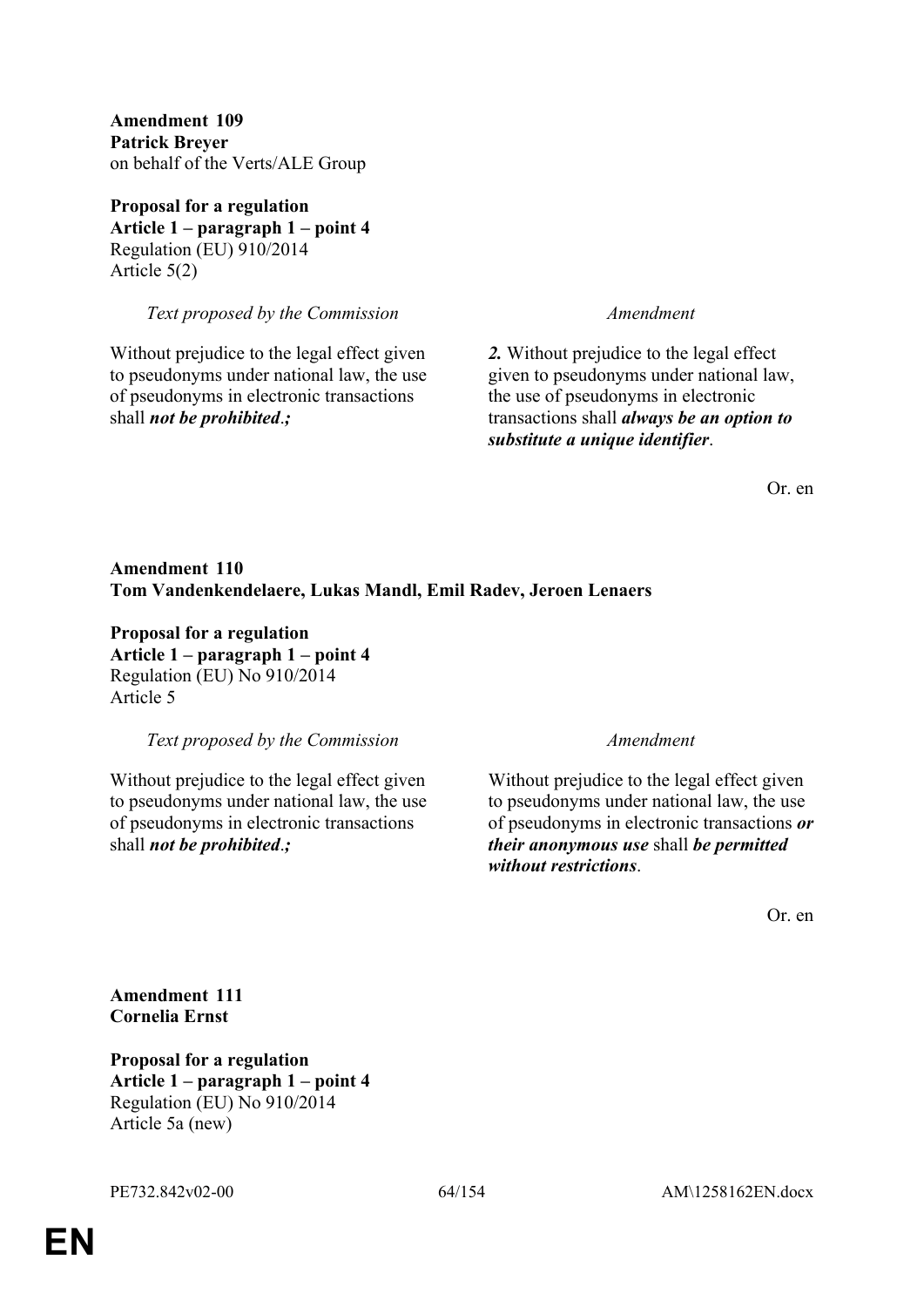**Amendment 109**
**Patrick Breyer**
on behalf of the Verts/ALE Group

**Proposal for a regulation**
**Article 1 – paragraph 1 – point 4**
Regulation (EU) 910/2014
Article 5(2)

| *Text proposed by the Commission* | *Amendment* |
|---|---|
| Without prejudice to the legal effect given to pseudonyms under national law, the use of pseudonyms in electronic transactions shall ***not be prohibited**.;* | ***2.*** Without prejudice to the legal effect given to pseudonyms under national law, the use of pseudonyms in electronic transactions shall ***always be an option to substitute a unique identifier***. |

Or. en

**Amendment 110**
**Tom Vandenkendelaere, Lukas Mandl, Emil Radev, Jeroen Lenaers**

**Proposal for a regulation**
**Article 1 – paragraph 1 – point 4**
Regulation (EU) No 910/2014
Article 5

| *Text proposed by the Commission* | *Amendment* |
|---|---|
| Without prejudice to the legal effect given to pseudonyms under national law, the use of pseudonyms in electronic transactions shall ***not be prohibited**.;* | Without prejudice to the legal effect given to pseudonyms under national law, the use of pseudonyms in electronic transactions ***or their anonymous use*** shall ***be permitted without restrictions***. |

Or. en

**Amendment 111**
**Cornelia Ernst**

**Proposal for a regulation**
**Article 1 – paragraph 1 – point 4**
Regulation (EU) No 910/2014
Article 5a (new)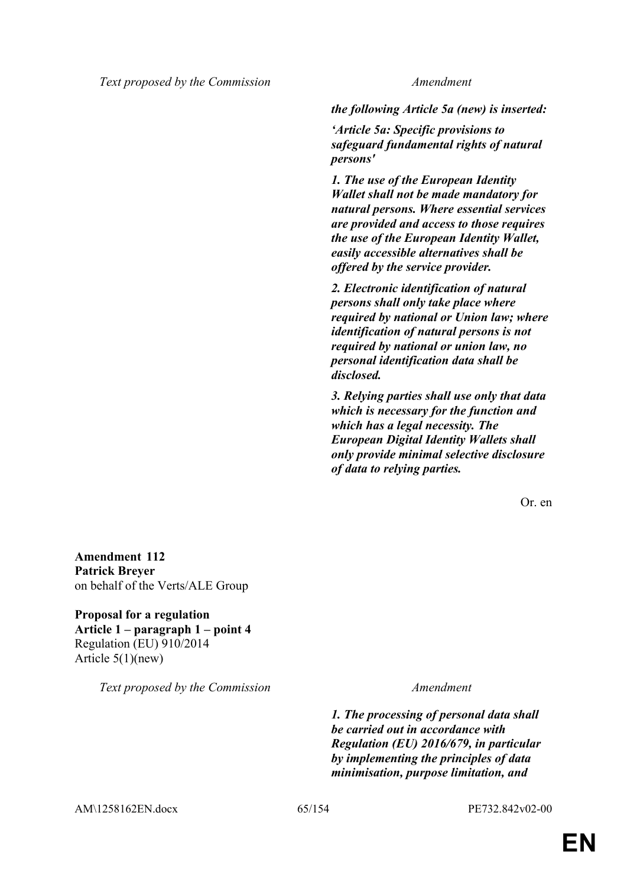| Text proposed by the Commission | Amendment |
|---|---|
| | ***the following Article 5a (new) is inserted:*** |
| | ***'Article 5a: Specific provisions to safeguard fundamental rights of natural persons'*** |
| | ***1. The use of the European Identity Wallet shall not be made mandatory for natural persons. Where essential services are provided and access to those requires the use of the European Identity Wallet, easily accessible alternatives shall be offered by the service provider.*** |
| | ***2. Electronic identification of natural persons shall only take place where required by national or Union law; where identification of natural persons is not required by national or union law, no personal identification data shall be disclosed.*** |
| | ***3. Relying parties shall use only that data which is necessary for the function and which has a legal necessity. The European Digital Identity Wallets shall only provide minimal selective disclosure of data to relying parties.*** |

Or. en

**Amendment 112**
**Patrick Breyer**
on behalf of the Verts/ALE Group

**Proposal for a regulation**
**Article 1 – paragraph 1 – point 4**
Regulation (EU) 910/2014
Article 5(1)(new)

| Text proposed by the Commission | Amendment |
|---|---|
| | ***1. The processing of personal data shall be carried out in accordance with Regulation (EU) 2016/679, in particular by implementing the principles of data minimisation, purpose limitation, and*** |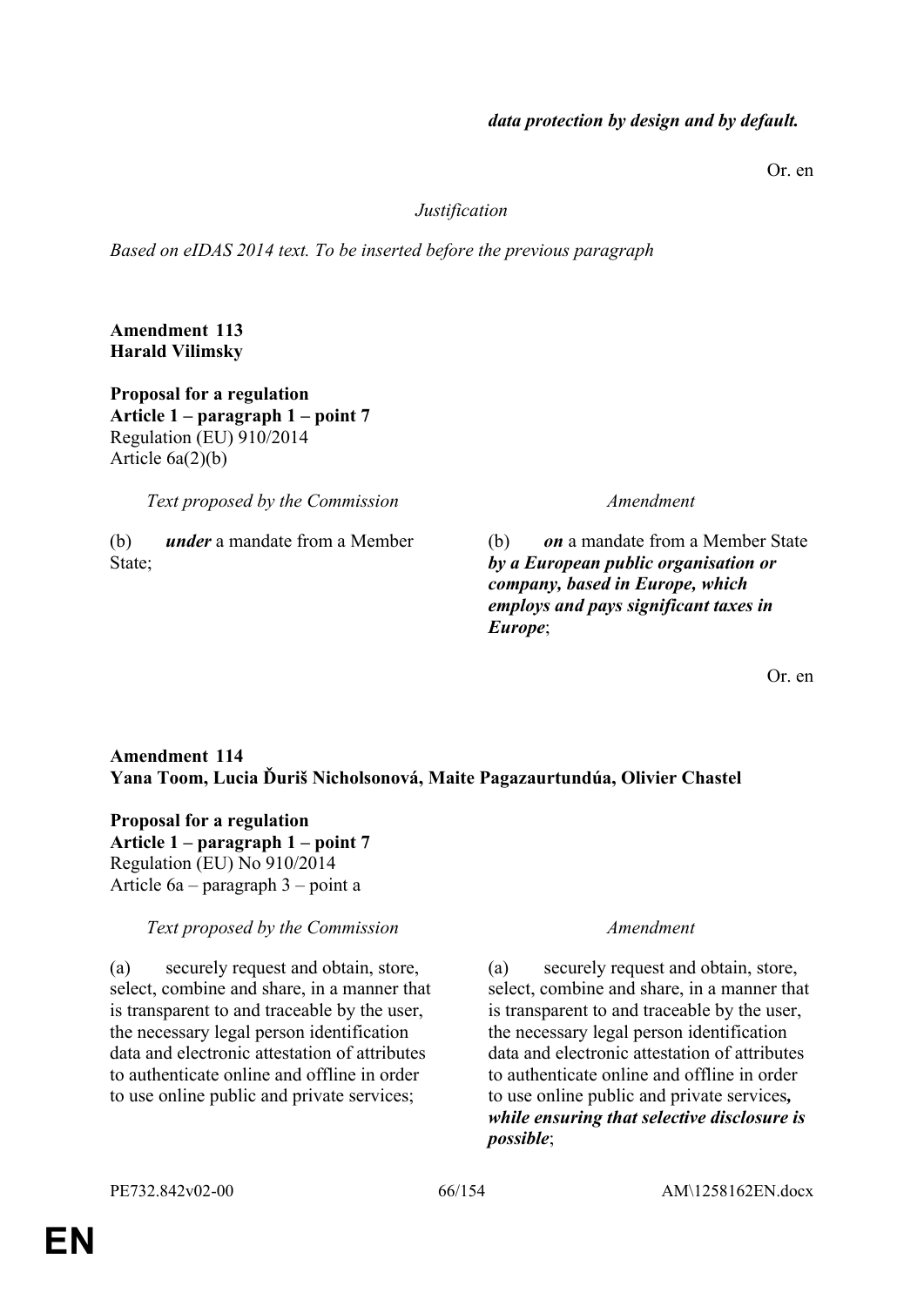| | ***data protection by design and by default.*** |
|---|---|

Or. en

*Justification*

*Based on eIDAS 2014 text. To be inserted before the previous paragraph*

**Amendment 113**
**Harald Vilimsky**

**Proposal for a regulation**
**Article 1 – paragraph 1 – point 7**
Regulation (EU) 910/2014
Article 6a(2)(b)

| *Text proposed by the Commission* | *Amendment* |
|---|---|
| (b) ***under*** a mandate from a Member State; | (b) ***on*** a mandate from a Member State ***by a European public organisation or company, based in Europe, which employs and pays significant taxes in Europe***; |

Or. en

**Amendment 114**
**Yana Toom, Lucia Ďuriš Nicholsonová, Maite Pagazaurtundúa, Olivier Chastel**

**Proposal for a regulation**
**Article 1 – paragraph 1 – point 7**
Regulation (EU) No 910/2014
Article 6a – paragraph 3 – point a

| *Text proposed by the Commission* | *Amendment* |
|---|---|
| (a) securely request and obtain, store, select, combine and share, in a manner that is transparent to and traceable by the user, the necessary legal person identification data and electronic attestation of attributes to authenticate online and offline in order to use online public and private services; | (a) securely request and obtain, store, select, combine and share, in a manner that is transparent to and traceable by the user, the necessary legal person identification data and electronic attestation of attributes to authenticate online and offline in order to use online public and private services***, while ensuring that selective disclosure is possible***; |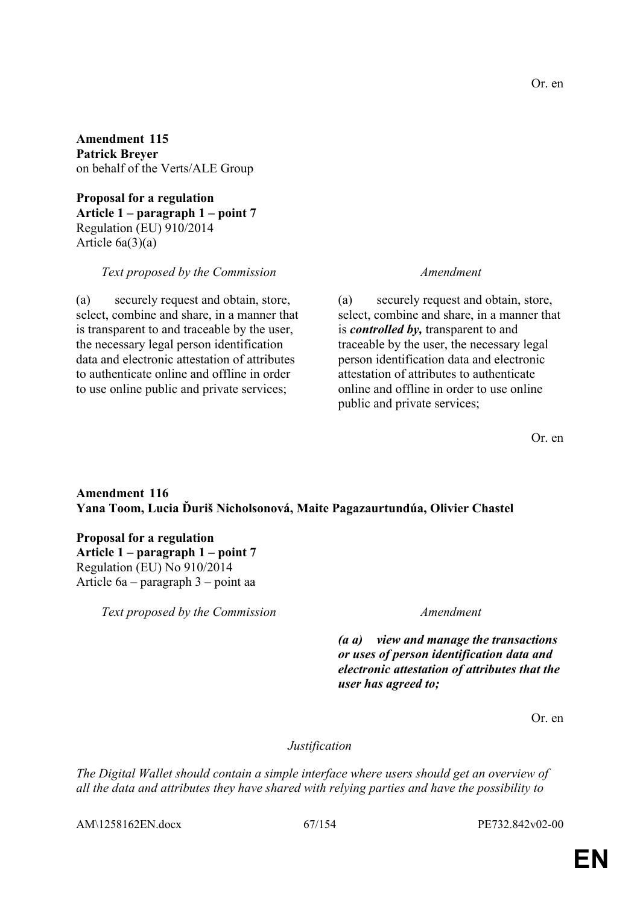Or. en

**Amendment 115**
**Patrick Breyer**
on behalf of the Verts/ALE Group

**Proposal for a regulation**
**Article 1 – paragraph 1 – point 7**
Regulation (EU) 910/2014
Article 6a(3)(a)

| *Text proposed by the Commission* | *Amendment* |
|---|---|
| (a) securely request and obtain, store, select, combine and share, in a manner that is transparent to and traceable by the user, the necessary legal person identification data and electronic attestation of attributes to authenticate online and offline in order to use online public and private services; | (a) securely request and obtain, store, select, combine and share, in a manner that is ***controlled by,*** transparent to and traceable by the user, the necessary legal person identification data and electronic attestation of attributes to authenticate online and offline in order to use online public and private services; |

Or. en

**Amendment 116**
**Yana Toom, Lucia Ďuriš Nicholsonová, Maite Pagazaurtundúa, Olivier Chastel**

**Proposal for a regulation**
**Article 1 – paragraph 1 – point 7**
Regulation (EU) No 910/2014
Article 6a – paragraph 3 – point aa

| *Text proposed by the Commission* | *Amendment* |
|---|---|
| | ***(a a) view and manage the transactions or uses of person identification data and electronic attestation of attributes that the user has agreed to;*** |

Or. en

*Justification*

*The Digital Wallet should contain a simple interface where users should get an overview of all the data and attributes they have shared with relying parties and have the possibility to*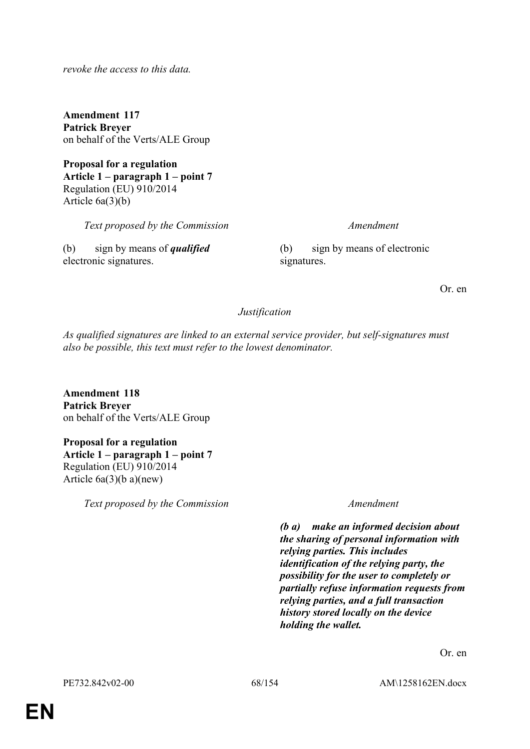*revoke the access to this data.*

**Amendment 117**
**Patrick Breyer**
on behalf of the Verts/ALE Group

**Proposal for a regulation**
**Article 1 – paragraph 1 – point 7**
Regulation (EU) 910/2014
Article 6a(3)(b)

| *Text proposed by the Commission* | *Amendment* |
| --- | --- |
| (b) sign by means of ***qualified*** electronic signatures. | (b) sign by means of electronic signatures. |

Or. en

*Justification*

*As qualified signatures are linked to an external service provider, but self-signatures must also be possible, this text must refer to the lowest denominator.*

**Amendment 118**
**Patrick Breyer**
on behalf of the Verts/ALE Group

**Proposal for a regulation**
**Article 1 – paragraph 1 – point 7**
Regulation (EU) 910/2014
Article 6a(3)(b a)(new)

| *Text proposed by the Commission* | *Amendment* |
| --- | --- |
| | ***(b a) make an informed decision about the sharing of personal information with relying parties. This includes identification of the relying party, the possibility for the user to completely or partially refuse information requests from relying parties, and a full transaction history stored locally on the device holding the wallet.*** |

Or. en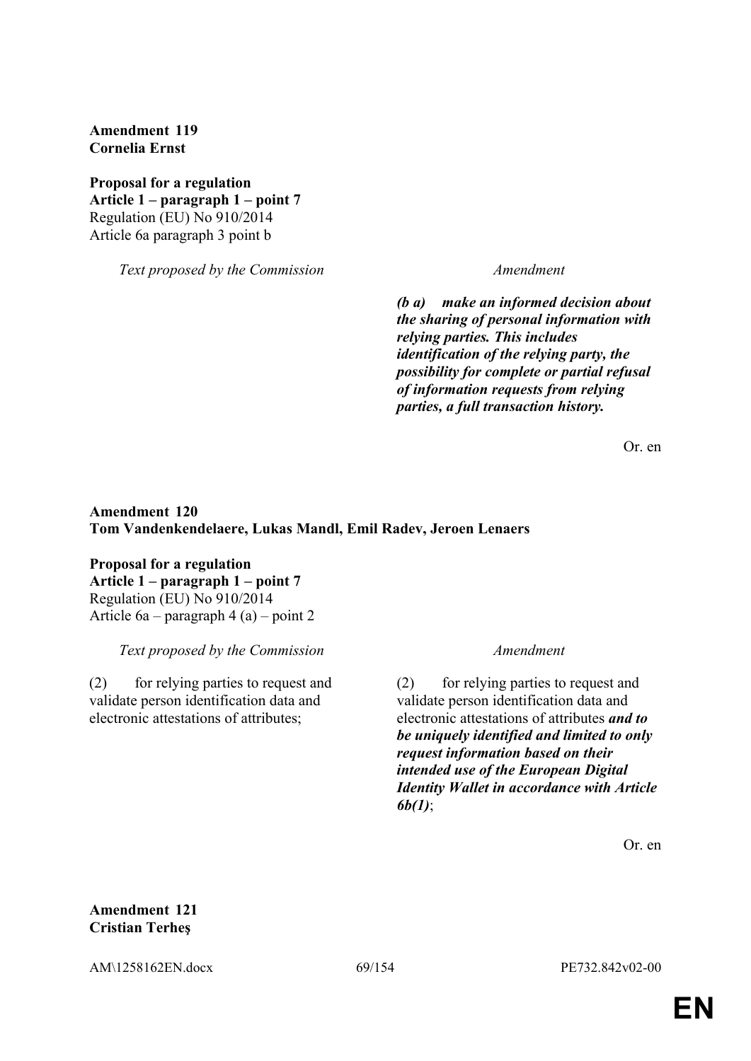**Amendment 119**
**Cornelia Ernst**

**Proposal for a regulation**
**Article 1 – paragraph 1 – point 7**
Regulation (EU) No 910/2014
Article 6a paragraph 3 point b

| *Text proposed by the Commission* | *Amendment* |
|---|---|
| | ***(b a) make an informed decision about the sharing of personal information with relying parties. This includes identification of the relying party, the possibility for complete or partial refusal of information requests from relying parties, a full transaction history.*** |

Or. en

**Amendment 120**
**Tom Vandenkendelaere, Lukas Mandl, Emil Radev, Jeroen Lenaers**

**Proposal for a regulation**
**Article 1 – paragraph 1 – point 7**
Regulation (EU) No 910/2014
Article 6a – paragraph 4 (a) – point 2

| *Text proposed by the Commission* | *Amendment* |
|---|---|
| (2) for relying parties to request and validate person identification data and electronic attestations of attributes; | (2) for relying parties to request and validate person identification data and electronic attestations of attributes ***and to be uniquely identified and limited to only request information based on their intended use of the European Digital Identity Wallet in accordance with Article 6b(1)***; |

Or. en

**Amendment 121**
**Cristian Terheş**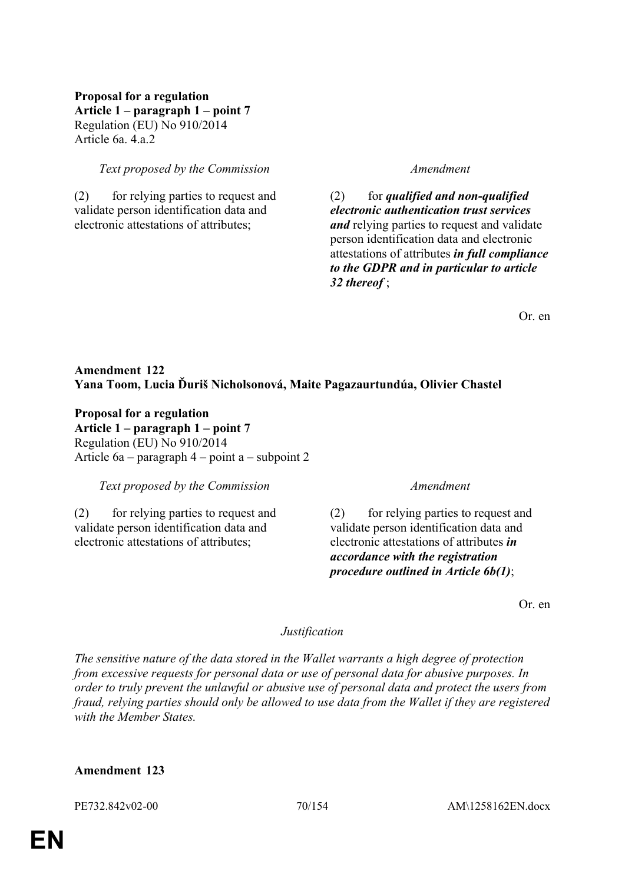**Proposal for a regulation**
**Article 1 – paragraph 1 – point 7**
Regulation (EU) No 910/2014
Article 6a. 4.a.2

| *Text proposed by the Commission* | *Amendment* |
|---|---|
| (2) for relying parties to request and validate person identification data and electronic attestations of attributes; | (2) for ***qualified and non-qualified electronic authentication trust services and*** relying parties to request and validate person identification data and electronic attestations of attributes ***in full compliance to the GDPR and in particular to article 32 thereof*** ; |

Or. en

## Amendment 122
**Yana Toom, Lucia Ďuriš Nicholsonová, Maite Pagazaurtundúa, Olivier Chastel**

**Proposal for a regulation**
**Article 1 – paragraph 1 – point 7**
Regulation (EU) No 910/2014
Article 6a – paragraph 4 – point a – subpoint 2

| *Text proposed by the Commission* | *Amendment* |
|---|---|
| (2) for relying parties to request and validate person identification data and electronic attestations of attributes; | (2) for relying parties to request and validate person identification data and electronic attestations of attributes ***in accordance with the registration procedure outlined in Article 6b(1)***; |

Or. en

*Justification*

*The sensitive nature of the data stored in the Wallet warrants a high degree of protection from excessive requests for personal data or use of personal data for abusive purposes. In order to truly prevent the unlawful or abusive use of personal data and protect the users from fraud, relying parties should only be allowed to use data from the Wallet if they are registered with the Member States.*

## Amendment 123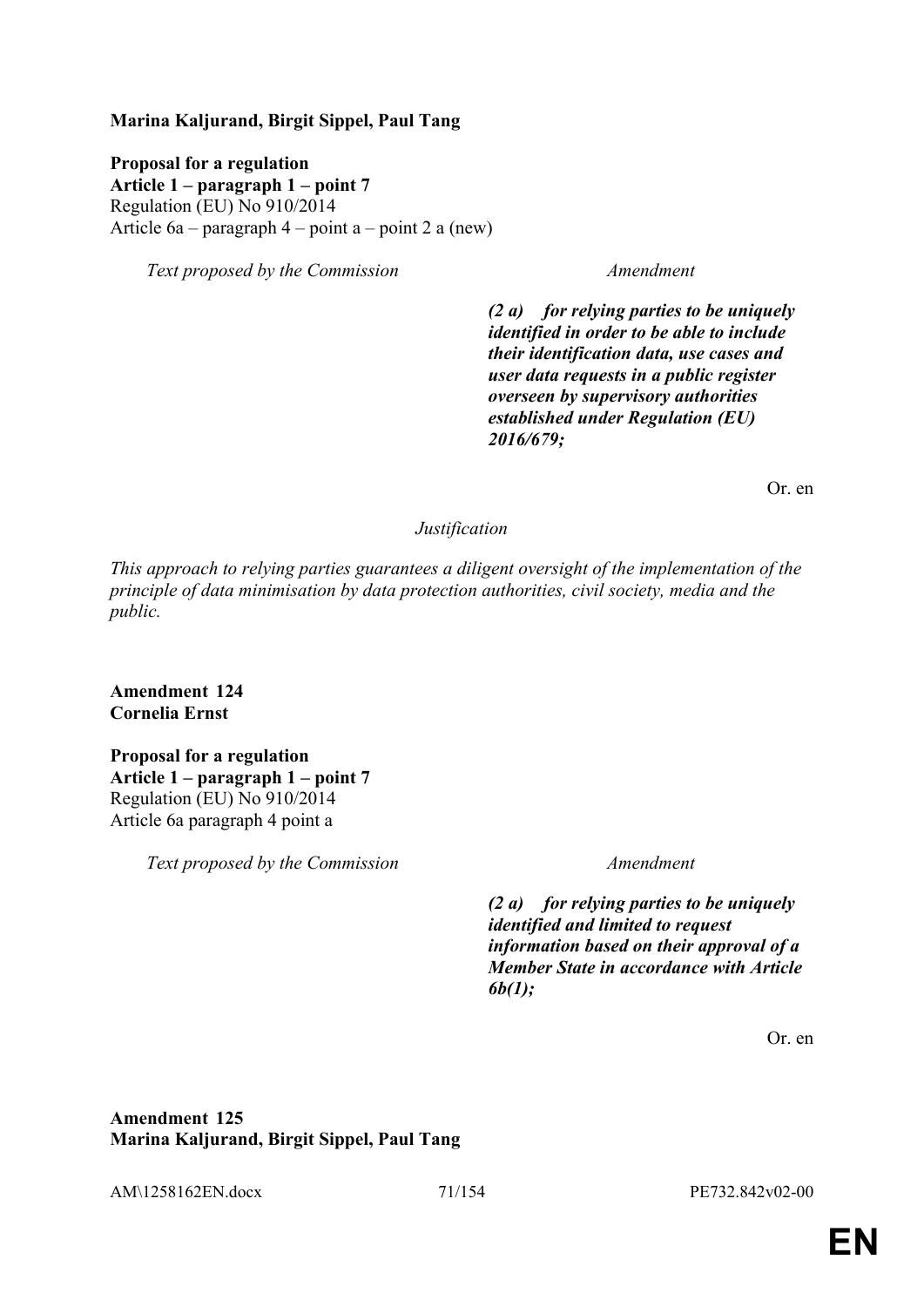**Marina Kaljurand, Birgit Sippel, Paul Tang**

**Proposal for a regulation**
**Article 1 – paragraph 1 – point 7**
Regulation (EU) No 910/2014
Article 6a – paragraph 4 – point a – point 2 a (new)

| *Text proposed by the Commission* | *Amendment* |
|---|---|
| | ***(2 a) for relying parties to be uniquely identified in order to be able to include their identification data, use cases and user data requests in a public register overseen by supervisory authorities established under Regulation (EU) 2016/679;*** |

Or. en

*Justification*

*This approach to relying parties guarantees a diligent oversight of the implementation of the principle of data minimisation by data protection authorities, civil society, media and the public.*

**Amendment 124**
**Cornelia Ernst**

**Proposal for a regulation**
**Article 1 – paragraph 1 – point 7**
Regulation (EU) No 910/2014
Article 6a paragraph 4 point a

| *Text proposed by the Commission* | *Amendment* |
|---|---|
| | ***(2 a) for relying parties to be uniquely identified and limited to request information based on their approval of a Member State in accordance with Article 6b(1);*** |

Or. en

**Amendment 125**
**Marina Kaljurand, Birgit Sippel, Paul Tang**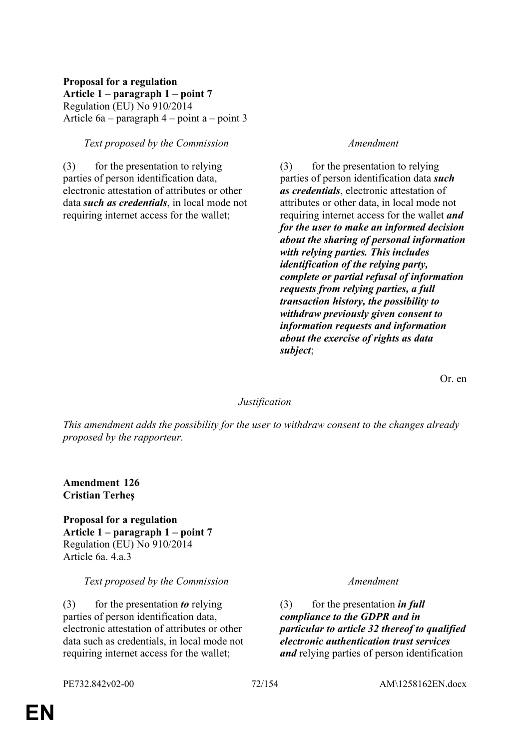**Proposal for a regulation**
**Article 1 – paragraph 1 – point 7**
Regulation (EU) No 910/2014
Article 6a – paragraph 4 – point a – point 3

| *Text proposed by the Commission* | *Amendment* |
|---|---|
| (3) for the presentation to relying parties of person identification data, electronic attestation of attributes or other data ***such as credentials***, in local mode not requiring internet access for the wallet; | (3) for the presentation to relying parties of person identification data ***such as credentials***, electronic attestation of attributes or other data, in local mode not requiring internet access for the wallet ***and for the user to make an informed decision about the sharing of personal information with relying parties. This includes identification of the relying party, complete or partial refusal of information requests from relying parties, a full transaction history, the possibility to withdraw previously given consent to information requests and information about the exercise of rights as data subject***; |

Or. en

*Justification*

*This amendment adds the possibility for the user to withdraw consent to the changes already proposed by the rapporteur.*

**Amendment 126**
**Cristian Terheş**

**Proposal for a regulation**
**Article 1 – paragraph 1 – point 7**
Regulation (EU) No 910/2014
Article 6a. 4.a.3

| *Text proposed by the Commission* | *Amendment* |
|---|---|
| (3) for the presentation ***to*** relying parties of person identification data, electronic attestation of attributes or other data such as credentials, in local mode not requiring internet access for the wallet; | (3) for the presentation ***in full compliance to the GDPR and in particular to article 32 thereof to qualified electronic authentication trust services and*** relying parties of person identification |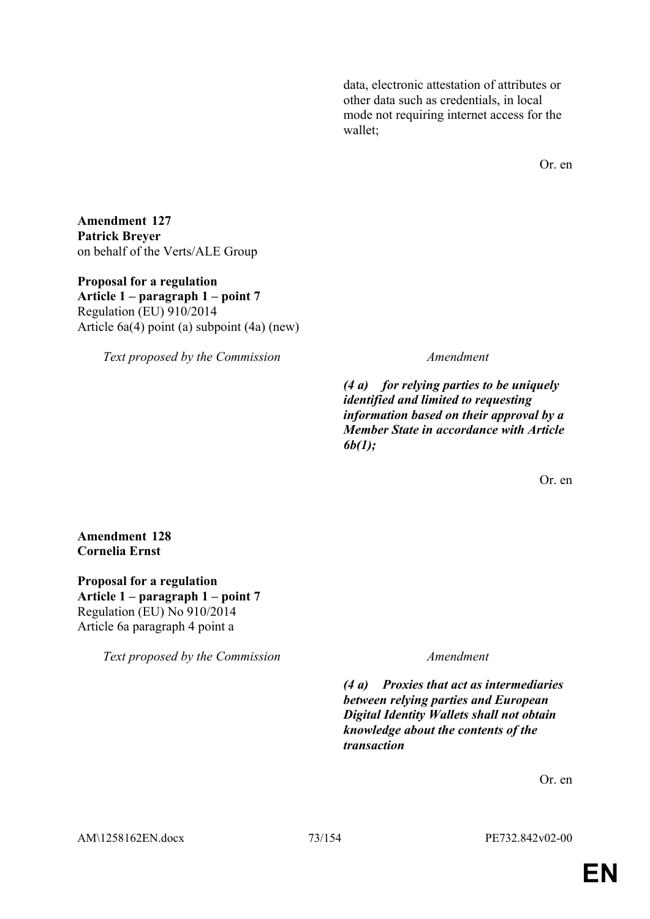| Text proposed by the Commission | Amendment |
|---|---|
| | data, electronic attestation of attributes or other data such as credentials, in local mode not requiring internet access for the wallet; |

Or. en

**Amendment 127**
**Patrick Breyer**
on behalf of the Verts/ALE Group

**Proposal for a regulation**
**Article 1 – paragraph 1 – point 7**
Regulation (EU) 910/2014
Article 6a(4) point (a) subpoint (4a) (new)

| *Text proposed by the Commission* | *Amendment* |
|---|---|
| | ***(4 a) for relying parties to be uniquely identified and limited to requesting information based on their approval by a Member State in accordance with Article 6b(1);*** |

Or. en

**Amendment 128**
**Cornelia Ernst**

**Proposal for a regulation**
**Article 1 – paragraph 1 – point 7**
Regulation (EU) No 910/2014
Article 6a paragraph 4 point a

| *Text proposed by the Commission* | *Amendment* |
|---|---|
| | ***(4 a) Proxies that act as intermediaries between relying parties and European Digital Identity Wallets shall not obtain knowledge about the contents of the transaction*** |

Or. en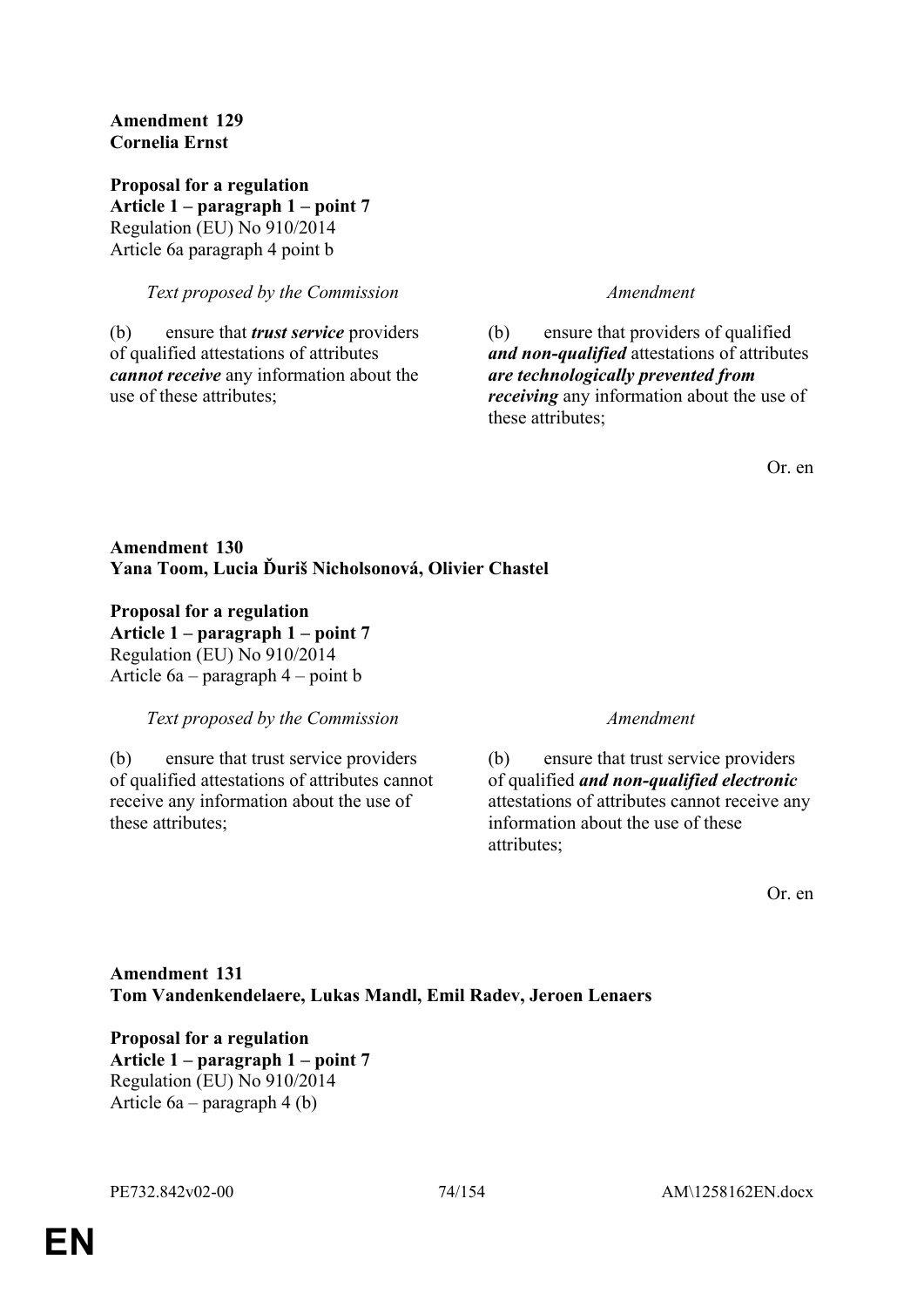**Amendment 129**
**Cornelia Ernst**

**Proposal for a regulation**
**Article 1 – paragraph 1 – point 7**
Regulation (EU) No 910/2014
Article 6a paragraph 4 point b

| *Text proposed by the Commission* | *Amendment* |
|---|---|
| (b) ensure that ***trust service*** providers of qualified attestations of attributes ***cannot receive*** any information about the use of these attributes; | (b) ensure that providers of qualified ***and non-qualified*** attestations of attributes ***are technologically prevented from receiving*** any information about the use of these attributes; |

Or. en

**Amendment 130**
**Yana Toom, Lucia Ďuriš Nicholsonová, Olivier Chastel**

**Proposal for a regulation**
**Article 1 – paragraph 1 – point 7**
Regulation (EU) No 910/2014
Article 6a – paragraph 4 – point b

| *Text proposed by the Commission* | *Amendment* |
|---|---|
| (b) ensure that trust service providers of qualified attestations of attributes cannot receive any information about the use of these attributes; | (b) ensure that trust service providers of qualified ***and non-qualified electronic*** attestations of attributes cannot receive any information about the use of these attributes; |

Or. en

**Amendment 131**
**Tom Vandenkendelaere, Lukas Mandl, Emil Radev, Jeroen Lenaers**

**Proposal for a regulation**
**Article 1 – paragraph 1 – point 7**
Regulation (EU) No 910/2014
Article 6a – paragraph 4 (b)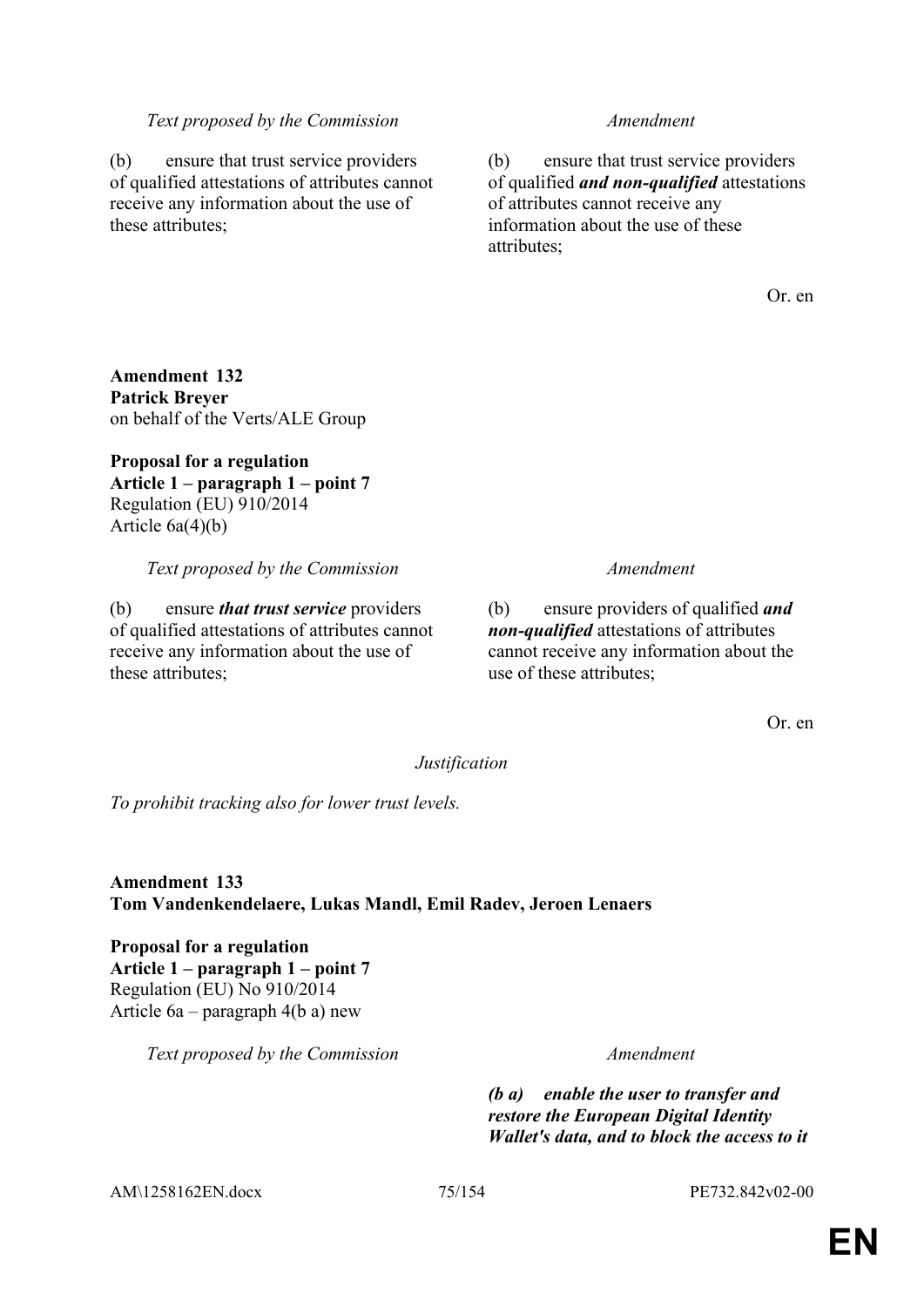| *Text proposed by the Commission* | *Amendment* |
|---|---|
| (b) ensure that trust service providers of qualified attestations of attributes cannot receive any information about the use of these attributes; | (b) ensure that trust service providers of qualified ***and non-qualified*** attestations of attributes cannot receive any information about the use of these attributes; |

Or. en

**Amendment 132**
**Patrick Breyer**
on behalf of the Verts/ALE Group

**Proposal for a regulation**
**Article 1 – paragraph 1 – point 7**
Regulation (EU) 910/2014
Article 6a(4)(b)

| *Text proposed by the Commission* | *Amendment* |
|---|---|
| (b) ensure ***that trust service*** providers of qualified attestations of attributes cannot receive any information about the use of these attributes; | (b) ensure providers of qualified ***and non-qualified*** attestations of attributes cannot receive any information about the use of these attributes; |

Or. en

*Justification*

*To prohibit tracking also for lower trust levels.*

**Amendment 133**
**Tom Vandenkendelaere, Lukas Mandl, Emil Radev, Jeroen Lenaers**

**Proposal for a regulation**
**Article 1 – paragraph 1 – point 7**
Regulation (EU) No 910/2014
Article 6a – paragraph 4(b a) new

| *Text proposed by the Commission* | *Amendment* |
|---|---|
| | ***(b a) enable the user to transfer and restore the European Digital Identity Wallet's data, and to block the access to it*** |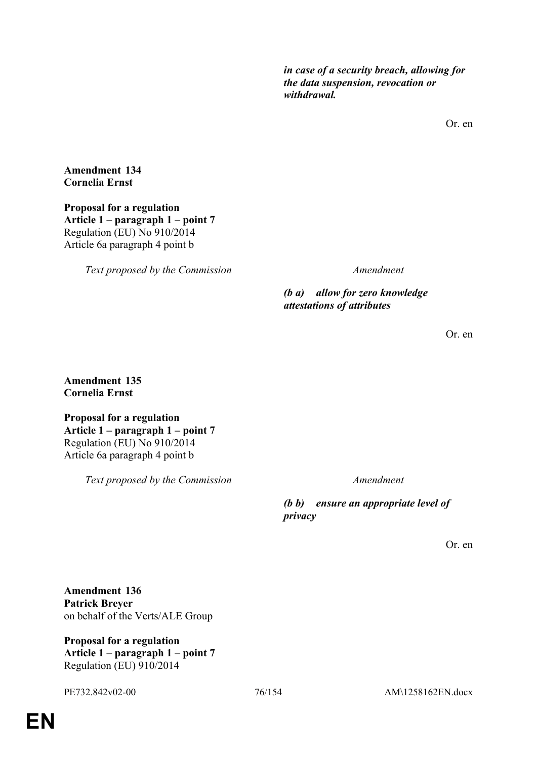| | |
|---|---|
| | ***in case of a security breach, allowing for the data suspension, revocation or withdrawal.*** |

Or. en

**Amendment 134**
**Cornelia Ernst**

**Proposal for a regulation**
**Article 1 – paragraph 1 – point 7**
Regulation (EU) No 910/2014
Article 6a paragraph 4 point b

| *Text proposed by the Commission* | *Amendment* |
|---|---|
| | ***(b a) allow for zero knowledge attestations of attributes*** |

Or. en

**Amendment 135**
**Cornelia Ernst**

**Proposal for a regulation**
**Article 1 – paragraph 1 – point 7**
Regulation (EU) No 910/2014
Article 6a paragraph 4 point b

| *Text proposed by the Commission* | *Amendment* |
|---|---|
| | ***(b b) ensure an appropriate level of privacy*** |

Or. en

**Amendment 136**
**Patrick Breyer**
on behalf of the Verts/ALE Group

**Proposal for a regulation**
**Article 1 – paragraph 1 – point 7**
Regulation (EU) 910/2014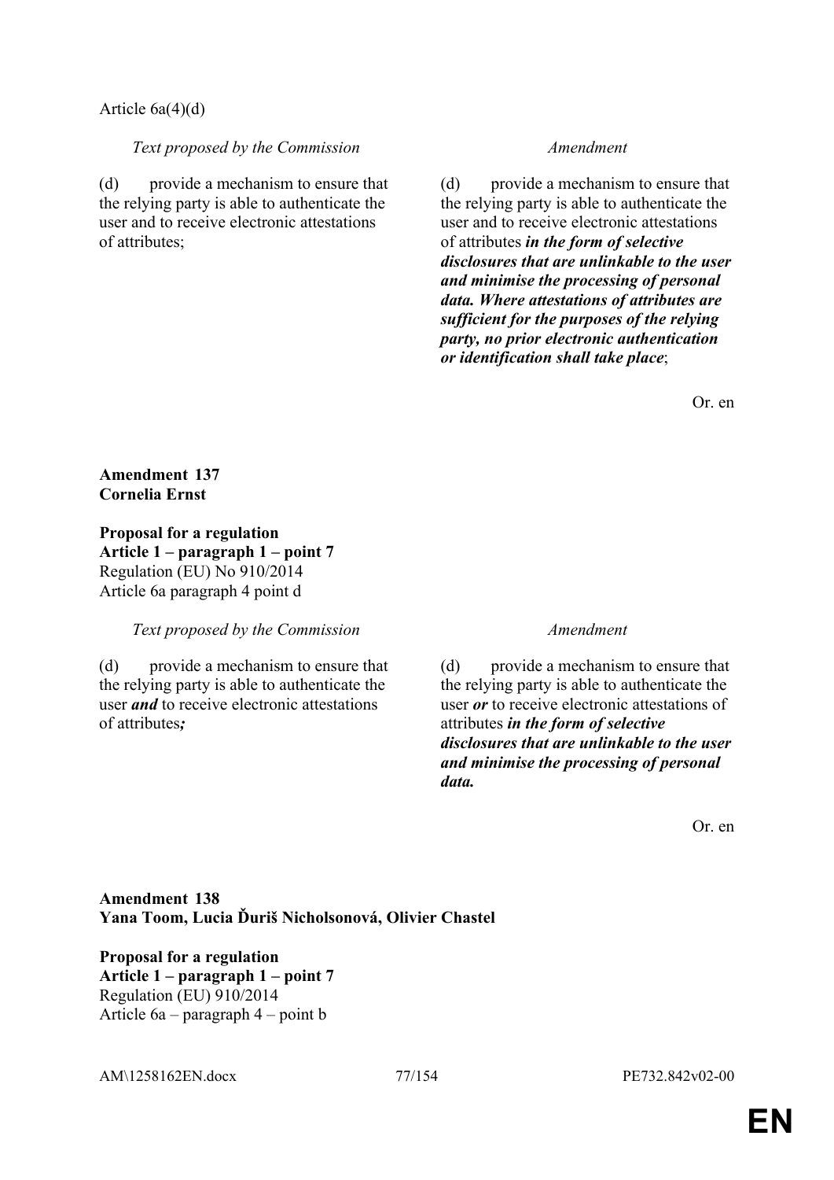Article 6a(4)(d)

| *Text proposed by the Commission* | *Amendment* |
|---|---|
| (d) provide a mechanism to ensure that the relying party is able to authenticate the user and to receive electronic attestations of attributes; | (d) provide a mechanism to ensure that the relying party is able to authenticate the user and to receive electronic attestations of attributes ***in the form of selective disclosures that are unlinkable to the user and minimise the processing of personal data. Where attestations of attributes are sufficient for the purposes of the relying party, no prior electronic authentication or identification shall take place***; |

Or. en

**Amendment 137**
**Cornelia Ernst**

**Proposal for a regulation**
**Article 1 – paragraph 1 – point 7**
Regulation (EU) No 910/2014
Article 6a paragraph 4 point d

| *Text proposed by the Commission* | *Amendment* |
|---|---|
| (d) provide a mechanism to ensure that the relying party is able to authenticate the user ***and*** to receive electronic attestations of attributes***;*** | (d) provide a mechanism to ensure that the relying party is able to authenticate the user ***or*** to receive electronic attestations of attributes ***in the form of selective disclosures that are unlinkable to the user and minimise the processing of personal data.*** |

Or. en

**Amendment 138**
**Yana Toom, Lucia Ďuriš Nicholsonová, Olivier Chastel**

**Proposal for a regulation**
**Article 1 – paragraph 1 – point 7**
Regulation (EU) 910/2014
Article 6a – paragraph 4 – point b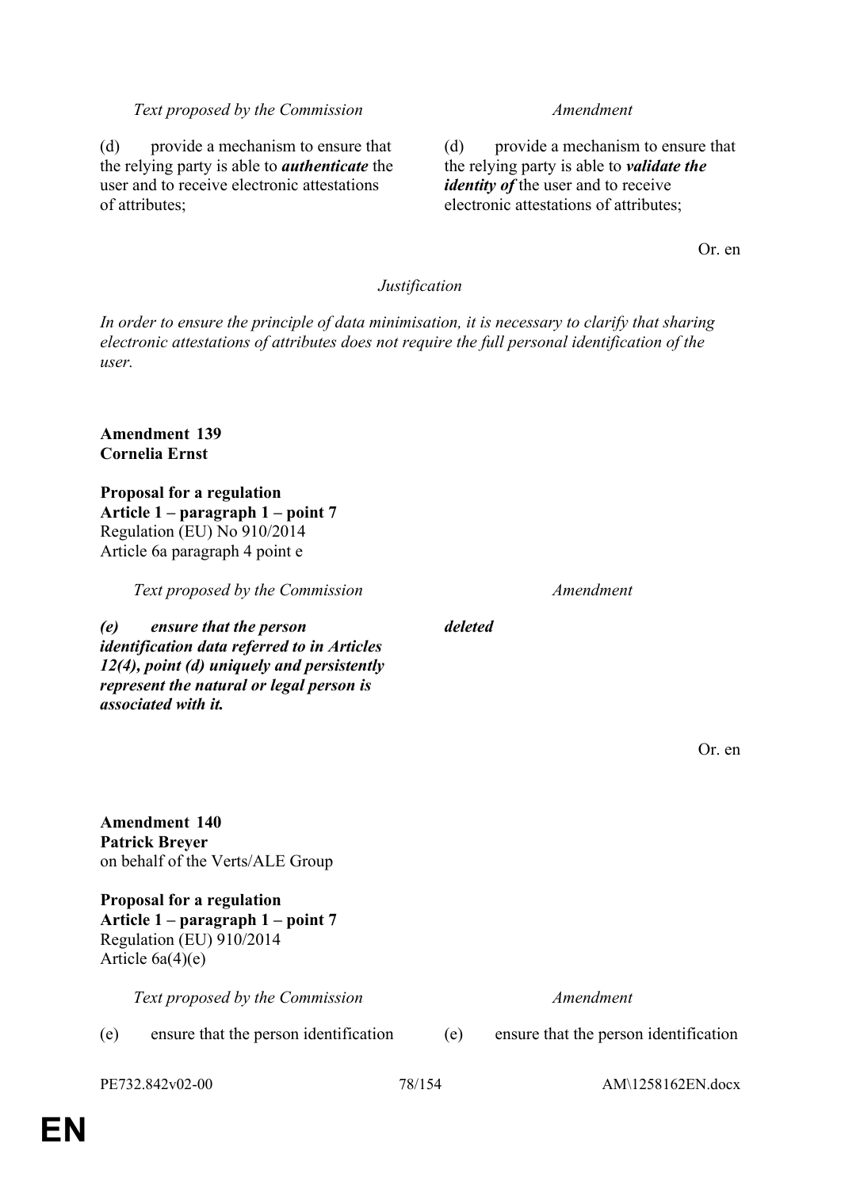| Text proposed by the Commission | Amendment |
| --- | --- |
| (d) provide a mechanism to ensure that the relying party is able to ***authenticate*** the user and to receive electronic attestations of attributes; | (d) provide a mechanism to ensure that the relying party is able to ***validate the identity of*** the user and to receive electronic attestations of attributes; |

Or. en

*Justification*

*In order to ensure the principle of data minimisation, it is necessary to clarify that sharing electronic attestations of attributes does not require the full personal identification of the user.*

**Amendment 139**
**Cornelia Ernst**

**Proposal for a regulation**
**Article 1 – paragraph 1 – point 7**
Regulation (EU) No 910/2014
Article 6a paragraph 4 point e

| Text proposed by the Commission | Amendment |
| --- | --- |
| ***(e) ensure that the person identification data referred to in Articles 12(4), point (d) uniquely and persistently represent the natural or legal person is associated with it.*** | ***deleted*** |

Or. en

**Amendment 140**
**Patrick Breyer**
on behalf of the Verts/ALE Group

**Proposal for a regulation**
**Article 1 – paragraph 1 – point 7**
Regulation (EU) 910/2014
Article 6a(4)(e)

| Text proposed by the Commission | Amendment |
| --- | --- |
| (e) ensure that the person identification | (e) ensure that the person identification |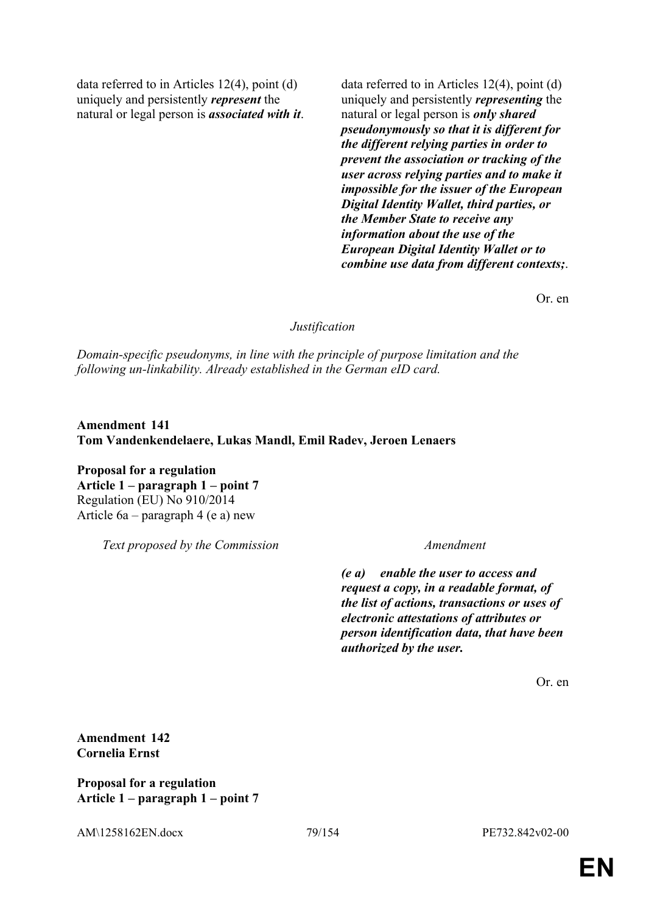| Text proposed by the Commission | Amendment |
|---|---|
| data referred to in Articles 12(4), point (d) uniquely and persistently ***represent*** the natural or legal person is ***associated with it***. | data referred to in Articles 12(4), point (d) uniquely and persistently ***representing*** the natural or legal person is ***only shared pseudonymously so that it is different for the different relying parties in order to prevent the association or tracking of the user across relying parties and to make it impossible for the issuer of the European Digital Identity Wallet, third parties, or the Member State to receive any information about the use of the European Digital Identity Wallet or to combine use data from different contexts;***. |

Or. en

*Justification*

*Domain-specific pseudonyms, in line with the principle of purpose limitation and the following un-linkability. Already established in the German eID card.*

**Amendment 141**
**Tom Vandenkendelaere, Lukas Mandl, Emil Radev, Jeroen Lenaers**

**Proposal for a regulation**
**Article 1 – paragraph 1 – point 7**
Regulation (EU) No 910/2014
Article 6a – paragraph 4 (e a) new

| Text proposed by the Commission | Amendment |
|---|---|
| | ***(e a) enable the user to access and request a copy, in a readable format, of the list of actions, transactions or uses of electronic attestations of attributes or person identification data, that have been authorized by the user.*** |

Or. en

**Amendment 142**
**Cornelia Ernst**

**Proposal for a regulation**
**Article 1 – paragraph 1 – point 7**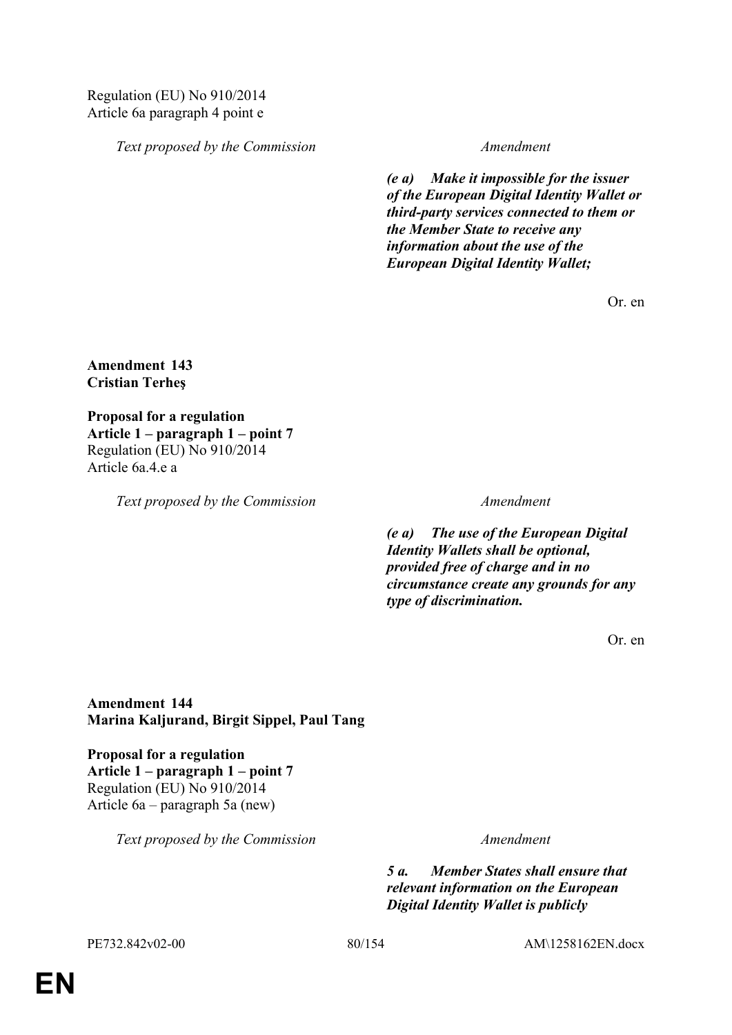Regulation (EU) No 910/2014
Article 6a paragraph 4 point e

| Text proposed by the Commission | Amendment |
|---|---|
| | ***(e a) Make it impossible for the issuer of the European Digital Identity Wallet or third-party services connected to them or the Member State to receive any information about the use of the European Digital Identity Wallet;*** |

Or. en

**Amendment 143**
**Cristian Terheş**

**Proposal for a regulation**
**Article 1 – paragraph 1 – point 7**
Regulation (EU) No 910/2014
Article 6a.4.e a

| Text proposed by the Commission | Amendment |
|---|---|
| | ***(e a) The use of the European Digital Identity Wallets shall be optional, provided free of charge and in no circumstance create any grounds for any type of discrimination.*** |

Or. en

**Amendment 144**
**Marina Kaljurand, Birgit Sippel, Paul Tang**

**Proposal for a regulation**
**Article 1 – paragraph 1 – point 7**
Regulation (EU) No 910/2014
Article 6a – paragraph 5a (new)

| Text proposed by the Commission | Amendment |
|---|---|
| | ***5 a. Member States shall ensure that relevant information on the European Digital Identity Wallet is publicly*** |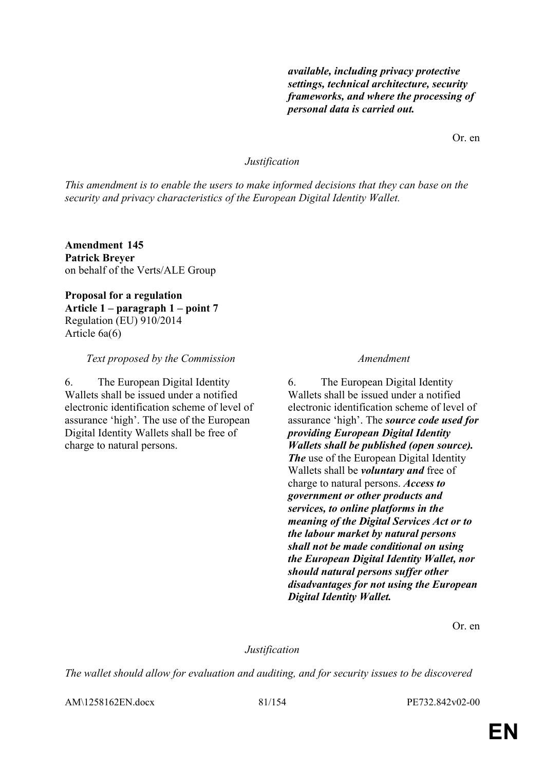| | |
|---|---|
| | ***available, including privacy protective settings, technical architecture, security frameworks, and where the processing of personal data is carried out.*** |

Or. en

*Justification*

*This amendment is to enable the users to make informed decisions that they can base on the security and privacy characteristics of the European Digital Identity Wallet.*

**Amendment 145**
**Patrick Breyer**
on behalf of the Verts/ALE Group

**Proposal for a regulation**
**Article 1 – paragraph 1 – point 7**
Regulation (EU) 910/2014
Article 6a(6)

| *Text proposed by the Commission* | *Amendment* |
|---|---|
| 6. The European Digital Identity Wallets shall be issued under a notified electronic identification scheme of level of assurance 'high'. The use of the European Digital Identity Wallets shall be free of charge to natural persons. | 6. The European Digital Identity Wallets shall be issued under a notified electronic identification scheme of level of assurance 'high'. The ***source code used for providing European Digital Identity Wallets shall be published (open source). The*** use of the European Digital Identity Wallets shall be ***voluntary and*** free of charge to natural persons. ***Access to government or other products and services, to online platforms in the meaning of the Digital Services Act or to the labour market by natural persons shall not be made conditional on using the European Digital Identity Wallet, nor should natural persons suffer other disadvantages for not using the European Digital Identity Wallet.*** |

Or. en

*Justification*

*The wallet should allow for evaluation and auditing, and for security issues to be discovered*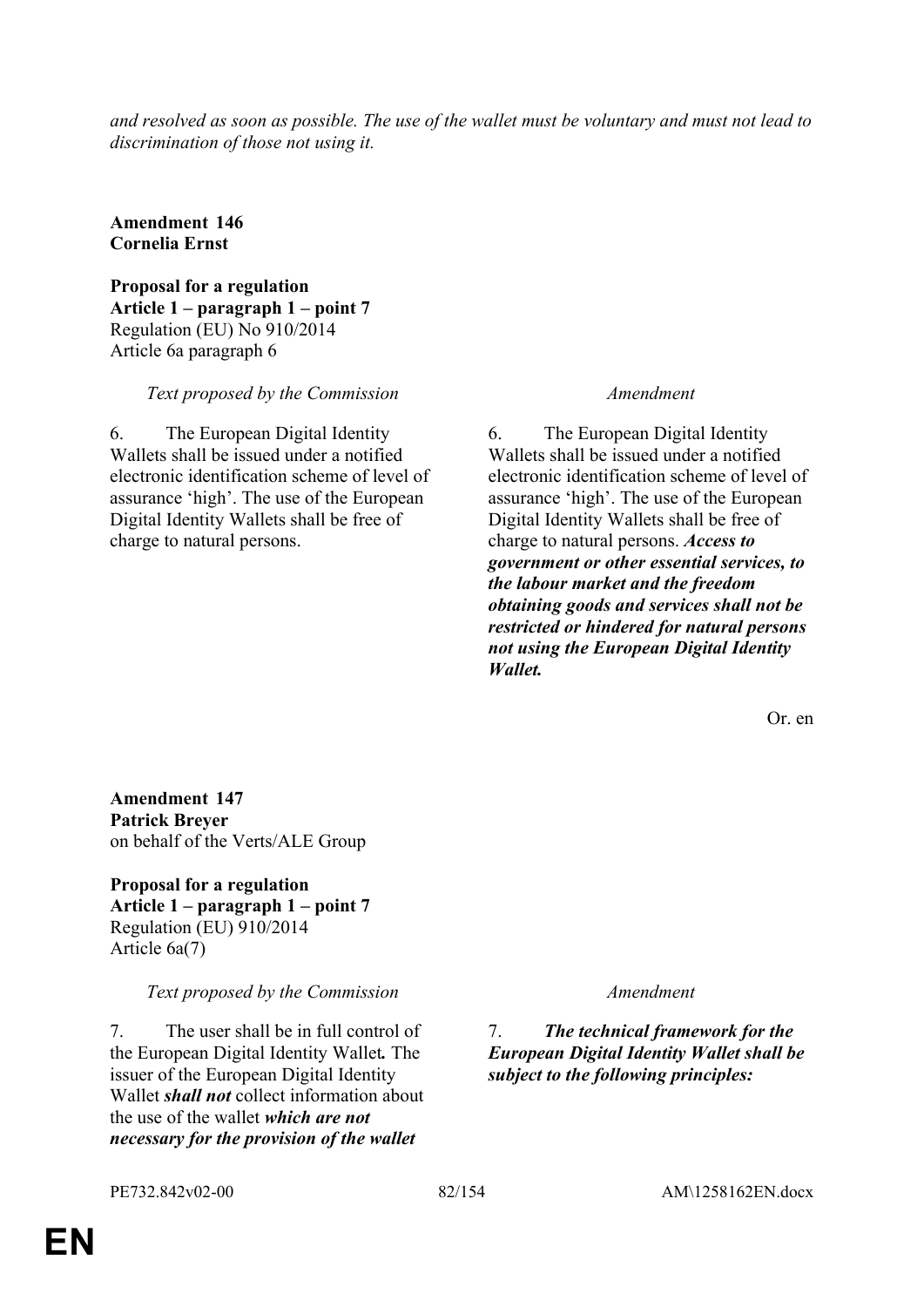*and resolved as soon as possible. The use of the wallet must be voluntary and must not lead to discrimination of those not using it.*

**Amendment 146**
**Cornelia Ernst**

**Proposal for a regulation**
**Article 1 – paragraph 1 – point 7**
Regulation (EU) No 910/2014
Article 6a paragraph 6

| *Text proposed by the Commission* | *Amendment* |
|---|---|
| 6. The European Digital Identity Wallets shall be issued under a notified electronic identification scheme of level of assurance 'high'. The use of the European Digital Identity Wallets shall be free of charge to natural persons. | 6. The European Digital Identity Wallets shall be issued under a notified electronic identification scheme of level of assurance 'high'. The use of the European Digital Identity Wallets shall be free of charge to natural persons. ***Access to government or other essential services, to the labour market and the freedom obtaining goods and services shall not be restricted or hindered for natural persons not using the European Digital Identity Wallet.*** |

Or. en

**Amendment 147**
**Patrick Breyer**
on behalf of the Verts/ALE Group

**Proposal for a regulation**
**Article 1 – paragraph 1 – point 7**
Regulation (EU) 910/2014
Article 6a(7)

| *Text proposed by the Commission* | *Amendment* |
|---|---|
| 7. The user shall be in full control of the European Digital Identity Wallet***.*** The issuer of the European Digital Identity Wallet ***shall not*** collect information about the use of the wallet ***which are not necessary for the provision of the wallet*** | 7. ***The technical framework for the European Digital Identity Wallet shall be subject to the following principles:*** |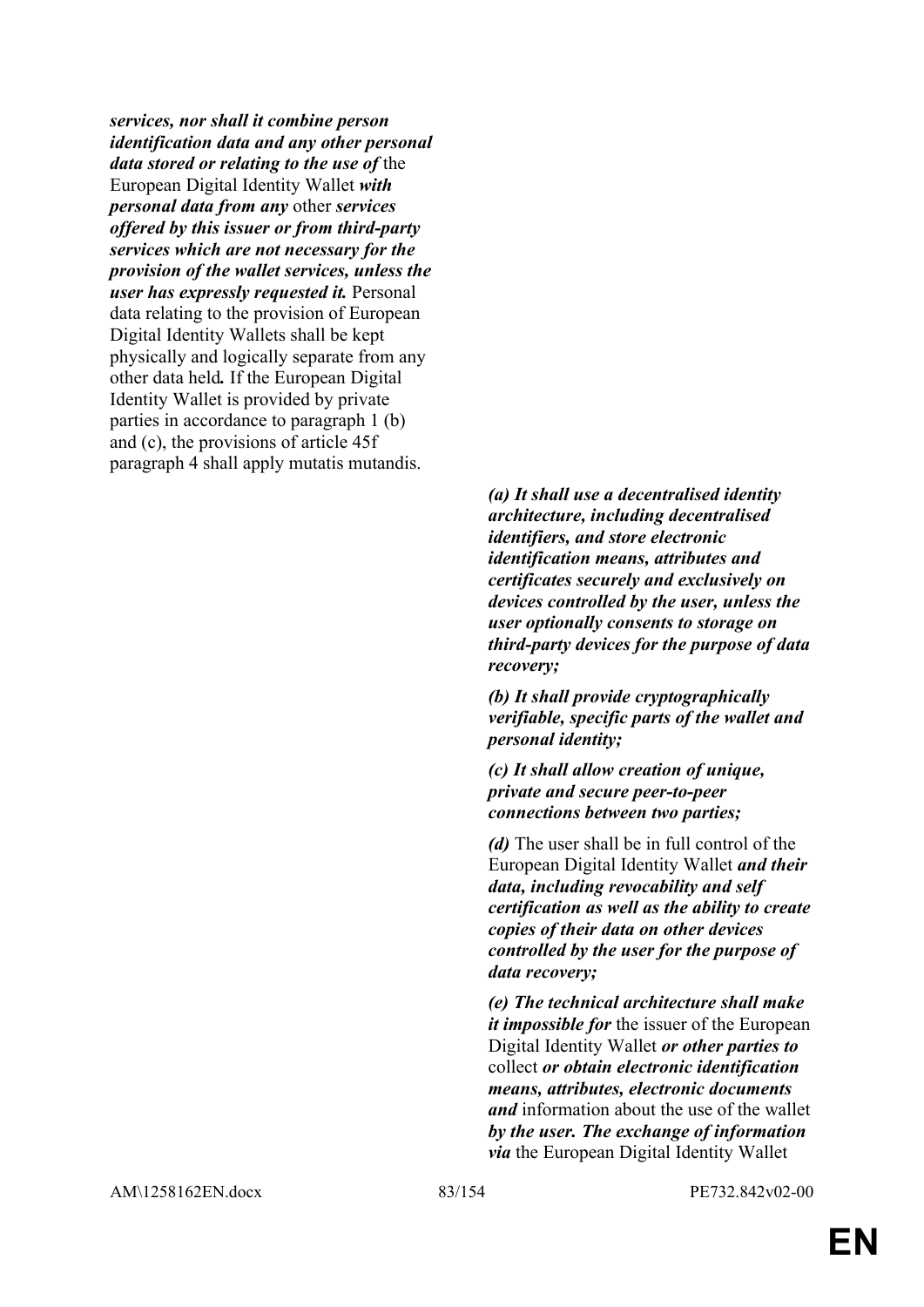| | |
|---|---|
| ***services, nor shall it combine person identification data and any other personal data stored or relating to the use of*** the European Digital Identity Wallet ***with personal data from any*** other ***services offered by this issuer or from third-party services which are not necessary for the provision of the wallet services, unless the user has expressly requested it.*** Personal data relating to the provision of European Digital Identity Wallets shall be kept physically and logically separate from any other data held***.*** If the European Digital Identity Wallet is provided by private parties in accordance to paragraph 1 (b) and (c), the provisions of article 45f paragraph 4 shall apply mutatis mutandis. | |
| | ***(a) It shall use a decentralised identity architecture, including decentralised identifiers, and store electronic identification means, attributes and certificates securely and exclusively on devices controlled by the user, unless the user optionally consents to storage on third-party devices for the purpose of data recovery;*** <br><br> ***(b) It shall provide cryptographically verifiable, specific parts of the wallet and personal identity;*** <br><br> ***(c) It shall allow creation of unique, private and secure peer-to-peer connections between two parties;*** <br><br> ***(d)*** The user shall be in full control of the European Digital Identity Wallet ***and their data, including revocability and self certification as well as the ability to create copies of their data on other devices controlled by the user for the purpose of data recovery;*** <br><br> ***(e) The technical architecture shall make it impossible for*** the issuer of the European Digital Identity Wallet ***or other parties to*** collect ***or obtain electronic identification means, attributes, electronic documents and*** information about the use of the wallet ***by the user. The exchange of information via*** the European Digital Identity Wallet |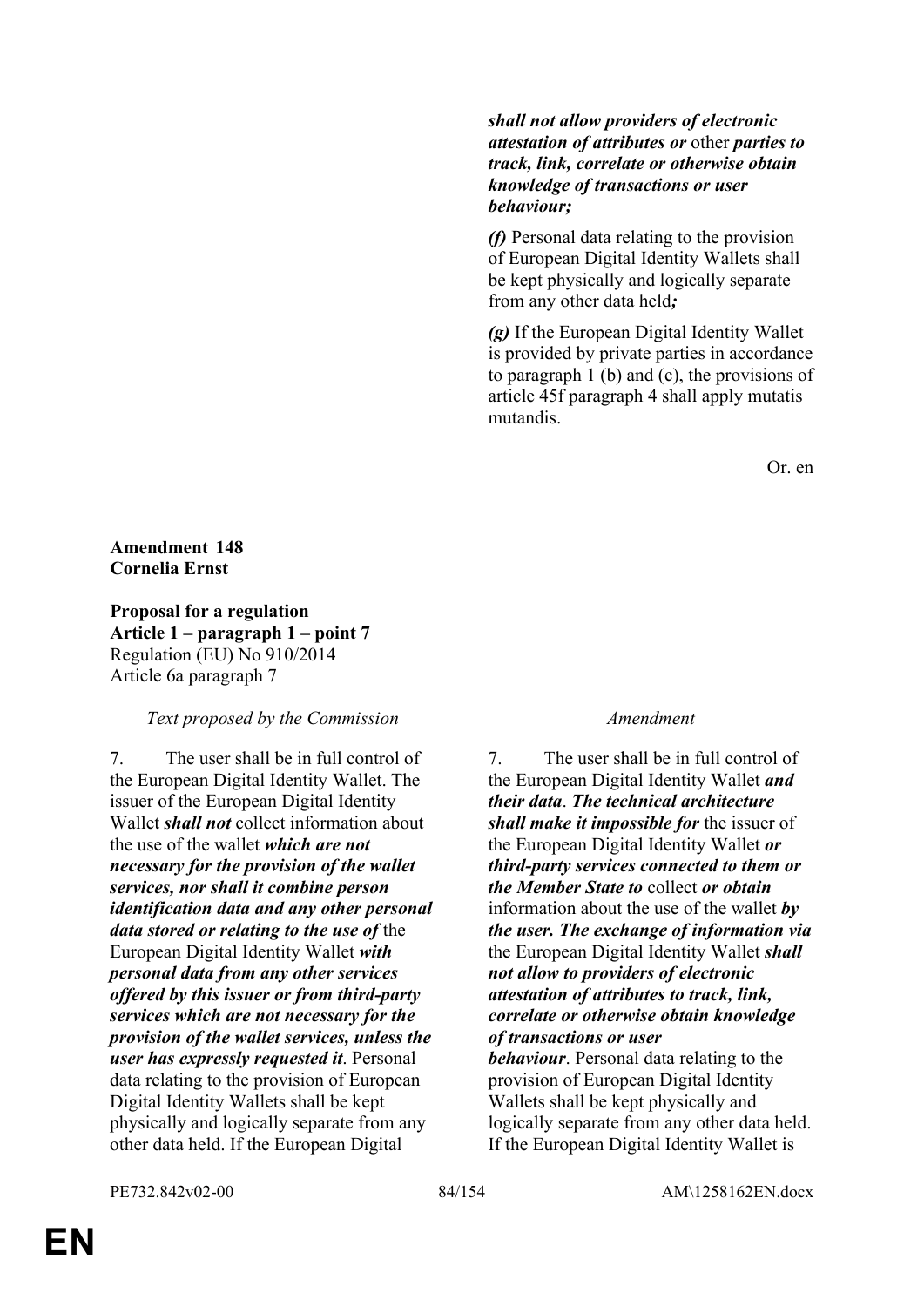| | |
|---|---|
| | ***shall not allow providers of electronic attestation of attributes or*** other ***parties to track, link, correlate or otherwise obtain knowledge of transactions or user behaviour;*** |
| | ***(f)*** Personal data relating to the provision of European Digital Identity Wallets shall be kept physically and logically separate from any other data held***;*** |
| | ***(g)*** If the European Digital Identity Wallet is provided by private parties in accordance to paragraph 1 (b) and (c), the provisions of article 45f paragraph 4 shall apply mutatis mutandis. |

Or. en

**Amendment 148**
**Cornelia Ernst**

**Proposal for a regulation**
**Article 1 – paragraph 1 – point 7**
Regulation (EU) No 910/2014
Article 6a paragraph 7

| *Text proposed by the Commission* | *Amendment* |
|---|---|
| 7. The user shall be in full control of the European Digital Identity Wallet. The issuer of the European Digital Identity Wallet ***shall not*** collect information about the use of the wallet ***which are not necessary for the provision of the wallet services, nor shall it combine person identification data and any other personal data stored or relating to the use of*** the European Digital Identity Wallet ***with personal data from any other services offered by this issuer or from third-party services which are not necessary for the provision of the wallet services, unless the user has expressly requested it***. Personal data relating to the provision of European Digital Identity Wallets shall be kept physically and logically separate from any other data held. If the European Digital | 7. The user shall be in full control of the European Digital Identity Wallet ***and their data***. ***The technical architecture shall make it impossible for*** the issuer of the European Digital Identity Wallet ***or third-party services connected to them or the Member State to*** collect ***or obtain*** information about the use of the wallet ***by the user. The exchange of information via*** the European Digital Identity Wallet ***shall not allow to providers of electronic attestation of attributes to track, link, correlate or otherwise obtain knowledge of transactions or user behaviour***. Personal data relating to the provision of European Digital Identity Wallets shall be kept physically and logically separate from any other data held. If the European Digital Identity Wallet is |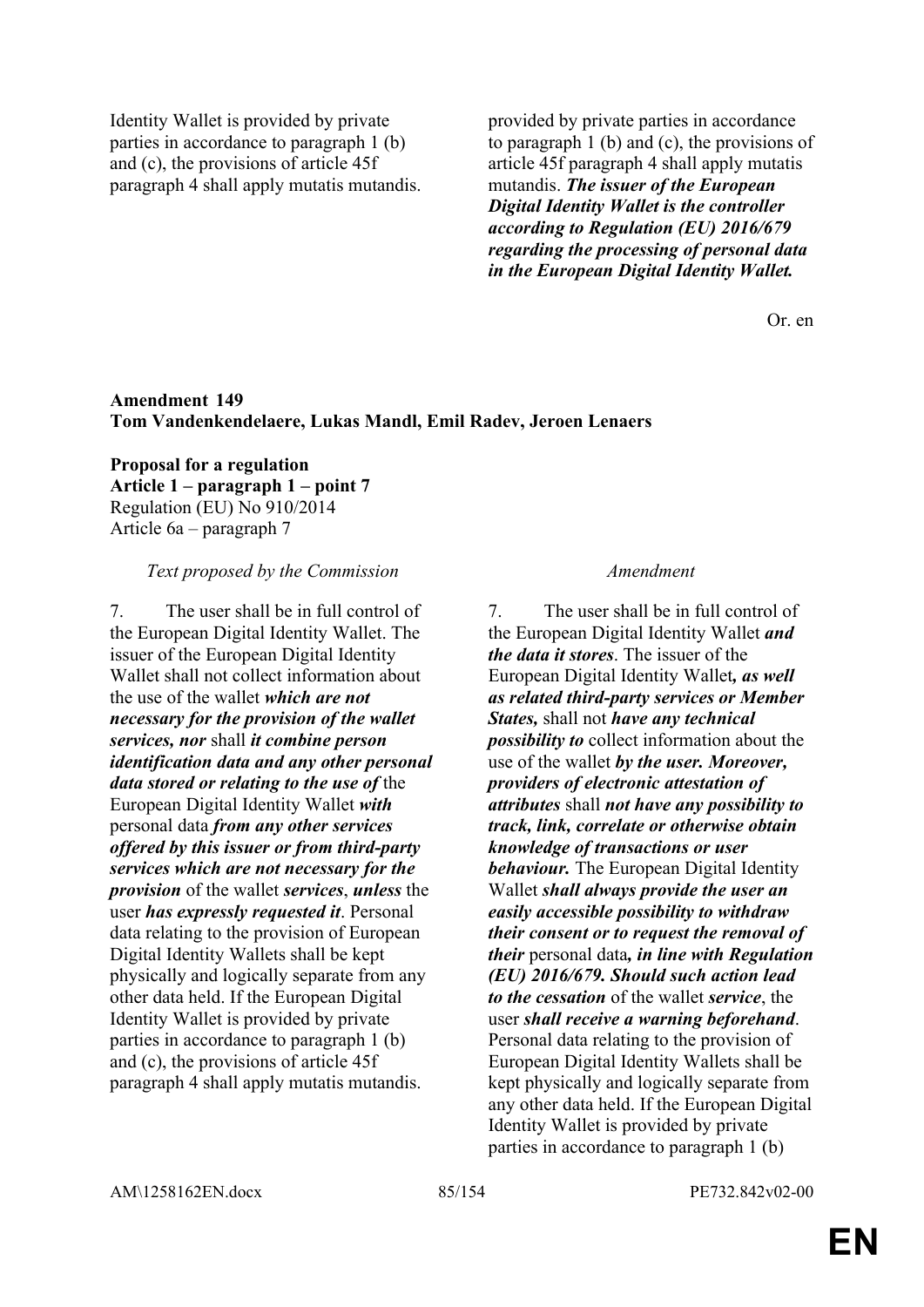| | |
|---|---|
| Identity Wallet is provided by private parties in accordance to paragraph 1 (b) and (c), the provisions of article 45f paragraph 4 shall apply mutatis mutandis. | provided by private parties in accordance to paragraph 1 (b) and (c), the provisions of article 45f paragraph 4 shall apply mutatis mutandis. ***The issuer of the European Digital Identity Wallet is the controller according to Regulation (EU) 2016/679 regarding the processing of personal data in the European Digital Identity Wallet.*** |

Or. en

**Amendment 149**
**Tom Vandenkendelaere, Lukas Mandl, Emil Radev, Jeroen Lenaers**

**Proposal for a regulation**
**Article 1 – paragraph 1 – point 7**
Regulation (EU) No 910/2014
Article 6a – paragraph 7

| *Text proposed by the Commission* | *Amendment* |
|---|---|
| 7. The user shall be in full control of the European Digital Identity Wallet. The issuer of the European Digital Identity Wallet shall not collect information about the use of the wallet ***which are not necessary for the provision of the wallet services, nor*** shall ***it combine person identification data and any other personal data stored or relating to the use of*** the European Digital Identity Wallet ***with*** personal data ***from any other services offered by this issuer or from third-party services which are not necessary for the provision*** of the wallet ***services***, ***unless*** the user ***has expressly requested it***. Personal data relating to the provision of European Digital Identity Wallets shall be kept physically and logically separate from any other data held. If the European Digital Identity Wallet is provided by private parties in accordance to paragraph 1 (b) and (c), the provisions of article 45f paragraph 4 shall apply mutatis mutandis. | 7. The user shall be in full control of the European Digital Identity Wallet ***and the data it stores***. The issuer of the European Digital Identity Wallet***, as well as related third-party services or Member States,*** shall not ***have any technical possibility to*** collect information about the use of the wallet ***by the user. Moreover, providers of electronic attestation of attributes*** shall ***not have any possibility to track, link, correlate or otherwise obtain knowledge of transactions or user behaviour.*** The European Digital Identity Wallet ***shall always provide the user an easily accessible possibility to withdraw their consent or to request the removal of their*** personal data***, in line with Regulation (EU) 2016/679. Should such action lead to the cessation*** of the wallet ***service***, the user ***shall receive a warning beforehand***. Personal data relating to the provision of European Digital Identity Wallets shall be kept physically and logically separate from any other data held. If the European Digital Identity Wallet is provided by private parties in accordance to paragraph 1 (b) |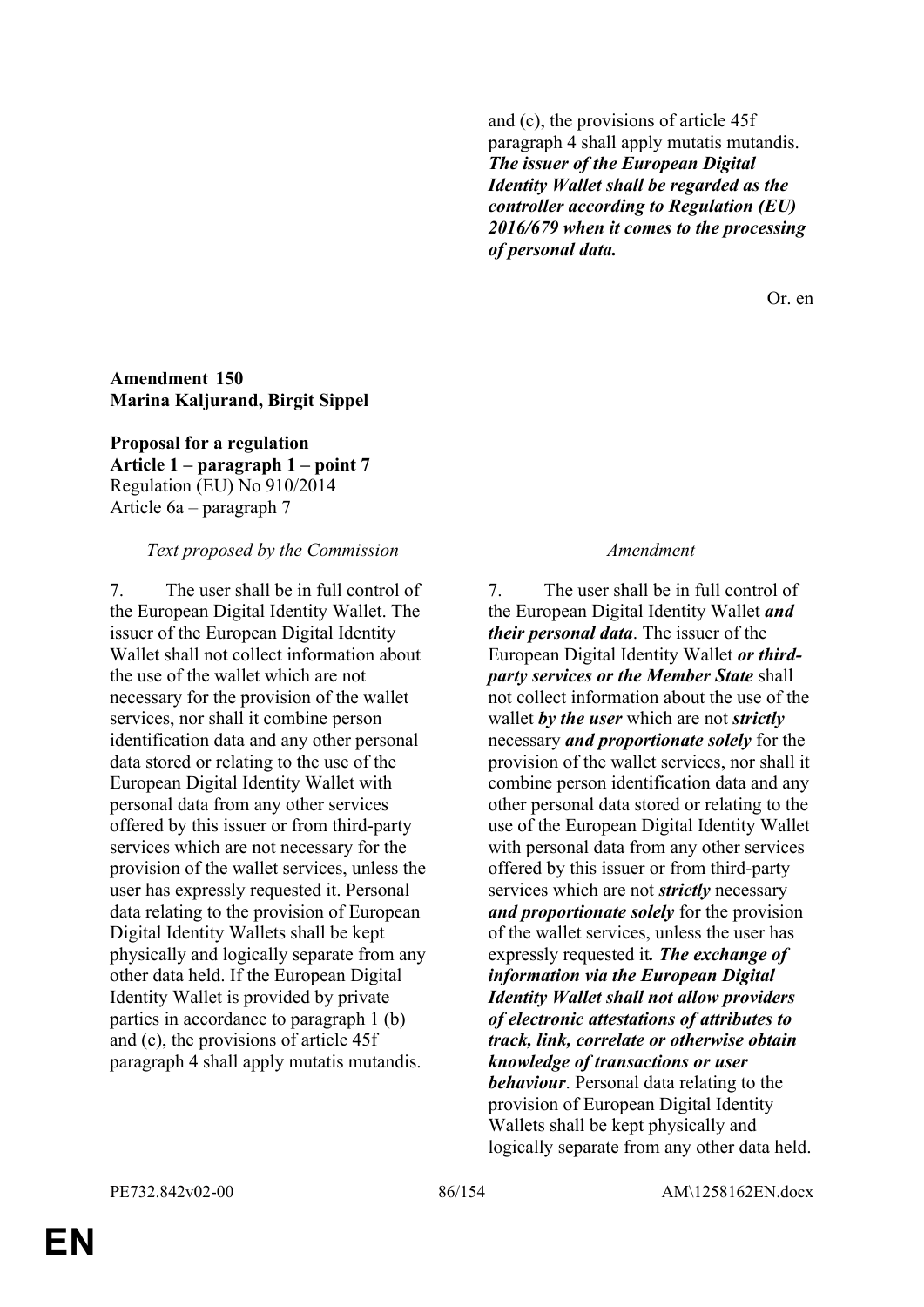| | |
|---|---|
| | and (c), the provisions of article 45f paragraph 4 shall apply mutatis mutandis. ***The issuer of the European Digital Identity Wallet shall be regarded as the controller according to Regulation (EU) 2016/679 when it comes to the processing of personal data.*** |

Or. en

**Amendment 150**
**Marina Kaljurand, Birgit Sippel**

**Proposal for a regulation**
**Article 1 – paragraph 1 – point 7**
Regulation (EU) No 910/2014
Article 6a – paragraph 7

| *Text proposed by the Commission* | *Amendment* |
|---|---|
| 7. The user shall be in full control of the European Digital Identity Wallet. The issuer of the European Digital Identity Wallet shall not collect information about the use of the wallet which are not necessary for the provision of the wallet services, nor shall it combine person identification data and any other personal data stored or relating to the use of the European Digital Identity Wallet with personal data from any other services offered by this issuer or from third-party services which are not necessary for the provision of the wallet services, unless the user has expressly requested it. Personal data relating to the provision of European Digital Identity Wallets shall be kept physically and logically separate from any other data held. If the European Digital Identity Wallet is provided by private parties in accordance to paragraph 1 (b) and (c), the provisions of article 45f paragraph 4 shall apply mutatis mutandis. | 7. The user shall be in full control of the European Digital Identity Wallet ***and their personal data***. The issuer of the European Digital Identity Wallet ***or third-party services or the Member State*** shall not collect information about the use of the wallet ***by the user*** which are not ***strictly*** necessary ***and proportionate solely*** for the provision of the wallet services, nor shall it combine person identification data and any other personal data stored or relating to the use of the European Digital Identity Wallet with personal data from any other services offered by this issuer or from third-party services which are not ***strictly*** necessary ***and proportionate solely*** for the provision of the wallet services, unless the user has expressly requested it***. The exchange of information via the European Digital Identity Wallet shall not allow providers of electronic attestations of attributes to track, link, correlate or otherwise obtain knowledge of transactions or user behaviour***. Personal data relating to the provision of European Digital Identity Wallets shall be kept physically and logically separate from any other data held. |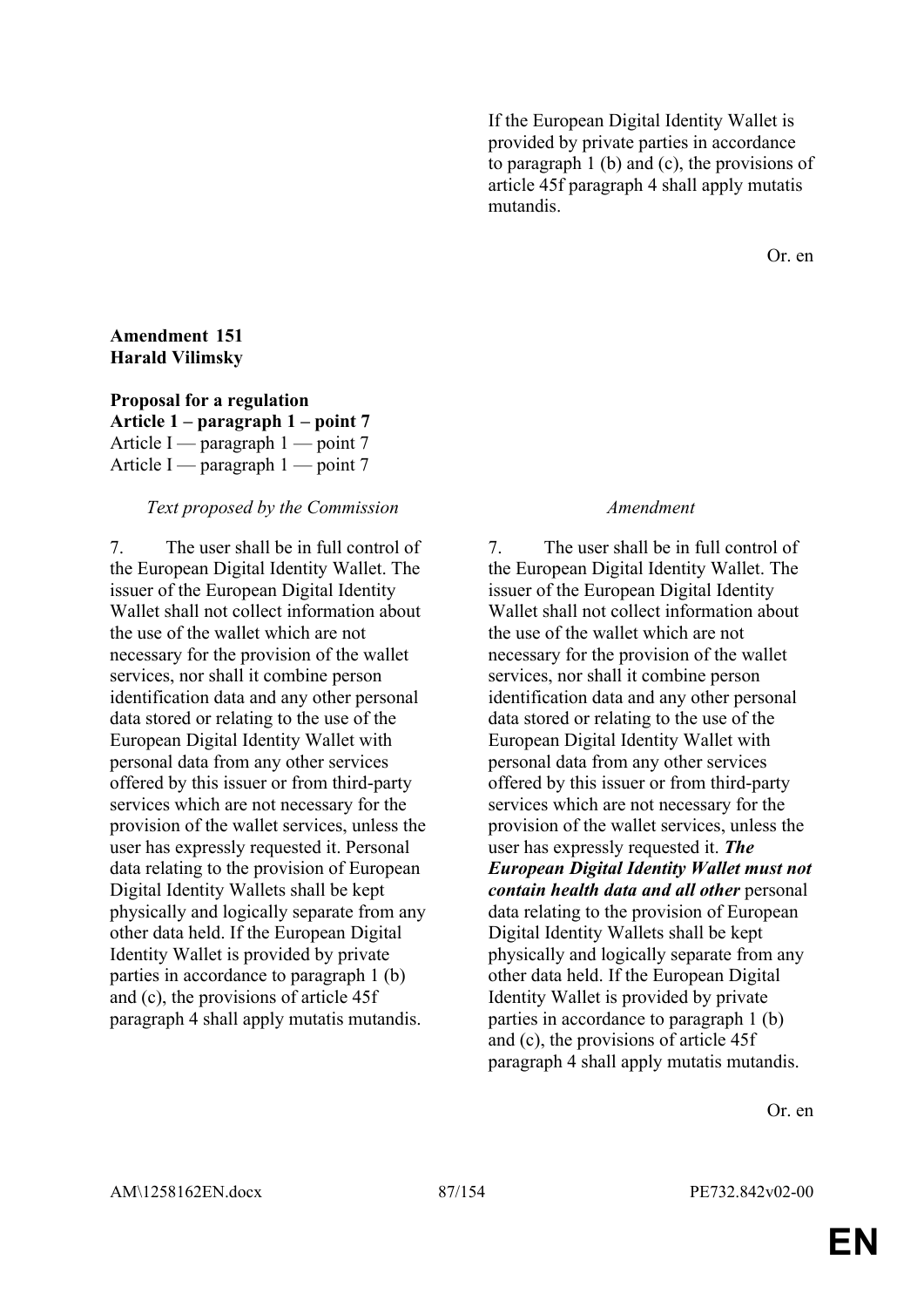If the European Digital Identity Wallet is provided by private parties in accordance to paragraph 1 (b) and (c), the provisions of article 45f paragraph 4 shall apply mutatis mutandis.

Or. en

**Amendment 151**
**Harald Vilimsky**

**Proposal for a regulation**
**Article 1 – paragraph 1 – point 7**
Article I — paragraph 1 — point 7
Article I — paragraph 1 — point 7

| *Text proposed by the Commission* | *Amendment* |
| --- | --- |
| 7. The user shall be in full control of the European Digital Identity Wallet. The issuer of the European Digital Identity Wallet shall not collect information about the use of the wallet which are not necessary for the provision of the wallet services, nor shall it combine person identification data and any other personal data stored or relating to the use of the European Digital Identity Wallet with personal data from any other services offered by this issuer or from third-party services which are not necessary for the provision of the wallet services, unless the user has expressly requested it. Personal data relating to the provision of European Digital Identity Wallets shall be kept physically and logically separate from any other data held. If the European Digital Identity Wallet is provided by private parties in accordance to paragraph 1 (b) and (c), the provisions of article 45f paragraph 4 shall apply mutatis mutandis. | 7. The user shall be in full control of the European Digital Identity Wallet. The issuer of the European Digital Identity Wallet shall not collect information about the use of the wallet which are not necessary for the provision of the wallet services, nor shall it combine person identification data and any other personal data stored or relating to the use of the European Digital Identity Wallet with personal data from any other services offered by this issuer or from third-party services which are not necessary for the provision of the wallet services, unless the user has expressly requested it. ***The European Digital Identity Wallet must not contain health data and all other*** personal data relating to the provision of European Digital Identity Wallets shall be kept physically and logically separate from any other data held. If the European Digital Identity Wallet is provided by private parties in accordance to paragraph 1 (b) and (c), the provisions of article 45f paragraph 4 shall apply mutatis mutandis. |

Or. en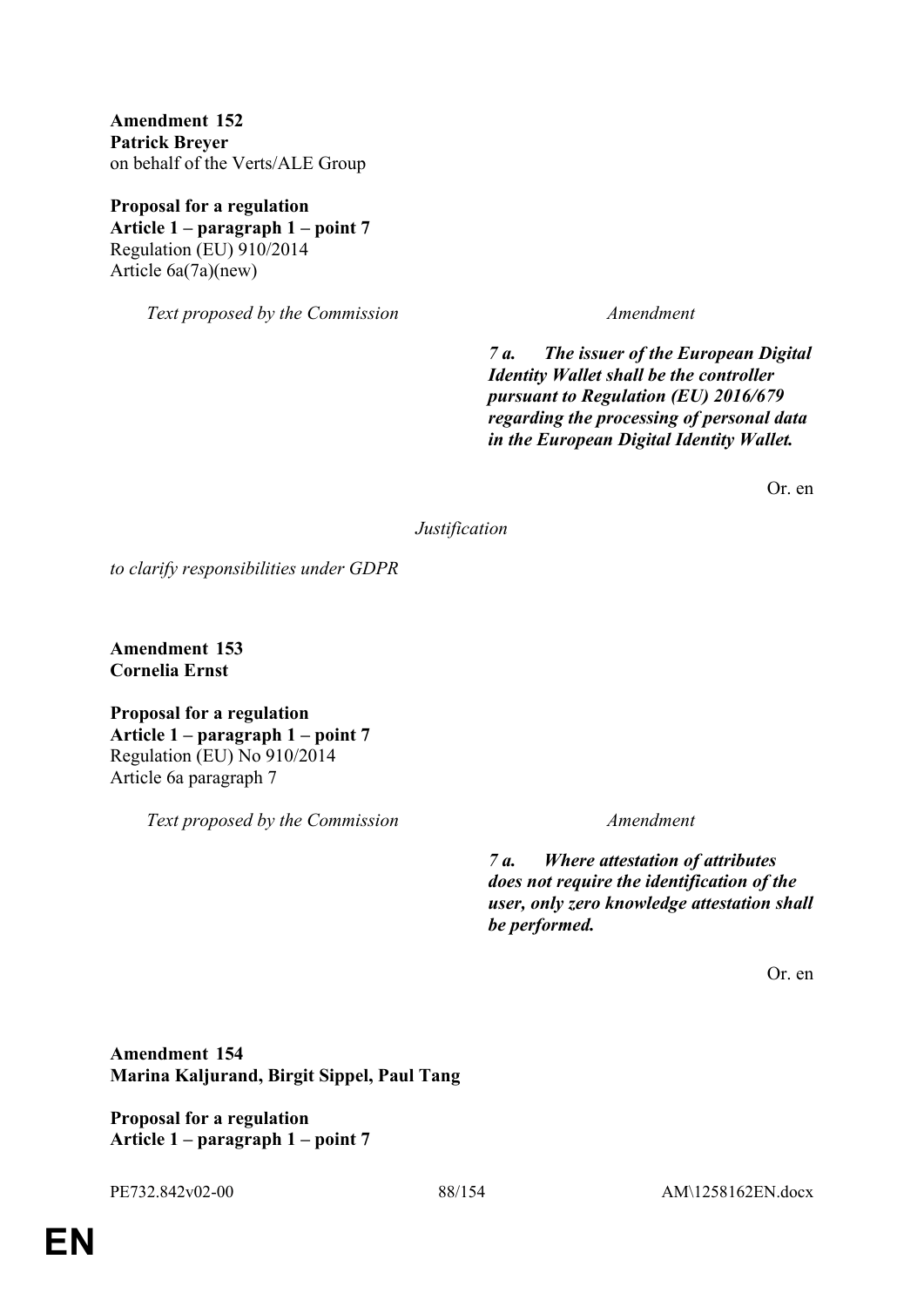**Amendment 152**
**Patrick Breyer**
on behalf of the Verts/ALE Group

**Proposal for a regulation**
**Article 1 – paragraph 1 – point 7**
Regulation (EU) 910/2014
Article 6a(7a)(new)

| *Text proposed by the Commission* | *Amendment* |
|---|---|
| | ***7 a. The issuer of the European Digital Identity Wallet shall be the controller pursuant to Regulation (EU) 2016/679 regarding the processing of personal data in the European Digital Identity Wallet.*** |

Or. en

*Justification*

*to clarify responsibilities under GDPR*

**Amendment 153**
**Cornelia Ernst**

**Proposal for a regulation**
**Article 1 – paragraph 1 – point 7**
Regulation (EU) No 910/2014
Article 6a paragraph 7

| *Text proposed by the Commission* | *Amendment* |
|---|---|
| | ***7 a. Where attestation of attributes does not require the identification of the user, only zero knowledge attestation shall be performed.*** |

Or. en

**Amendment 154**
**Marina Kaljurand, Birgit Sippel, Paul Tang**

**Proposal for a regulation**
**Article 1 – paragraph 1 – point 7**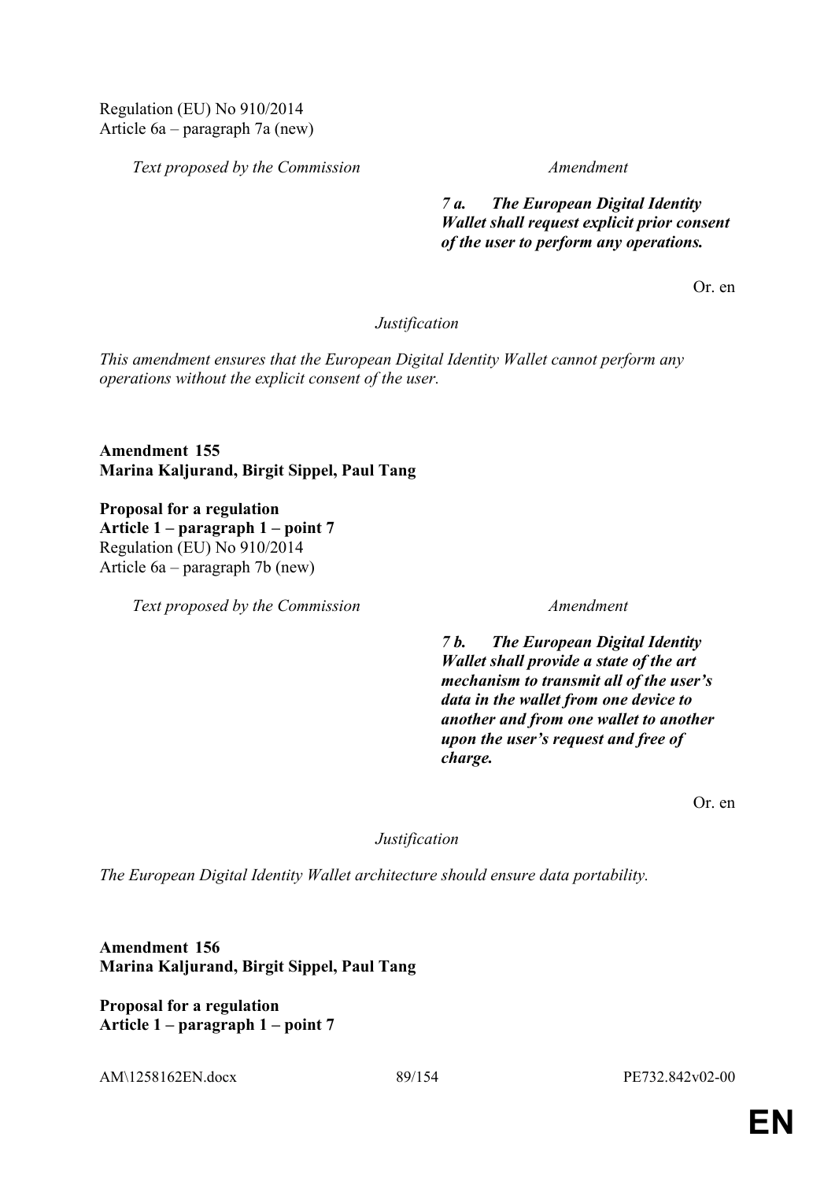Regulation (EU) No 910/2014
Article 6a – paragraph 7a (new)

| *Text proposed by the Commission* | *Amendment* |
|---|---|
| | ***7 a. The European Digital Identity Wallet shall request explicit prior consent of the user to perform any operations.*** |

Or. en

*Justification*

*This amendment ensures that the European Digital Identity Wallet cannot perform any operations without the explicit consent of the user.*

**Amendment 155**
**Marina Kaljurand, Birgit Sippel, Paul Tang**

**Proposal for a regulation**
**Article 1 – paragraph 1 – point 7**
Regulation (EU) No 910/2014
Article 6a – paragraph 7b (new)

| *Text proposed by the Commission* | *Amendment* |
|---|---|
| | ***7 b. The European Digital Identity Wallet shall provide a state of the art mechanism to transmit all of the user's data in the wallet from one device to another and from one wallet to another upon the user's request and free of charge.*** |

Or. en

*Justification*

*The European Digital Identity Wallet architecture should ensure data portability.*

**Amendment 156**
**Marina Kaljurand, Birgit Sippel, Paul Tang**

**Proposal for a regulation**
**Article 1 – paragraph 1 – point 7**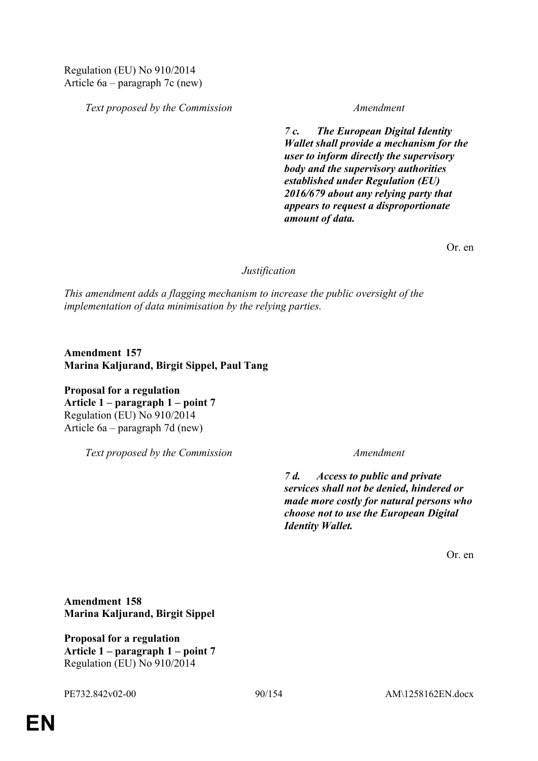Regulation (EU) No 910/2014
Article 6a – paragraph 7c (new)

| Text proposed by the Commission | Amendment |
|---|---|
| | ***7 c. The European Digital Identity Wallet shall provide a mechanism for the user to inform directly the supervisory body and the supervisory authorities established under Regulation (EU) 2016/679 about any relying party that appears to request a disproportionate amount of data.*** |

Or. en

*Justification*

*This amendment adds a flagging mechanism to increase the public oversight of the implementation of data minimisation by the relying parties.*

**Amendment 157**
**Marina Kaljurand, Birgit Sippel, Paul Tang**

**Proposal for a regulation**
**Article 1 – paragraph 1 – point 7**
Regulation (EU) No 910/2014
Article 6a – paragraph 7d (new)

| Text proposed by the Commission | Amendment |
|---|---|
| | ***7 d. Access to public and private services shall not be denied, hindered or made more costly for natural persons who choose not to use the European Digital Identity Wallet.*** |

Or. en

**Amendment 158**
**Marina Kaljurand, Birgit Sippel**

**Proposal for a regulation**
**Article 1 – paragraph 1 – point 7**
Regulation (EU) No 910/2014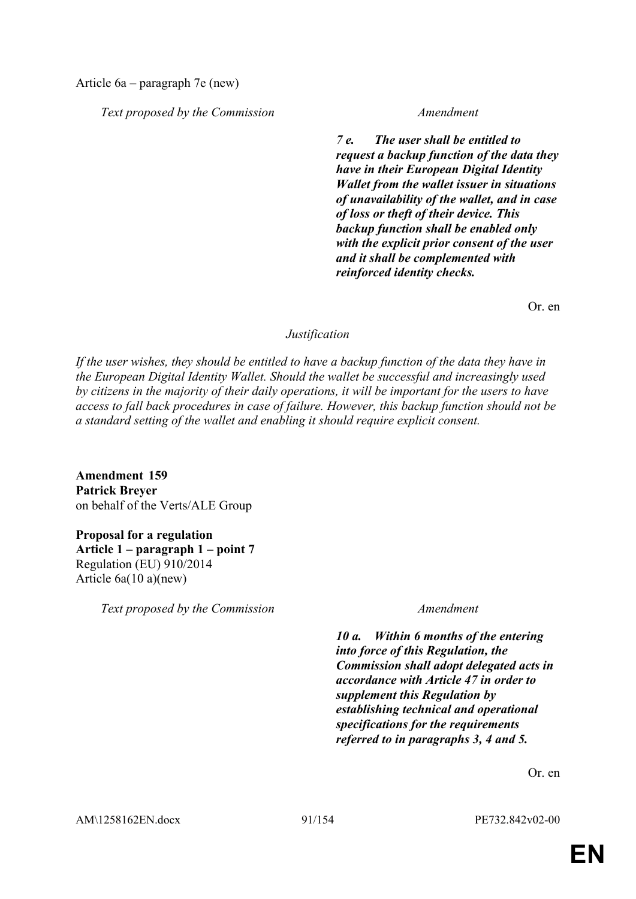Article 6a – paragraph 7e (new)

| *Text proposed by the Commission* | *Amendment* |
|---|---|
| | ***7 e. The user shall be entitled to request a backup function of the data they have in their European Digital Identity Wallet from the wallet issuer in situations of unavailability of the wallet, and in case of loss or theft of their device. This backup function shall be enabled only with the explicit prior consent of the user and it shall be complemented with reinforced identity checks.*** |

Or. en

*Justification*

*If the user wishes, they should be entitled to have a backup function of the data they have in the European Digital Identity Wallet. Should the wallet be successful and increasingly used by citizens in the majority of their daily operations, it will be important for the users to have access to fall back procedures in case of failure. However, this backup function should not be a standard setting of the wallet and enabling it should require explicit consent.*

**Amendment 159**
**Patrick Breyer**
on behalf of the Verts/ALE Group

**Proposal for a regulation**
**Article 1 – paragraph 1 – point 7**
Regulation (EU) 910/2014
Article 6a(10 a)(new)

| *Text proposed by the Commission* | *Amendment* |
|---|---|
| | ***10 a. Within 6 months of the entering into force of this Regulation, the Commission shall adopt delegated acts in accordance with Article 47 in order to supplement this Regulation by establishing technical and operational specifications for the requirements referred to in paragraphs 3, 4 and 5.*** |

Or. en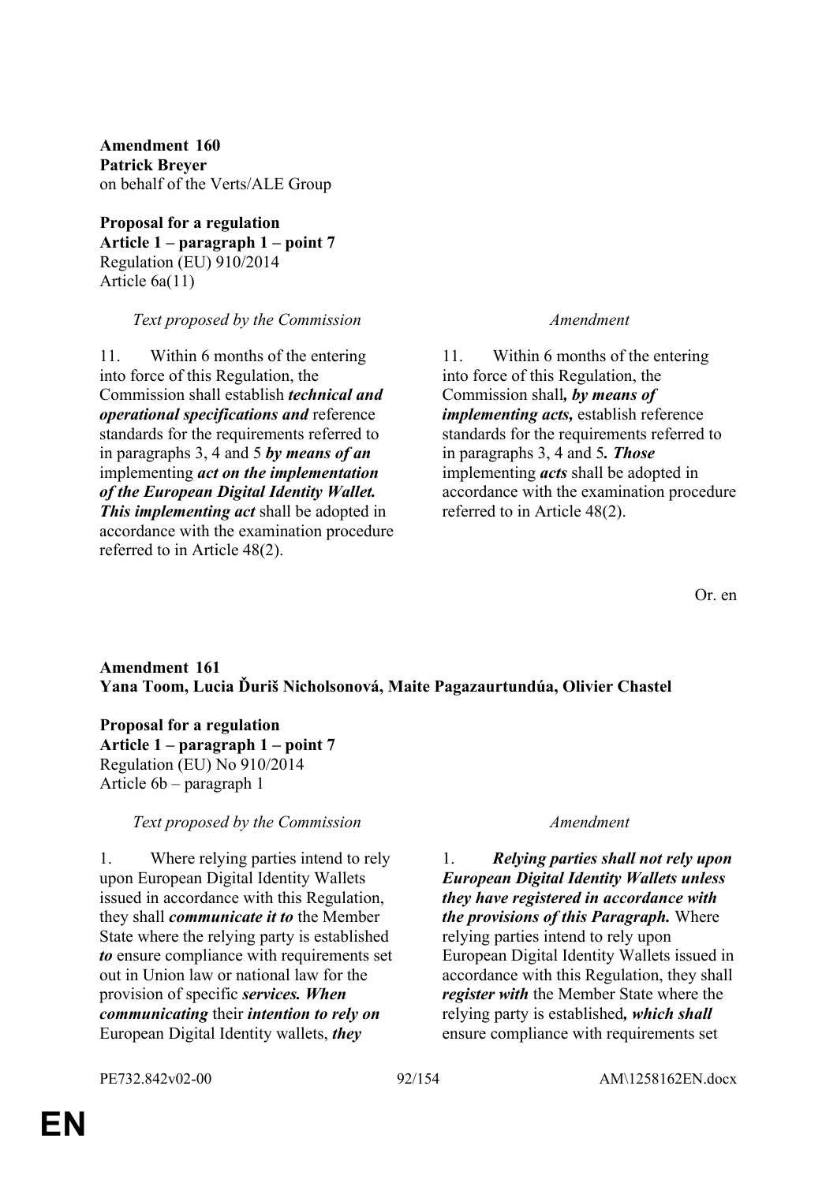**Amendment 160**
**Patrick Breyer**
on behalf of the Verts/ALE Group

**Proposal for a regulation**
**Article 1 – paragraph 1 – point 7**
Regulation (EU) 910/2014
Article 6a(11)

| *Text proposed by the Commission* | *Amendment* |
|---|---|
| 11. Within 6 months of the entering into force of this Regulation, the Commission shall establish ***technical and operational specifications and*** reference standards for the requirements referred to in paragraphs 3, 4 and 5 ***by means of an*** implementing ***act on the implementation of the European Digital Identity Wallet. This implementing act*** shall be adopted in accordance with the examination procedure referred to in Article 48(2). | 11. Within 6 months of the entering into force of this Regulation, the Commission shall***, by means of implementing acts,*** establish reference standards for the requirements referred to in paragraphs 3, 4 and 5***. Those*** implementing ***acts*** shall be adopted in accordance with the examination procedure referred to in Article 48(2). |

Or. en

**Amendment 161**
**Yana Toom, Lucia Ďuriš Nicholsonová, Maite Pagazaurtundúa, Olivier Chastel**

**Proposal for a regulation**
**Article 1 – paragraph 1 – point 7**
Regulation (EU) No 910/2014
Article 6b – paragraph 1

| *Text proposed by the Commission* | *Amendment* |
|---|---|
| 1. Where relying parties intend to rely upon European Digital Identity Wallets issued in accordance with this Regulation, they shall ***communicate it to*** the Member State where the relying party is established ***to*** ensure compliance with requirements set out in Union law or national law for the provision of specific ***services. When communicating*** their ***intention to rely on*** European Digital Identity wallets, ***they*** | 1. ***Relying parties shall not rely upon European Digital Identity Wallets unless they have registered in accordance with the provisions of this Paragraph.*** Where relying parties intend to rely upon European Digital Identity Wallets issued in accordance with this Regulation, they shall ***register with*** the Member State where the relying party is established***, which shall*** ensure compliance with requirements set |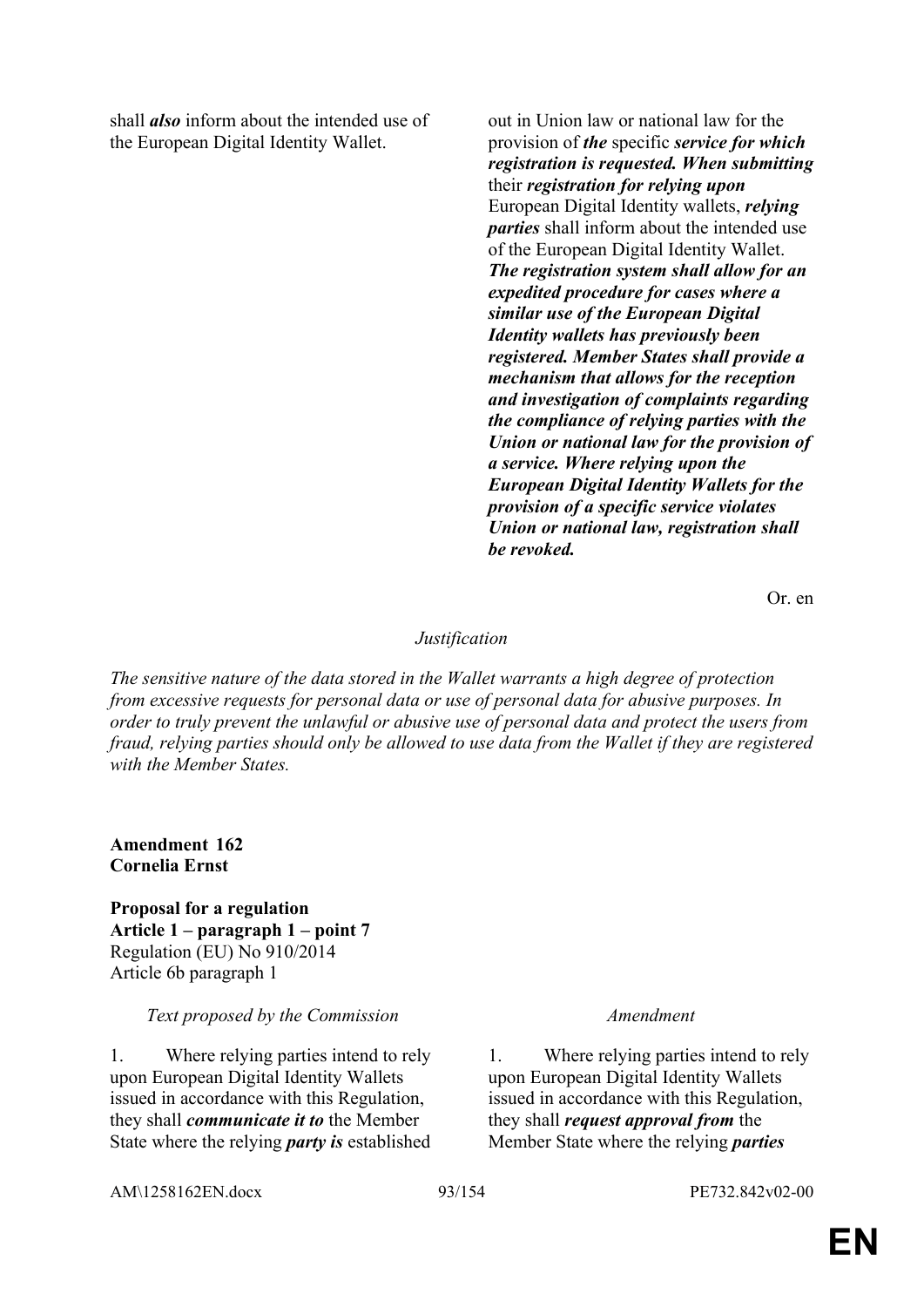| | |
|---|---|
| shall ***also*** inform about the intended use of the European Digital Identity Wallet. | out in Union law or national law for the provision of ***the*** specific ***service for which registration is requested. When submitting*** their ***registration for relying upon*** European Digital Identity wallets, ***relying parties*** shall inform about the intended use of the European Digital Identity Wallet. ***The registration system shall allow for an expedited procedure for cases where a similar use of the European Digital Identity wallets has previously been registered. Member States shall provide a mechanism that allows for the reception and investigation of complaints regarding the compliance of relying parties with the Union or national law for the provision of a service. Where relying upon the European Digital Identity Wallets for the provision of a specific service violates Union or national law, registration shall be revoked.*** |

Or. en

*Justification*

*The sensitive nature of the data stored in the Wallet warrants a high degree of protection from excessive requests for personal data or use of personal data for abusive purposes. In order to truly prevent the unlawful or abusive use of personal data and protect the users from fraud, relying parties should only be allowed to use data from the Wallet if they are registered with the Member States.*

**Amendment 162**
**Cornelia Ernst**

**Proposal for a regulation**
**Article 1 – paragraph 1 – point 7**
Regulation (EU) No 910/2014
Article 6b paragraph 1

| *Text proposed by the Commission* | *Amendment* |
|---|---|
| 1. Where relying parties intend to rely upon European Digital Identity Wallets issued in accordance with this Regulation, they shall ***communicate it to*** the Member State where the relying ***party is*** established | 1. Where relying parties intend to rely upon European Digital Identity Wallets issued in accordance with this Regulation, they shall ***request approval from*** the Member State where the relying ***parties*** |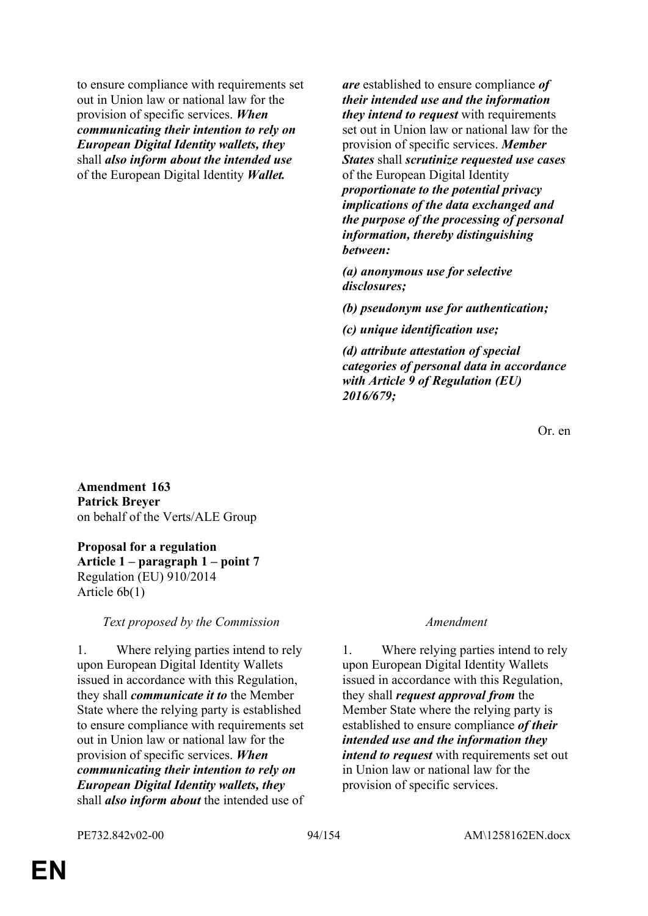| | |
|---|---|
| to ensure compliance with requirements set out in Union law or national law for the provision of specific services. ***When communicating their intention to rely on European Digital Identity wallets, they*** shall ***also inform about the intended use*** of the European Digital Identity ***Wallet.*** | ***are*** established to ensure compliance ***of their intended use and the information they intend to request*** with requirements set out in Union law or national law for the provision of specific services. ***Member States*** shall ***scrutinize requested use cases*** of the European Digital Identity ***proportionate to the potential privacy implications of the data exchanged and the purpose of the processing of personal information, thereby distinguishing between:*** <br><br> ***(a) anonymous use for selective disclosures;*** <br><br> ***(b) pseudonym use for authentication;*** <br><br> ***(c) unique identification use;*** <br><br> ***(d) attribute attestation of special categories of personal data in accordance with Article 9 of Regulation (EU) 2016/679;*** |

Or. en

**Amendment 163**
**Patrick Breyer**
on behalf of the Verts/ALE Group

**Proposal for a regulation**
**Article 1 – paragraph 1 – point 7**
Regulation (EU) 910/2014
Article 6b(1)

| *Text proposed by the Commission* | *Amendment* |
|---|---|
| 1. Where relying parties intend to rely upon European Digital Identity Wallets issued in accordance with this Regulation, they shall ***communicate it to*** the Member State where the relying party is established to ensure compliance with requirements set out in Union law or national law for the provision of specific services. ***When communicating their intention to rely on European Digital Identity wallets, they*** shall ***also inform about*** the intended use of | 1. Where relying parties intend to rely upon European Digital Identity Wallets issued in accordance with this Regulation, they shall ***request approval from*** the Member State where the relying party is established to ensure compliance ***of their intended use and the information they intend to request*** with requirements set out in Union law or national law for the provision of specific services. |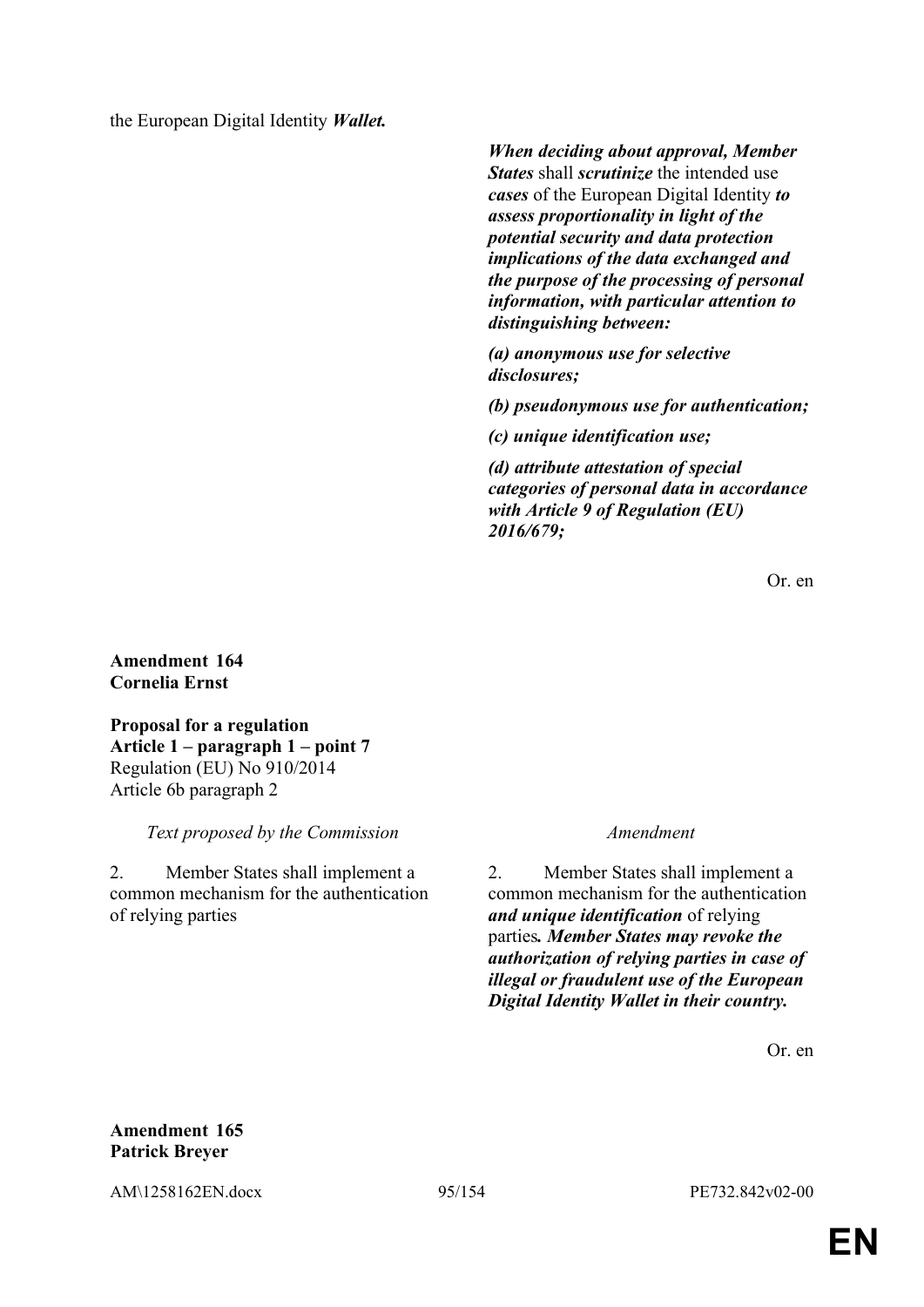| | |
|---|---|
| the European Digital Identity ***Wallet.*** | |
| | ***When deciding about approval, Member States*** shall ***scrutinize*** the intended use ***cases*** of the European Digital Identity ***to assess proportionality in light of the potential security and data protection implications of the data exchanged and the purpose of the processing of personal information, with particular attention to distinguishing between:*** |
| | ***(a) anonymous use for selective disclosures;*** |
| | ***(b) pseudonymous use for authentication;*** |
| | ***(c) unique identification use;*** |
| | ***(d) attribute attestation of special categories of personal data in accordance with Article 9 of Regulation (EU) 2016/679;*** |

Or. en

**Amendment 164**
**Cornelia Ernst**

**Proposal for a regulation**
**Article 1 – paragraph 1 – point 7**
Regulation (EU) No 910/2014
Article 6b paragraph 2

| *Text proposed by the Commission* | *Amendment* |
|---|---|
| 2. Member States shall implement a common mechanism for the authentication of relying parties | 2. Member States shall implement a common mechanism for the authentication ***and unique identification*** of relying parties***. Member States may revoke the authorization of relying parties in case of illegal or fraudulent use of the European Digital Identity Wallet in their country.*** |

Or. en

**Amendment 165**
**Patrick Breyer**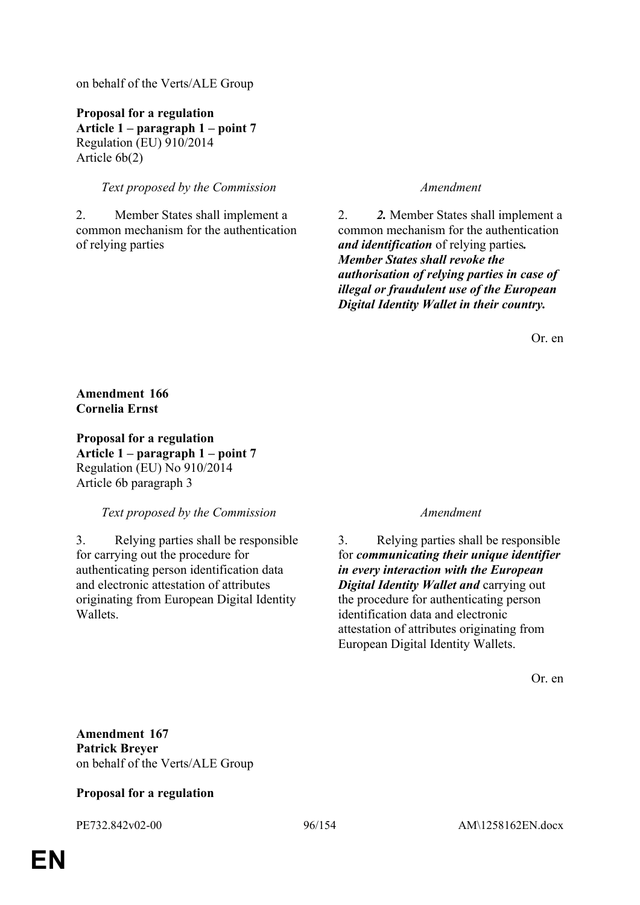on behalf of the Verts/ALE Group

**Proposal for a regulation**
**Article 1 – paragraph 1 – point 7**
Regulation (EU) 910/2014
Article 6b(2)

| *Text proposed by the Commission* | *Amendment* |
|---|---|
| 2. Member States shall implement a common mechanism for the authentication of relying parties | 2. ***2.*** Member States shall implement a common mechanism for the authentication ***and identification*** of relying parties***. Member States shall revoke the authorisation of relying parties in case of illegal or fraudulent use of the European Digital Identity Wallet in their country.*** |

Or. en

**Amendment 166**
**Cornelia Ernst**

**Proposal for a regulation**
**Article 1 – paragraph 1 – point 7**
Regulation (EU) No 910/2014
Article 6b paragraph 3

| *Text proposed by the Commission* | *Amendment* |
|---|---|
| 3. Relying parties shall be responsible for carrying out the procedure for authenticating person identification data and electronic attestation of attributes originating from European Digital Identity Wallets. | 3. Relying parties shall be responsible for ***communicating their unique identifier in every interaction with the European Digital Identity Wallet and*** carrying out the procedure for authenticating person identification data and electronic attestation of attributes originating from European Digital Identity Wallets. |

Or. en

**Amendment 167**
**Patrick Breyer**
on behalf of the Verts/ALE Group

**Proposal for a regulation**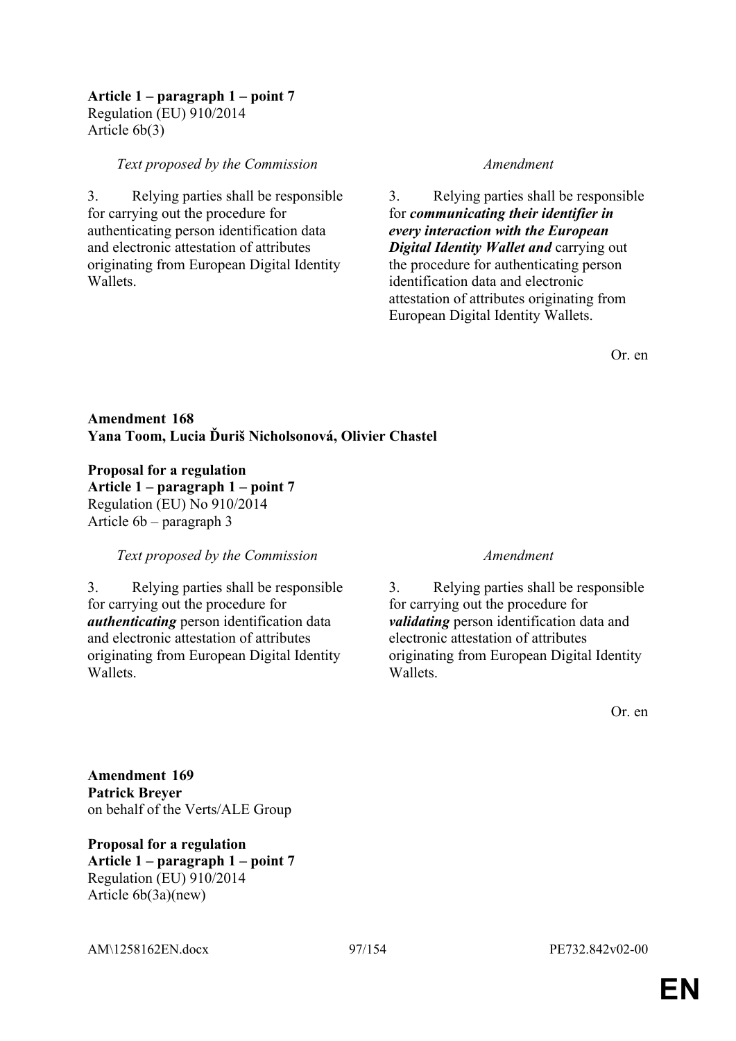**Article 1 – paragraph 1 – point 7**
Regulation (EU) 910/2014
Article 6b(3)

| *Text proposed by the Commission* | *Amendment* |
| --- | --- |
| 3. Relying parties shall be responsible for carrying out the procedure for authenticating person identification data and electronic attestation of attributes originating from European Digital Identity Wallets. | 3. Relying parties shall be responsible for ***communicating their identifier in every interaction with the European Digital Identity Wallet and*** carrying out the procedure for authenticating person identification data and electronic attestation of attributes originating from European Digital Identity Wallets. |

Or. en

**Amendment 168**
**Yana Toom, Lucia Ďuriš Nicholsonová, Olivier Chastel**

**Proposal for a regulation**
**Article 1 – paragraph 1 – point 7**
Regulation (EU) No 910/2014
Article 6b – paragraph 3

| *Text proposed by the Commission* | *Amendment* |
| --- | --- |
| 3. Relying parties shall be responsible for carrying out the procedure for ***authenticating*** person identification data and electronic attestation of attributes originating from European Digital Identity Wallets. | 3. Relying parties shall be responsible for carrying out the procedure for ***validating*** person identification data and electronic attestation of attributes originating from European Digital Identity Wallets. |

Or. en

**Amendment 169**
**Patrick Breyer**
on behalf of the Verts/ALE Group

**Proposal for a regulation**
**Article 1 – paragraph 1 – point 7**
Regulation (EU) 910/2014
Article 6b(3a)(new)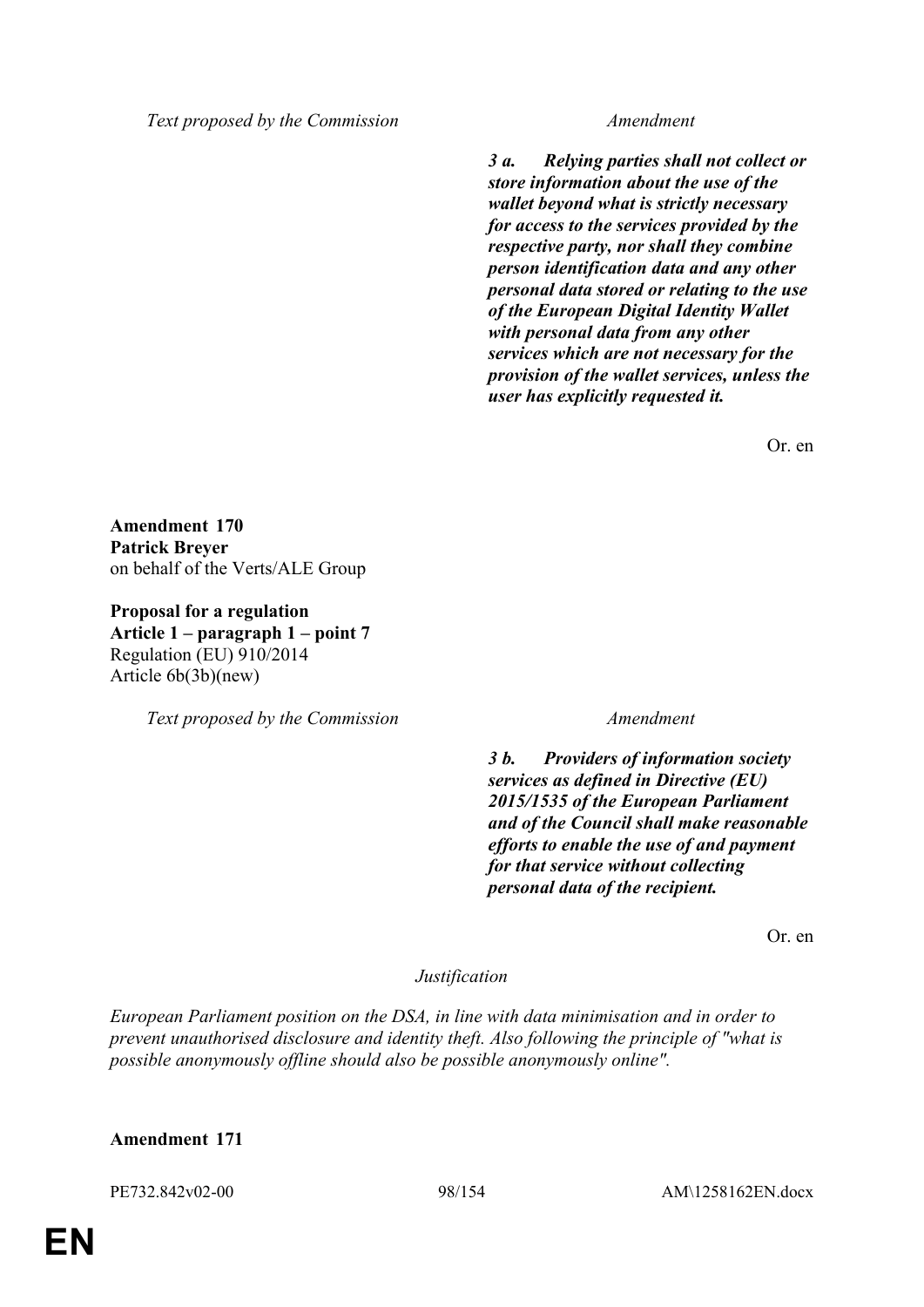| Text proposed by the Commission | Amendment |
|---|---|
| | ***3 a. Relying parties shall not collect or store information about the use of the wallet beyond what is strictly necessary for access to the services provided by the respective party, nor shall they combine person identification data and any other personal data stored or relating to the use of the European Digital Identity Wallet with personal data from any other services which are not necessary for the provision of the wallet services, unless the user has explicitly requested it.*** |

Or. en

**Amendment 170**
**Patrick Breyer**
on behalf of the Verts/ALE Group

**Proposal for a regulation**
**Article 1 – paragraph 1 – point 7**
Regulation (EU) 910/2014
Article 6b(3b)(new)

| Text proposed by the Commission | Amendment |
|---|---|
| | ***3 b. Providers of information society services as defined in Directive (EU) 2015/1535 of the European Parliament and of the Council shall make reasonable efforts to enable the use of and payment for that service without collecting personal data of the recipient.*** |

Or. en

*Justification*

*European Parliament position on the DSA, in line with data minimisation and in order to prevent unauthorised disclosure and identity theft. Also following the principle of "what is possible anonymously offline should also be possible anonymously online".*

**Amendment 171**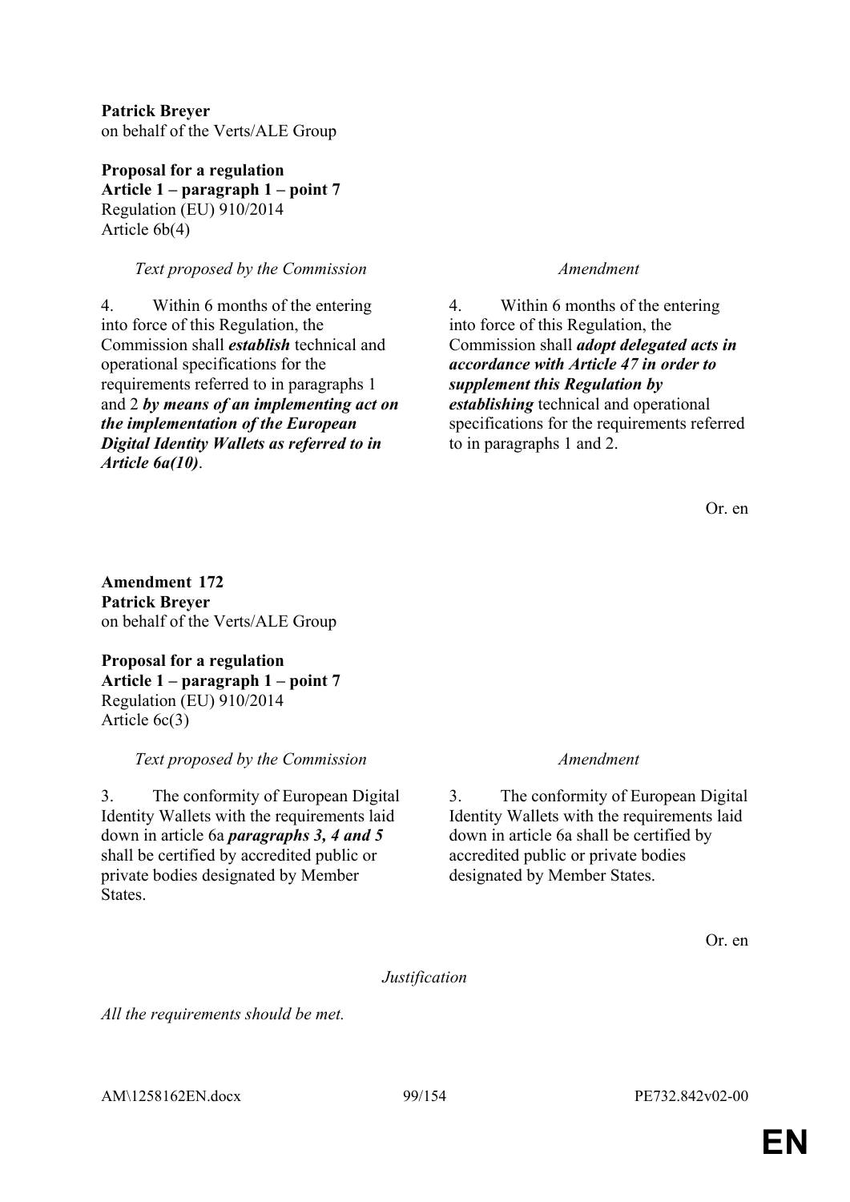**Patrick Breyer**
on behalf of the Verts/ALE Group

**Proposal for a regulation**
**Article 1 – paragraph 1 – point 7**
Regulation (EU) 910/2014
Article 6b(4)

| *Text proposed by the Commission* | *Amendment* |
|---|---|
| 4. Within 6 months of the entering into force of this Regulation, the Commission shall ***establish*** technical and operational specifications for the requirements referred to in paragraphs 1 and 2 ***by means of an implementing act on the implementation of the European Digital Identity Wallets as referred to in Article 6a(10)***. | 4. Within 6 months of the entering into force of this Regulation, the Commission shall ***adopt delegated acts in accordance with Article 47 in order to supplement this Regulation by establishing*** technical and operational specifications for the requirements referred to in paragraphs 1 and 2. |

Or. en

**Amendment 172**
**Patrick Breyer**
on behalf of the Verts/ALE Group

**Proposal for a regulation**
**Article 1 – paragraph 1 – point 7**
Regulation (EU) 910/2014
Article 6c(3)

| *Text proposed by the Commission* | *Amendment* |
|---|---|
| 3. The conformity of European Digital Identity Wallets with the requirements laid down in article 6a ***paragraphs 3, 4 and 5*** shall be certified by accredited public or private bodies designated by Member States. | 3. The conformity of European Digital Identity Wallets with the requirements laid down in article 6a shall be certified by accredited public or private bodies designated by Member States. |

Or. en

*Justification*

*All the requirements should be met.*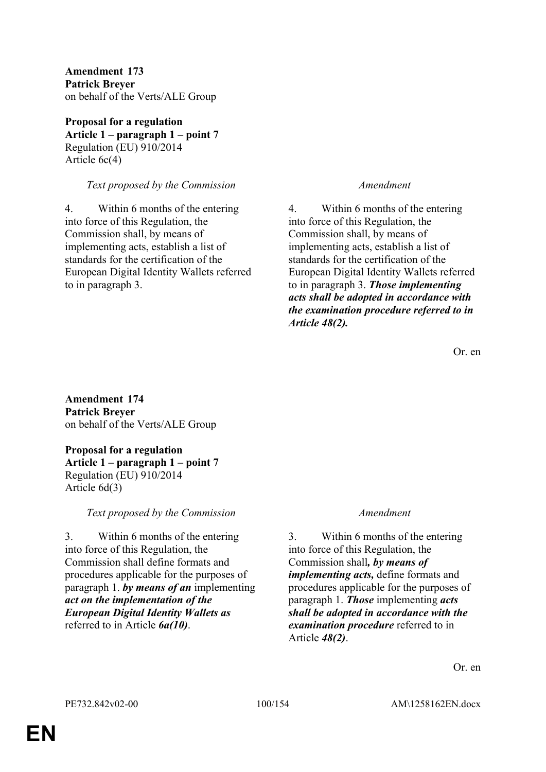**Amendment 173**
**Patrick Breyer**
on behalf of the Verts/ALE Group

**Proposal for a regulation**
**Article 1 – paragraph 1 – point 7**
Regulation (EU) 910/2014
Article 6c(4)

| *Text proposed by the Commission* | *Amendment* |
| --- | --- |
| 4. Within 6 months of the entering into force of this Regulation, the Commission shall, by means of implementing acts, establish a list of standards for the certification of the European Digital Identity Wallets referred to in paragraph 3. | 4. Within 6 months of the entering into force of this Regulation, the Commission shall, by means of implementing acts, establish a list of standards for the certification of the European Digital Identity Wallets referred to in paragraph 3. ***Those implementing acts shall be adopted in accordance with the examination procedure referred to in Article 48(2).*** |

Or. en

**Amendment 174**
**Patrick Breyer**
on behalf of the Verts/ALE Group

**Proposal for a regulation**
**Article 1 – paragraph 1 – point 7**
Regulation (EU) 910/2014
Article 6d(3)

| *Text proposed by the Commission* | *Amendment* |
| --- | --- |
| 3. Within 6 months of the entering into force of this Regulation, the Commission shall define formats and procedures applicable for the purposes of paragraph 1. ***by means of an*** implementing ***act on the implementation of the European Digital Identity Wallets as*** referred to in Article ***6a(10)***. | 3. Within 6 months of the entering into force of this Regulation, the Commission shall***, by means of implementing acts,*** define formats and procedures applicable for the purposes of paragraph 1. ***Those*** implementing ***acts shall be adopted in accordance with the examination procedure*** referred to in Article ***48(2)***. |

Or. en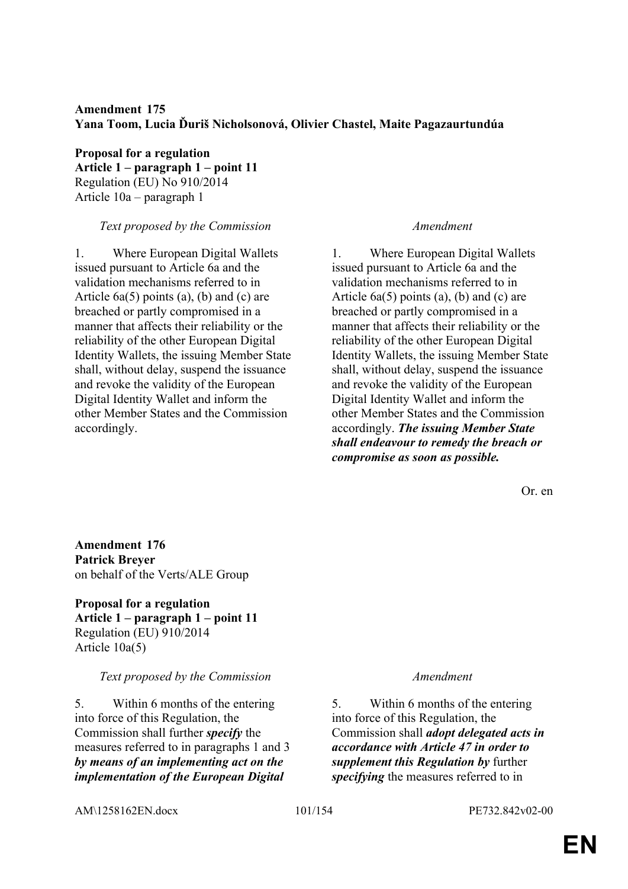**Amendment 175**
**Yana Toom, Lucia Ďuriš Nicholsonová, Olivier Chastel, Maite Pagazaurtundúa**

**Proposal for a regulation**
**Article 1 – paragraph 1 – point 11**
Regulation (EU) No 910/2014
Article 10a – paragraph 1

| *Text proposed by the Commission* | *Amendment* |
|---|---|
| 1. Where European Digital Wallets issued pursuant to Article 6a and the validation mechanisms referred to in Article 6a(5) points (a), (b) and (c) are breached or partly compromised in a manner that affects their reliability or the reliability of the other European Digital Identity Wallets, the issuing Member State shall, without delay, suspend the issuance and revoke the validity of the European Digital Identity Wallet and inform the other Member States and the Commission accordingly. | 1. Where European Digital Wallets issued pursuant to Article 6a and the validation mechanisms referred to in Article 6a(5) points (a), (b) and (c) are breached or partly compromised in a manner that affects their reliability or the reliability of the other European Digital Identity Wallets, the issuing Member State shall, without delay, suspend the issuance and revoke the validity of the European Digital Identity Wallet and inform the other Member States and the Commission accordingly. ***The issuing Member State shall endeavour to remedy the breach or compromise as soon as possible.*** |

Or. en

**Amendment 176**
**Patrick Breyer**
on behalf of the Verts/ALE Group

**Proposal for a regulation**
**Article 1 – paragraph 1 – point 11**
Regulation (EU) 910/2014
Article 10a(5)

| *Text proposed by the Commission* | *Amendment* |
|---|---|
| 5. Within 6 months of the entering into force of this Regulation, the Commission shall further ***specify*** the measures referred to in paragraphs 1 and 3 ***by means of an implementing act on the implementation of the European Digital*** | 5. Within 6 months of the entering into force of this Regulation, the Commission shall ***adopt delegated acts in accordance with Article 47 in order to supplement this Regulation by*** further ***specifying*** the measures referred to in |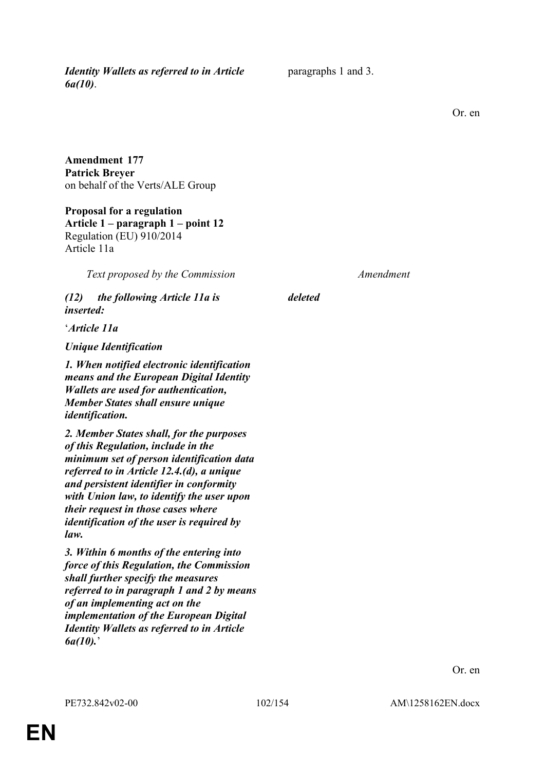| | |
|---|---|
| ***Identity Wallets as referred to in Article 6a(10)***. | paragraphs 1 and 3. |

Or. en

**Amendment 177**
**Patrick Breyer**
on behalf of the Verts/ALE Group

**Proposal for a regulation**
**Article 1 – paragraph 1 – point 12**
Regulation (EU) 910/2014
Article 11a

| *Text proposed by the Commission* | *Amendment* |
|---|---|
| ***(12) the following Article 11a is inserted:*** | ***deleted*** |
| '***Article 11a*** | |
| ***Unique Identification*** | |
| ***1. When notified electronic identification means and the European Digital Identity Wallets are used for authentication, Member States shall ensure unique identification.*** | |
| ***2. Member States shall, for the purposes of this Regulation, include in the minimum set of person identification data referred to in Article 12.4.(d), a unique and persistent identifier in conformity with Union law, to identify the user upon their request in those cases where identification of the user is required by law.*** | |
| ***3. Within 6 months of the entering into force of this Regulation, the Commission shall further specify the measures referred to in paragraph 1 and 2 by means of an implementing act on the implementation of the European Digital Identity Wallets as referred to in Article 6a(10).***' | |

Or. en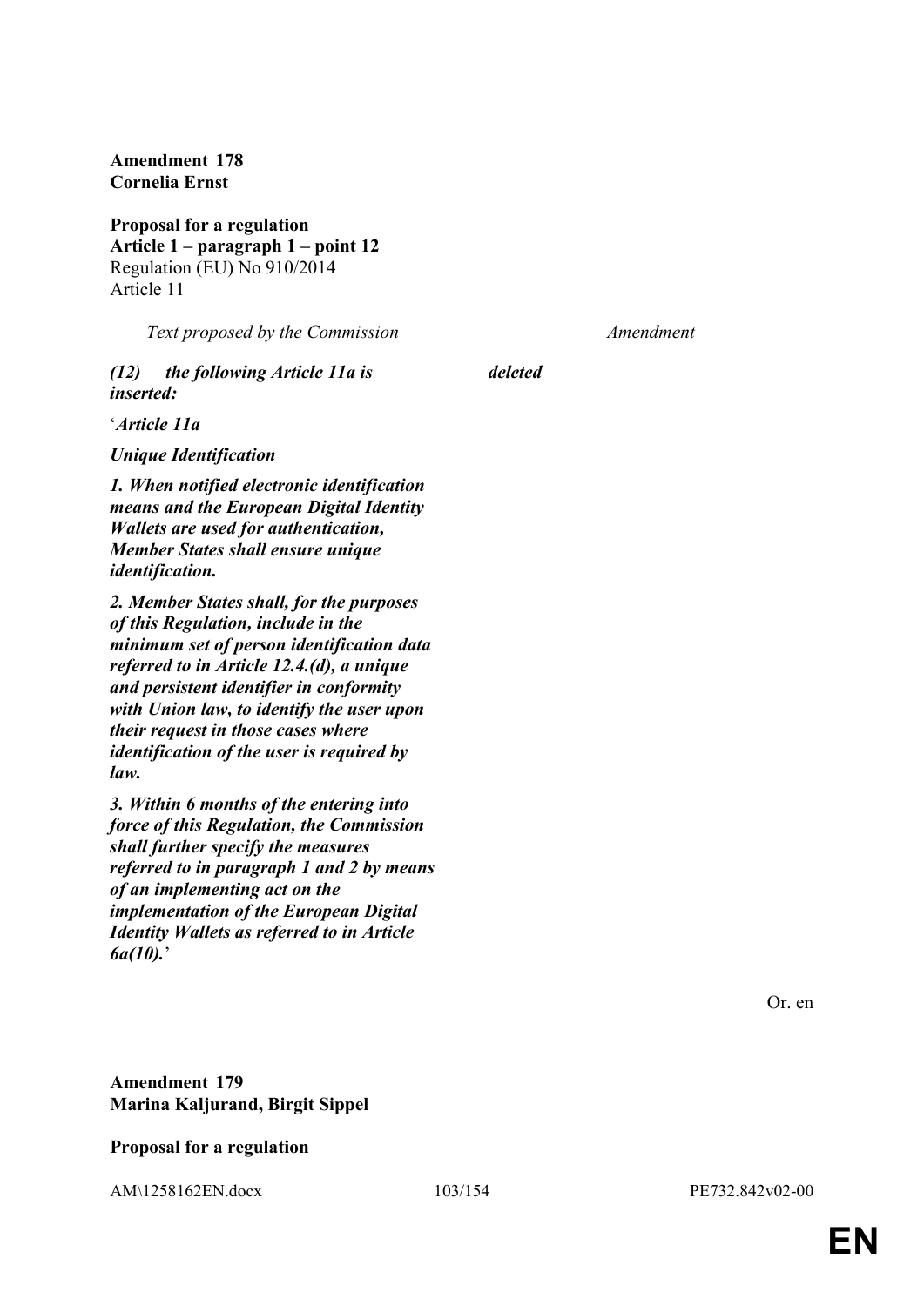**Amendment 178**
**Cornelia Ernst**

**Proposal for a regulation**
**Article 1 – paragraph 1 – point 12**
Regulation (EU) No 910/2014
Article 11

| *Text proposed by the Commission* | *Amendment* |
|---|---|
| ***(12) the following Article 11a is inserted:*** | ***deleted*** |
| '***Article 11a*** | |
| ***Unique Identification*** | |
| ***1. When notified electronic identification means and the European Digital Identity Wallets are used for authentication, Member States shall ensure unique identification.*** | |
| ***2. Member States shall, for the purposes of this Regulation, include in the minimum set of person identification data referred to in Article 12.4.(d), a unique and persistent identifier in conformity with Union law, to identify the user upon their request in those cases where identification of the user is required by law.*** | |
| ***3. Within 6 months of the entering into force of this Regulation, the Commission shall further specify the measures referred to in paragraph 1 and 2 by means of an implementing act on the implementation of the European Digital Identity Wallets as referred to in Article 6a(10).***' | |

Or. en

**Amendment 179**
**Marina Kaljurand, Birgit Sippel**

**Proposal for a regulation**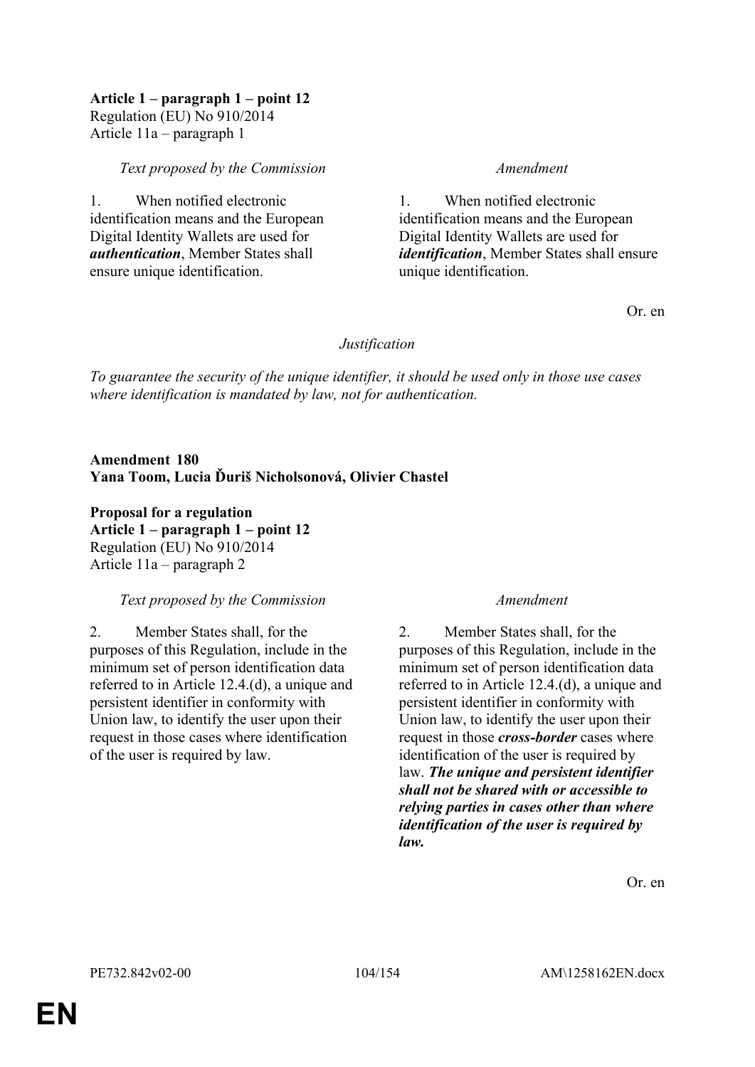**Article 1 – paragraph 1 – point 12**
Regulation (EU) No 910/2014
Article 11a – paragraph 1

| *Text proposed by the Commission* | *Amendment* |
|---|---|
| 1. When notified electronic identification means and the European Digital Identity Wallets are used for ***authentication***, Member States shall ensure unique identification. | 1. When notified electronic identification means and the European Digital Identity Wallets are used for ***identification***, Member States shall ensure unique identification. |

Or. en

*Justification*

*To guarantee the security of the unique identifier, it should be used only in those use cases where identification is mandated by law, not for authentication.*

**Amendment 180**
**Yana Toom, Lucia Ďuriš Nicholsonová, Olivier Chastel**

**Proposal for a regulation**
**Article 1 – paragraph 1 – point 12**
Regulation (EU) No 910/2014
Article 11a – paragraph 2

| *Text proposed by the Commission* | *Amendment* |
|---|---|
| 2. Member States shall, for the purposes of this Regulation, include in the minimum set of person identification data referred to in Article 12.4.(d), a unique and persistent identifier in conformity with Union law, to identify the user upon their request in those cases where identification of the user is required by law. | 2. Member States shall, for the purposes of this Regulation, include in the minimum set of person identification data referred to in Article 12.4.(d), a unique and persistent identifier in conformity with Union law, to identify the user upon their request in those ***cross-border*** cases where identification of the user is required by law. ***The unique and persistent identifier shall not be shared with or accessible to relying parties in cases other than where identification of the user is required by law.*** |

Or. en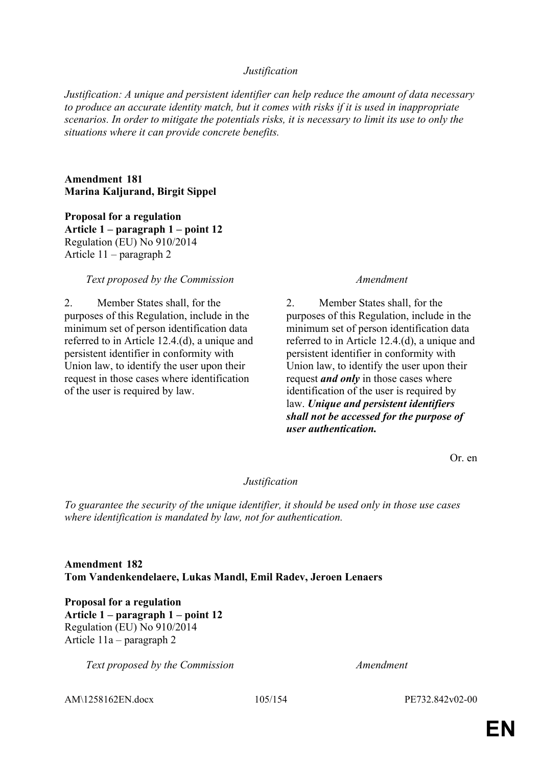*Justification*

*Justification: A unique and persistent identifier can help reduce the amount of data necessary to produce an accurate identity match, but it comes with risks if it is used in inappropriate scenarios. In order to mitigate the potentials risks, it is necessary to limit its use to only the situations where it can provide concrete benefits.*

**Amendment 181**
**Marina Kaljurand, Birgit Sippel**

**Proposal for a regulation**
**Article 1 – paragraph 1 – point 12**
Regulation (EU) No 910/2014
Article 11 – paragraph 2

| *Text proposed by the Commission* | *Amendment* |
|---|---|
| 2. Member States shall, for the purposes of this Regulation, include in the minimum set of person identification data referred to in Article 12.4.(d), a unique and persistent identifier in conformity with Union law, to identify the user upon their request in those cases where identification of the user is required by law. | 2. Member States shall, for the purposes of this Regulation, include in the minimum set of person identification data referred to in Article 12.4.(d), a unique and persistent identifier in conformity with Union law, to identify the user upon their request ***and only*** in those cases where identification of the user is required by law. ***Unique and persistent identifiers shall not be accessed for the purpose of user authentication.*** |

Or. en

*Justification*

*To guarantee the security of the unique identifier, it should be used only in those use cases where identification is mandated by law, not for authentication.*

**Amendment 182**
**Tom Vandenkendelaere, Lukas Mandl, Emil Radev, Jeroen Lenaers**

**Proposal for a regulation**
**Article 1 – paragraph 1 – point 12**
Regulation (EU) No 910/2014
Article 11a – paragraph 2

| *Text proposed by the Commission* | *Amendment* |
|---|---|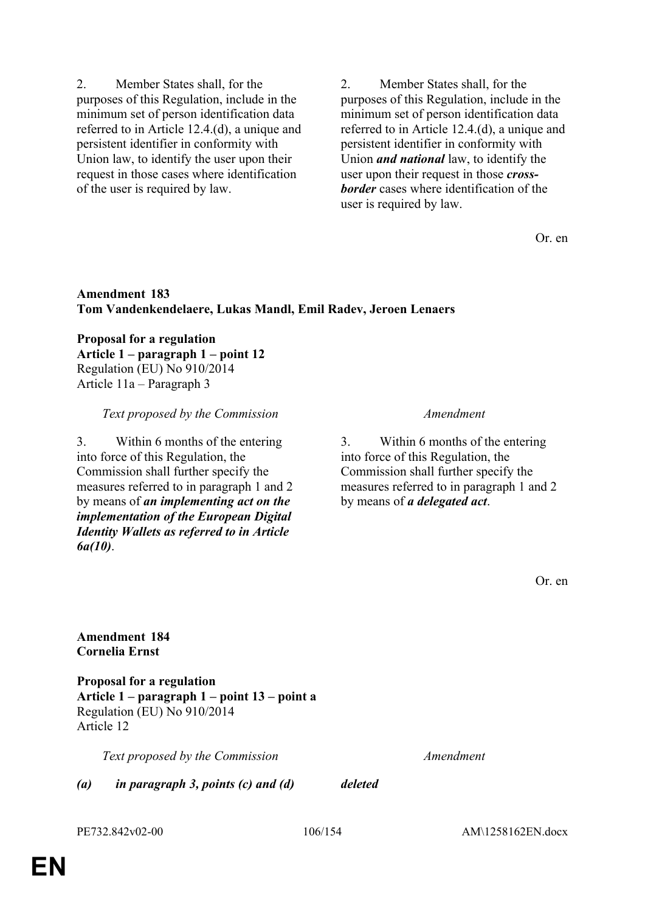| | |
|---|---|
| 2. Member States shall, for the purposes of this Regulation, include in the minimum set of person identification data referred to in Article 12.4.(d), a unique and persistent identifier in conformity with Union law, to identify the user upon their request in those cases where identification of the user is required by law. | 2. Member States shall, for the purposes of this Regulation, include in the minimum set of person identification data referred to in Article 12.4.(d), a unique and persistent identifier in conformity with Union ***and national*** law, to identify the user upon their request in those ***cross-border*** cases where identification of the user is required by law. |

Or. en

**Amendment 183**
**Tom Vandenkendelaere, Lukas Mandl, Emil Radev, Jeroen Lenaers**

**Proposal for a regulation**
**Article 1 – paragraph 1 – point 12**
Regulation (EU) No 910/2014
Article 11a – Paragraph 3

| *Text proposed by the Commission* | *Amendment* |
|---|---|
| 3. Within 6 months of the entering into force of this Regulation, the Commission shall further specify the measures referred to in paragraph 1 and 2 by means of ***an implementing act on the implementation of the European Digital Identity Wallets as referred to in Article 6a(10)***. | 3. Within 6 months of the entering into force of this Regulation, the Commission shall further specify the measures referred to in paragraph 1 and 2 by means of ***a delegated act***. |

Or. en

**Amendment 184**
**Cornelia Ernst**

**Proposal for a regulation**
**Article 1 – paragraph 1 – point 13 – point a**
Regulation (EU) No 910/2014
Article 12

| *Text proposed by the Commission* | *Amendment* |
|---|---|
| ***(a) in paragraph 3, points (c) and (d)*** | ***deleted*** |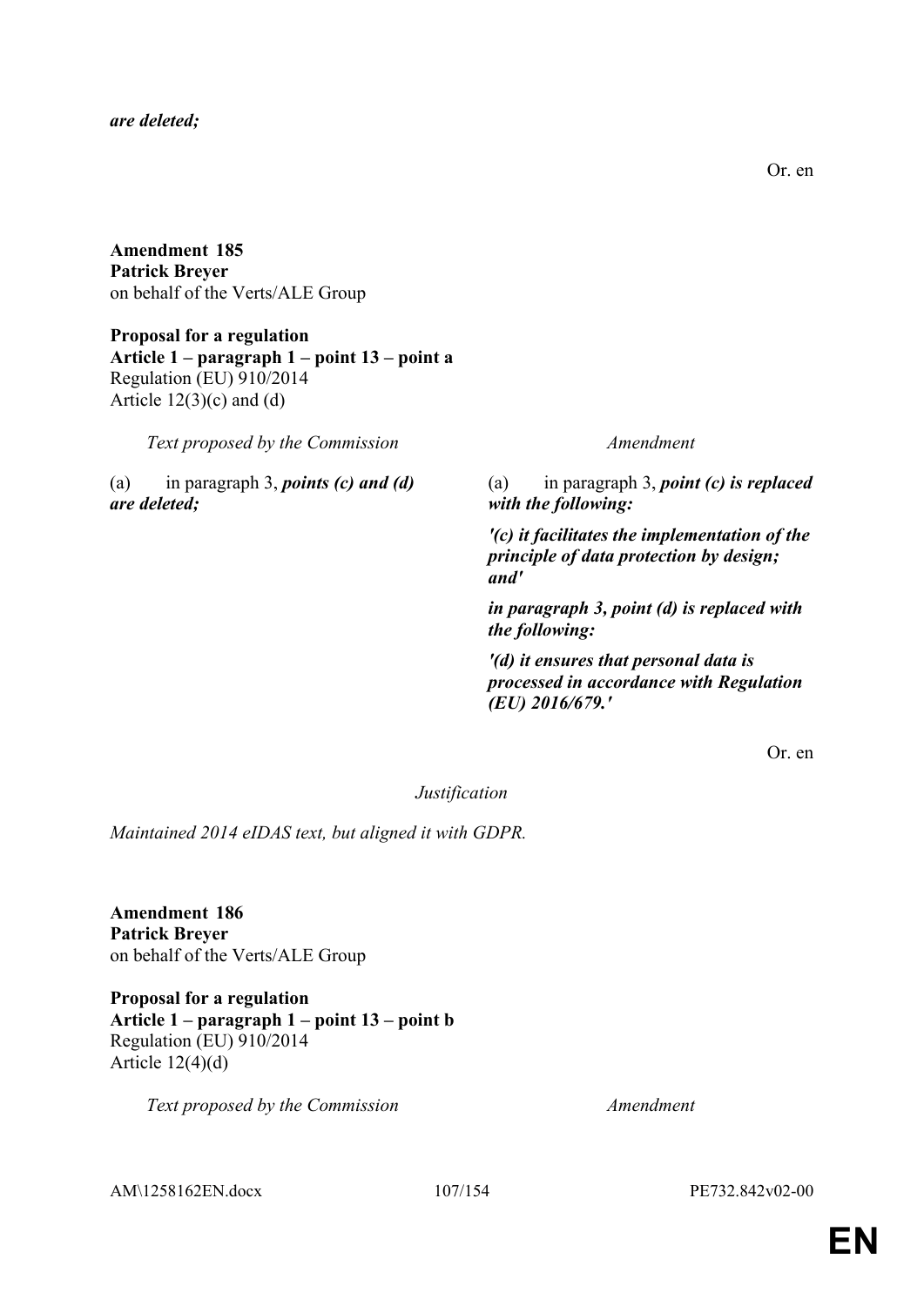***are deleted;***

Or. en

**Amendment 185**
**Patrick Breyer**
on behalf of the Verts/ALE Group

**Proposal for a regulation**
**Article 1 – paragraph 1 – point 13 – point a**
Regulation (EU) 910/2014
Article 12(3)(c) and (d)

| *Text proposed by the Commission* | *Amendment* |
|---|---|
| (a) in paragraph 3, ***points (c) and (d) are deleted;*** | (a) in paragraph 3, ***point (c) is replaced with the following:*** |
| | ***'(c) it facilitates the implementation of the principle of data protection by design; and'*** |
| | ***in paragraph 3, point (d) is replaced with the following:*** |
| | ***'(d) it ensures that personal data is processed in accordance with Regulation (EU) 2016/679.'*** |

Or. en

*Justification*

*Maintained 2014 eIDAS text, but aligned it with GDPR.*

**Amendment 186**
**Patrick Breyer**
on behalf of the Verts/ALE Group

**Proposal for a regulation**
**Article 1 – paragraph 1 – point 13 – point b**
Regulation (EU) 910/2014
Article 12(4)(d)

| *Text proposed by the Commission* | *Amendment* |
|---|---|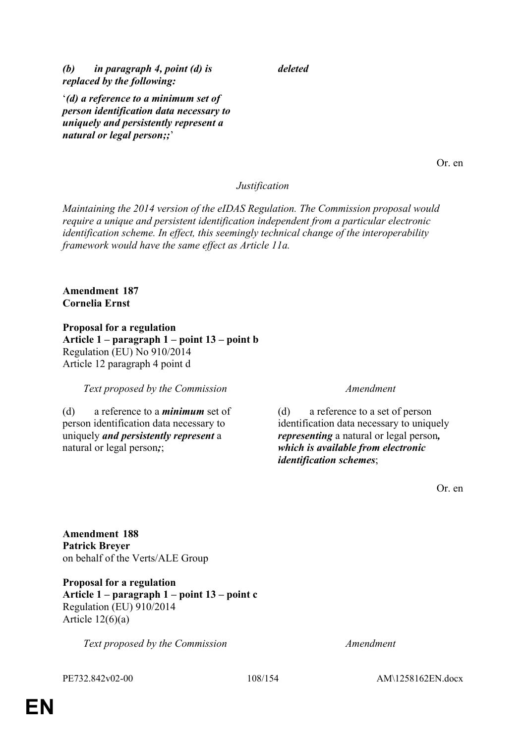| | |
|---|---|
| ***(b) in paragraph 4, point (d) is replaced by the following:*** | ***deleted*** |
| '***(d) a reference to a minimum set of person identification data necessary to uniquely and persistently represent a natural or legal person;;***' | |

Or. en

*Justification*

*Maintaining the 2014 version of the eIDAS Regulation. The Commission proposal would require a unique and persistent identification independent from a particular electronic identification scheme. In effect, this seemingly technical change of the interoperability framework would have the same effect as Article 11a.*

**Amendment 187**
**Cornelia Ernst**

**Proposal for a regulation**
**Article 1 – paragraph 1 – point 13 – point b**
Regulation (EU) No 910/2014
Article 12 paragraph 4 point d

| *Text proposed by the Commission* | *Amendment* |
|---|---|
| (d) a reference to a ***minimum*** set of person identification data necessary to uniquely ***and persistently represent*** a natural or legal person***;***; | (d) a reference to a set of person identification data necessary to uniquely ***representing*** a natural or legal person***, which is available from electronic identification schemes***; |

Or. en

**Amendment 188**
**Patrick Breyer**
on behalf of the Verts/ALE Group

**Proposal for a regulation**
**Article 1 – paragraph 1 – point 13 – point c**
Regulation (EU) 910/2014
Article 12(6)(a)

| *Text proposed by the Commission* | *Amendment* |
|---|---|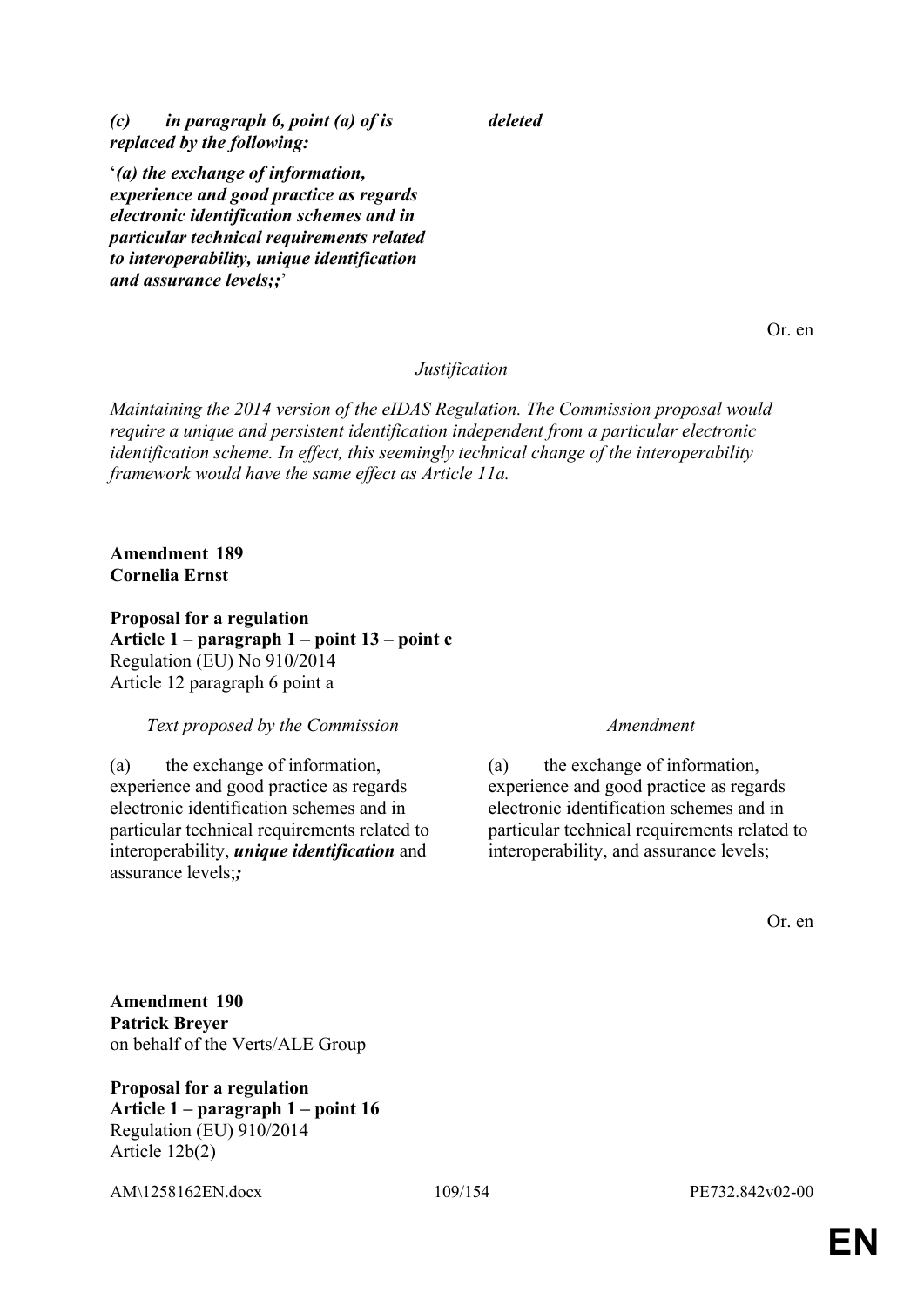| | |
|---|---|
| ***(c) in paragraph 6, point (a) of is replaced by the following:*** | ***deleted*** |
| '***(a) the exchange of information, experience and good practice as regards electronic identification schemes and in particular technical requirements related to interoperability, unique identification and assurance levels;;***' | |

Or. en

*Justification*

*Maintaining the 2014 version of the eIDAS Regulation. The Commission proposal would require a unique and persistent identification independent from a particular electronic identification scheme. In effect, this seemingly technical change of the interoperability framework would have the same effect as Article 11a.*

**Amendment 189**
**Cornelia Ernst**

**Proposal for a regulation**
**Article 1 – paragraph 1 – point 13 – point c**
Regulation (EU) No 910/2014
Article 12 paragraph 6 point a

| *Text proposed by the Commission* | *Amendment* |
|---|---|
| (a) the exchange of information, experience and good practice as regards electronic identification schemes and in particular technical requirements related to interoperability, ***unique identification*** and assurance levels;***;*** | (a) the exchange of information, experience and good practice as regards electronic identification schemes and in particular technical requirements related to interoperability, and assurance levels; |

Or. en

**Amendment 190**
**Patrick Breyer**
on behalf of the Verts/ALE Group

**Proposal for a regulation**
**Article 1 – paragraph 1 – point 16**
Regulation (EU) 910/2014
Article 12b(2)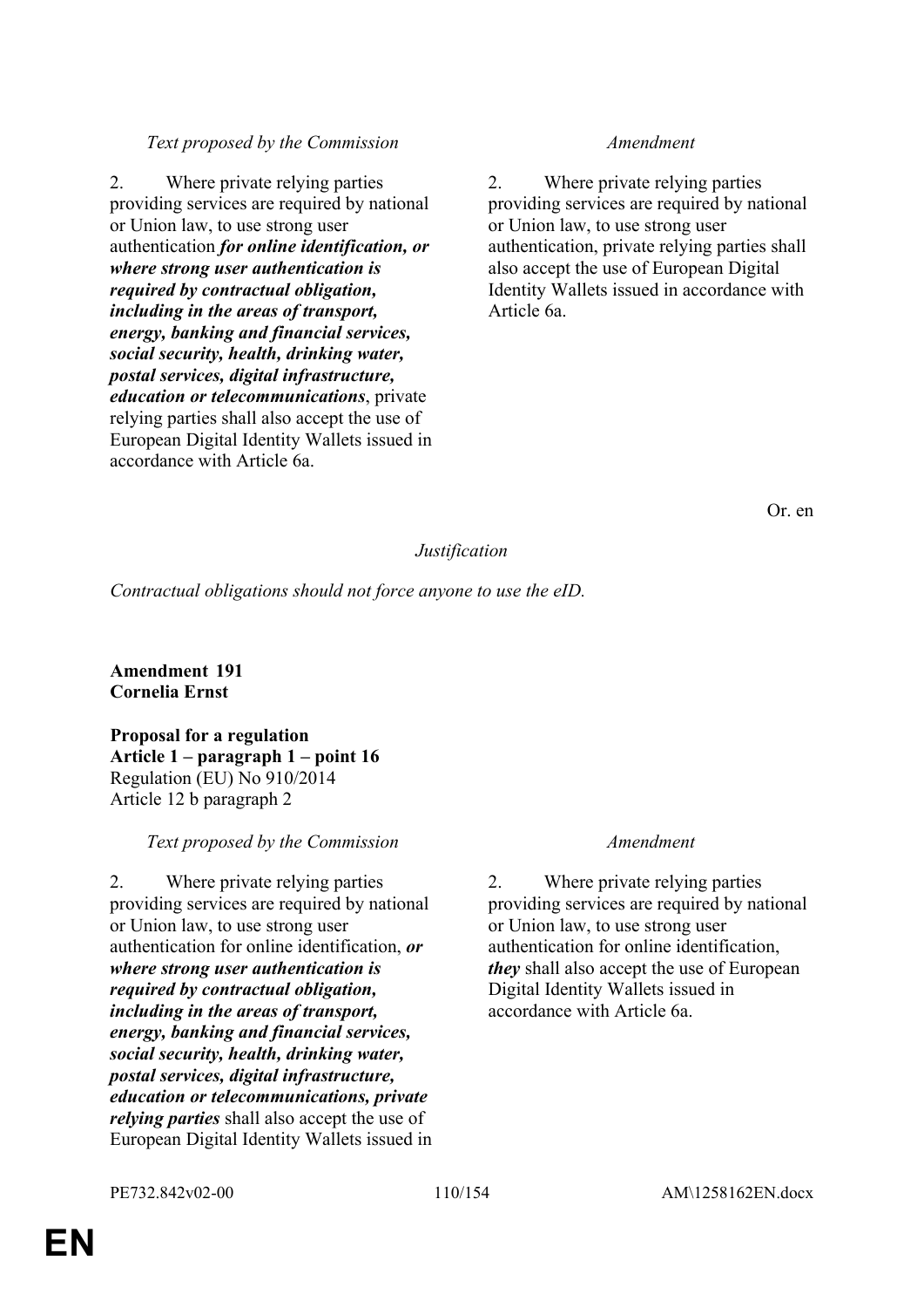| *Text proposed by the Commission* | *Amendment* |
|---|---|
| 2. Where private relying parties providing services are required by national or Union law, to use strong user authentication ***for online identification, or where strong user authentication is required by contractual obligation, including in the areas of transport, energy, banking and financial services, social security, health, drinking water, postal services, digital infrastructure, education or telecommunications***, private relying parties shall also accept the use of European Digital Identity Wallets issued in accordance with Article 6a. | 2. Where private relying parties providing services are required by national or Union law, to use strong user authentication, private relying parties shall also accept the use of European Digital Identity Wallets issued in accordance with Article 6a. |

Or. en

*Justification*

*Contractual obligations should not force anyone to use the eID.*

**Amendment 191**
**Cornelia Ernst**

**Proposal for a regulation**
**Article 1 – paragraph 1 – point 16**
Regulation (EU) No 910/2014
Article 12 b paragraph 2

| *Text proposed by the Commission* | *Amendment* |
|---|---|
| 2. Where private relying parties providing services are required by national or Union law, to use strong user authentication for online identification, ***or where strong user authentication is required by contractual obligation, including in the areas of transport, energy, banking and financial services, social security, health, drinking water, postal services, digital infrastructure, education or telecommunications, private relying parties*** shall also accept the use of European Digital Identity Wallets issued in | 2. Where private relying parties providing services are required by national or Union law, to use strong user authentication for online identification, ***they*** shall also accept the use of European Digital Identity Wallets issued in accordance with Article 6a. |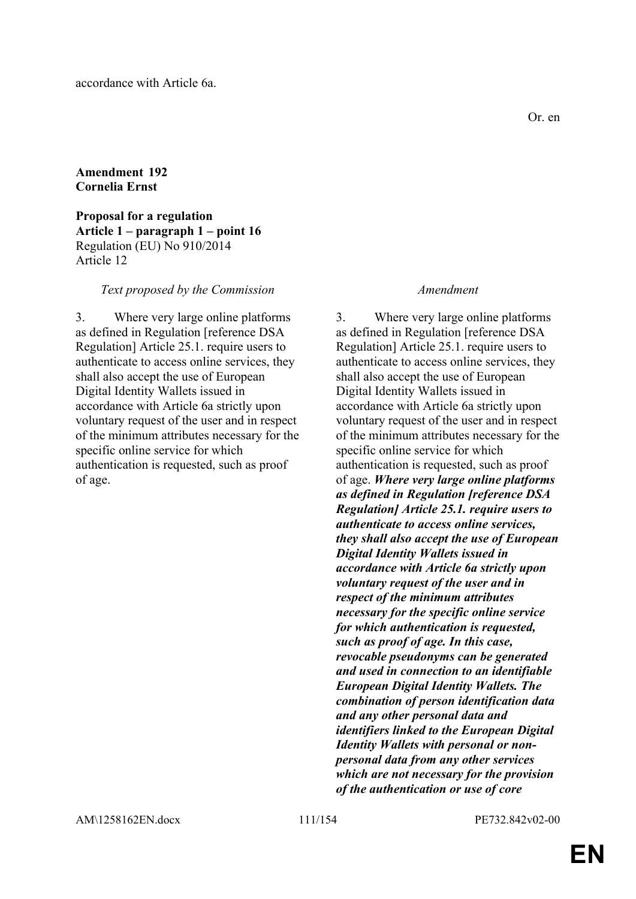accordance with Article 6a.

Or. en

**Amendment 192**
**Cornelia Ernst**

**Proposal for a regulation**
**Article 1 – paragraph 1 – point 16**
Regulation (EU) No 910/2014
Article 12

| *Text proposed by the Commission* | *Amendment* |
|---|---|
| 3. Where very large online platforms as defined in Regulation [reference DSA Regulation] Article 25.1. require users to authenticate to access online services, they shall also accept the use of European Digital Identity Wallets issued in accordance with Article 6a strictly upon voluntary request of the user and in respect of the minimum attributes necessary for the specific online service for which authentication is requested, such as proof of age. | 3. Where very large online platforms as defined in Regulation [reference DSA Regulation] Article 25.1. require users to authenticate to access online services, they shall also accept the use of European Digital Identity Wallets issued in accordance with Article 6a strictly upon voluntary request of the user and in respect of the minimum attributes necessary for the specific online service for which authentication is requested, such as proof of age. ***Where very large online platforms as defined in Regulation [reference DSA Regulation] Article 25.1. require users to authenticate to access online services, they shall also accept the use of European Digital Identity Wallets issued in accordance with Article 6a strictly upon voluntary request of the user and in respect of the minimum attributes necessary for the specific online service for which authentication is requested, such as proof of age. In this case, revocable pseudonyms can be generated and used in connection to an identifiable European Digital Identity Wallets. The combination of person identification data and any other personal data and identifiers linked to the European Digital Identity Wallets with personal or non-personal data from any other services which are not necessary for the provision of the authentication or use of core*** |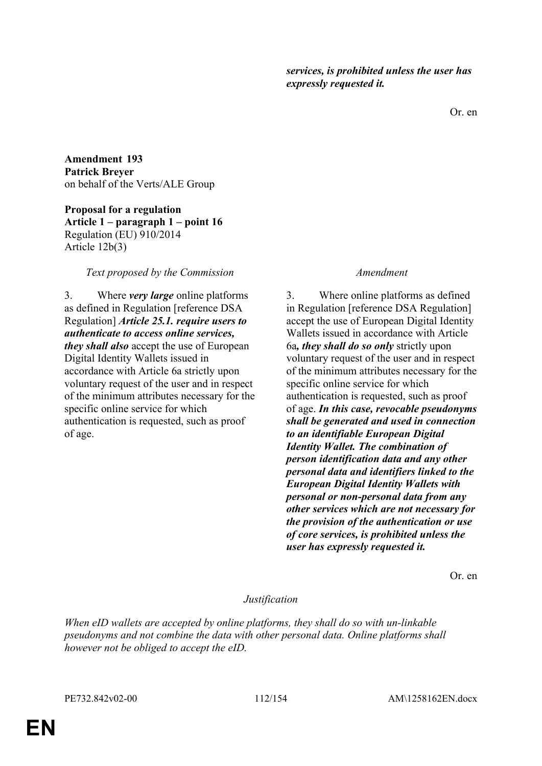| | |
|---|---|
| | ***services, is prohibited unless the user has expressly requested it.*** |

Or. en

**Amendment 193**
**Patrick Breyer**
on behalf of the Verts/ALE Group

**Proposal for a regulation**
**Article 1 – paragraph 1 – point 16**
Regulation (EU) 910/2014
Article 12b(3)

| *Text proposed by the Commission* | *Amendment* |
|---|---|
| 3. Where ***very large*** online platforms as defined in Regulation [reference DSA Regulation] ***Article 25.1. require users to authenticate to access online services, they shall also*** accept the use of European Digital Identity Wallets issued in accordance with Article 6a strictly upon voluntary request of the user and in respect of the minimum attributes necessary for the specific online service for which authentication is requested, such as proof of age. | 3. Where online platforms as defined in Regulation [reference DSA Regulation] accept the use of European Digital Identity Wallets issued in accordance with Article 6a***, they shall do so only*** strictly upon voluntary request of the user and in respect of the minimum attributes necessary for the specific online service for which authentication is requested, such as proof of age. ***In this case, revocable pseudonyms shall be generated and used in connection to an identifiable European Digital Identity Wallet. The combination of person identification data and any other personal data and identifiers linked to the European Digital Identity Wallets with personal or non-personal data from any other services which are not necessary for the provision of the authentication or use of core services, is prohibited unless the user has expressly requested it.*** |

Or. en

*Justification*

*When eID wallets are accepted by online platforms, they shall do so with un-linkable pseudonyms and not combine the data with other personal data. Online platforms shall however not be obliged to accept the eID.*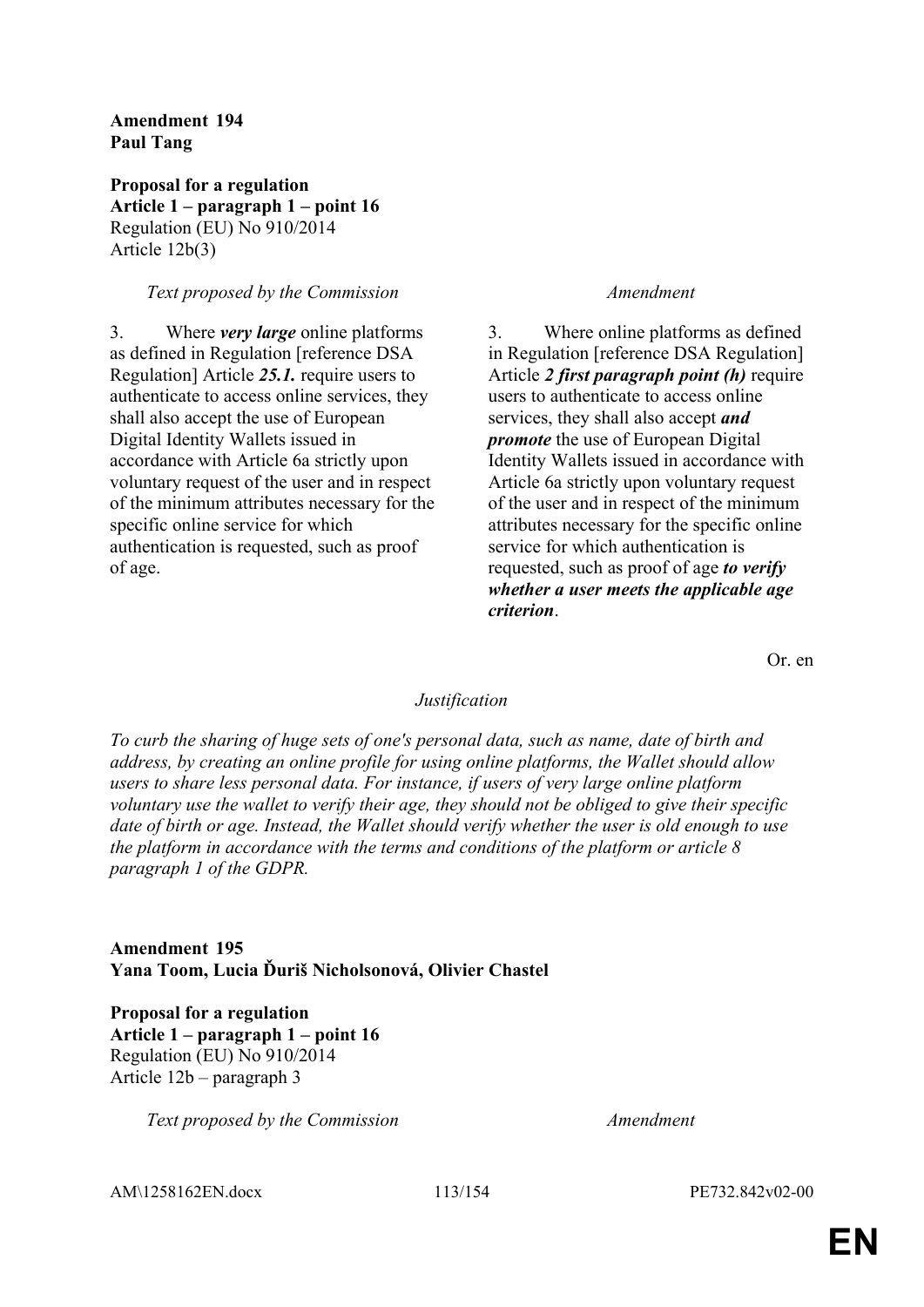**Amendment 194**
**Paul Tang**

**Proposal for a regulation**
**Article 1 – paragraph 1 – point 16**
Regulation (EU) No 910/2014
Article 12b(3)

| *Text proposed by the Commission* | *Amendment* |
|---|---|
| 3. Where ***very large*** online platforms as defined in Regulation [reference DSA Regulation] Article ***25.1.*** require users to authenticate to access online services, they shall also accept the use of European Digital Identity Wallets issued in accordance with Article 6a strictly upon voluntary request of the user and in respect of the minimum attributes necessary for the specific online service for which authentication is requested, such as proof of age. | 3. Where online platforms as defined in Regulation [reference DSA Regulation] Article ***2 first paragraph point (h)*** require users to authenticate to access online services, they shall also accept ***and promote*** the use of European Digital Identity Wallets issued in accordance with Article 6a strictly upon voluntary request of the user and in respect of the minimum attributes necessary for the specific online service for which authentication is requested, such as proof of age ***to verify whether a user meets the applicable age criterion***. |

Or. en

*Justification*

*To curb the sharing of huge sets of one's personal data, such as name, date of birth and address, by creating an online profile for using online platforms, the Wallet should allow users to share less personal data. For instance, if users of very large online platform voluntary use the wallet to verify their age, they should not be obliged to give their specific date of birth or age. Instead, the Wallet should verify whether the user is old enough to use the platform in accordance with the terms and conditions of the platform or article 8 paragraph 1 of the GDPR.*

**Amendment 195**
**Yana Toom, Lucia Ďuriš Nicholsonová, Olivier Chastel**

**Proposal for a regulation**
**Article 1 – paragraph 1 – point 16**
Regulation (EU) No 910/2014
Article 12b – paragraph 3

| *Text proposed by the Commission* | *Amendment* |
|---|---|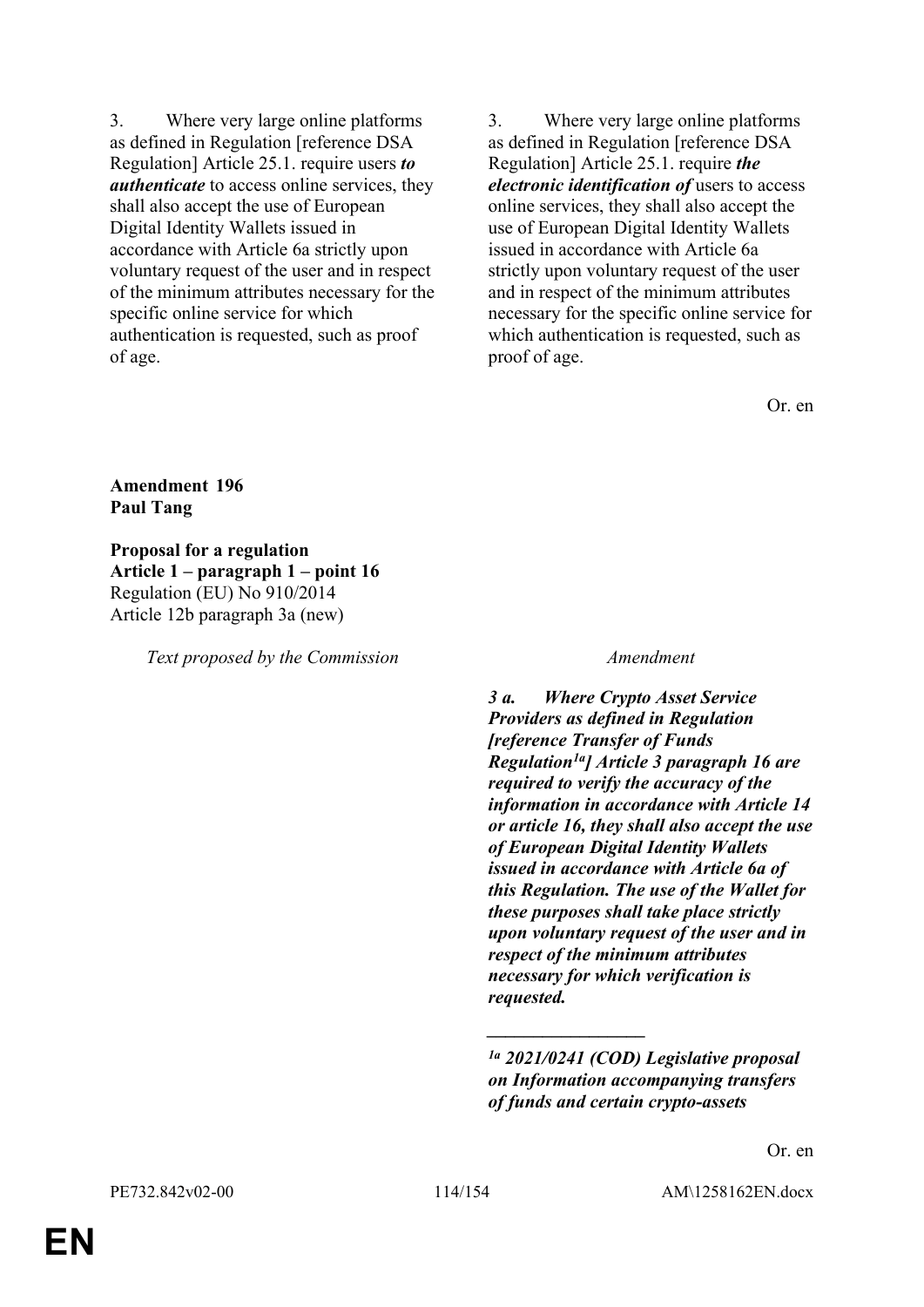| | |
|---|---|
| 3. Where very large online platforms as defined in Regulation [reference DSA Regulation] Article 25.1. require users ***to authenticate*** to access online services, they shall also accept the use of European Digital Identity Wallets issued in accordance with Article 6a strictly upon voluntary request of the user and in respect of the minimum attributes necessary for the specific online service for which authentication is requested, such as proof of age. | 3. Where very large online platforms as defined in Regulation [reference DSA Regulation] Article 25.1. require ***the electronic identification of*** users to access online services, they shall also accept the use of European Digital Identity Wallets issued in accordance with Article 6a strictly upon voluntary request of the user and in respect of the minimum attributes necessary for the specific online service for which authentication is requested, such as proof of age. |

Or. en

**Amendment 196**
**Paul Tang**

**Proposal for a regulation**
**Article 1 – paragraph 1 – point 16**
Regulation (EU) No 910/2014
Article 12b paragraph 3a (new)

| *Text proposed by the Commission* | *Amendment* |
|---|---|
| | ***3 a. Where Crypto Asset Service Providers as defined in Regulation [reference Transfer of Funds Regulation[1a]] Article 3 paragraph 16 are required to verify the accuracy of the information in accordance with Article 14 or article 16, they shall also accept the use of European Digital Identity Wallets issued in accordance with Article 6a of this Regulation. The use of the Wallet for these purposes shall take place strictly upon voluntary request of the user and in respect of the minimum attributes necessary for which verification is requested.*** |
| | ***[1a] 2021/0241 (COD) Legislative proposal on Information accompanying transfers of funds and certain crypto-assets*** |

Or. en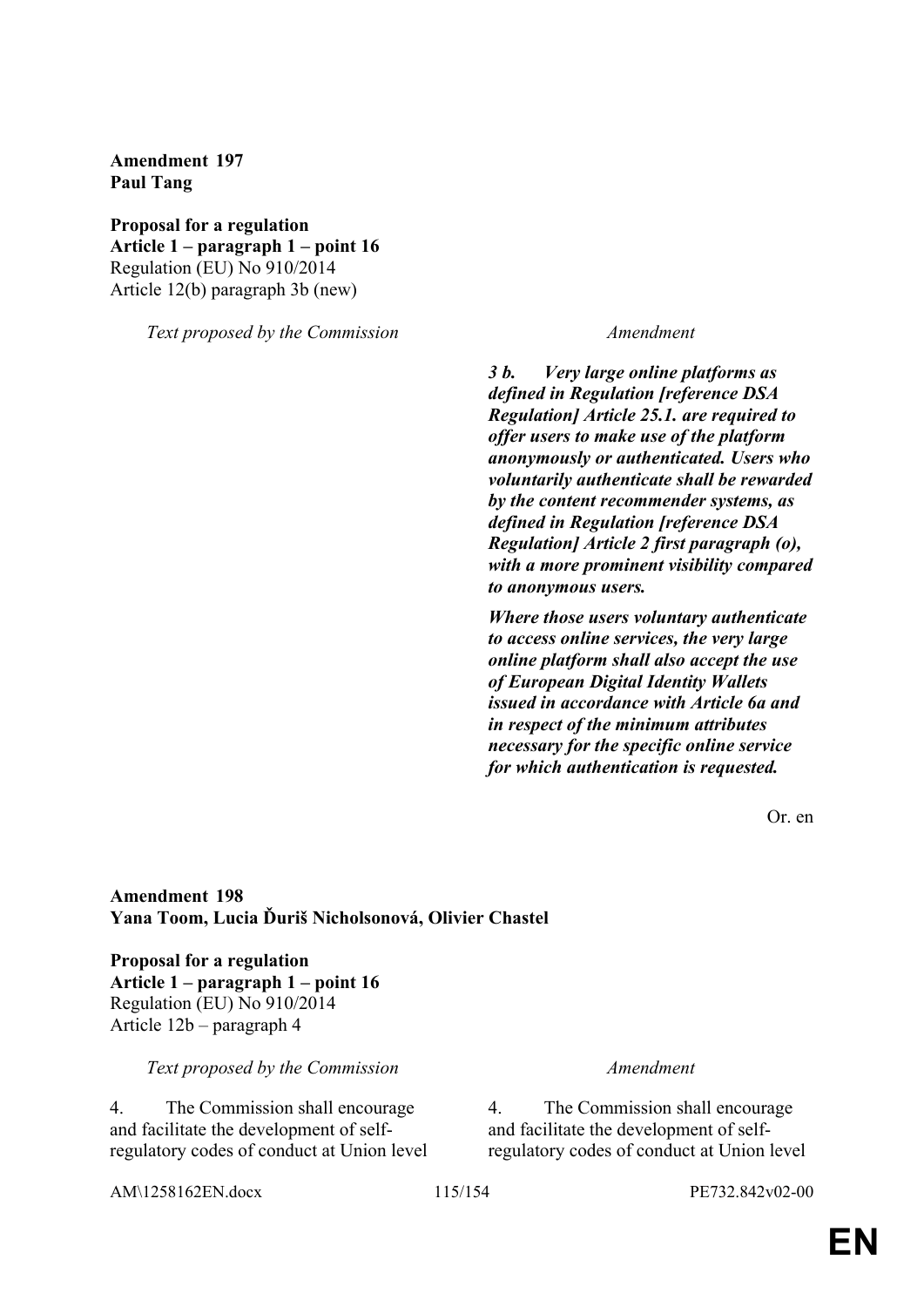**Amendment 197**
**Paul Tang**

**Proposal for a regulation**
**Article 1 – paragraph 1 – point 16**
Regulation (EU) No 910/2014
Article 12(b) paragraph 3b (new)

| *Text proposed by the Commission* | *Amendment* |
| --- | --- |
| | ***3 b. Very large online platforms as defined in Regulation [reference DSA Regulation] Article 25.1. are required to offer users to make use of the platform anonymously or authenticated. Users who voluntarily authenticate shall be rewarded by the content recommender systems, as defined in Regulation [reference DSA Regulation] Article 2 first paragraph (o), with a more prominent visibility compared to anonymous users.*** |
| | ***Where those users voluntary authenticate to access online services, the very large online platform shall also accept the use of European Digital Identity Wallets issued in accordance with Article 6a and in respect of the minimum attributes necessary for the specific online service for which authentication is requested.*** |

Or. en

**Amendment 198**
**Yana Toom, Lucia Ďuriš Nicholsonová, Olivier Chastel**

**Proposal for a regulation**
**Article 1 – paragraph 1 – point 16**
Regulation (EU) No 910/2014
Article 12b – paragraph 4

| *Text proposed by the Commission* | *Amendment* |
| --- | --- |
| 4. The Commission shall encourage and facilitate the development of self-regulatory codes of conduct at Union level | 4. The Commission shall encourage and facilitate the development of self-regulatory codes of conduct at Union level |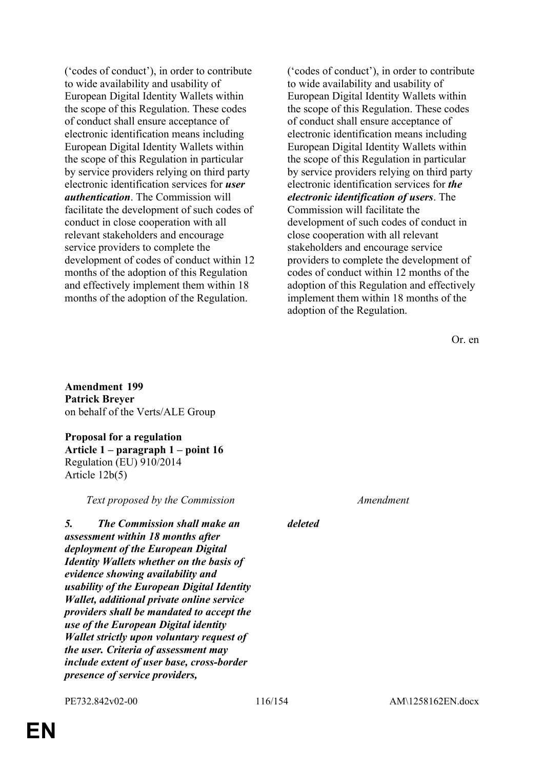| | |
|---|---|
| (‘codes of conduct’), in order to contribute to wide availability and usability of European Digital Identity Wallets within the scope of this Regulation. These codes of conduct shall ensure acceptance of electronic identification means including European Digital Identity Wallets within the scope of this Regulation in particular by service providers relying on third party electronic identification services for ***user authentication***. The Commission will facilitate the development of such codes of conduct in close cooperation with all relevant stakeholders and encourage service providers to complete the development of codes of conduct within 12 months of the adoption of this Regulation and effectively implement them within 18 months of the adoption of the Regulation. | (‘codes of conduct’), in order to contribute to wide availability and usability of European Digital Identity Wallets within the scope of this Regulation. These codes of conduct shall ensure acceptance of electronic identification means including European Digital Identity Wallets within the scope of this Regulation in particular by service providers relying on third party electronic identification services for ***the electronic identification of users***. The Commission will facilitate the development of such codes of conduct in close cooperation with all relevant stakeholders and encourage service providers to complete the development of codes of conduct within 12 months of the adoption of this Regulation and effectively implement them within 18 months of the adoption of the Regulation. |

Or. en

**Amendment 199**
**Patrick Breyer**
on behalf of the Verts/ALE Group

**Proposal for a regulation**
**Article 1 – paragraph 1 – point 16**
Regulation (EU) 910/2014
Article 12b(5)

| *Text proposed by the Commission* | *Amendment* |
|---|---|
| ***5. The Commission shall make an assessment within 18 months after deployment of the European Digital Identity Wallets whether on the basis of evidence showing availability and usability of the European Digital Identity Wallet, additional private online service providers shall be mandated to accept the use of the European Digital identity Wallet strictly upon voluntary request of the user. Criteria of assessment may include extent of user base, cross-border presence of service providers,*** | ***deleted*** |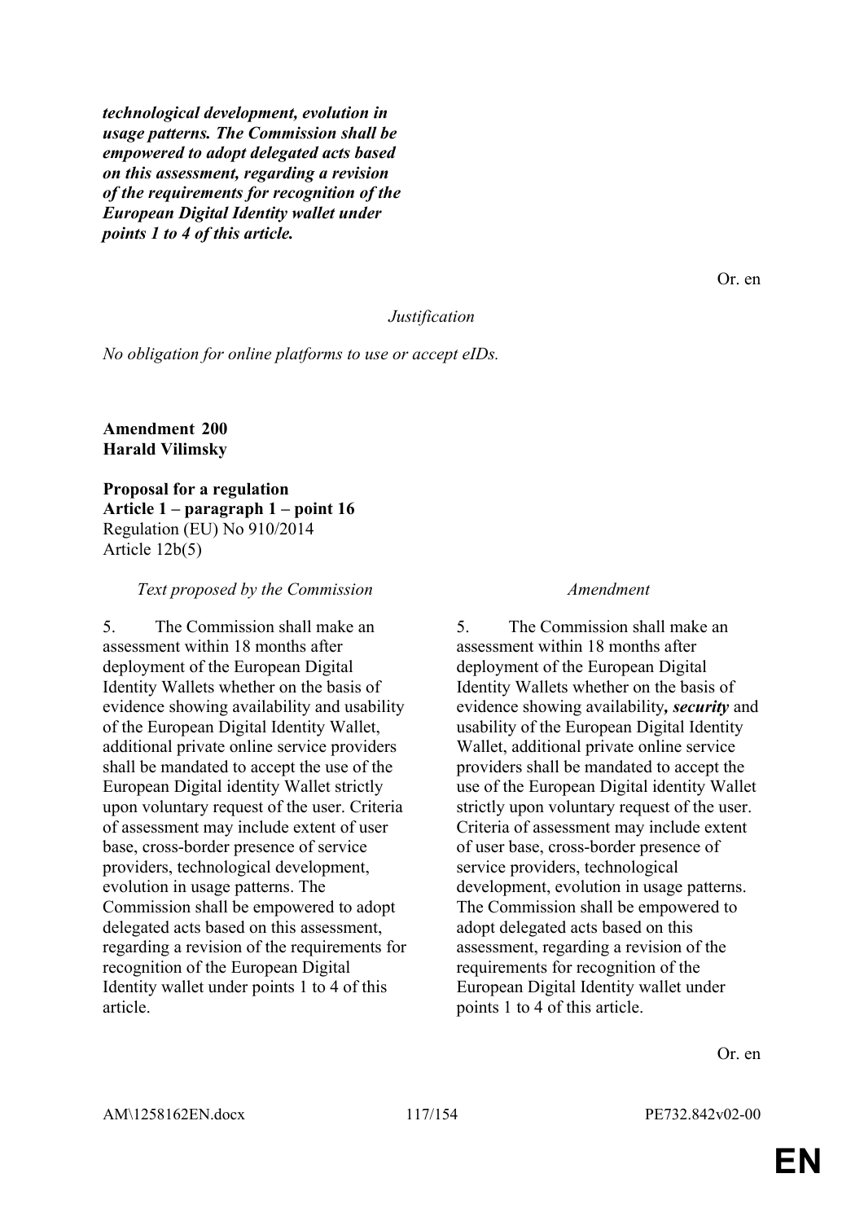***technological development, evolution in usage patterns. The Commission shall be empowered to adopt delegated acts based on this assessment, regarding a revision of the requirements for recognition of the European Digital Identity wallet under points 1 to 4 of this article.***

Or. en

*Justification*

*No obligation for online platforms to use or accept eIDs.*

**Amendment 200**
**Harald Vilimsky**

**Proposal for a regulation**
**Article 1 – paragraph 1 – point 16**
Regulation (EU) No 910/2014
Article 12b(5)

| *Text proposed by the Commission* | *Amendment* |
|---|---|
| 5. The Commission shall make an assessment within 18 months after deployment of the European Digital Identity Wallets whether on the basis of evidence showing availability and usability of the European Digital Identity Wallet, additional private online service providers shall be mandated to accept the use of the European Digital identity Wallet strictly upon voluntary request of the user. Criteria of assessment may include extent of user base, cross-border presence of service providers, technological development, evolution in usage patterns. The Commission shall be empowered to adopt delegated acts based on this assessment, regarding a revision of the requirements for recognition of the European Digital Identity wallet under points 1 to 4 of this article. | 5. The Commission shall make an assessment within 18 months after deployment of the European Digital Identity Wallets whether on the basis of evidence showing availability***, security*** and usability of the European Digital Identity Wallet, additional private online service providers shall be mandated to accept the use of the European Digital identity Wallet strictly upon voluntary request of the user. Criteria of assessment may include extent of user base, cross-border presence of service providers, technological development, evolution in usage patterns. The Commission shall be empowered to adopt delegated acts based on this assessment, regarding a revision of the requirements for recognition of the European Digital Identity wallet under points 1 to 4 of this article. |

Or. en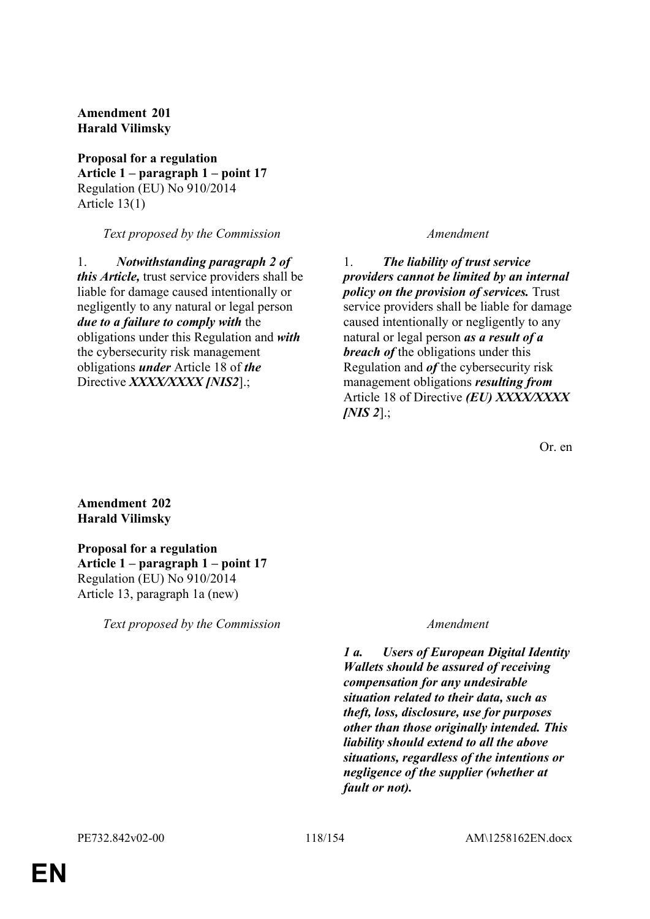**Amendment 201**
**Harald Vilimsky**

**Proposal for a regulation**
**Article 1 – paragraph 1 – point 17**
Regulation (EU) No 910/2014
Article 13(1)

| *Text proposed by the Commission* | *Amendment* |
|---|---|
| 1. ***Notwithstanding paragraph 2 of this Article,*** trust service providers shall be liable for damage caused intentionally or negligently to any natural or legal person ***due to a failure to comply with*** the obligations under this Regulation and ***with*** the cybersecurity risk management obligations ***under*** Article 18 of ***the*** Directive ***XXXX/XXXX [NIS2***].; | 1. ***The liability of trust service providers cannot be limited by an internal policy on the provision of services.*** Trust service providers shall be liable for damage caused intentionally or negligently to any natural or legal person ***as a result of a breach of*** the obligations under this Regulation and ***of*** the cybersecurity risk management obligations ***resulting from*** Article 18 of Directive ***(EU) XXXX/XXXX [NIS 2***].; |

Or. en

**Amendment 202**
**Harald Vilimsky**

**Proposal for a regulation**
**Article 1 – paragraph 1 – point 17**
Regulation (EU) No 910/2014
Article 13, paragraph 1a (new)

| *Text proposed by the Commission* | *Amendment* |
|---|---|
| | ***1 a. Users of European Digital Identity Wallets should be assured of receiving compensation for any undesirable situation related to their data, such as theft, loss, disclosure, use for purposes other than those originally intended. This liability should extend to all the above situations, regardless of the intentions or negligence of the supplier (whether at fault or not).*** |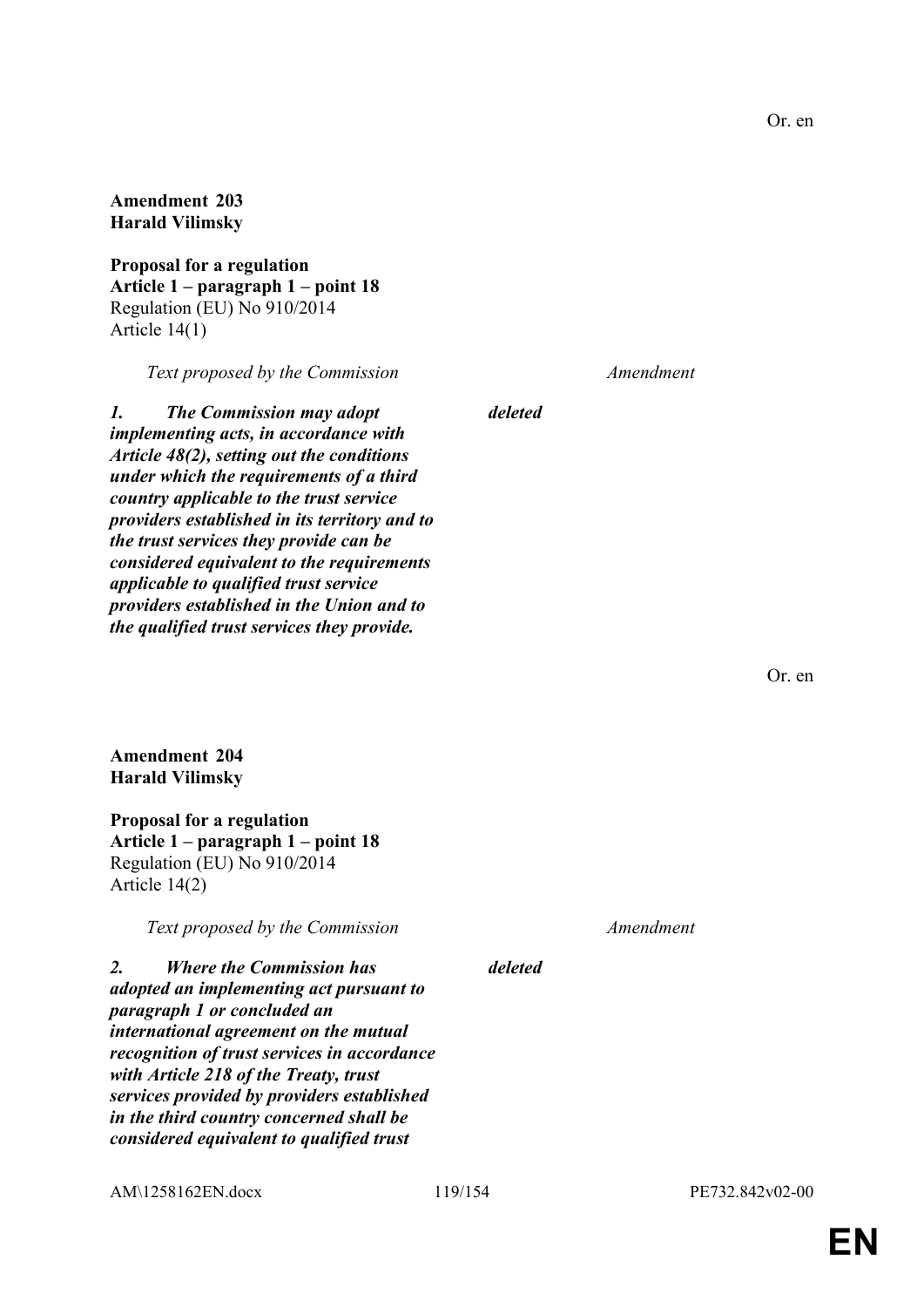Or. en

**Amendment 203**
**Harald Vilimsky**

**Proposal for a regulation**
**Article 1 – paragraph 1 – point 18**
Regulation (EU) No 910/2014
Article 14(1)

| *Text proposed by the Commission* | *Amendment* |
|---|---|
| ***1. The Commission may adopt implementing acts, in accordance with Article 48(2), setting out the conditions under which the requirements of a third country applicable to the trust service providers established in its territory and to the trust services they provide can be considered equivalent to the requirements applicable to qualified trust service providers established in the Union and to the qualified trust services they provide.*** | ***deleted*** |

Or. en

**Amendment 204**
**Harald Vilimsky**

**Proposal for a regulation**
**Article 1 – paragraph 1 – point 18**
Regulation (EU) No 910/2014
Article 14(2)

| *Text proposed by the Commission* | *Amendment* |
|---|---|
| ***2. Where the Commission has adopted an implementing act pursuant to paragraph 1 or concluded an international agreement on the mutual recognition of trust services in accordance with Article 218 of the Treaty, trust services provided by providers established in the third country concerned shall be considered equivalent to qualified trust*** | ***deleted*** |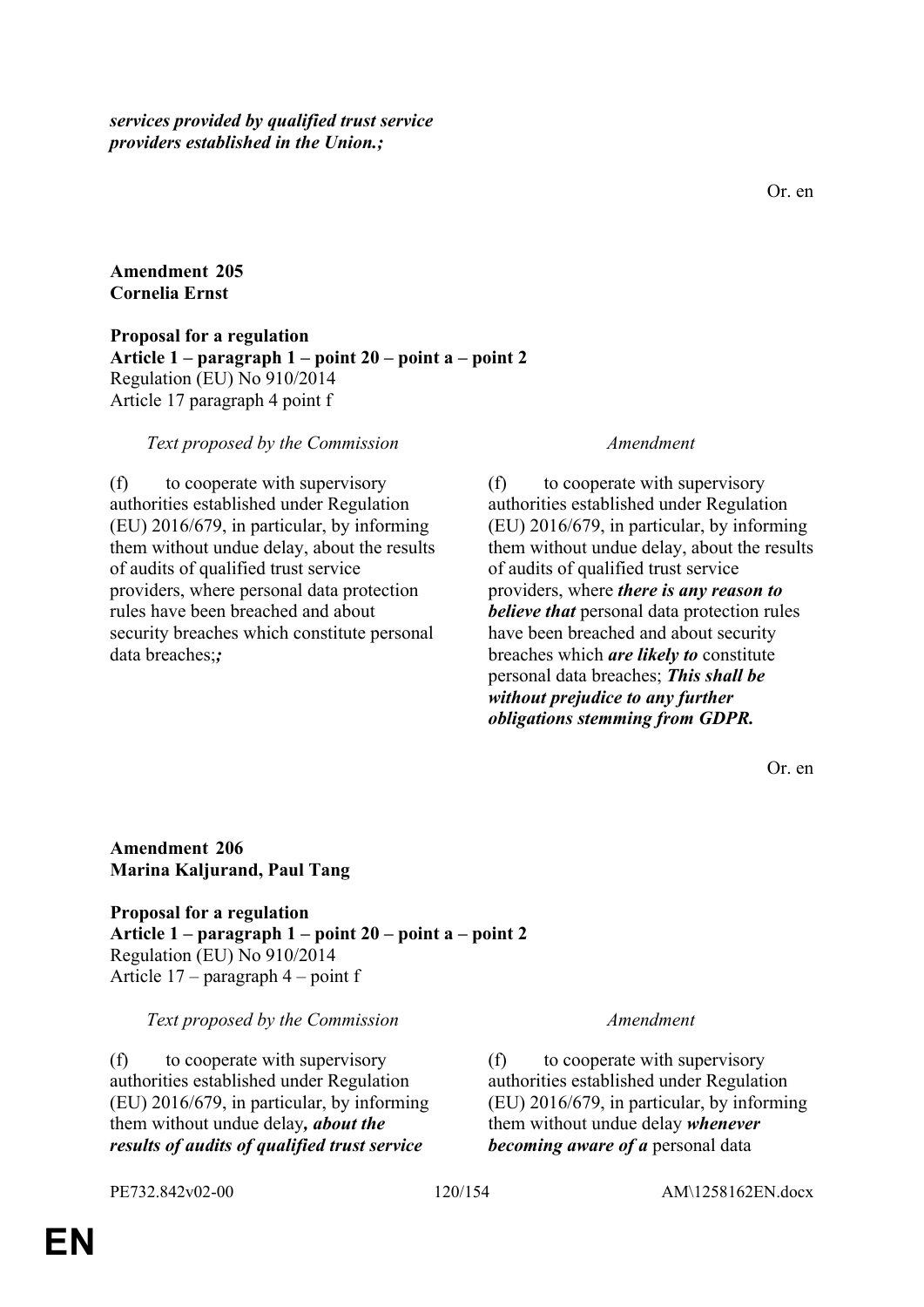***services provided by qualified trust service providers established in the Union.;***

Or. en

**Amendment 205**
**Cornelia Ernst**

**Proposal for a regulation**
**Article 1 – paragraph 1 – point 20 – point a – point 2**
Regulation (EU) No 910/2014
Article 17 paragraph 4 point f

| *Text proposed by the Commission* | *Amendment* |
|---|---|
| (f) to cooperate with supervisory authorities established under Regulation (EU) 2016/679, in particular, by informing them without undue delay, about the results of audits of qualified trust service providers, where personal data protection rules have been breached and about security breaches which constitute personal data breaches;***;*** | (f) to cooperate with supervisory authorities established under Regulation (EU) 2016/679, in particular, by informing them without undue delay, about the results of audits of qualified trust service providers, where ***there is any reason to believe that*** personal data protection rules have been breached and about security breaches which ***are likely to*** constitute personal data breaches; ***This shall be without prejudice to any further obligations stemming from GDPR.*** |

Or. en

**Amendment 206**
**Marina Kaljurand, Paul Tang**

**Proposal for a regulation**
**Article 1 – paragraph 1 – point 20 – point a – point 2**
Regulation (EU) No 910/2014
Article 17 – paragraph 4 – point f

| *Text proposed by the Commission* | *Amendment* |
|---|---|
| (f) to cooperate with supervisory authorities established under Regulation (EU) 2016/679, in particular, by informing them without undue delay***, about the results of audits of qualified trust service*** | (f) to cooperate with supervisory authorities established under Regulation (EU) 2016/679, in particular, by informing them without undue delay ***whenever becoming aware of a*** personal data |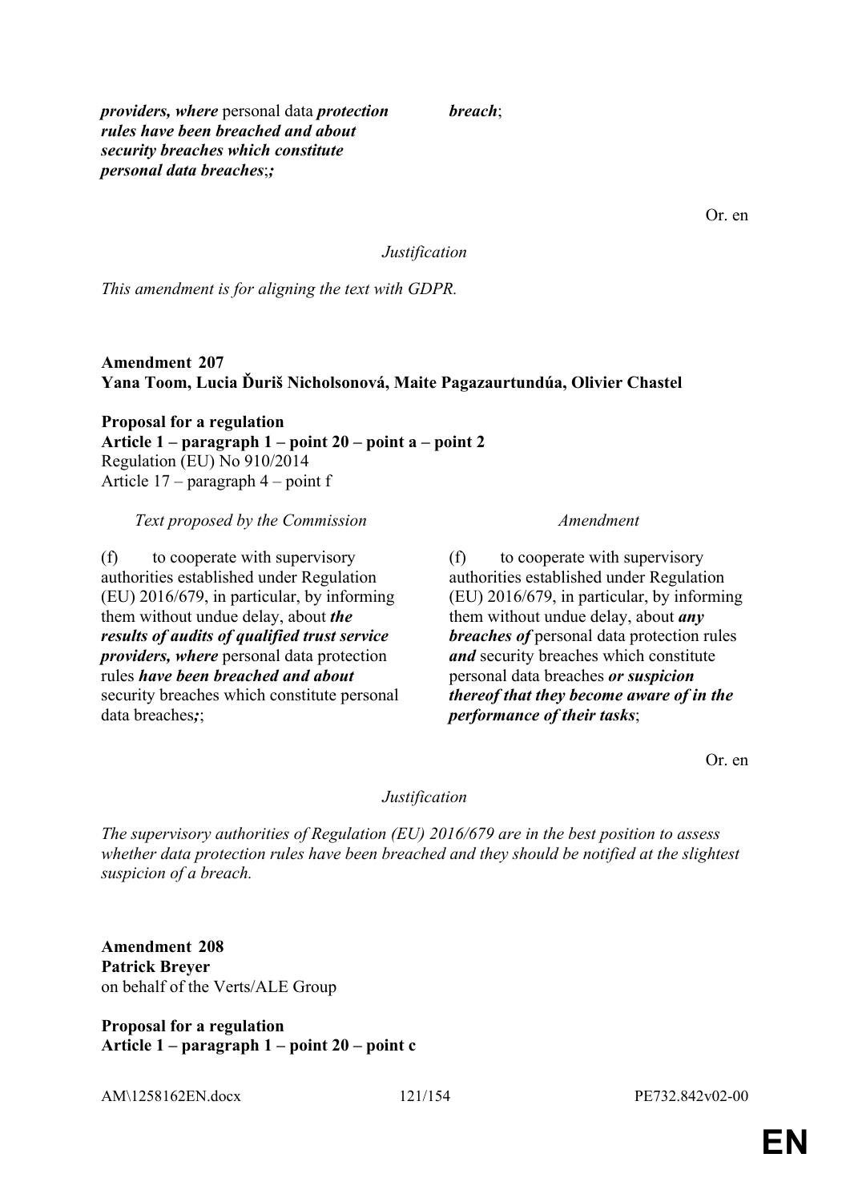| | |
|---|---|
| ***providers, where*** personal data ***protection rules have been breached and about security breaches which constitute personal data breaches***;***;*** | ***breach***; |

Or. en

*Justification*

*This amendment is for aligning the text with GDPR.*

**Amendment 207**
**Yana Toom, Lucia Ďuriš Nicholsonová, Maite Pagazaurtundúa, Olivier Chastel**

**Proposal for a regulation**
**Article 1 – paragraph 1 – point 20 – point a – point 2**
Regulation (EU) No 910/2014
Article 17 – paragraph 4 – point f

| *Text proposed by the Commission* | *Amendment* |
|---|---|
| (f) to cooperate with supervisory authorities established under Regulation (EU) 2016/679, in particular, by informing them without undue delay, about ***the results of audits of qualified trust service providers, where*** personal data protection rules ***have been breached and about*** security breaches which constitute personal data breaches***;***; | (f) to cooperate with supervisory authorities established under Regulation (EU) 2016/679, in particular, by informing them without undue delay, about ***any breaches of*** personal data protection rules ***and*** security breaches which constitute personal data breaches ***or suspicion thereof that they become aware of in the performance of their tasks***; |

Or. en

*Justification*

*The supervisory authorities of Regulation (EU) 2016/679 are in the best position to assess whether data protection rules have been breached and they should be notified at the slightest suspicion of a breach.*

**Amendment 208**
**Patrick Breyer**
on behalf of the Verts/ALE Group

**Proposal for a regulation**
**Article 1 – paragraph 1 – point 20 – point c**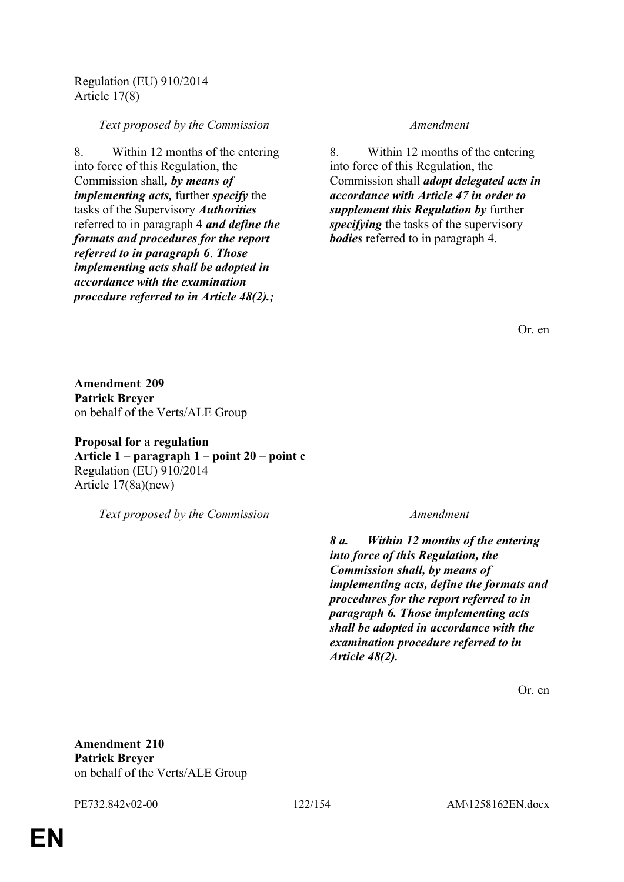Regulation (EU) 910/2014
Article 17(8)

| *Text proposed by the Commission* | *Amendment* |
|---|---|
| 8. Within 12 months of the entering into force of this Regulation, the Commission shall***, by means of implementing acts,*** further ***specify*** the tasks of the Supervisory ***Authorities*** referred to in paragraph 4 ***and define the formats and procedures for the report referred to in paragraph 6***. ***Those implementing acts shall be adopted in accordance with the examination procedure referred to in Article 48(2).;*** | 8. Within 12 months of the entering into force of this Regulation, the Commission shall ***adopt delegated acts in accordance with Article 47 in order to supplement this Regulation by*** further ***specifying*** the tasks of the supervisory ***bodies*** referred to in paragraph 4. |

Or. en

**Amendment 209**
**Patrick Breyer**
on behalf of the Verts/ALE Group

**Proposal for a regulation**
**Article 1 – paragraph 1 – point 20 – point c**
Regulation (EU) 910/2014
Article 17(8a)(new)

| *Text proposed by the Commission* | *Amendment* |
|---|---|
| | ***8 a. Within 12 months of the entering into force of this Regulation, the Commission shall, by means of implementing acts, define the formats and procedures for the report referred to in paragraph 6. Those implementing acts shall be adopted in accordance with the examination procedure referred to in Article 48(2).*** |

Or. en

**Amendment 210**
**Patrick Breyer**
on behalf of the Verts/ALE Group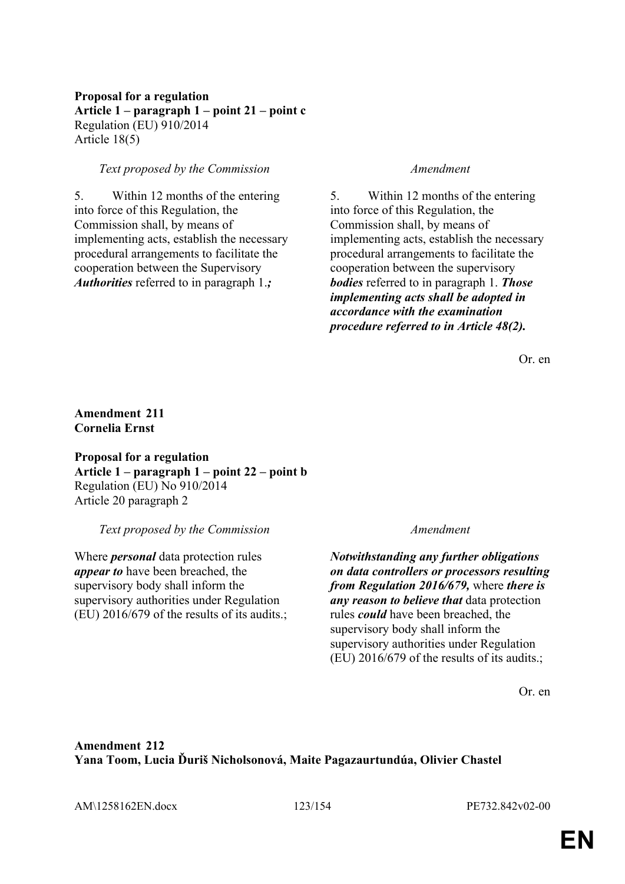**Proposal for a regulation**
**Article 1 – paragraph 1 – point 21 – point c**
Regulation (EU) 910/2014
Article 18(5)

| *Text proposed by the Commission* | *Amendment* |
|---|---|
| 5. Within 12 months of the entering into force of this Regulation, the Commission shall, by means of implementing acts, establish the necessary procedural arrangements to facilitate the cooperation between the Supervisory ***Authorities*** referred to in paragraph 1.***;*** | 5. Within 12 months of the entering into force of this Regulation, the Commission shall, by means of implementing acts, establish the necessary procedural arrangements to facilitate the cooperation between the supervisory ***bodies*** referred to in paragraph 1. ***Those implementing acts shall be adopted in accordance with the examination procedure referred to in Article 48(2).*** |

Or. en

**Amendment 211**
**Cornelia Ernst**

**Proposal for a regulation**
**Article 1 – paragraph 1 – point 22 – point b**
Regulation (EU) No 910/2014
Article 20 paragraph 2

| *Text proposed by the Commission* | *Amendment* |
|---|---|
| Where ***personal*** data protection rules ***appear to*** have been breached, the supervisory body shall inform the supervisory authorities under Regulation (EU) 2016/679 of the results of its audits.; | ***Notwithstanding any further obligations on data controllers or processors resulting from Regulation 2016/679,*** where ***there is any reason to believe that*** data protection rules ***could*** have been breached, the supervisory body shall inform the supervisory authorities under Regulation (EU) 2016/679 of the results of its audits.; |

Or. en

**Amendment 212**
**Yana Toom, Lucia Ďuriš Nicholsonová, Maite Pagazaurtundúa, Olivier Chastel**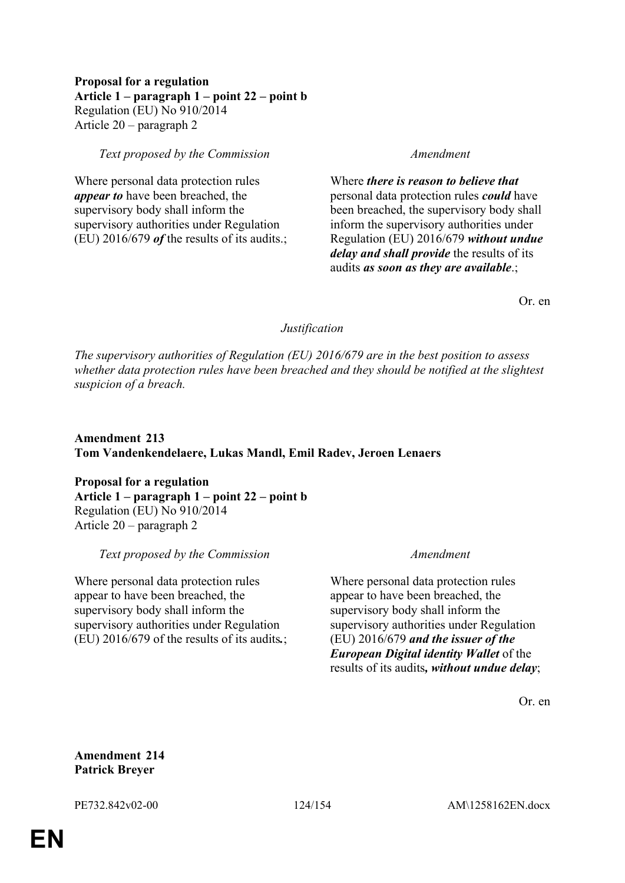**Proposal for a regulation**
**Article 1 – paragraph 1 – point 22 – point b**
Regulation (EU) No 910/2014
Article 20 – paragraph 2

| *Text proposed by the Commission* | *Amendment* |
| --- | --- |
| Where personal data protection rules ***appear to*** have been breached, the supervisory body shall inform the supervisory authorities under Regulation (EU) 2016/679 ***of*** the results of its audits.; | Where ***there is reason to believe that*** personal data protection rules ***could*** have been breached, the supervisory body shall inform the supervisory authorities under Regulation (EU) 2016/679 ***without undue delay and shall provide*** the results of its audits ***as soon as they are available***.; |

Or. en

*Justification*

*The supervisory authorities of Regulation (EU) 2016/679 are in the best position to assess whether data protection rules have been breached and they should be notified at the slightest suspicion of a breach.*

**Amendment 213**
**Tom Vandenkendelaere, Lukas Mandl, Emil Radev, Jeroen Lenaers**

**Proposal for a regulation**
**Article 1 – paragraph 1 – point 22 – point b**
Regulation (EU) No 910/2014
Article 20 – paragraph 2

| *Text proposed by the Commission* | *Amendment* |
| --- | --- |
| Where personal data protection rules appear to have been breached, the supervisory body shall inform the supervisory authorities under Regulation (EU) 2016/679 of the results of its audits**.**; | Where personal data protection rules appear to have been breached, the supervisory body shall inform the supervisory authorities under Regulation (EU) 2016/679 ***and the issuer of the European Digital identity Wallet*** of the results of its audits***, without undue delay***; |

Or. en

**Amendment 214**
**Patrick Breyer**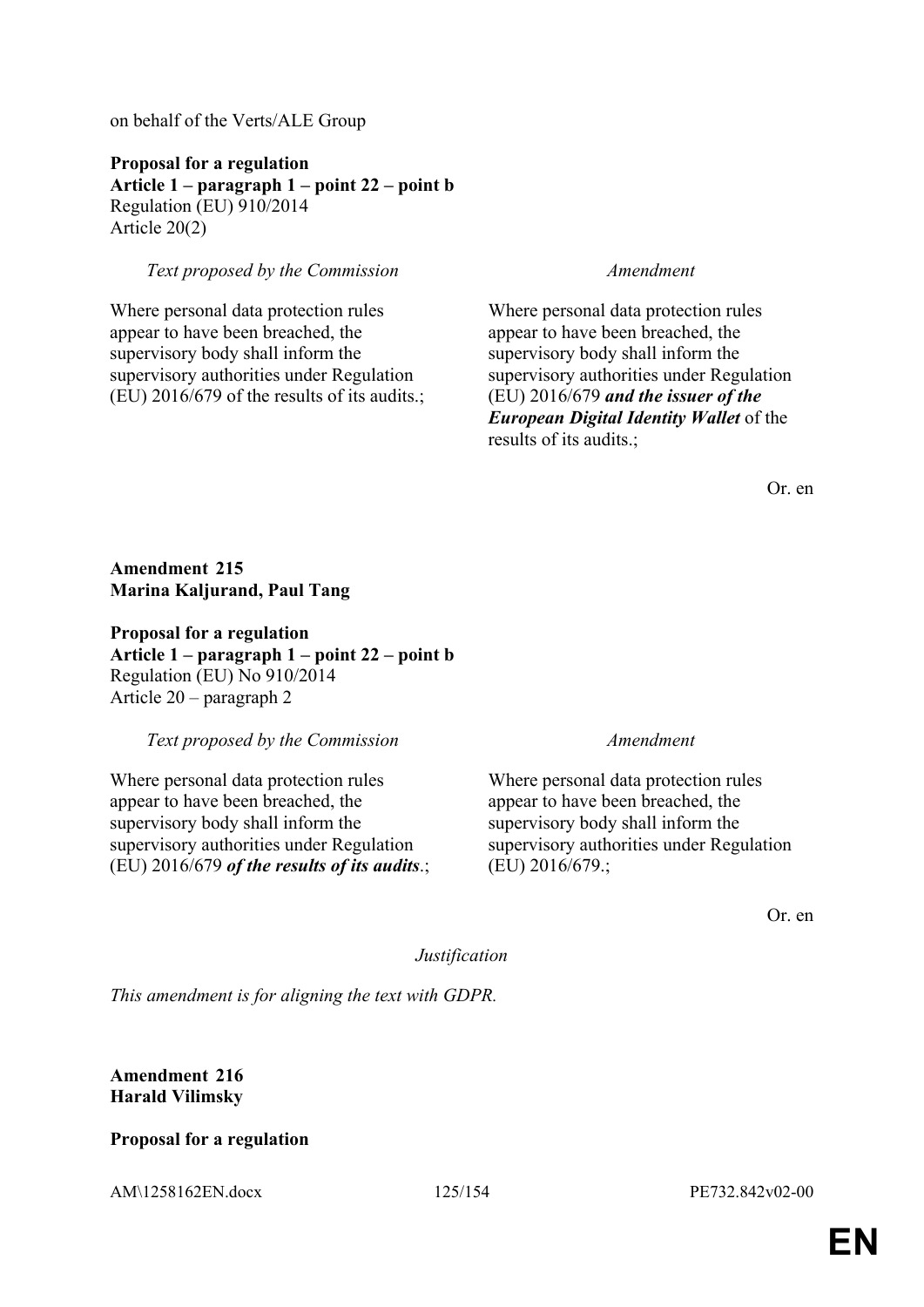on behalf of the Verts/ALE Group

**Proposal for a regulation**
**Article 1 – paragraph 1 – point 22 – point b**
Regulation (EU) 910/2014
Article 20(2)

| *Text proposed by the Commission* | *Amendment* |
|---|---|
| Where personal data protection rules appear to have been breached, the supervisory body shall inform the supervisory authorities under Regulation (EU) 2016/679 of the results of its audits.; | Where personal data protection rules appear to have been breached, the supervisory body shall inform the supervisory authorities under Regulation (EU) 2016/679 ***and the issuer of the European Digital Identity Wallet*** of the results of its audits.; |

Or. en

**Amendment 215**
**Marina Kaljurand, Paul Tang**

**Proposal for a regulation**
**Article 1 – paragraph 1 – point 22 – point b**
Regulation (EU) No 910/2014
Article 20 – paragraph 2

| *Text proposed by the Commission* | *Amendment* |
|---|---|
| Where personal data protection rules appear to have been breached, the supervisory body shall inform the supervisory authorities under Regulation (EU) 2016/679 ***of the results of its audits***.; | Where personal data protection rules appear to have been breached, the supervisory body shall inform the supervisory authorities under Regulation (EU) 2016/679.; |

Or. en

*Justification*

*This amendment is for aligning the text with GDPR.*

**Amendment 216**
**Harald Vilimsky**

**Proposal for a regulation**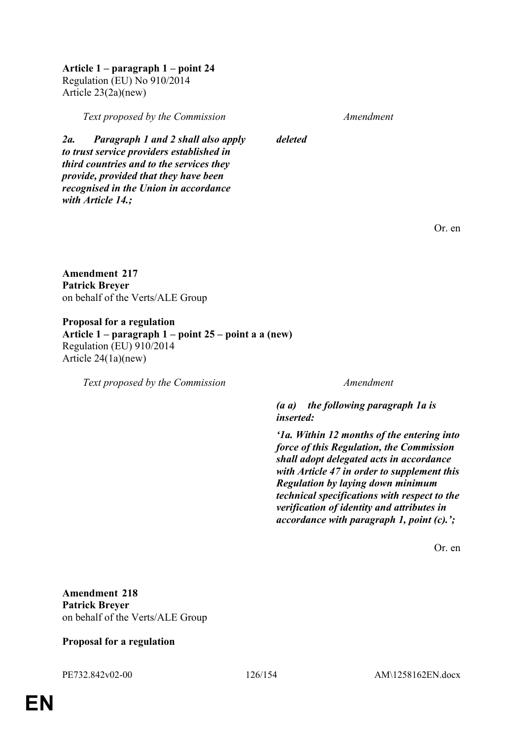**Article 1 – paragraph 1 – point 24**
Regulation (EU) No 910/2014
Article 23(2a)(new)

| *Text proposed by the Commission* | *Amendment* |
|---|---|
| ***2a. Paragraph 1 and 2 shall also apply to trust service providers established in third countries and to the services they provide, provided that they have been recognised in the Union in accordance with Article 14.;*** | ***deleted*** |

Or. en

**Amendment 217**
**Patrick Breyer**
on behalf of the Verts/ALE Group

**Proposal for a regulation**
**Article 1 – paragraph 1 – point 25 – point a a (new)**
Regulation (EU) 910/2014
Article 24(1a)(new)

| *Text proposed by the Commission* | *Amendment* |
|---|---|
| | ***(a a) the following paragraph 1a is inserted:*** |
| | ***'1a. Within 12 months of the entering into force of this Regulation, the Commission shall adopt delegated acts in accordance with Article 47 in order to supplement this Regulation by laying down minimum technical specifications with respect to the verification of identity and attributes in accordance with paragraph 1, point (c).';*** |

Or. en

**Amendment 218**
**Patrick Breyer**
on behalf of the Verts/ALE Group

**Proposal for a regulation**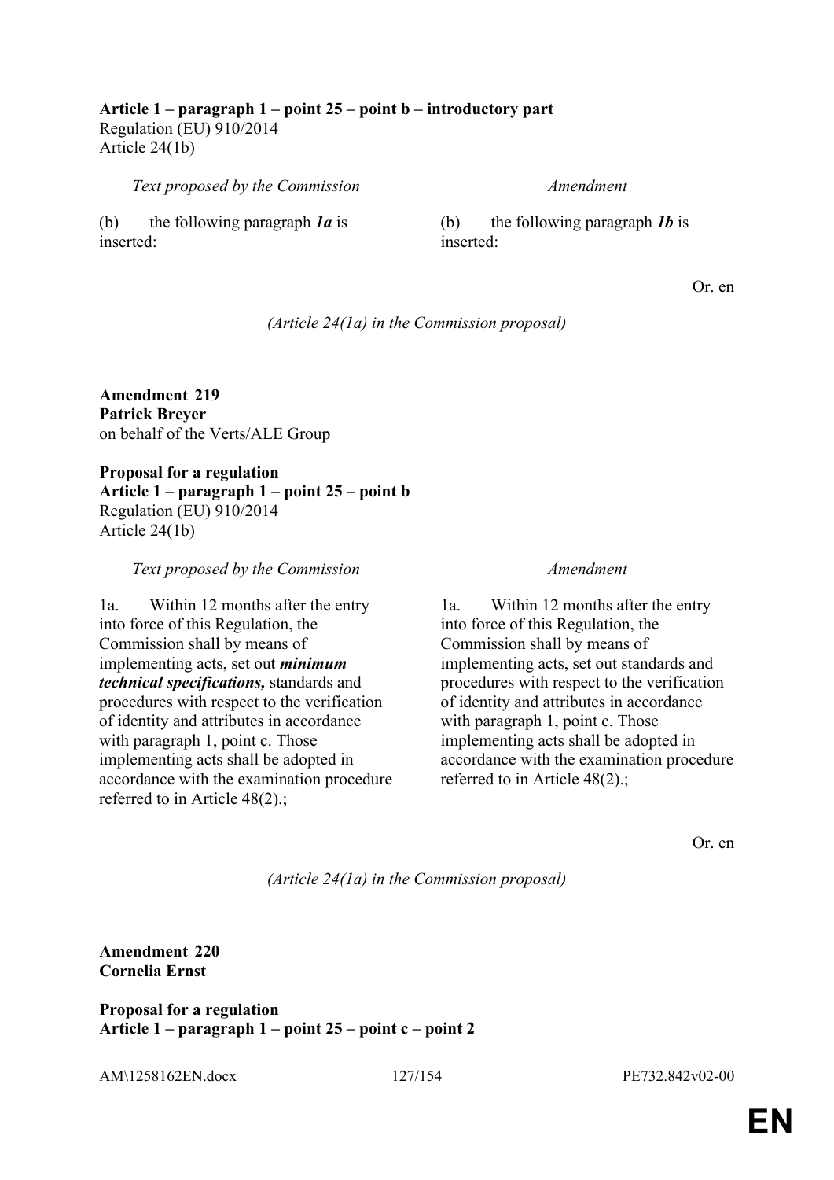**Article 1 – paragraph 1 – point 25 – point b – introductory part**
Regulation (EU) 910/2014
Article 24(1b)

| *Text proposed by the Commission* | *Amendment* |
|---|---|
| (b) the following paragraph ***1a*** is inserted: | (b) the following paragraph ***1b*** is inserted: |

Or. en

*(Article 24(1a) in the Commission proposal)*

**Amendment 219**
**Patrick Breyer**
on behalf of the Verts/ALE Group

**Proposal for a regulation**
**Article 1 – paragraph 1 – point 25 – point b**
Regulation (EU) 910/2014
Article 24(1b)

| *Text proposed by the Commission* | *Amendment* |
|---|---|
| 1a. Within 12 months after the entry into force of this Regulation, the Commission shall by means of implementing acts, set out ***minimum technical specifications,*** standards and procedures with respect to the verification of identity and attributes in accordance with paragraph 1, point c. Those implementing acts shall be adopted in accordance with the examination procedure referred to in Article 48(2).; | 1a. Within 12 months after the entry into force of this Regulation, the Commission shall by means of implementing acts, set out standards and procedures with respect to the verification of identity and attributes in accordance with paragraph 1, point c. Those implementing acts shall be adopted in accordance with the examination procedure referred to in Article 48(2).; |

Or. en

*(Article 24(1a) in the Commission proposal)*

**Amendment 220**
**Cornelia Ernst**

**Proposal for a regulation**
**Article 1 – paragraph 1 – point 25 – point c – point 2**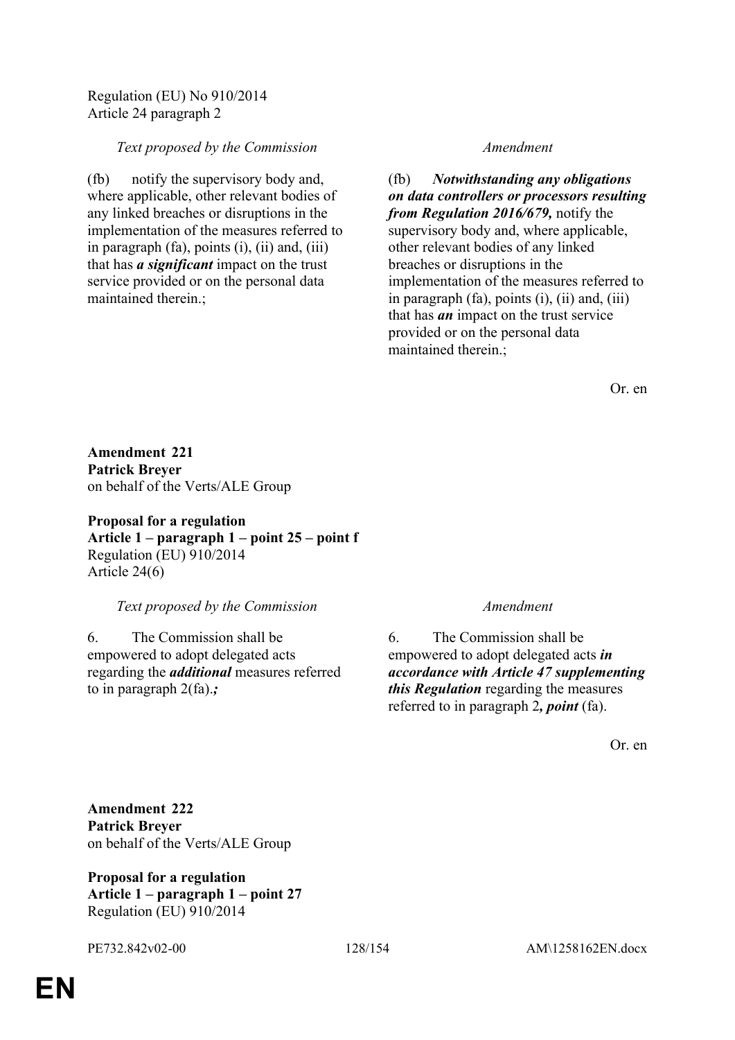Regulation (EU) No 910/2014
Article 24 paragraph 2

| *Text proposed by the Commission* | *Amendment* |
|---|---|
| (fb) notify the supervisory body and, where applicable, other relevant bodies of any linked breaches or disruptions in the implementation of the measures referred to in paragraph (fa), points (i), (ii) and, (iii) that has ***a significant*** impact on the trust service provided or on the personal data maintained therein.; | (fb) ***Notwithstanding any obligations on data controllers or processors resulting from Regulation 2016/679,*** notify the supervisory body and, where applicable, other relevant bodies of any linked breaches or disruptions in the implementation of the measures referred to in paragraph (fa), points (i), (ii) and, (iii) that has ***an*** impact on the trust service provided or on the personal data maintained therein.; |

Or. en

**Amendment 221**
**Patrick Breyer**
on behalf of the Verts/ALE Group

**Proposal for a regulation**
**Article 1 – paragraph 1 – point 25 – point f**
Regulation (EU) 910/2014
Article 24(6)

| *Text proposed by the Commission* | *Amendment* |
|---|---|
| 6. The Commission shall be empowered to adopt delegated acts regarding the ***additional*** measures referred to in paragraph 2(fa).***;*** | 6. The Commission shall be empowered to adopt delegated acts ***in accordance with Article 47 supplementing this Regulation*** regarding the measures referred to in paragraph 2***, point*** (fa). |

Or. en

**Amendment 222**
**Patrick Breyer**
on behalf of the Verts/ALE Group

**Proposal for a regulation**
**Article 1 – paragraph 1 – point 27**
Regulation (EU) 910/2014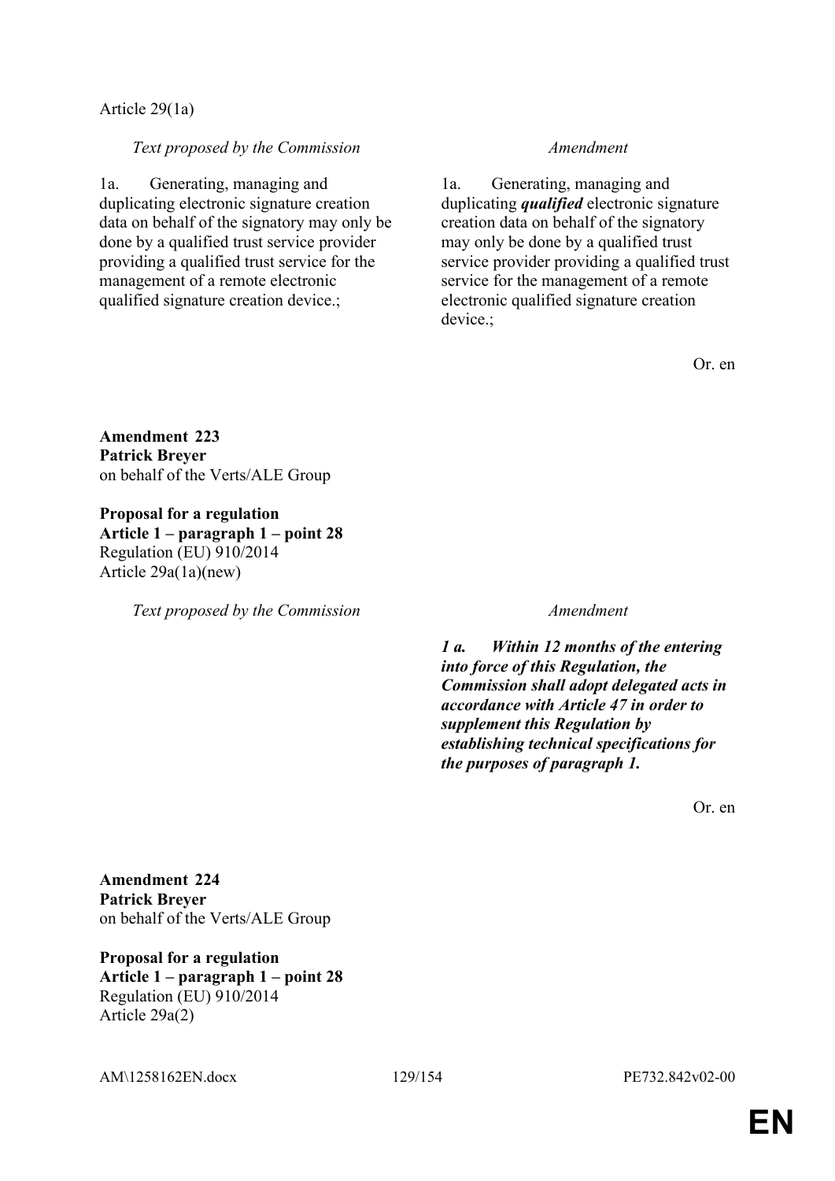Article 29(1a)

| *Text proposed by the Commission* | *Amendment* |
|---|---|
| 1a. Generating, managing and duplicating electronic signature creation data on behalf of the signatory may only be done by a qualified trust service provider providing a qualified trust service for the management of a remote electronic qualified signature creation device.; | 1a. Generating, managing and duplicating ***qualified*** electronic signature creation data on behalf of the signatory may only be done by a qualified trust service provider providing a qualified trust service for the management of a remote electronic qualified signature creation device.; |

Or. en

**Amendment 223**
**Patrick Breyer**
on behalf of the Verts/ALE Group

**Proposal for a regulation**
**Article 1 – paragraph 1 – point 28**
Regulation (EU) 910/2014
Article 29a(1a)(new)

| *Text proposed by the Commission* | *Amendment* |
|---|---|
| | ***1 a. Within 12 months of the entering into force of this Regulation, the Commission shall adopt delegated acts in accordance with Article 47 in order to supplement this Regulation by establishing technical specifications for the purposes of paragraph 1.*** |

Or. en

**Amendment 224**
**Patrick Breyer**
on behalf of the Verts/ALE Group

**Proposal for a regulation**
**Article 1 – paragraph 1 – point 28**
Regulation (EU) 910/2014
Article 29a(2)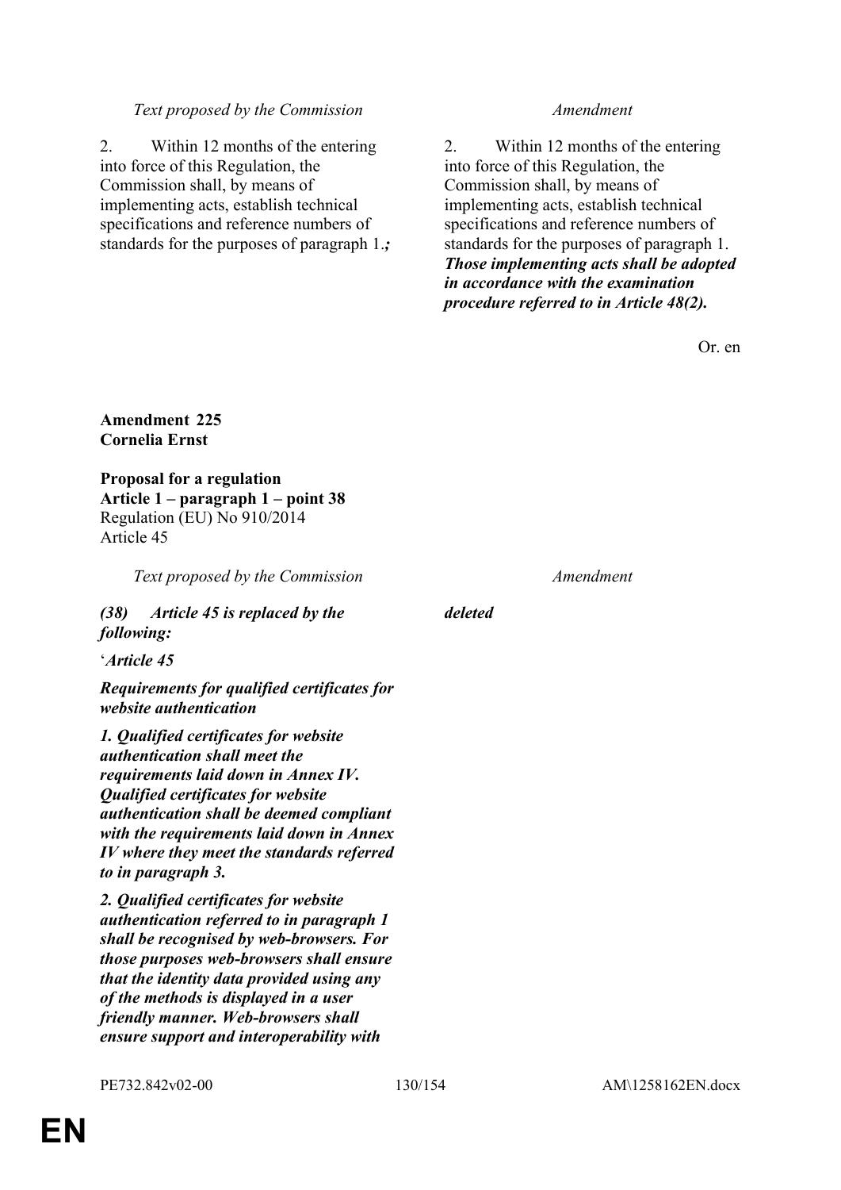| Text proposed by the Commission | Amendment |
|---|---|
| 2. Within 12 months of the entering into force of this Regulation, the Commission shall, by means of implementing acts, establish technical specifications and reference numbers of standards for the purposes of paragraph 1.***;*** | 2. Within 12 months of the entering into force of this Regulation, the Commission shall, by means of implementing acts, establish technical specifications and reference numbers of standards for the purposes of paragraph 1. ***Those implementing acts shall be adopted in accordance with the examination procedure referred to in Article 48(2).*** |

Or. en

**Amendment 225**
**Cornelia Ernst**

**Proposal for a regulation**
**Article 1 – paragraph 1 – point 38**
Regulation (EU) No 910/2014
Article 45

| Text proposed by the Commission | Amendment |
|---|---|
| ***(38) Article 45 is replaced by the following:*** | ***deleted*** |
| '***Article 45*** | |
| ***Requirements for qualified certificates for website authentication*** | |
| ***1. Qualified certificates for website authentication shall meet the requirements laid down in Annex IV. Qualified certificates for website authentication shall be deemed compliant with the requirements laid down in Annex IV where they meet the standards referred to in paragraph 3.*** | |
| ***2. Qualified certificates for website authentication referred to in paragraph 1 shall be recognised by web-browsers. For those purposes web-browsers shall ensure that the identity data provided using any of the methods is displayed in a user friendly manner. Web-browsers shall ensure support and interoperability with*** | |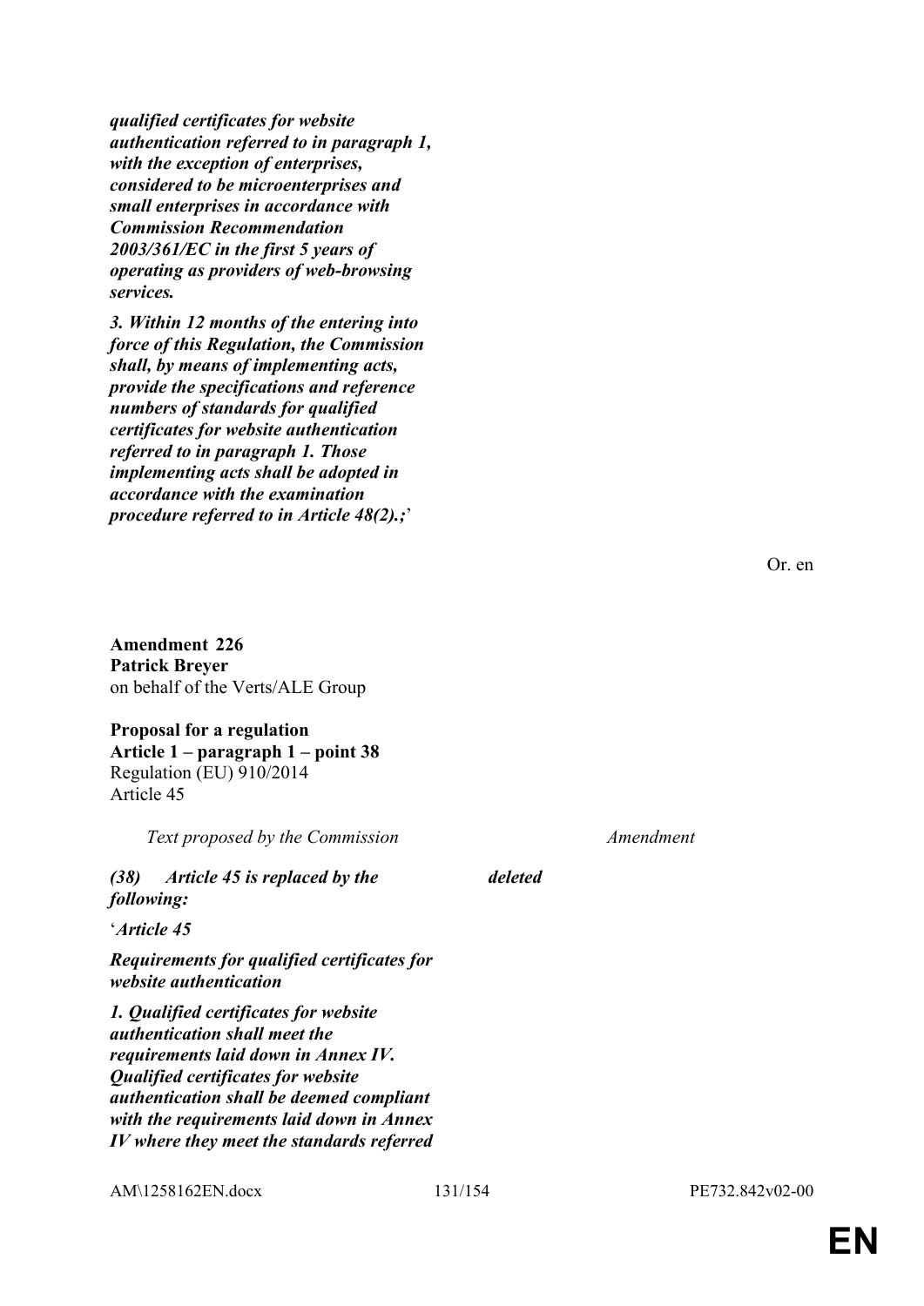***qualified certificates for website authentication referred to in paragraph 1, with the exception of enterprises, considered to be microenterprises and small enterprises in accordance with Commission Recommendation 2003/361/EC in the first 5 years of operating as providers of web-browsing services.***

***3. Within 12 months of the entering into force of this Regulation, the Commission shall, by means of implementing acts, provide the specifications and reference numbers of standards for qualified certificates for website authentication referred to in paragraph 1. Those implementing acts shall be adopted in accordance with the examination procedure referred to in Article 48(2).;***'

Or. en

**Amendment 226**
**Patrick Breyer**
on behalf of the Verts/ALE Group

**Proposal for a regulation**
**Article 1 – paragraph 1 – point 38**
Regulation (EU) 910/2014
Article 45

| *Text proposed by the Commission* | *Amendment* |
|---|---|
| ***(38) Article 45 is replaced by the following:*** | ***deleted*** |
| '***Article 45*** | |
| ***Requirements for qualified certificates for website authentication*** | |
| ***1. Qualified certificates for website authentication shall meet the requirements laid down in Annex IV. Qualified certificates for website authentication shall be deemed compliant with the requirements laid down in Annex IV where they meet the standards referred*** | |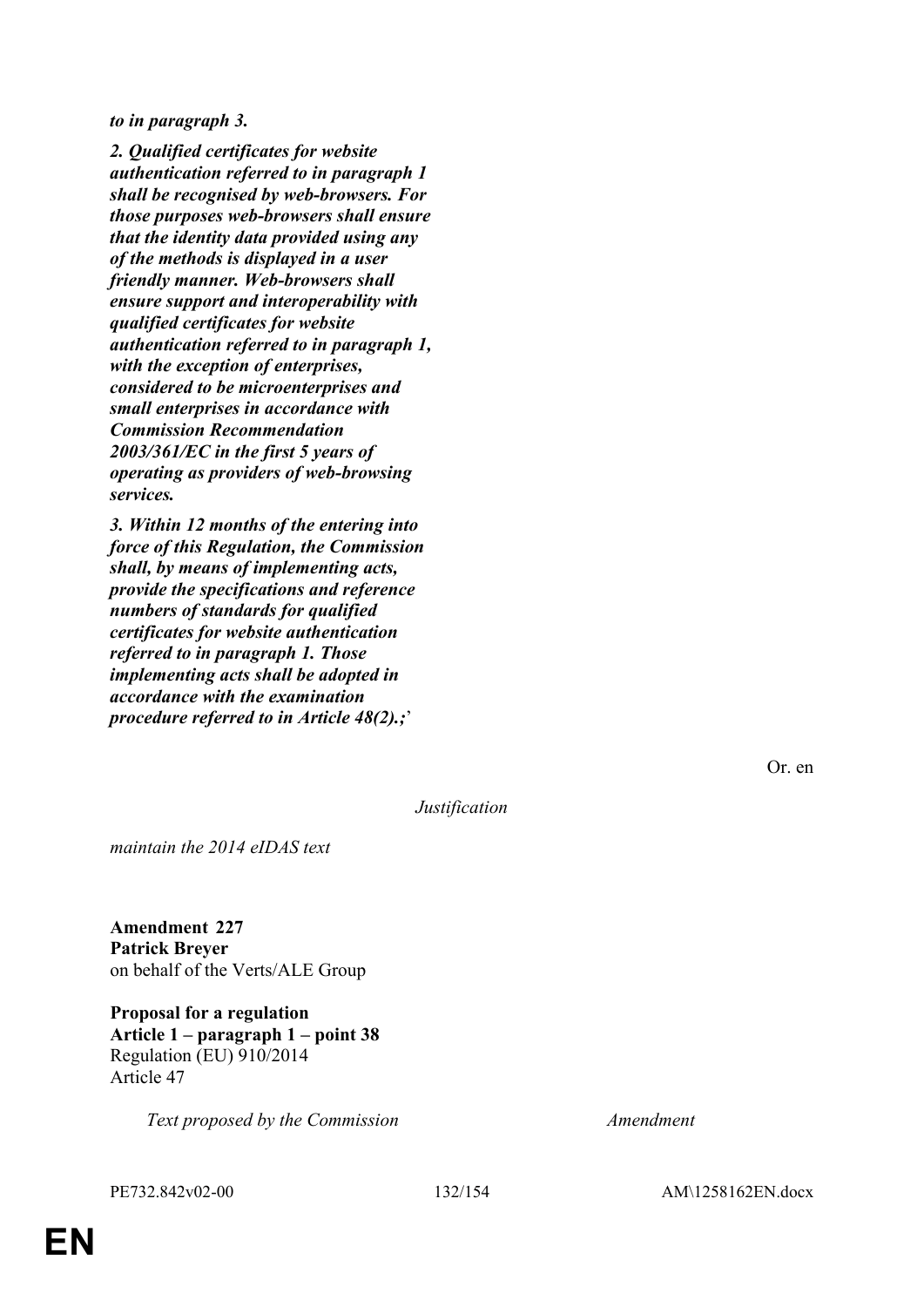***to in paragraph 3.***

***2. Qualified certificates for website authentication referred to in paragraph 1 shall be recognised by web-browsers. For those purposes web-browsers shall ensure that the identity data provided using any of the methods is displayed in a user friendly manner. Web-browsers shall ensure support and interoperability with qualified certificates for website authentication referred to in paragraph 1, with the exception of enterprises, considered to be microenterprises and small enterprises in accordance with Commission Recommendation 2003/361/EC in the first 5 years of operating as providers of web-browsing services.***

***3. Within 12 months of the entering into force of this Regulation, the Commission shall, by means of implementing acts, provide the specifications and reference numbers of standards for qualified certificates for website authentication referred to in paragraph 1. Those implementing acts shall be adopted in accordance with the examination procedure referred to in Article 48(2).;***'

Or. en

*Justification*

*maintain the 2014 eIDAS text*

**Amendment 227**
**Patrick Breyer**
on behalf of the Verts/ALE Group

**Proposal for a regulation**
**Article 1 – paragraph 1 – point 38**
Regulation (EU) 910/2014
Article 47

| *Text proposed by the Commission* | *Amendment* |
|---|---|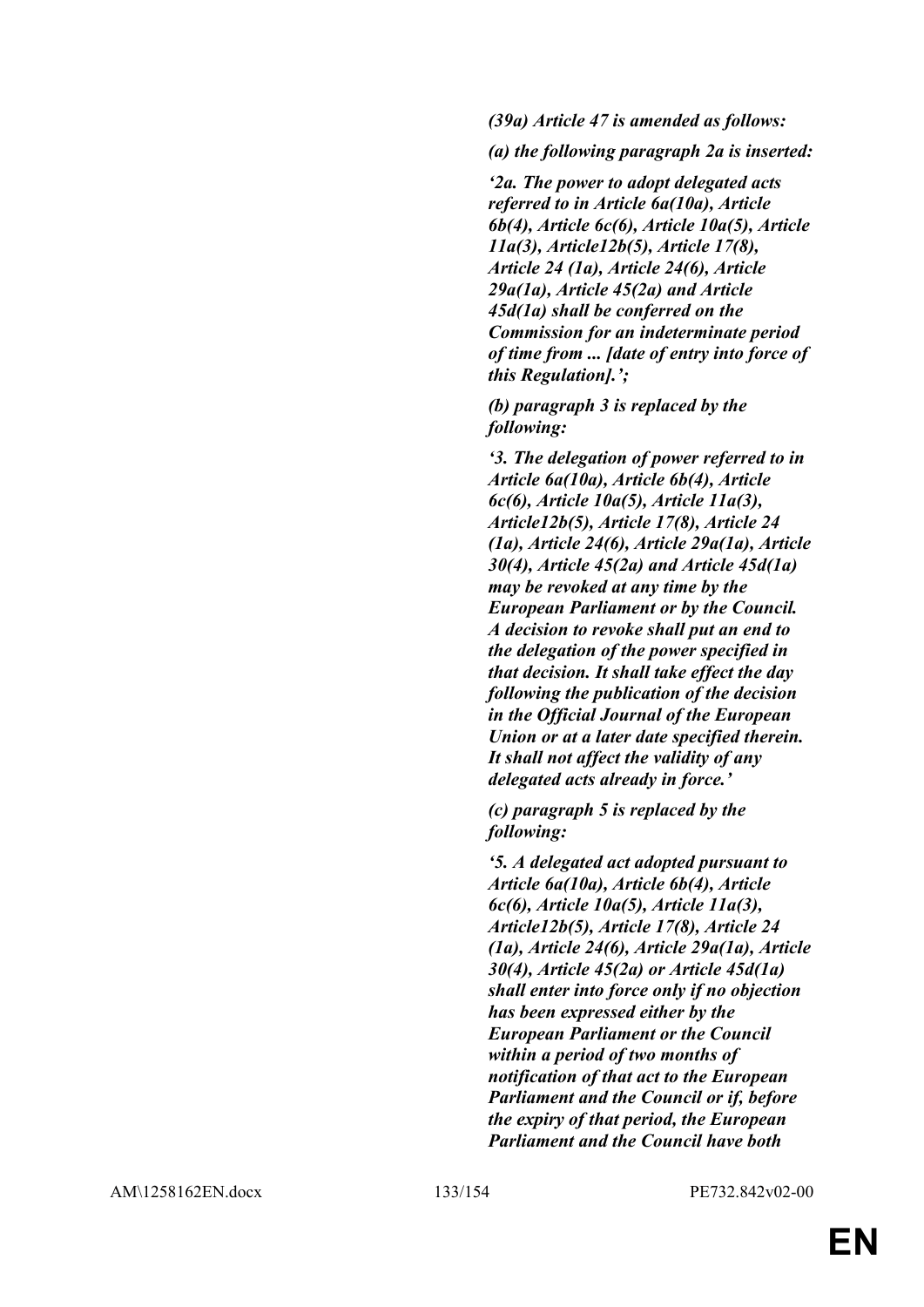***(39a) Article 47 is amended as follows:***

***(a) the following paragraph 2a is inserted:***

***‘2a. The power to adopt delegated acts referred to in Article 6a(10a), Article 6b(4), Article 6c(6), Article 10a(5), Article 11a(3), Article12b(5), Article 17(8), Article 24 (1a), Article 24(6), Article 29a(1a), Article 45(2a) and Article 45d(1a) shall be conferred on the Commission for an indeterminate period of time from ... [date of entry into force of this Regulation].’;***

***(b) paragraph 3 is replaced by the following:***

***‘3. The delegation of power referred to in Article 6a(10a), Article 6b(4), Article 6c(6), Article 10a(5), Article 11a(3), Article12b(5), Article 17(8), Article 24 (1a), Article 24(6), Article 29a(1a), Article 30(4), Article 45(2a) and Article 45d(1a) may be revoked at any time by the European Parliament or by the Council. A decision to revoke shall put an end to the delegation of the power specified in that decision. It shall take effect the day following the publication of the decision in the Official Journal of the European Union or at a later date specified therein. It shall not affect the validity of any delegated acts already in force.’***

***(c) paragraph 5 is replaced by the following:***

***‘5. A delegated act adopted pursuant to Article 6a(10a), Article 6b(4), Article 6c(6), Article 10a(5), Article 11a(3), Article12b(5), Article 17(8), Article 24 (1a), Article 24(6), Article 29a(1a), Article 30(4), Article 45(2a) or Article 45d(1a) shall enter into force only if no objection has been expressed either by the European Parliament or the Council within a period of two months of notification of that act to the European Parliament and the Council or if, before the expiry of that period, the European Parliament and the Council have both***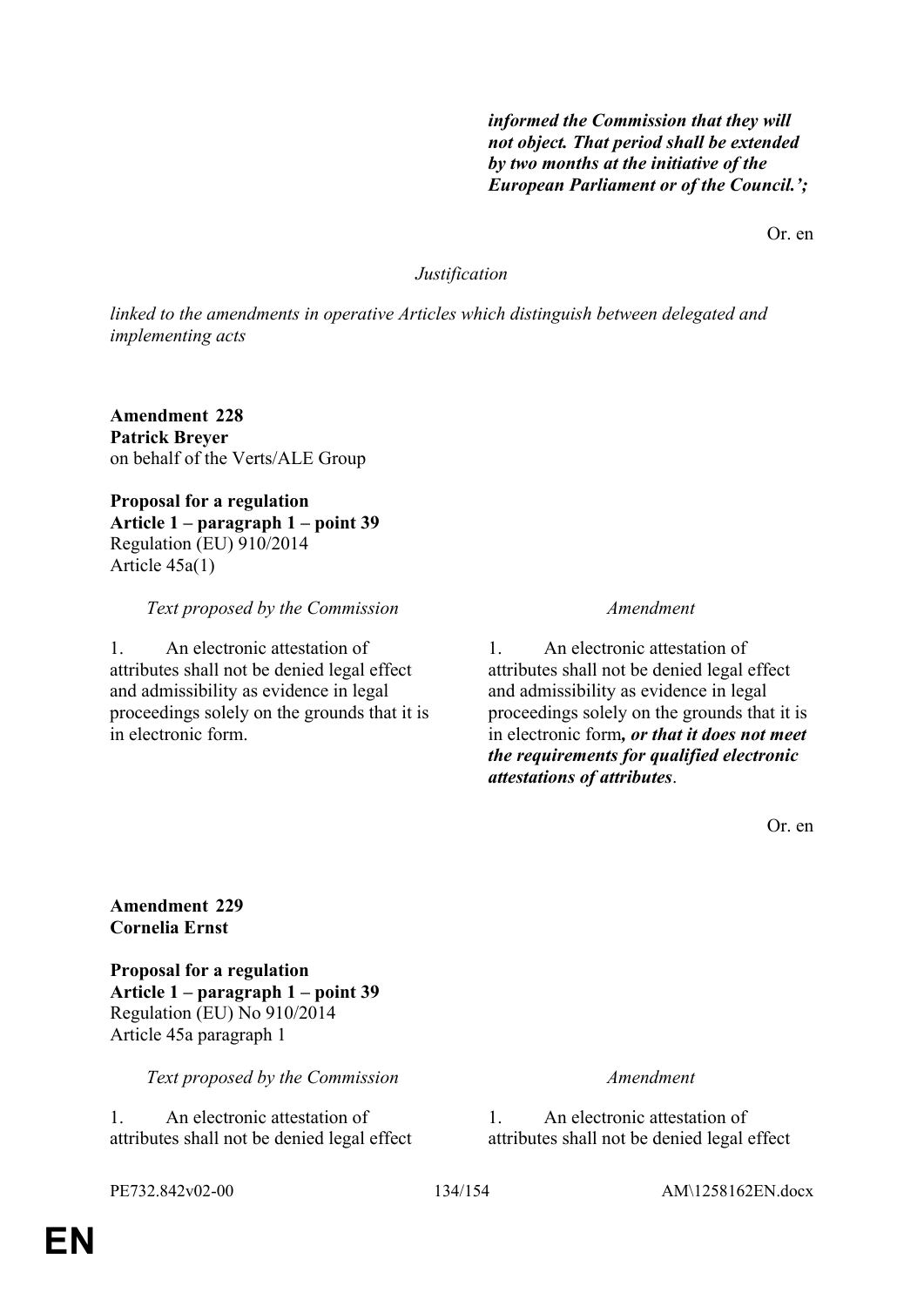***informed the Commission that they will not object. That period shall be extended by two months at the initiative of the European Parliament or of the Council.';***

Or. en

*Justification*

*linked to the amendments in operative Articles which distinguish between delegated and implementing acts*

**Amendment 228**
**Patrick Breyer**
on behalf of the Verts/ALE Group

**Proposal for a regulation**
**Article 1 – paragraph 1 – point 39**
Regulation (EU) 910/2014
Article 45a(1)

| *Text proposed by the Commission* | *Amendment* |
|---|---|
| 1. An electronic attestation of attributes shall not be denied legal effect and admissibility as evidence in legal proceedings solely on the grounds that it is in electronic form. | 1. An electronic attestation of attributes shall not be denied legal effect and admissibility as evidence in legal proceedings solely on the grounds that it is in electronic form***, or that it does not meet the requirements for qualified electronic attestations of attributes***. |

Or. en

**Amendment 229**
**Cornelia Ernst**

**Proposal for a regulation**
**Article 1 – paragraph 1 – point 39**
Regulation (EU) No 910/2014
Article 45a paragraph 1

| *Text proposed by the Commission* | *Amendment* |
|---|---|
| 1. An electronic attestation of attributes shall not be denied legal effect | 1. An electronic attestation of attributes shall not be denied legal effect |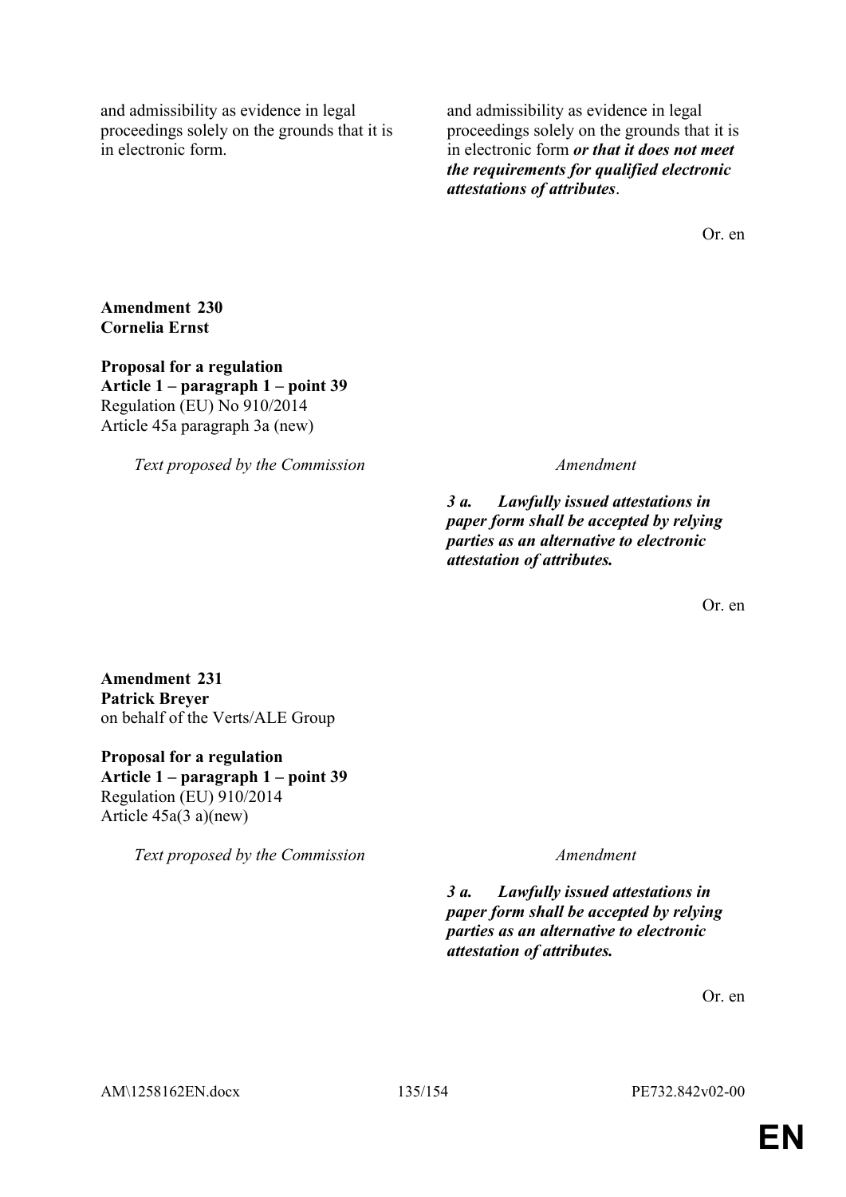| | |
|---|---|
| and admissibility as evidence in legal proceedings solely on the grounds that it is in electronic form. | and admissibility as evidence in legal proceedings solely on the grounds that it is in electronic form ***or that it does not meet the requirements for qualified electronic attestations of attributes***. |

Or. en

**Amendment 230**
**Cornelia Ernst**

**Proposal for a regulation**
**Article 1 – paragraph 1 – point 39**
Regulation (EU) No 910/2014
Article 45a paragraph 3a (new)

| *Text proposed by the Commission* | *Amendment* |
|---|---|
| | ***3 a. Lawfully issued attestations in paper form shall be accepted by relying parties as an alternative to electronic attestation of attributes.*** |

Or. en

**Amendment 231**
**Patrick Breyer**
on behalf of the Verts/ALE Group

**Proposal for a regulation**
**Article 1 – paragraph 1 – point 39**
Regulation (EU) 910/2014
Article 45a(3 a)(new)

| *Text proposed by the Commission* | *Amendment* |
|---|---|
| | ***3 a. Lawfully issued attestations in paper form shall be accepted by relying parties as an alternative to electronic attestation of attributes.*** |

Or. en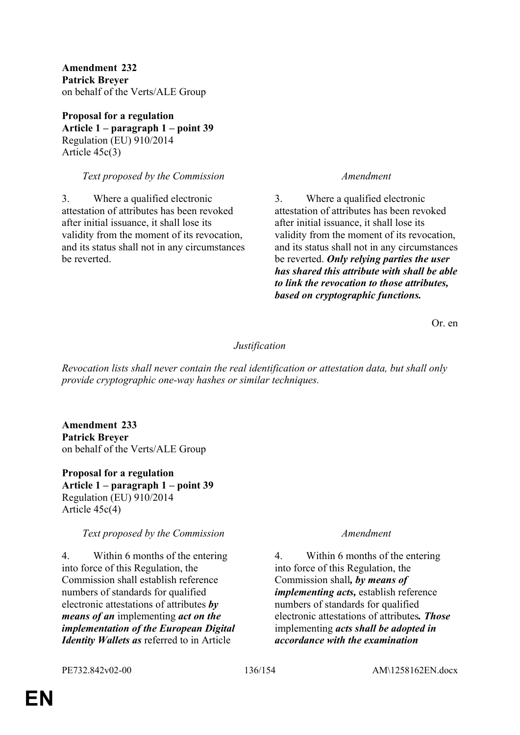**Amendment 232**
**Patrick Breyer**
on behalf of the Verts/ALE Group

**Proposal for a regulation**
**Article 1 – paragraph 1 – point 39**
Regulation (EU) 910/2014
Article 45c(3)

| *Text proposed by the Commission* | *Amendment* |
| --- | --- |
| 3. Where a qualified electronic attestation of attributes has been revoked after initial issuance, it shall lose its validity from the moment of its revocation, and its status shall not in any circumstances be reverted. | 3. Where a qualified electronic attestation of attributes has been revoked after initial issuance, it shall lose its validity from the moment of its revocation, and its status shall not in any circumstances be reverted. ***Only relying parties the user has shared this attribute with shall be able to link the revocation to those attributes, based on cryptographic functions.*** |

Or. en

*Justification*

*Revocation lists shall never contain the real identification or attestation data, but shall only provide cryptographic one-way hashes or similar techniques.*

**Amendment 233**
**Patrick Breyer**
on behalf of the Verts/ALE Group

**Proposal for a regulation**
**Article 1 – paragraph 1 – point 39**
Regulation (EU) 910/2014
Article 45c(4)

| *Text proposed by the Commission* | *Amendment* |
| --- | --- |
| 4. Within 6 months of the entering into force of this Regulation, the Commission shall establish reference numbers of standards for qualified electronic attestations of attributes ***by means of an*** implementing ***act on the implementation of the European Digital Identity Wallets as*** referred to in Article | 4. Within 6 months of the entering into force of this Regulation, the Commission shall***, by means of implementing acts,*** establish reference numbers of standards for qualified electronic attestations of attributes***. Those*** implementing ***acts shall be adopted in accordance with the examination*** |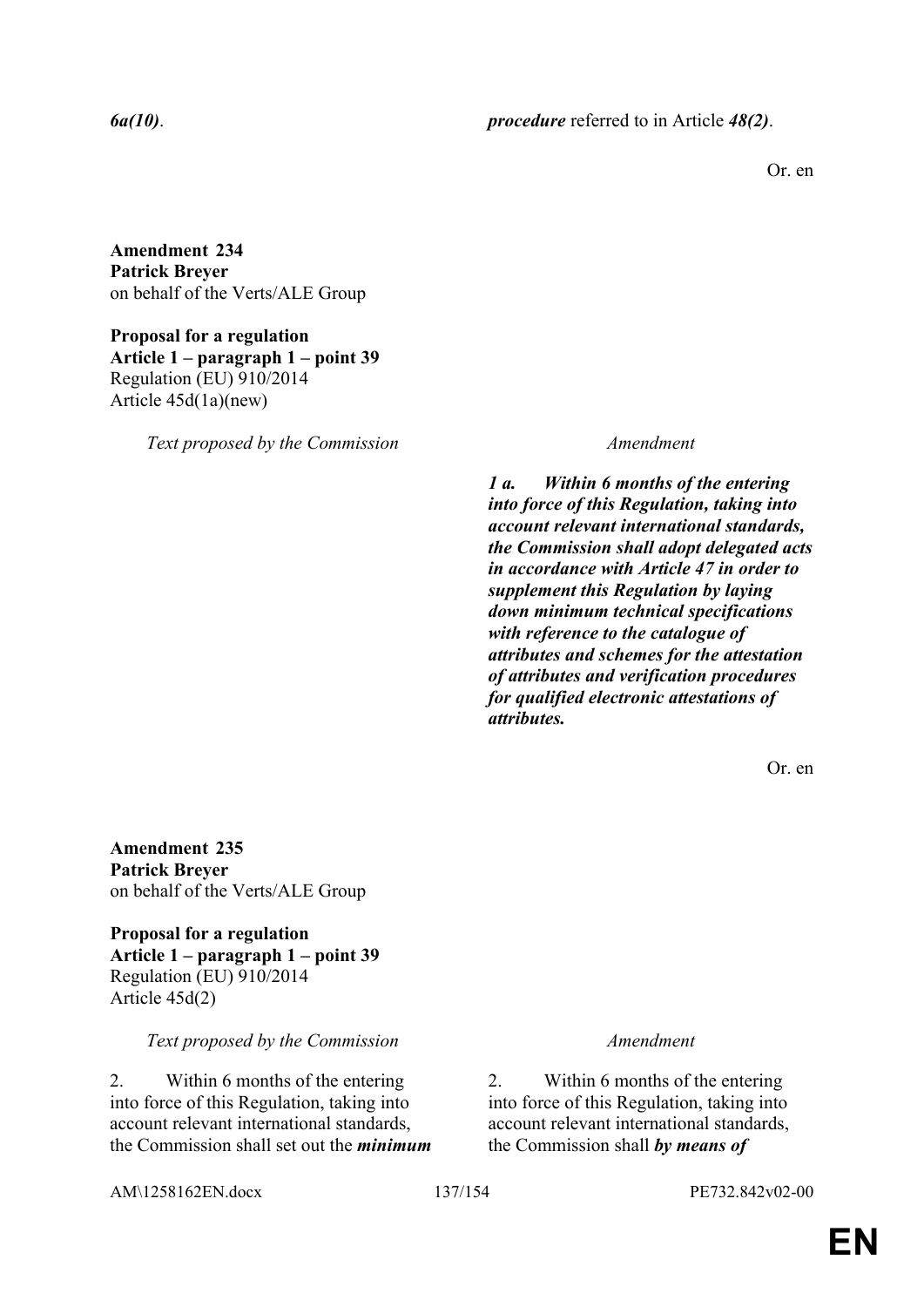| | |
|---|---|
| ***6a(10)***. | ***procedure*** referred to in Article ***48(2)***. |

Or. en

**Amendment 234**
**Patrick Breyer**
on behalf of the Verts/ALE Group

**Proposal for a regulation**
**Article 1 – paragraph 1 – point 39**
Regulation (EU) 910/2014
Article 45d(1a)(new)

| *Text proposed by the Commission* | *Amendment* |
|---|---|
| | ***1 a. Within 6 months of the entering into force of this Regulation, taking into account relevant international standards, the Commission shall adopt delegated acts in accordance with Article 47 in order to supplement this Regulation by laying down minimum technical specifications with reference to the catalogue of attributes and schemes for the attestation of attributes and verification procedures for qualified electronic attestations of attributes.*** |

Or. en

**Amendment 235**
**Patrick Breyer**
on behalf of the Verts/ALE Group

**Proposal for a regulation**
**Article 1 – paragraph 1 – point 39**
Regulation (EU) 910/2014
Article 45d(2)

| *Text proposed by the Commission* | *Amendment* |
|---|---|
| 2. Within 6 months of the entering into force of this Regulation, taking into account relevant international standards, the Commission shall set out the ***minimum*** | 2. Within 6 months of the entering into force of this Regulation, taking into account relevant international standards, the Commission shall ***by means of*** |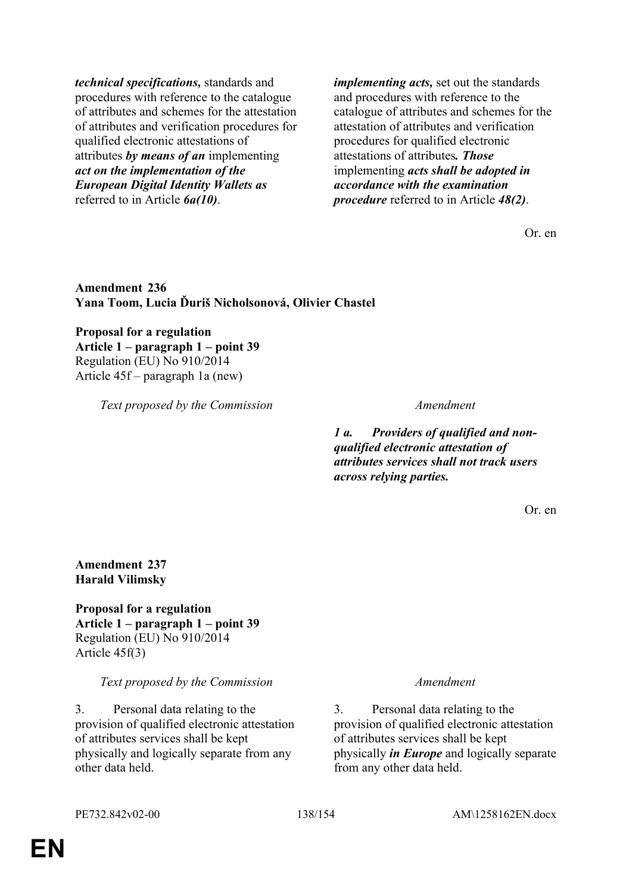| | |
|---|---|
| ***technical specifications,*** standards and procedures with reference to the catalogue of attributes and schemes for the attestation of attributes and verification procedures for qualified electronic attestations of attributes ***by means of an*** implementing ***act on the implementation of the European Digital Identity Wallets as*** referred to in Article ***6a(10)***. | ***implementing acts,*** set out the standards and procedures with reference to the catalogue of attributes and schemes for the attestation of attributes and verification procedures for qualified electronic attestations of attributes***. Those*** implementing ***acts shall be adopted in accordance with the examination procedure*** referred to in Article ***48(2)***. |

Or. en

**Amendment 236**
**Yana Toom, Lucia Ďuriš Nicholsonová, Olivier Chastel**

**Proposal for a regulation**
**Article 1 – paragraph 1 – point 39**
Regulation (EU) No 910/2014
Article 45f – paragraph 1a (new)

| *Text proposed by the Commission* | *Amendment* |
|---|---|
| | ***1 a. Providers of qualified and non-qualified electronic attestation of attributes services shall not track users across relying parties.*** |

Or. en

**Amendment 237**
**Harald Vilimsky**

**Proposal for a regulation**
**Article 1 – paragraph 1 – point 39**
Regulation (EU) No 910/2014
Article 45f(3)

| *Text proposed by the Commission* | *Amendment* |
|---|---|
| 3. Personal data relating to the provision of qualified electronic attestation of attributes services shall be kept physically and logically separate from any other data held. | 3. Personal data relating to the provision of qualified electronic attestation of attributes services shall be kept physically ***in Europe*** and logically separate from any other data held. |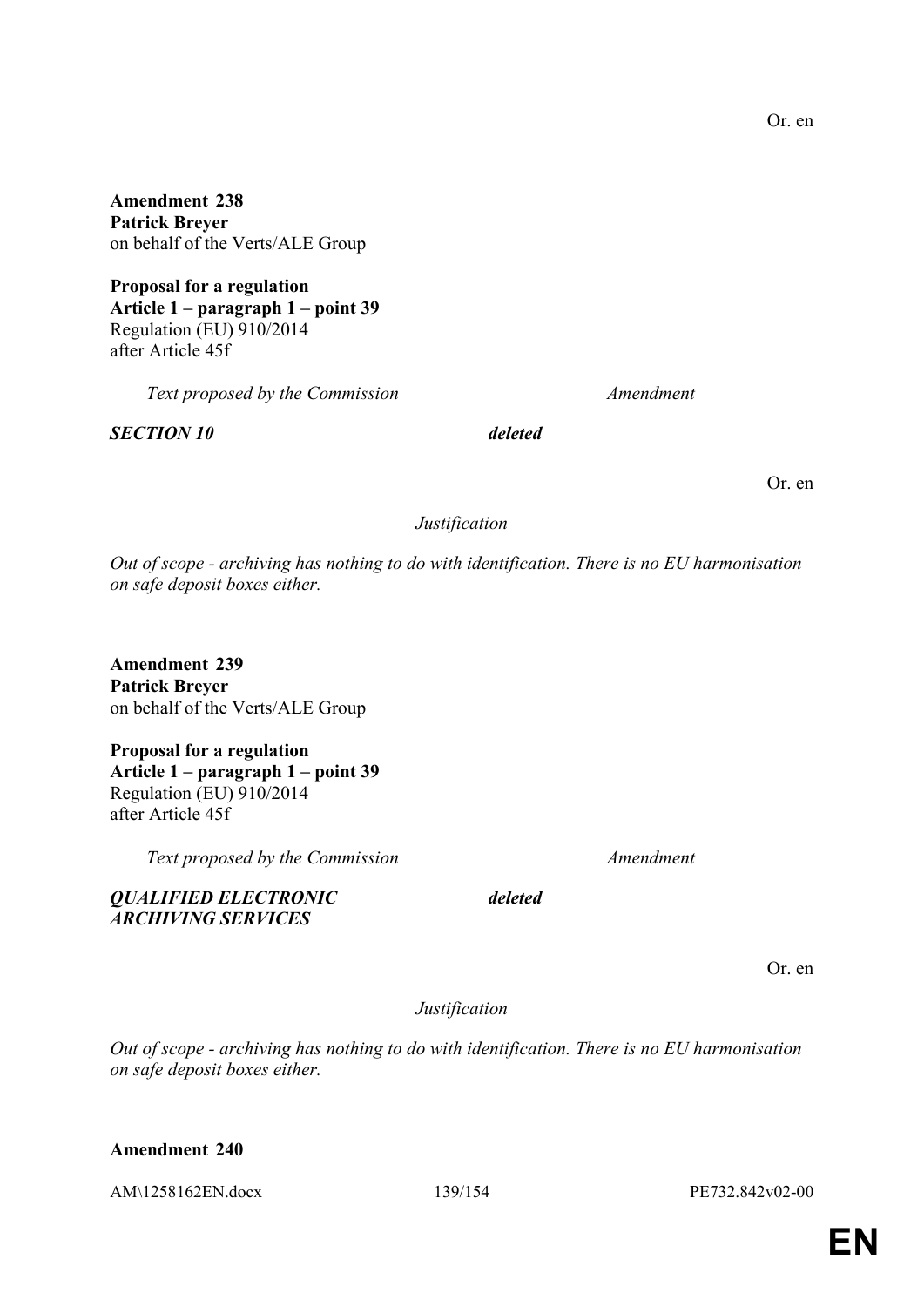Or. en

**Amendment 238**
**Patrick Breyer**
on behalf of the Verts/ALE Group

**Proposal for a regulation**
**Article 1 – paragraph 1 – point 39**
Regulation (EU) 910/2014
after Article 45f

| *Text proposed by the Commission* | *Amendment* |
|---|---|
| ***SECTION 10*** | ***deleted*** |

Or. en

*Justification*

*Out of scope - archiving has nothing to do with identification. There is no EU harmonisation on safe deposit boxes either.*

**Amendment 239**
**Patrick Breyer**
on behalf of the Verts/ALE Group

**Proposal for a regulation**
**Article 1 – paragraph 1 – point 39**
Regulation (EU) 910/2014
after Article 45f

| *Text proposed by the Commission* | *Amendment* |
|---|---|
| ***QUALIFIED ELECTRONIC ARCHIVING SERVICES*** | ***deleted*** |

Or. en

*Justification*

*Out of scope - archiving has nothing to do with identification. There is no EU harmonisation on safe deposit boxes either.*

**Amendment 240**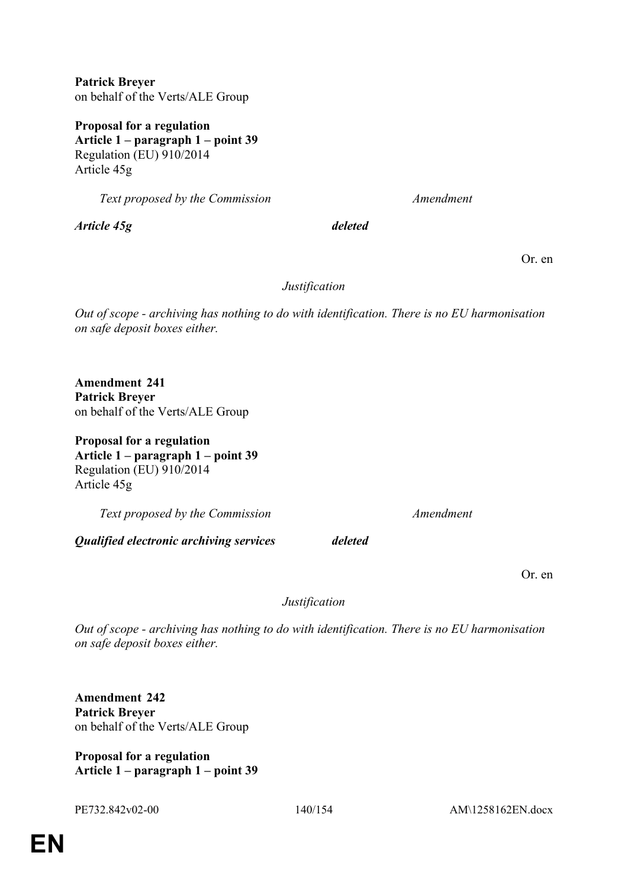**Patrick Breyer**
on behalf of the Verts/ALE Group

**Proposal for a regulation**
**Article 1 – paragraph 1 – point 39**
Regulation (EU) 910/2014
Article 45g

| *Text proposed by the Commission* | *Amendment* |
| --- | --- |
| ***Article 45g*** | ***deleted*** |

Or. en

*Justification*

*Out of scope - archiving has nothing to do with identification. There is no EU harmonisation on safe deposit boxes either.*

**Amendment 241**
**Patrick Breyer**
on behalf of the Verts/ALE Group

**Proposal for a regulation**
**Article 1 – paragraph 1 – point 39**
Regulation (EU) 910/2014
Article 45g

| *Text proposed by the Commission* | *Amendment* |
| --- | --- |
| ***Qualified electronic archiving services*** | ***deleted*** |

Or. en

*Justification*

*Out of scope - archiving has nothing to do with identification. There is no EU harmonisation on safe deposit boxes either.*

**Amendment 242**
**Patrick Breyer**
on behalf of the Verts/ALE Group

**Proposal for a regulation**
**Article 1 – paragraph 1 – point 39**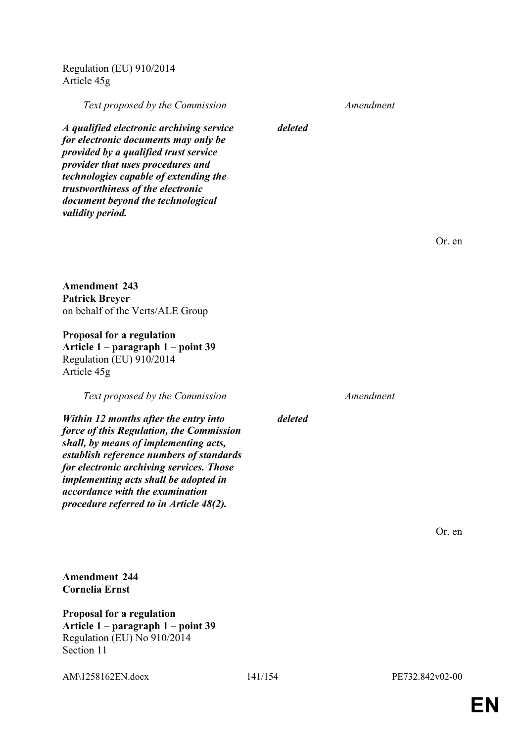Regulation (EU) 910/2014
Article 45g

| *Text proposed by the Commission* | *Amendment* |
| --- | --- |
| ***A qualified electronic archiving service for electronic documents may only be provided by a qualified trust service provider that uses procedures and technologies capable of extending the trustworthiness of the electronic document beyond the technological validity period.*** | ***deleted*** |

Or. en

**Amendment 243**
**Patrick Breyer**
on behalf of the Verts/ALE Group

**Proposal for a regulation**
**Article 1 – paragraph 1 – point 39**
Regulation (EU) 910/2014
Article 45g

| *Text proposed by the Commission* | *Amendment* |
| --- | --- |
| ***Within 12 months after the entry into force of this Regulation, the Commission shall, by means of implementing acts, establish reference numbers of standards for electronic archiving services. Those implementing acts shall be adopted in accordance with the examination procedure referred to in Article 48(2).*** | ***deleted*** |

Or. en

**Amendment 244**
**Cornelia Ernst**

**Proposal for a regulation**
**Article 1 – paragraph 1 – point 39**
Regulation (EU) No 910/2014
Section 11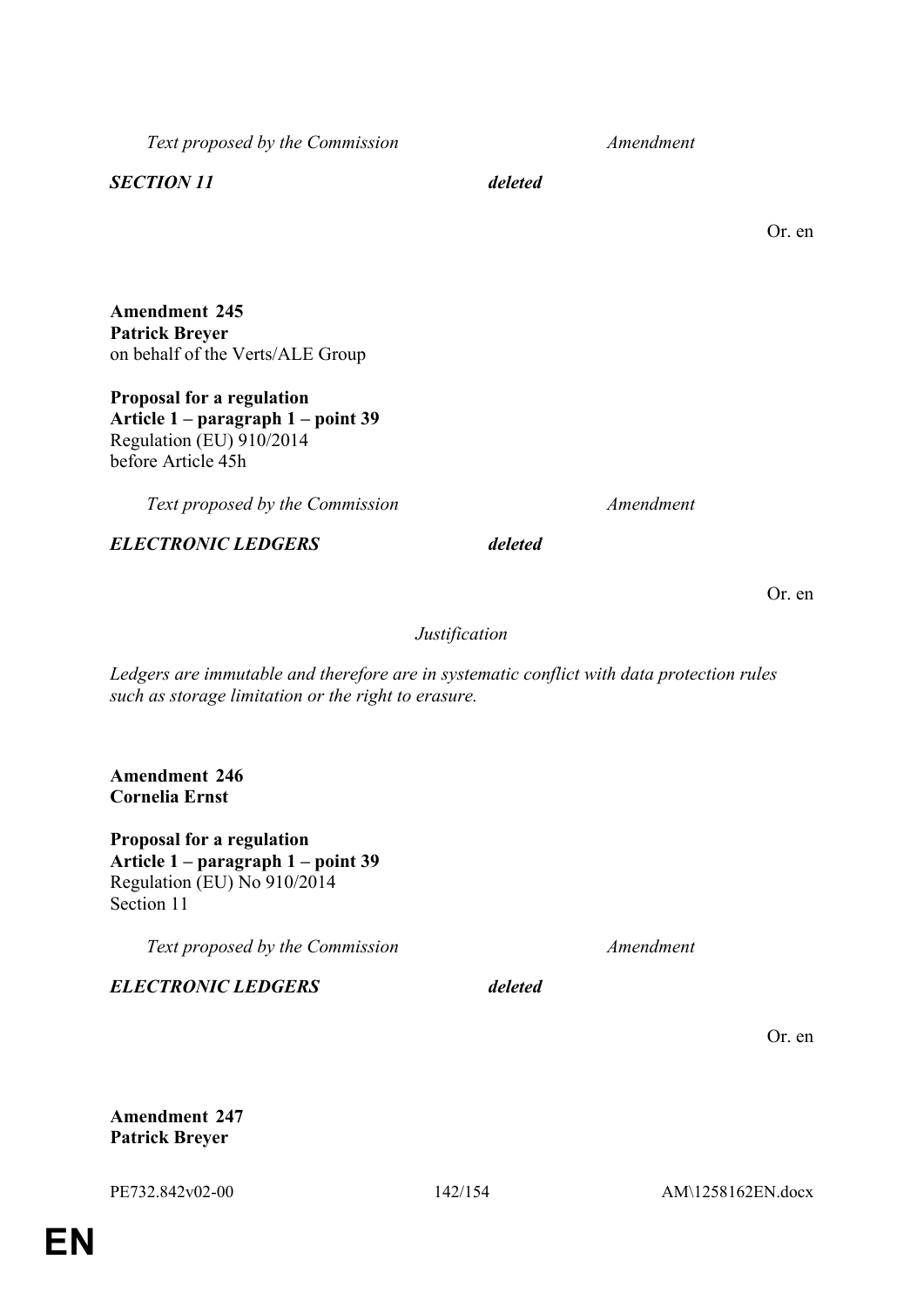| *Text proposed by the Commission* | *Amendment* |
|---|---|
| ***SECTION 11*** | ***deleted*** |

Or. en

**Amendment 245**
**Patrick Breyer**
on behalf of the Verts/ALE Group

**Proposal for a regulation**
**Article 1 – paragraph 1 – point 39**
Regulation (EU) 910/2014
before Article 45h

| *Text proposed by the Commission* | *Amendment* |
|---|---|
| ***ELECTRONIC LEDGERS*** | ***deleted*** |

Or. en

*Justification*

*Ledgers are immutable and therefore are in systematic conflict with data protection rules such as storage limitation or the right to erasure.*

**Amendment 246**
**Cornelia Ernst**

**Proposal for a regulation**
**Article 1 – paragraph 1 – point 39**
Regulation (EU) No 910/2014
Section 11

| *Text proposed by the Commission* | *Amendment* |
|---|---|
| ***ELECTRONIC LEDGERS*** | ***deleted*** |

Or. en

**Amendment 247**
**Patrick Breyer**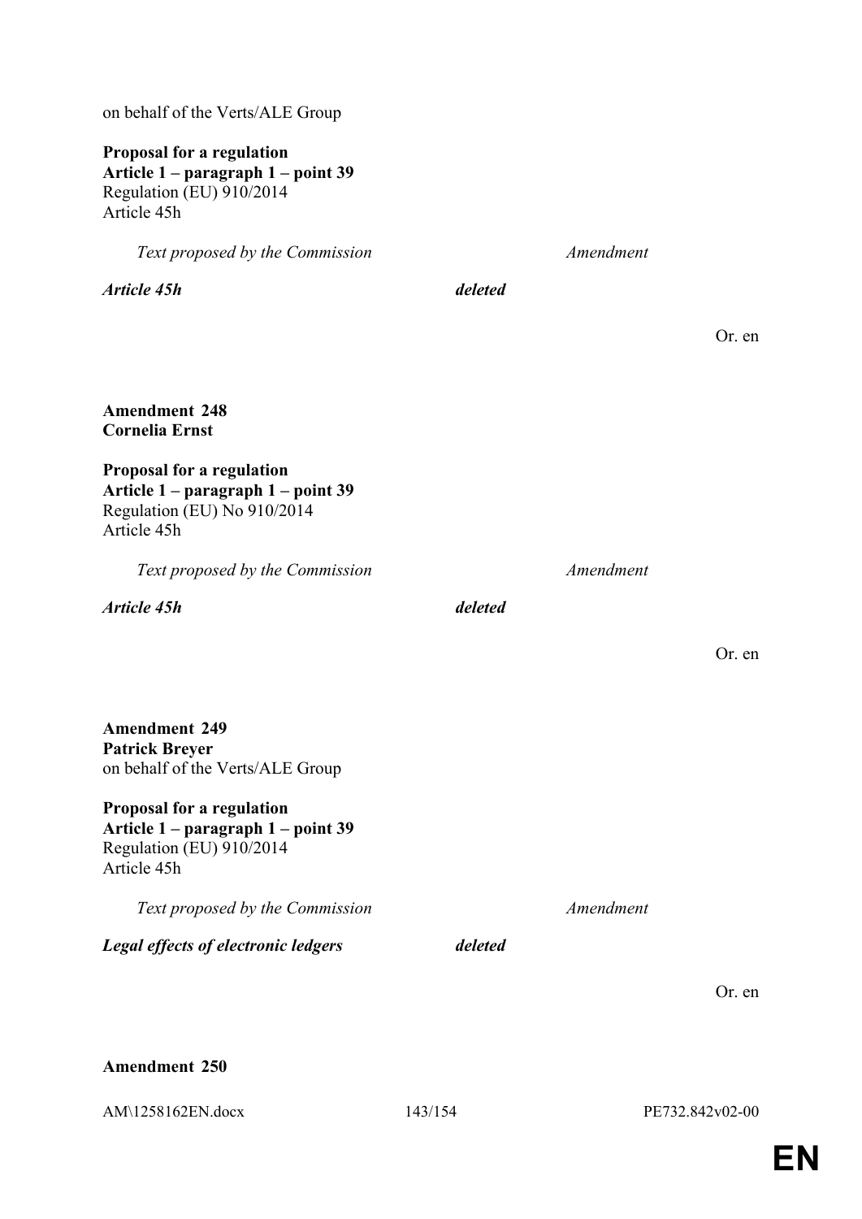on behalf of the Verts/ALE Group

**Proposal for a regulation**
**Article 1 – paragraph 1 – point 39**
Regulation (EU) 910/2014
Article 45h

| *Text proposed by the Commission* | *Amendment* |
|---|---|
| ***Article 45h*** | ***deleted*** |

Or. en

**Amendment 248**
**Cornelia Ernst**

**Proposal for a regulation**
**Article 1 – paragraph 1 – point 39**
Regulation (EU) No 910/2014
Article 45h

| *Text proposed by the Commission* | *Amendment* |
|---|---|
| ***Article 45h*** | ***deleted*** |

Or. en

**Amendment 249**
**Patrick Breyer**
on behalf of the Verts/ALE Group

**Proposal for a regulation**
**Article 1 – paragraph 1 – point 39**
Regulation (EU) 910/2014
Article 45h

| *Text proposed by the Commission* | *Amendment* |
|---|---|
| ***Legal effects of electronic ledgers*** | ***deleted*** |

Or. en

**Amendment 250**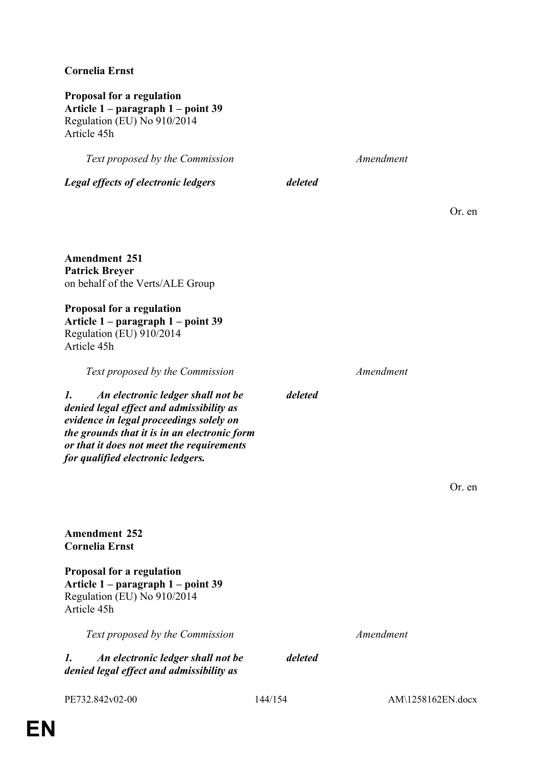**Cornelia Ernst**

**Proposal for a regulation**
**Article 1 – paragraph 1 – point 39**
Regulation (EU) No 910/2014
Article 45h

| *Text proposed by the Commission* | *Amendment* |
|---|---|
| ***Legal effects of electronic ledgers*** | ***deleted*** |

Or. en

**Amendment 251**
**Patrick Breyer**
on behalf of the Verts/ALE Group

**Proposal for a regulation**
**Article 1 – paragraph 1 – point 39**
Regulation (EU) 910/2014
Article 45h

| *Text proposed by the Commission* | *Amendment* |
|---|---|
| ***1. An electronic ledger shall not be denied legal effect and admissibility as evidence in legal proceedings solely on the grounds that it is in an electronic form or that it does not meet the requirements for qualified electronic ledgers.*** | ***deleted*** |

Or. en

**Amendment 252**
**Cornelia Ernst**

**Proposal for a regulation**
**Article 1 – paragraph 1 – point 39**
Regulation (EU) No 910/2014
Article 45h

| *Text proposed by the Commission* | *Amendment* |
|---|---|
| ***1. An electronic ledger shall not be denied legal effect and admissibility as*** | ***deleted*** |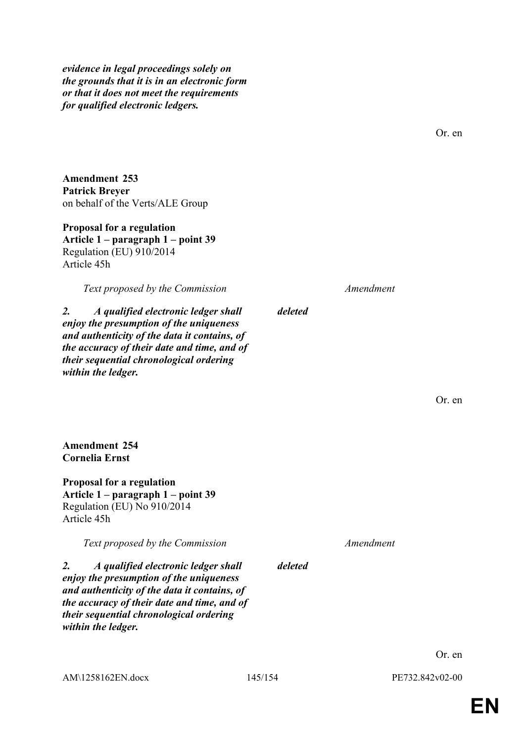***evidence in legal proceedings solely on the grounds that it is in an electronic form or that it does not meet the requirements for qualified electronic ledgers.***

Or. en

**Amendment 253**
**Patrick Breyer**
on behalf of the Verts/ALE Group

**Proposal for a regulation**
**Article 1 – paragraph 1 – point 39**
Regulation (EU) 910/2014
Article 45h

| *Text proposed by the Commission* | *Amendment* |
|---|---|
| ***2. A qualified electronic ledger shall enjoy the presumption of the uniqueness and authenticity of the data it contains, of the accuracy of their date and time, and of their sequential chronological ordering within the ledger.*** | ***deleted*** |

Or. en

**Amendment 254**
**Cornelia Ernst**

**Proposal for a regulation**
**Article 1 – paragraph 1 – point 39**
Regulation (EU) No 910/2014
Article 45h

| *Text proposed by the Commission* | *Amendment* |
|---|---|
| ***2. A qualified electronic ledger shall enjoy the presumption of the uniqueness and authenticity of the data it contains, of the accuracy of their date and time, and of their sequential chronological ordering within the ledger.*** | ***deleted*** |

Or. en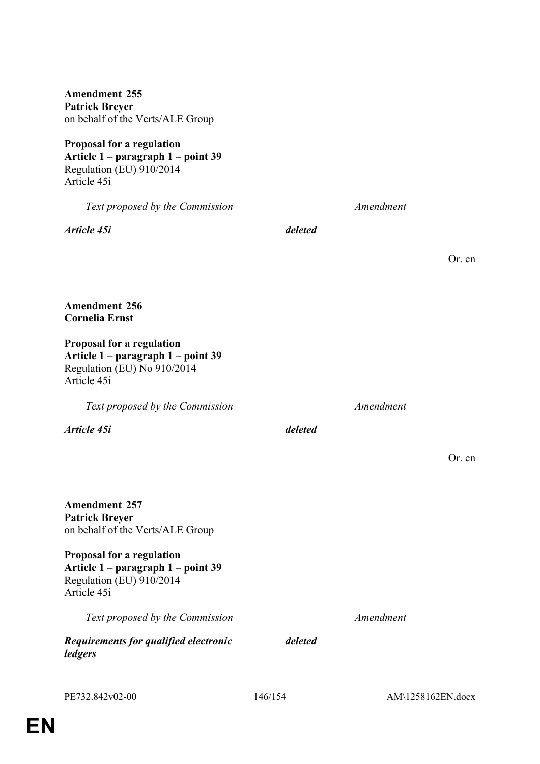**Amendment 255**
**Patrick Breyer**
on behalf of the Verts/ALE Group

**Proposal for a regulation**
**Article 1 – paragraph 1 – point 39**
Regulation (EU) 910/2014
Article 45i

| *Text proposed by the Commission* | *Amendment* |
|---|---|
| ***Article 45i*** | ***deleted*** |

Or. en

**Amendment 256**
**Cornelia Ernst**

**Proposal for a regulation**
**Article 1 – paragraph 1 – point 39**
Regulation (EU) No 910/2014
Article 45i

| *Text proposed by the Commission* | *Amendment* |
|---|---|
| ***Article 45i*** | ***deleted*** |

Or. en

**Amendment 257**
**Patrick Breyer**
on behalf of the Verts/ALE Group

**Proposal for a regulation**
**Article 1 – paragraph 1 – point 39**
Regulation (EU) 910/2014
Article 45i

| *Text proposed by the Commission* | *Amendment* |
|---|---|
| ***Requirements for qualified electronic ledgers*** | ***deleted*** |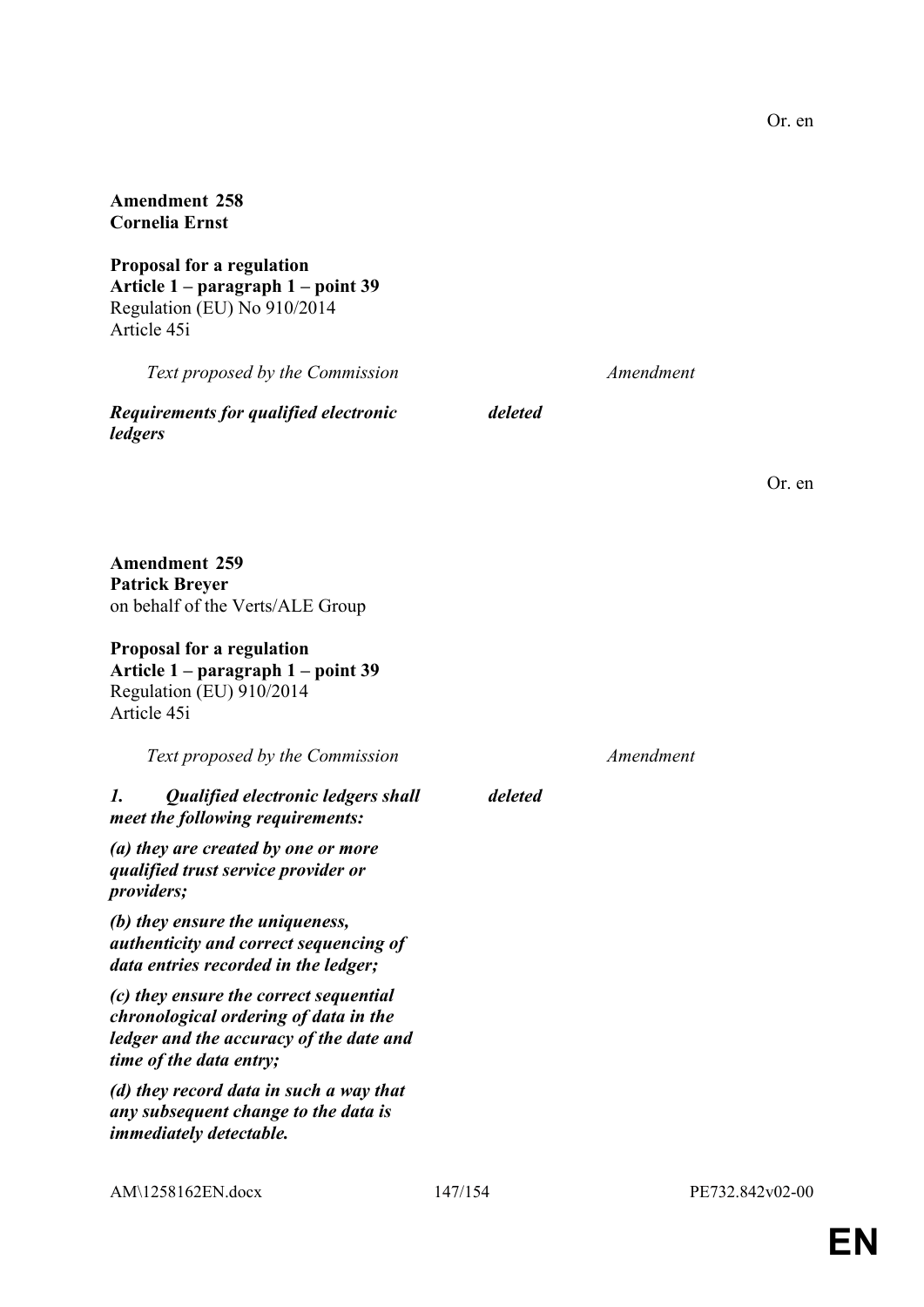Or. en

**Amendment 258**
**Cornelia Ernst**

**Proposal for a regulation**
**Article 1 – paragraph 1 – point 39**
Regulation (EU) No 910/2014
Article 45i

| *Text proposed by the Commission* | *Amendment* |
|---|---|
| ***Requirements for qualified electronic ledgers*** | ***deleted*** |

Or. en

**Amendment 259**
**Patrick Breyer**
on behalf of the Verts/ALE Group

**Proposal for a regulation**
**Article 1 – paragraph 1 – point 39**
Regulation (EU) 910/2014
Article 45i

| *Text proposed by the Commission* | *Amendment* |
|---|---|
| ***1. Qualified electronic ledgers shall meet the following requirements:*** | ***deleted*** |
| ***(a) they are created by one or more qualified trust service provider or providers;*** | |
| ***(b) they ensure the uniqueness, authenticity and correct sequencing of data entries recorded in the ledger;*** | |
| ***(c) they ensure the correct sequential chronological ordering of data in the ledger and the accuracy of the date and time of the data entry;*** | |
| ***(d) they record data in such a way that any subsequent change to the data is immediately detectable.*** | |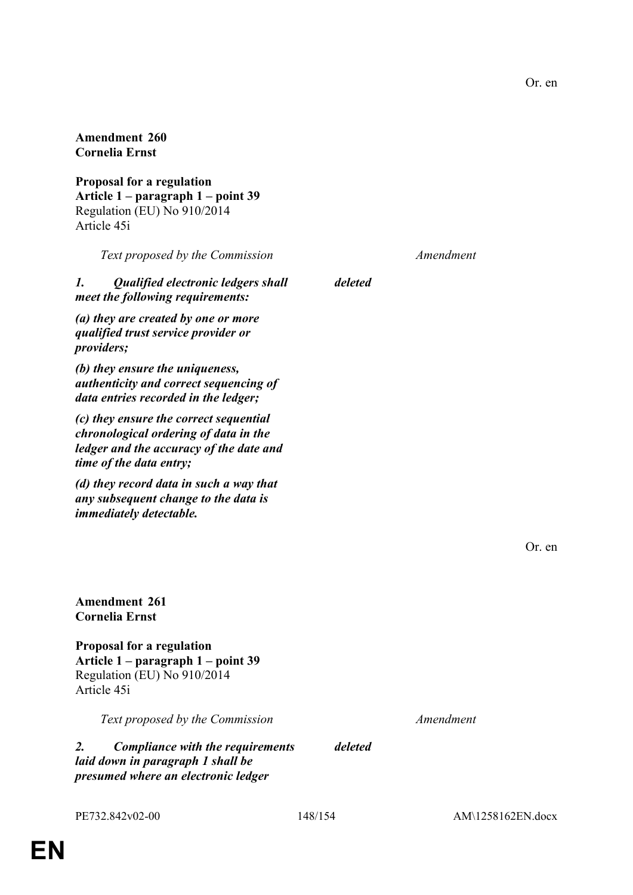Or. en

**Amendment 260**
**Cornelia Ernst**

**Proposal for a regulation**
**Article 1 – paragraph 1 – point 39**
Regulation (EU) No 910/2014
Article 45i

| *Text proposed by the Commission* | *Amendment* |
|---|---|
| ***1. Qualified electronic ledgers shall meet the following requirements:*** | ***deleted*** |
| ***(a) they are created by one or more qualified trust service provider or providers;*** | |
| ***(b) they ensure the uniqueness, authenticity and correct sequencing of data entries recorded in the ledger;*** | |
| ***(c) they ensure the correct sequential chronological ordering of data in the ledger and the accuracy of the date and time of the data entry;*** | |
| ***(d) they record data in such a way that any subsequent change to the data is immediately detectable.*** | |

Or. en

**Amendment 261**
**Cornelia Ernst**

**Proposal for a regulation**
**Article 1 – paragraph 1 – point 39**
Regulation (EU) No 910/2014
Article 45i

| *Text proposed by the Commission* | *Amendment* |
|---|---|
| ***2. Compliance with the requirements laid down in paragraph 1 shall be presumed where an electronic ledger*** | ***deleted*** |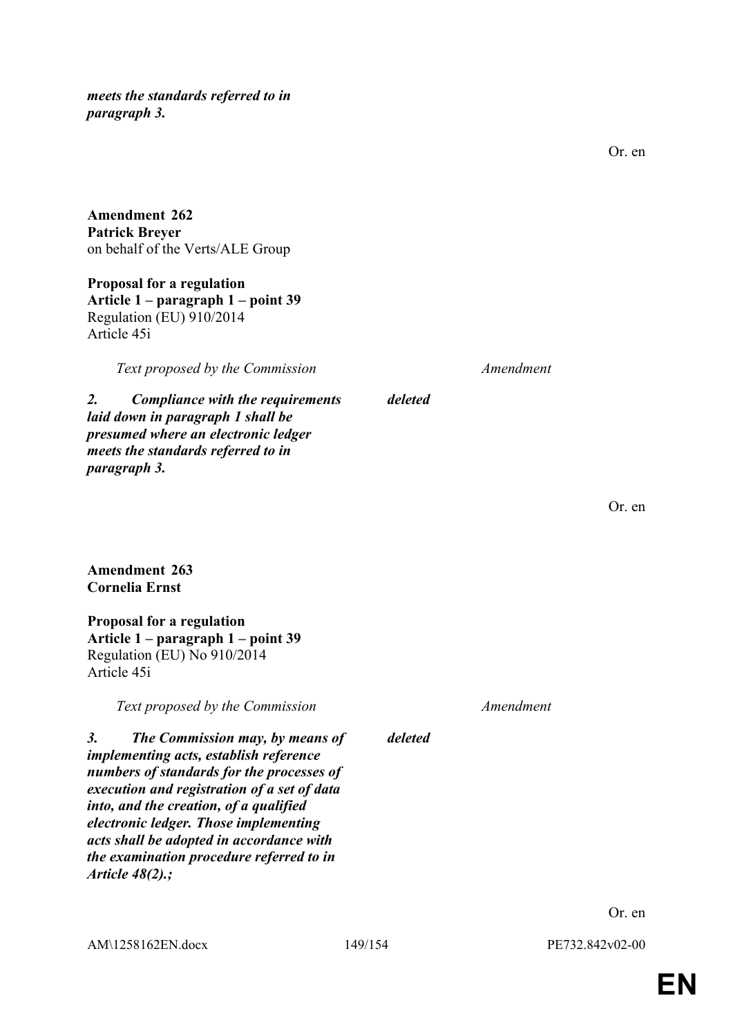***meets the standards referred to in paragraph 3.***

Or. en

**Amendment 262**
**Patrick Breyer**
on behalf of the Verts/ALE Group

**Proposal for a regulation**
**Article 1 – paragraph 1 – point 39**
Regulation (EU) 910/2014
Article 45i

| *Text proposed by the Commission* | *Amendment* |
|---|---|
| ***2. Compliance with the requirements laid down in paragraph 1 shall be presumed where an electronic ledger meets the standards referred to in paragraph 3.*** | ***deleted*** |

Or. en

**Amendment 263**
**Cornelia Ernst**

**Proposal for a regulation**
**Article 1 – paragraph 1 – point 39**
Regulation (EU) No 910/2014
Article 45i

| *Text proposed by the Commission* | *Amendment* |
|---|---|
| ***3. The Commission may, by means of implementing acts, establish reference numbers of standards for the processes of execution and registration of a set of data into, and the creation, of a qualified electronic ledger. Those implementing acts shall be adopted in accordance with the examination procedure referred to in Article 48(2).;*** | ***deleted*** |

Or. en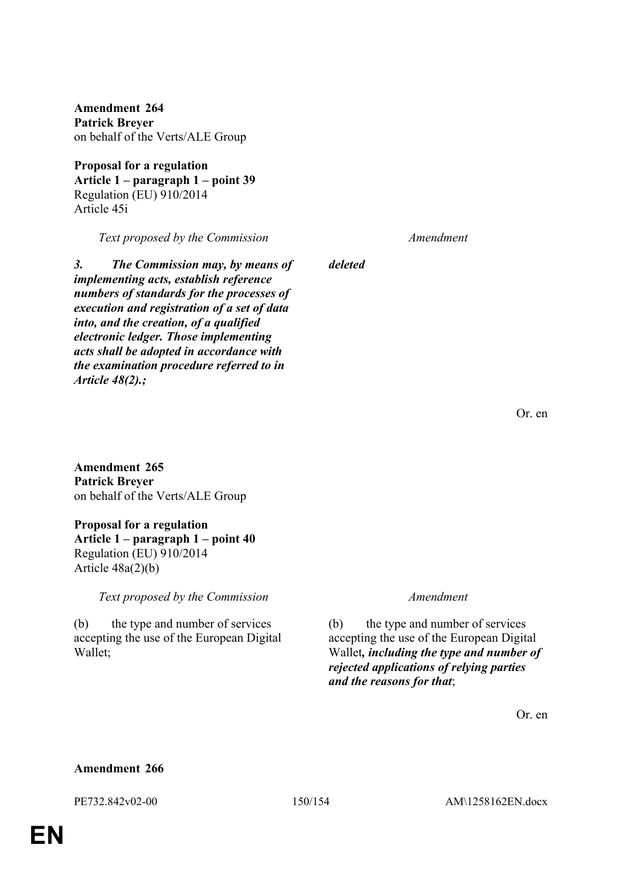**Amendment 264**
**Patrick Breyer**
on behalf of the Verts/ALE Group

**Proposal for a regulation**
**Article 1 – paragraph 1 – point 39**
Regulation (EU) 910/2014
Article 45i

| *Text proposed by the Commission* | *Amendment* |
|---|---|
| ***3. The Commission may, by means of implementing acts, establish reference numbers of standards for the processes of execution and registration of a set of data into, and the creation, of a qualified electronic ledger. Those implementing acts shall be adopted in accordance with the examination procedure referred to in Article 48(2).;*** | ***deleted*** |

Or. en

**Amendment 265**
**Patrick Breyer**
on behalf of the Verts/ALE Group

**Proposal for a regulation**
**Article 1 – paragraph 1 – point 40**
Regulation (EU) 910/2014
Article 48a(2)(b)

| *Text proposed by the Commission* | *Amendment* |
|---|---|
| (b) the type and number of services accepting the use of the European Digital Wallet; | (b) the type and number of services accepting the use of the European Digital Wallet***, including the type and number of rejected applications of relying parties and the reasons for that***; |

Or. en

**Amendment 266**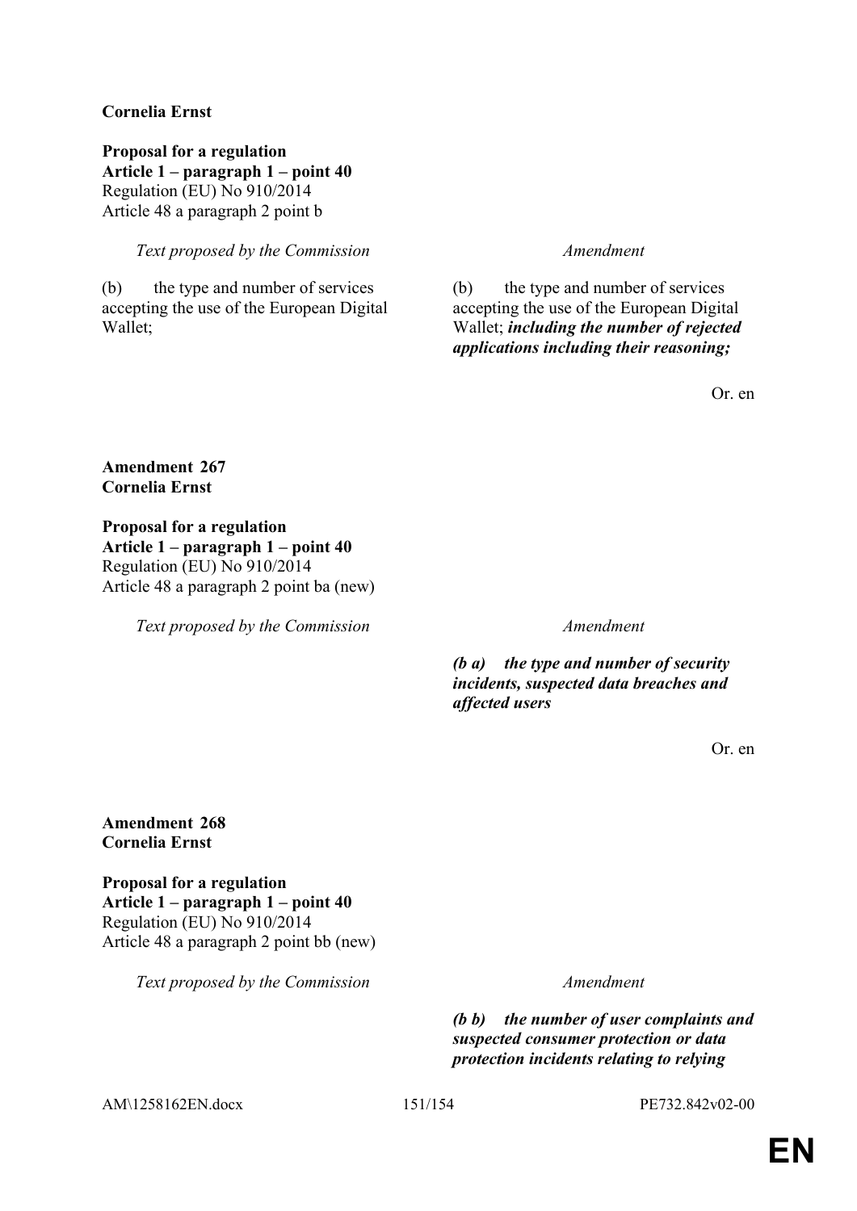**Cornelia Ernst**

**Proposal for a regulation**
**Article 1 – paragraph 1 – point 40**
Regulation (EU) No 910/2014
Article 48 a paragraph 2 point b

| *Text proposed by the Commission* | *Amendment* |
|---|---|
| (b) the type and number of services accepting the use of the European Digital Wallet; | (b) the type and number of services accepting the use of the European Digital Wallet; ***including the number of rejected applications including their reasoning;*** |

Or. en

**Amendment 267**
**Cornelia Ernst**

**Proposal for a regulation**
**Article 1 – paragraph 1 – point 40**
Regulation (EU) No 910/2014
Article 48 a paragraph 2 point ba (new)

| *Text proposed by the Commission* | *Amendment* |
|---|---|
| | ***(b a) the type and number of security incidents, suspected data breaches and affected users*** |

Or. en

**Amendment 268**
**Cornelia Ernst**

**Proposal for a regulation**
**Article 1 – paragraph 1 – point 40**
Regulation (EU) No 910/2014
Article 48 a paragraph 2 point bb (new)

| *Text proposed by the Commission* | *Amendment* |
|---|---|
| | ***(b b) the number of user complaints and suspected consumer protection or data protection incidents relating to relying*** |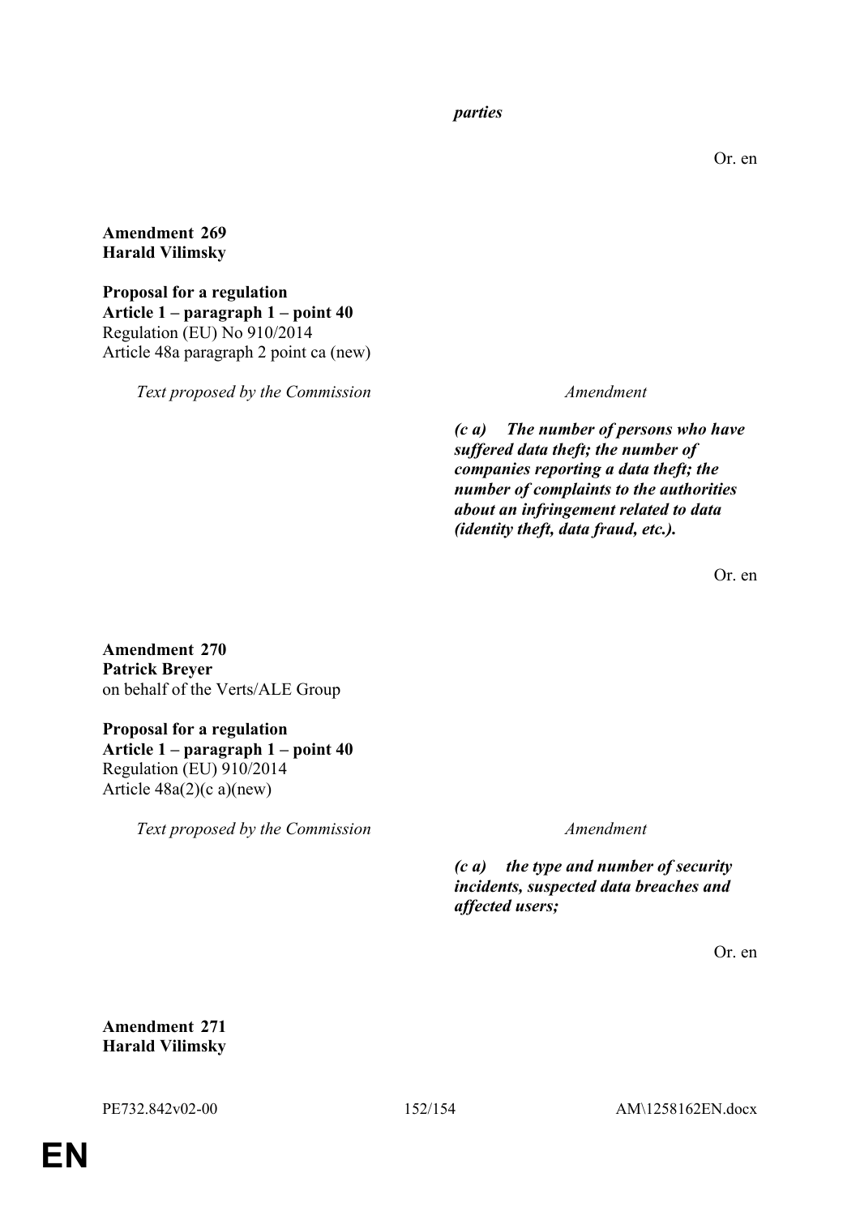*parties*

Or. en

**Amendment 269**
**Harald Vilimsky**

**Proposal for a regulation**
**Article 1 – paragraph 1 – point 40**
Regulation (EU) No 910/2014
Article 48a paragraph 2 point ca (new)

| *Text proposed by the Commission* | *Amendment* |
|---|---|
| | ***(c a) The number of persons who have suffered data theft; the number of companies reporting a data theft; the number of complaints to the authorities about an infringement related to data (identity theft, data fraud, etc.).*** |

Or. en

**Amendment 270**
**Patrick Breyer**
on behalf of the Verts/ALE Group

**Proposal for a regulation**
**Article 1 – paragraph 1 – point 40**
Regulation (EU) 910/2014
Article 48a(2)(c a)(new)

| *Text proposed by the Commission* | *Amendment* |
|---|---|
| | ***(c a) the type and number of security incidents, suspected data breaches and affected users;*** |

Or. en

**Amendment 271**
**Harald Vilimsky**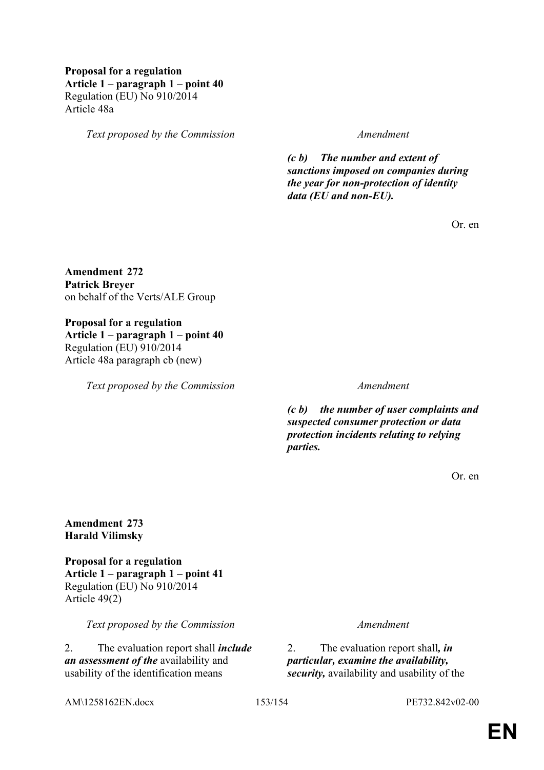**Proposal for a regulation**
**Article 1 – paragraph 1 – point 40**
Regulation (EU) No 910/2014
Article 48a

| *Text proposed by the Commission* | *Amendment* |
|---|---|
| | ***(c b) The number and extent of sanctions imposed on companies during the year for non-protection of identity data (EU and non-EU).*** |

Or. en

**Amendment 272**
**Patrick Breyer**
on behalf of the Verts/ALE Group

**Proposal for a regulation**
**Article 1 – paragraph 1 – point 40**
Regulation (EU) 910/2014
Article 48a paragraph cb (new)

| *Text proposed by the Commission* | *Amendment* |
|---|---|
| | ***(c b) the number of user complaints and suspected consumer protection or data protection incidents relating to relying parties.*** |

Or. en

**Amendment 273**
**Harald Vilimsky**

**Proposal for a regulation**
**Article 1 – paragraph 1 – point 41**
Regulation (EU) No 910/2014
Article 49(2)

| *Text proposed by the Commission* | *Amendment* |
|---|---|
| 2. The evaluation report shall ***include an assessment of the*** availability and usability of the identification means | 2. The evaluation report shall***, in particular, examine the availability, security,*** availability and usability of the |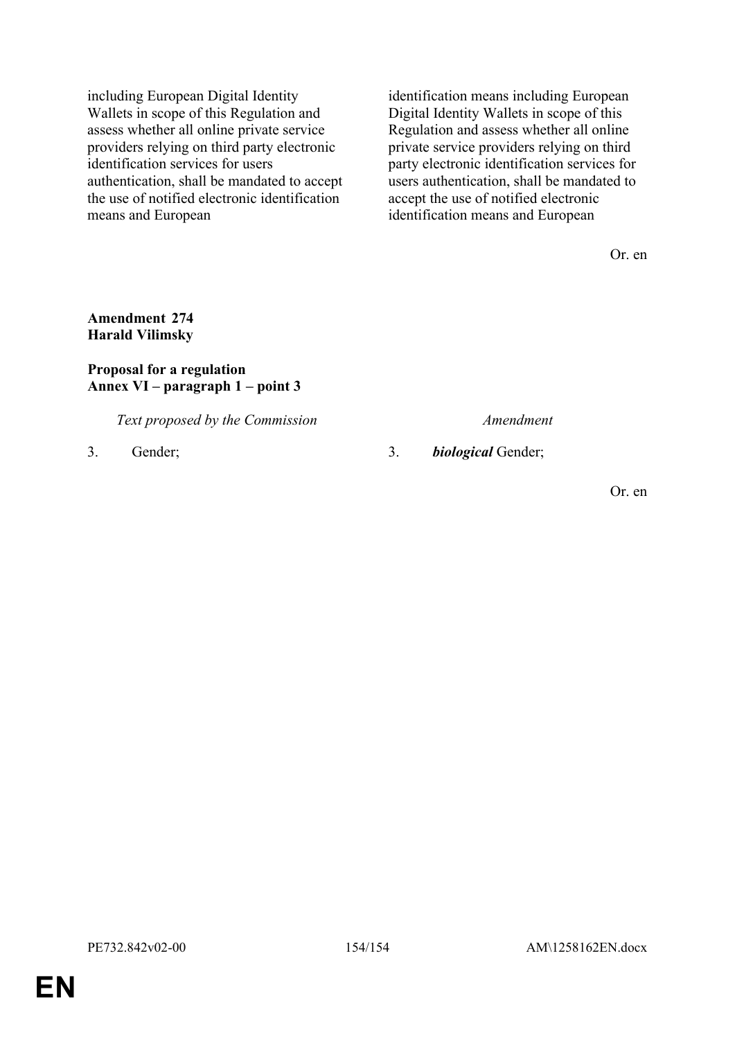| | |
|---|---|
| including European Digital Identity Wallets in scope of this Regulation and assess whether all online private service providers relying on third party electronic identification services for users authentication, shall be mandated to accept the use of notified electronic identification means and European | identification means including European Digital Identity Wallets in scope of this Regulation and assess whether all online private service providers relying on third party electronic identification services for users authentication, shall be mandated to accept the use of notified electronic identification means and European |

Or. en

**Amendment 274**
**Harald Vilimsky**

**Proposal for a regulation**
**Annex VI – paragraph 1 – point 3**

| *Text proposed by the Commission* | *Amendment* |
|---|---|
| 3. Gender; | 3. ***biological*** Gender; |

Or. en